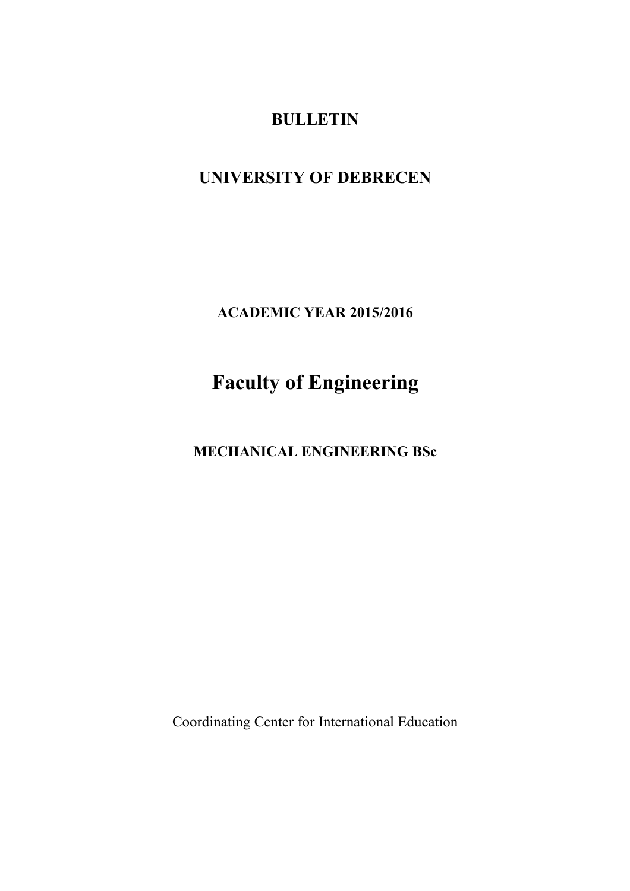# BULLETIN

# UNIVERSITY OF DEBRECEN

**ACADEMIC YEAR 2015/2016**

# Faculty of Engineering

**MECHANICAL ENGINEERING BSc**

Coordinating Center for International Education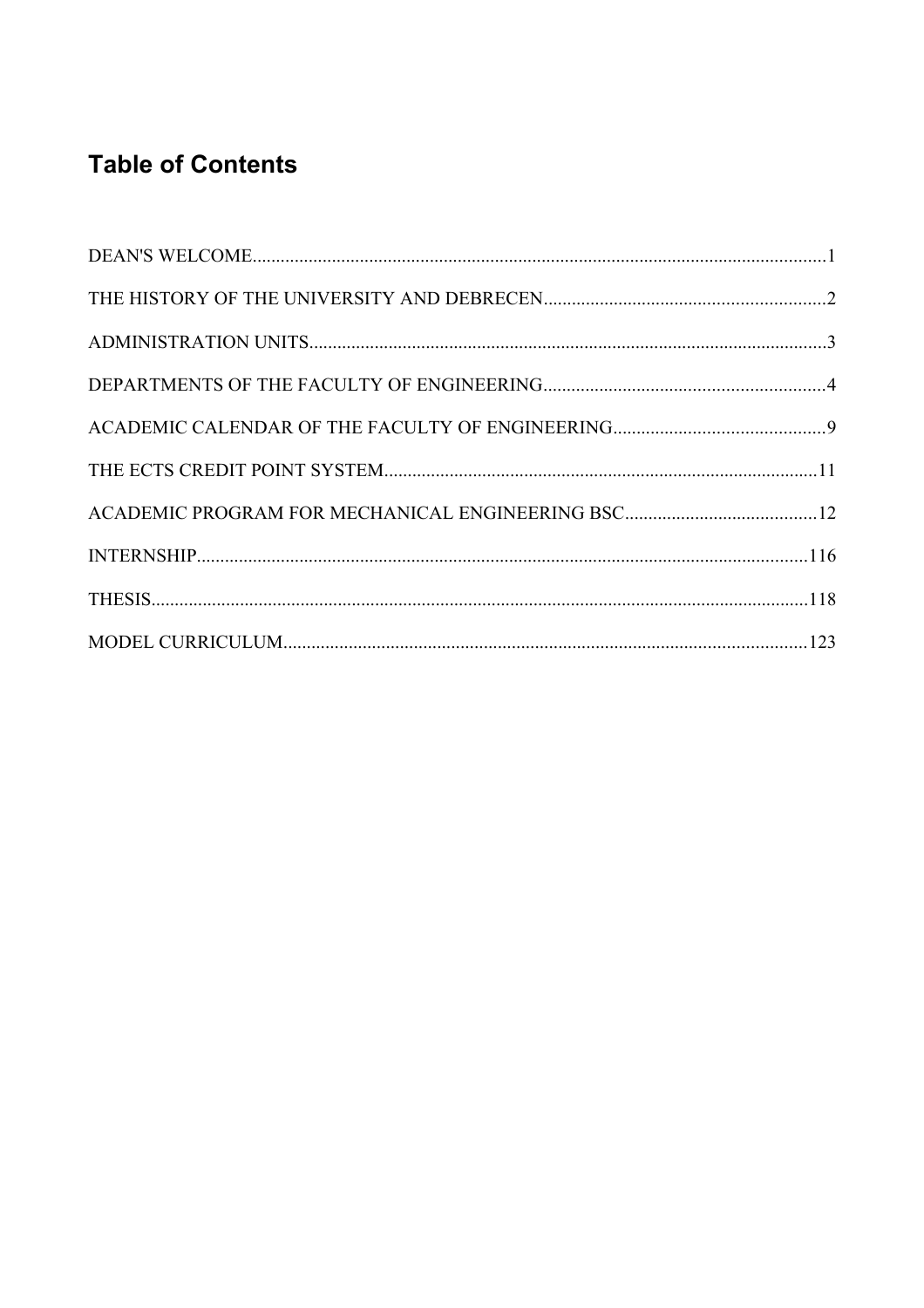# Table of Contents

DEAN'S WELCOME.....1

THE HISTORY OF THE UNIVERSITY AND DEBRECEN.....2

ADMINISTRATION UNITS.....3

DEPARTMENTS OF THE FACULTY OF ENGINEERING.....4

ACADEMIC CALENDAR OF THE FACULTY OF ENGINEERING.....9

THE ECTS CREDIT POINT SYSTEM.....11

ACADEMIC PROGRAM FOR MECHANICAL ENGINEERING BSC.....12

INTERNSHIP.....116

THESIS.....118

MODEL CURRICULUM.....123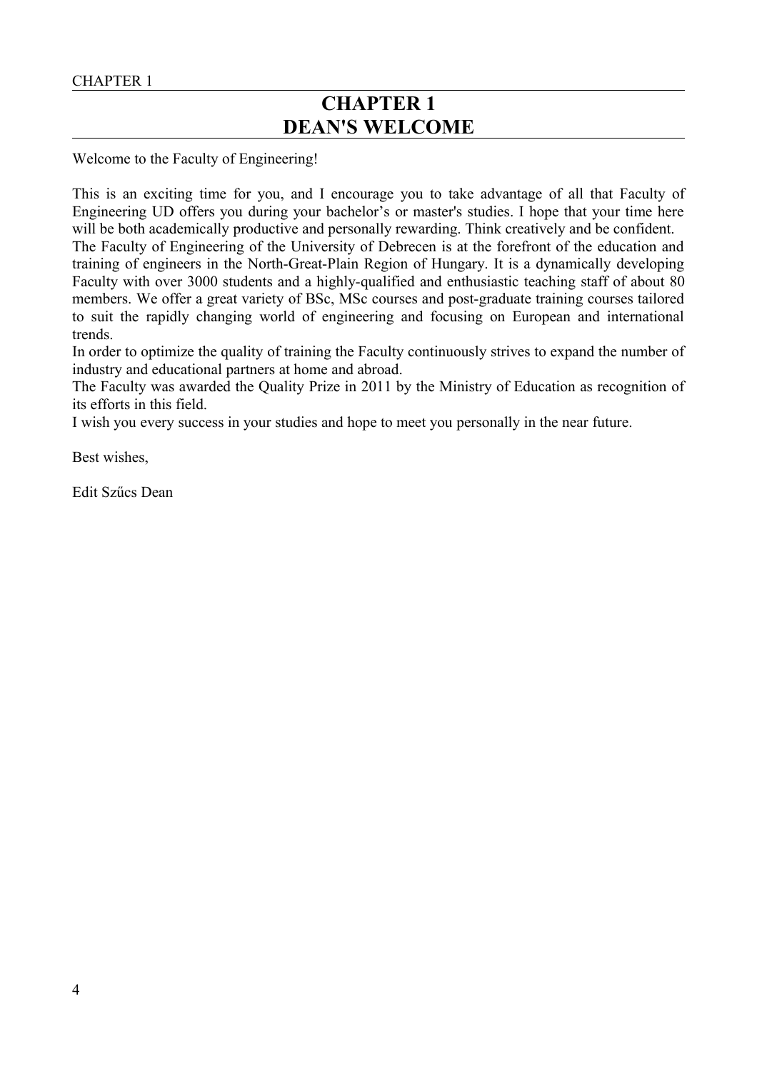# CHAPTER 1
# DEAN'S WELCOME

Welcome to the Faculty of Engineering!

This is an exciting time for you, and I encourage you to take advantage of all that Faculty of Engineering UD offers you during your bachelor's or master's studies. I hope that your time here will be both academically productive and personally rewarding. Think creatively and be confident.
The Faculty of Engineering of the University of Debrecen is at the forefront of the education and training of engineers in the North-Great-Plain Region of Hungary. It is a dynamically developing Faculty with over 3000 students and a highly-qualified and enthusiastic teaching staff of about 80 members. We offer a great variety of BSc, MSc courses and post-graduate training courses tailored to suit the rapidly changing world of engineering and focusing on European and international trends.
In order to optimize the quality of training the Faculty continuously strives to expand the number of industry and educational partners at home and abroad.
The Faculty was awarded the Quality Prize in 2011 by the Ministry of Education as recognition of its efforts in this field.
I wish you every success in your studies and hope to meet you personally in the near future.

Best wishes,

Edit Szűcs Dean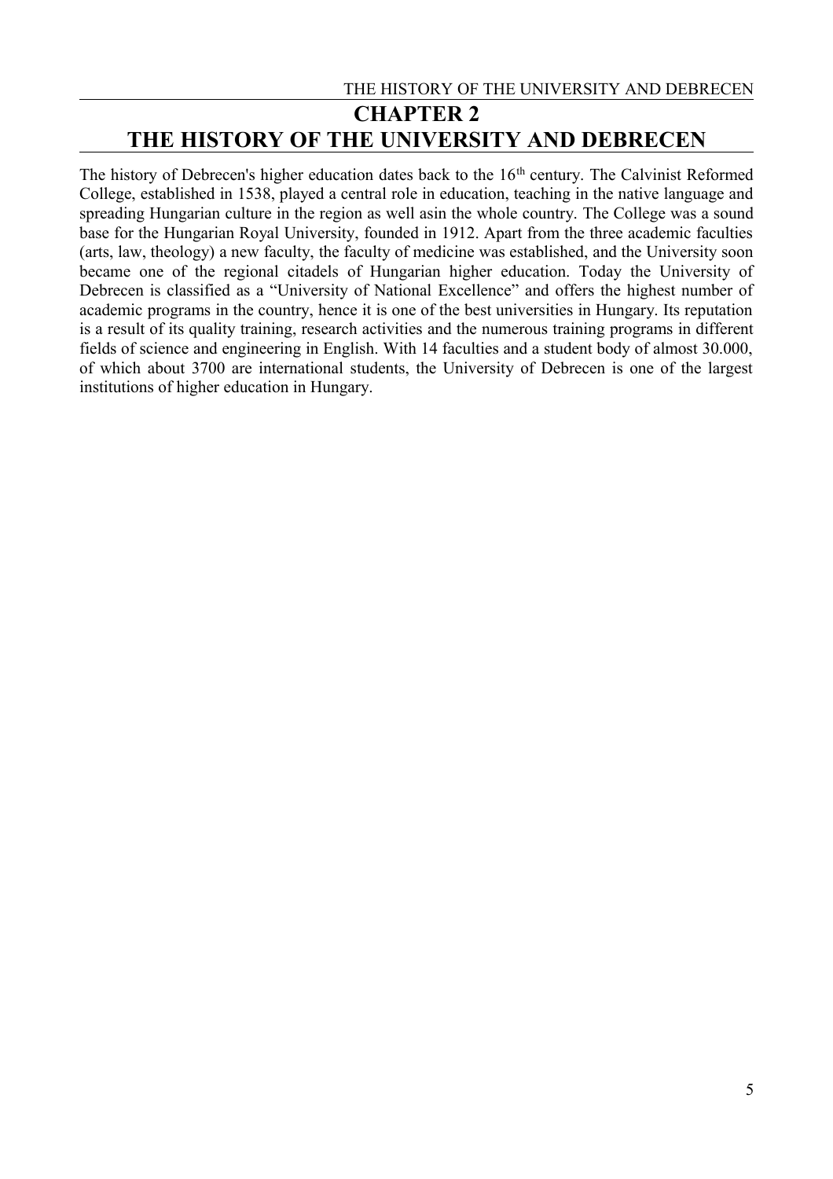# CHAPTER 2
# THE HISTORY OF THE UNIVERSITY AND DEBRECEN

The history of Debrecen's higher education dates back to the $16^{th}$ century. The Calvinist Reformed College, established in 1538, played a central role in education, teaching in the native language and spreading Hungarian culture in the region as well asin the whole country. The College was a sound base for the Hungarian Royal University, founded in 1912. Apart from the three academic faculties (arts, law, theology) a new faculty, the faculty of medicine was established, and the University soon became one of the regional citadels of Hungarian higher education. Today the University of Debrecen is classified as a "University of National Excellence" and offers the highest number of academic programs in the country, hence it is one of the best universities in Hungary. Its reputation is a result of its quality training, research activities and the numerous training programs in different fields of science and engineering in English. With 14 faculties and a student body of almost 30.000, of which about 3700 are international students, the University of Debrecen is one of the largest institutions of higher education in Hungary.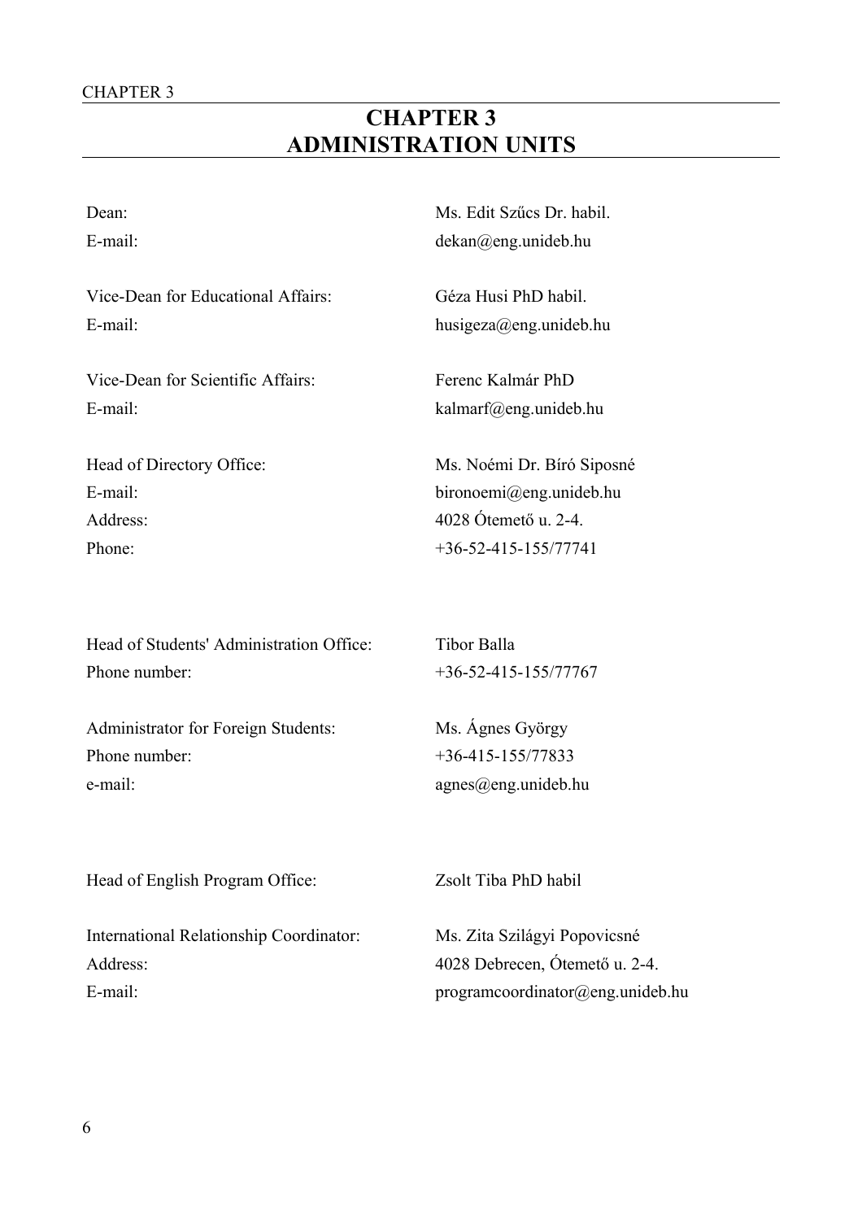# CHAPTER 3
# ADMINISTRATION UNITS

| | |
|---|---|
| Dean: | Ms. Edit Szűcs Dr. habil. |
| E-mail: | dekan@eng.unideb.hu |
| | |
| Vice-Dean for Educational Affairs: | Géza Husi PhD habil. |
| E-mail: | husigeza@eng.unideb.hu |
| | |
| Vice-Dean for Scientific Affairs: | Ferenc Kalmár PhD |
| E-mail: | kalmarf@eng.unideb.hu |
| | |
| Head of Directory Office: | Ms. Noémi Dr. Bíró Siposné |
| E-mail: | bironoemi@eng.unideb.hu |
| Address: | 4028 Ótemető u. 2-4. |
| Phone: | +36-52-415-155/77741 |
| | |
| Head of Students' Administration Office: | Tibor Balla |
| Phone number: | +36-52-415-155/77767 |
| | |
| Administrator for Foreign Students: | Ms. Ágnes György |
| Phone number: | +36-415-155/77833 |
| e-mail: | agnes@eng.unideb.hu |
| | |
| Head of English Program Office: | Zsolt Tiba PhD habil |
| | |
| International Relationship Coordinator: | Ms. Zita Szilágyi Popovicsné |
| Address: | 4028 Debrecen, Ótemető u. 2-4. |
| E-mail: | programcoordinator@eng.unideb.hu |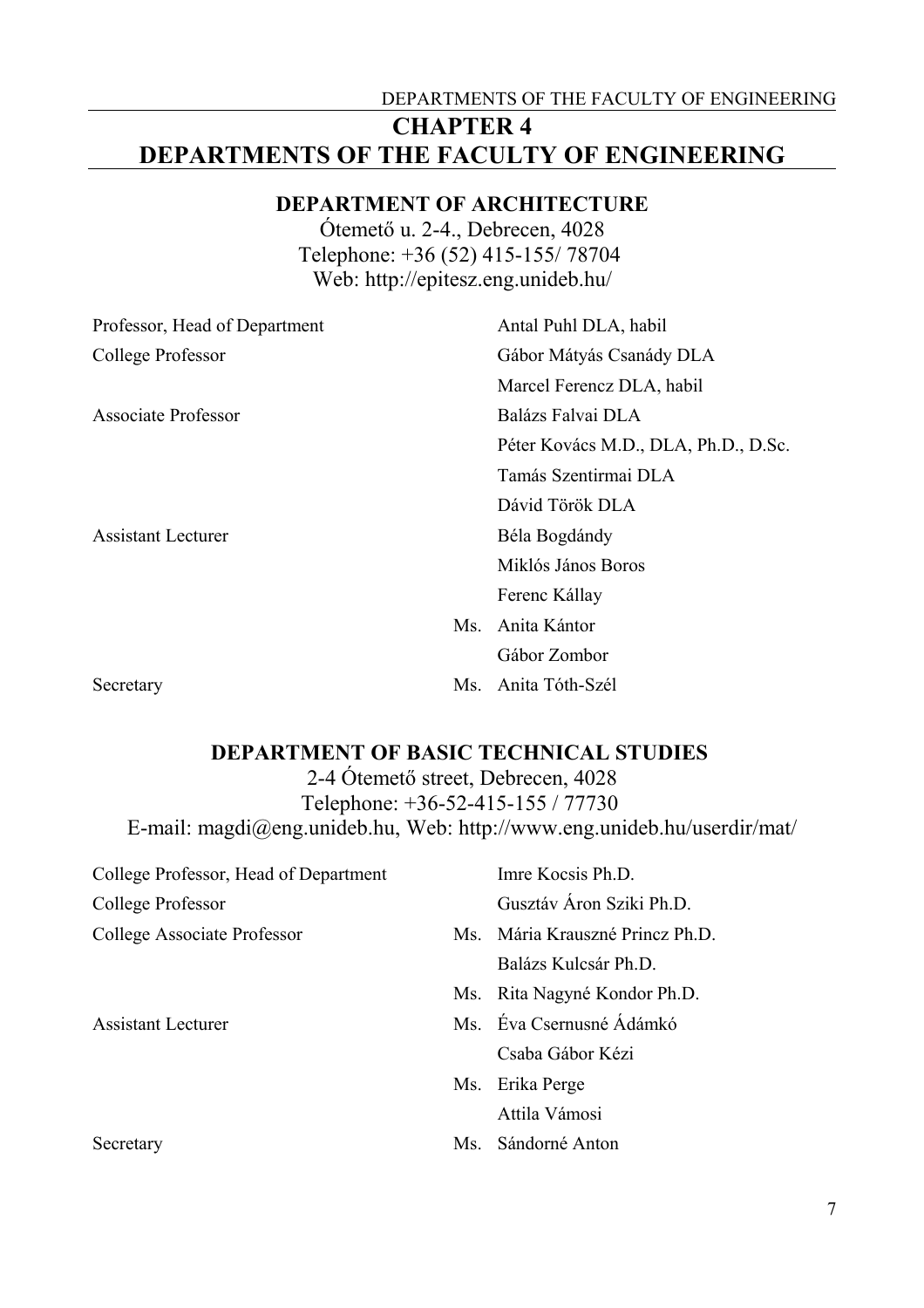# CHAPTER 4
# DEPARTMENTS OF THE FACULTY OF ENGINEERING

## DEPARTMENT OF ARCHITECTURE

Ótemető u. 2-4., Debrecen, 4028
Telephone: +36 (52) 415-155/ 78704
Web: http://epitesz.eng.unideb.hu/

| | | |
|---|---|---|
| Professor, Head of Department | | Antal Puhl DLA, habil |
| College Professor | | Gábor Mátyás Csanády DLA |
| | | Marcel Ferencz DLA, habil |
| Associate Professor | | Balázs Falvai DLA |
| | | Péter Kovács M.D., DLA, Ph.D., D.Sc. |
| | | Tamás Szentirmai DLA |
| | | Dávid Török DLA |
| Assistant Lecturer | | Béla Bogdándy |
| | | Miklós János Boros |
| | | Ferenc Kállay |
| | Ms. | Anita Kántor |
| | | Gábor Zombor |
| Secretary | Ms. | Anita Tóth-Szél |

## DEPARTMENT OF BASIC TECHNICAL STUDIES

2-4 Ótemető street, Debrecen, 4028
Telephone: +36-52-415-155 / 77730
E-mail: magdi@eng.unideb.hu, Web: http://www.eng.unideb.hu/userdir/mat/

| | | |
|---|---|---|
| College Professor, Head of Department | | Imre Kocsis Ph.D. |
| College Professor | | Gusztáv Áron Sziki Ph.D. |
| College Associate Professor | Ms. | Mária Krauszné Princz Ph.D. |
| | | Balázs Kulcsár Ph.D. |
| | Ms. | Rita Nagyné Kondor Ph.D. |
| Assistant Lecturer | Ms. | Éva Csernusné Ádámkó |
| | | Csaba Gábor Kézi |
| | Ms. | Erika Perge |
| | | Attila Vámosi |
| Secretary | Ms. | Sándorné Anton |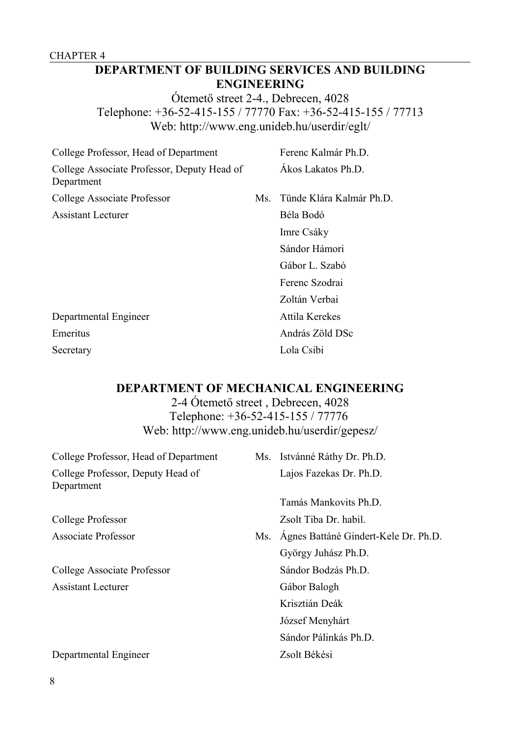CHAPTER 4

## DEPARTMENT OF BUILDING SERVICES AND BUILDING ENGINEERING

Ótemető street 2-4., Debrecen, 4028
Telephone: +36-52-415-155 / 77770 Fax: +36-52-415-155 / 77713
Web: http://www.eng.unideb.hu/userdir/eglt/

| | | |
|---|---|---|
| College Professor, Head of Department | | Ferenc Kalmár Ph.D. |
| College Associate Professor, Deputy Head of Department | | Ákos Lakatos Ph.D. |
| College Associate Professor | Ms. | Tünde Klára Kalmár Ph.D. |
| Assistant Lecturer | | Béla Bodó |
| | | Imre Csáky |
| | | Sándor Hámori |
| | | Gábor L. Szabó |
| | | Ferenc Szodrai |
| | | Zoltán Verbai |
| Departmental Engineer | | Attila Kerekes |
| Emeritus | | András Zöld DSc |
| Secretary | | Lola Csibi |

## DEPARTMENT OF MECHANICAL ENGINEERING

2-4 Ótemető street , Debrecen, 4028
Telephone: +36-52-415-155 / 77776
Web: http://www.eng.unideb.hu/userdir/gepesz/

| | | |
|---|---|---|
| College Professor, Head of Department | Ms. | Istvánné Ráthy Dr. Ph.D. |
| College Professor, Deputy Head of Department | | Lajos Fazekas Dr. Ph.D. |
| | | Tamás Mankovits Ph.D. |
| College Professor | | Zsolt Tiba Dr. habil. |
| Associate Professor | Ms. | Ágnes Battáné Gindert-Kele Dr. Ph.D. |
| | | György Juhász Ph.D. |
| College Associate Professor | | Sándor Bodzás Ph.D. |
| Assistant Lecturer | | Gábor Balogh |
| | | Krisztián Deák |
| | | József Menyhárt |
| | | Sándor Pálinkás Ph.D. |
| Departmental Engineer | | Zsolt Békési |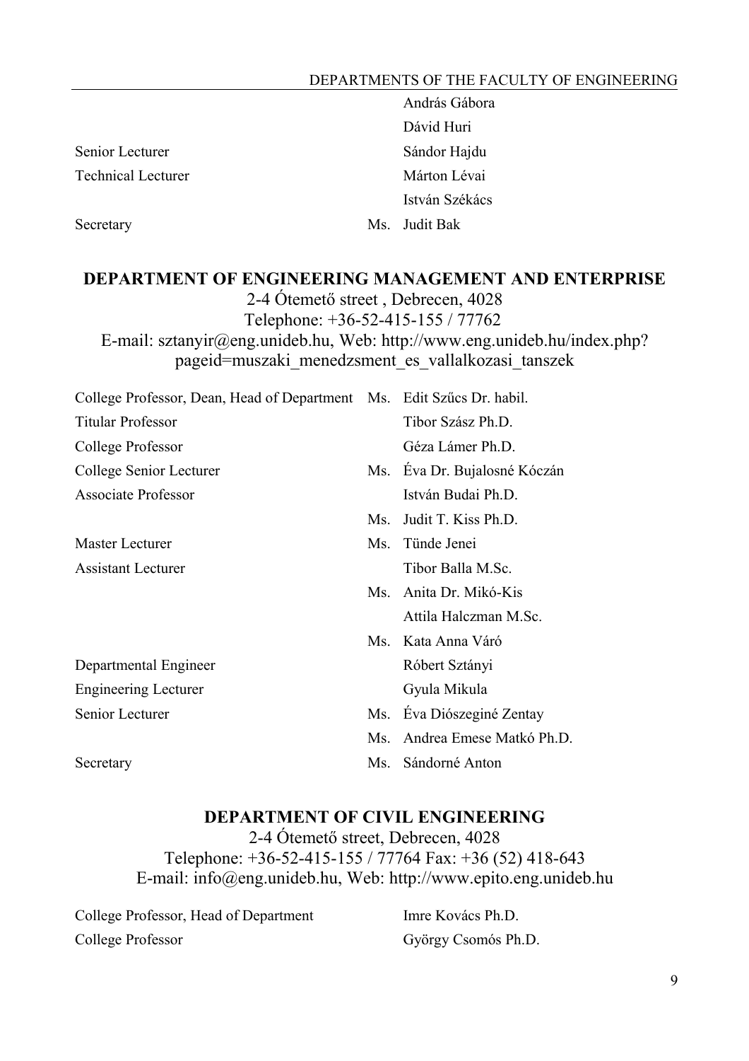| | | |
|---|---|---|
| | | András Gábora |
| | | Dávid Huri |
| Senior Lecturer | | Sándor Hajdu |
| Technical Lecturer | | Márton Lévai |
| | | István Székács |
| Secretary | Ms. | Judit Bak |

## DEPARTMENT OF ENGINEERING MANAGEMENT AND ENTERPRISE

2-4 Ótemető street , Debrecen, 4028
Telephone: +36-52-415-155 / 77762
E-mail: sztanyir@eng.unideb.hu, Web: http://www.eng.unideb.hu/index.php?pageid=muszaki_menedzsment_es_vallalkozasi_tanszek

| | | |
|---|---|---|
| College Professor, Dean, Head of Department | Ms. | Edit Szűcs Dr. habil. |
| Titular Professor | | Tibor Szász Ph.D. |
| College Professor | | Géza Lámer Ph.D. |
| College Senior Lecturer | Ms. | Éva Dr. Bujalosné Kóczán |
| Associate Professor | | István Budai Ph.D. |
| | Ms. | Judit T. Kiss Ph.D. |
| Master Lecturer | Ms. | Tünde Jenei |
| Assistant Lecturer | | Tibor Balla M.Sc. |
| | Ms. | Anita Dr. Mikó-Kis |
| | | Attila Halczman M.Sc. |
| | Ms. | Kata Anna Váró |
| Departmental Engineer | | Róbert Sztányi |
| Engineering Lecturer | | Gyula Mikula |
| Senior Lecturer | Ms. | Éva Diószeginé Zentay |
| | Ms. | Andrea Emese Matkó Ph.D. |
| Secretary | Ms. | Sándorné Anton |

## DEPARTMENT OF CIVIL ENGINEERING

2-4 Ótemető street, Debrecen, 4028
Telephone: +36-52-415-155 / 77764 Fax: +36 (52) 418-643
E-mail: info@eng.unideb.hu, Web: http://www.epito.eng.unideb.hu

| | | |
|---|---|---|
| College Professor, Head of Department | | Imre Kovács Ph.D. |
| College Professor | | György Csomós Ph.D. |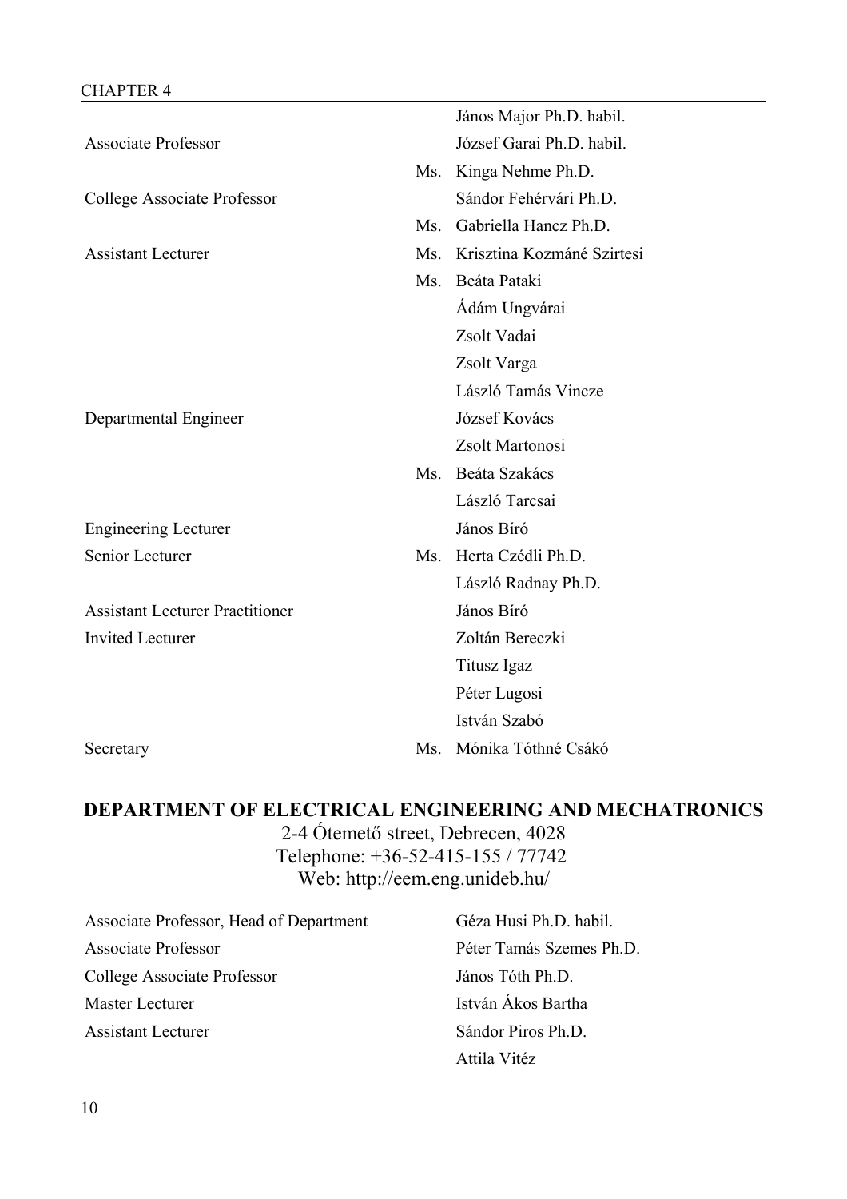| | | |
|---|---|---|
| | | János Major Ph.D. habil. |
| Associate Professor | | József Garai Ph.D. habil. |
| | Ms. | Kinga Nehme Ph.D. |
| College Associate Professor | | Sándor Fehérvári Ph.D. |
| | Ms. | Gabriella Hancz Ph.D. |
| Assistant Lecturer | Ms. | Krisztina Kozmáné Szirtesi |
| | Ms. | Beáta Pataki |
| | | Ádám Ungvárai |
| | | Zsolt Vadai |
| | | Zsolt Varga |
| | | László Tamás Vincze |
| Departmental Engineer | | József Kovács |
| | | Zsolt Martonosi |
| | Ms. | Beáta Szakács |
| | | László Tarcsai |
| Engineering Lecturer | | János Bíró |
| Senior Lecturer | Ms. | Herta Czédli Ph.D. |
| | | László Radnay Ph.D. |
| Assistant Lecturer Practitioner | | János Bíró |
| Invited Lecturer | | Zoltán Bereczki |
| | | Titusz Igaz |
| | | Péter Lugosi |
| | | István Szabó |
| Secretary | Ms. | Mónika Tóthné Csákó |

## DEPARTMENT OF ELECTRICAL ENGINEERING AND MECHATRONICS

2-4 Ótemető street, Debrecen, 4028
Telephone: +36-52-415-155 / 77742
Web: http://eem.eng.unideb.hu/

| | |
|---|---|
| Associate Professor, Head of Department | Géza Husi Ph.D. habil. |
| Associate Professor | Péter Tamás Szemes Ph.D. |
| College Associate Professor | János Tóth Ph.D. |
| Master Lecturer | István Ákos Bartha |
| Assistant Lecturer | Sándor Piros Ph.D. |
| | Attila Vitéz |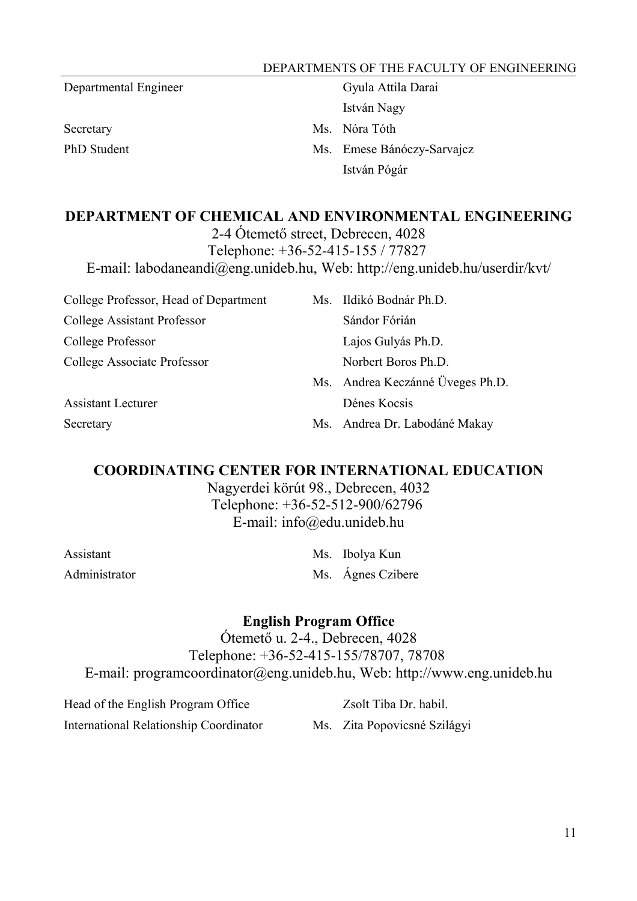| | | |
|---|---|---|
| Departmental Engineer | | Gyula Attila Darai |
| | | István Nagy |
| Secretary | Ms. | Nóra Tóth |
| PhD Student | Ms. | Emese Bánóczy-Sarvajcz |
| | | István Pógár |

## DEPARTMENT OF CHEMICAL AND ENVIRONMENTAL ENGINEERING

2-4 Ótemető street, Debrecen, 4028
Telephone: +36-52-415-155 / 77827
E-mail: labodaneandi@eng.unideb.hu, Web: http://eng.unideb.hu/userdir/kvt/

| | | |
|---|---|---|
| College Professor, Head of Department | Ms. | Ildikó Bodnár Ph.D. |
| College Assistant Professor | | Sándor Fórián |
| College Professor | | Lajos Gulyás Ph.D. |
| College Associate Professor | | Norbert Boros Ph.D. |
| | Ms. | Andrea Keczánné Üveges Ph.D. |
| Assistant Lecturer | | Dénes Kocsis |
| Secretary | Ms. | Andrea Dr. Labodáné Makay |

## COORDINATING CENTER FOR INTERNATIONAL EDUCATION

Nagyerdei körút 98., Debrecen, 4032
Telephone: +36-52-512-900/62796
E-mail: info@edu.unideb.hu

| | | |
|---|---|---|
| Assistant | Ms. | Ibolya Kun |
| Administrator | Ms. | Ágnes Czibere |

### English Program Office

Ótemető u. 2-4., Debrecen, 4028
Telephone: +36-52-415-155/78707, 78708
E-mail: programcoordinator@eng.unideb.hu, Web: http://www.eng.unideb.hu

| | | |
|---|---|---|
| Head of the English Program Office | | Zsolt Tiba Dr. habil. |
| International Relationship Coordinator | Ms. | Zita Popovicsné Szilágyi |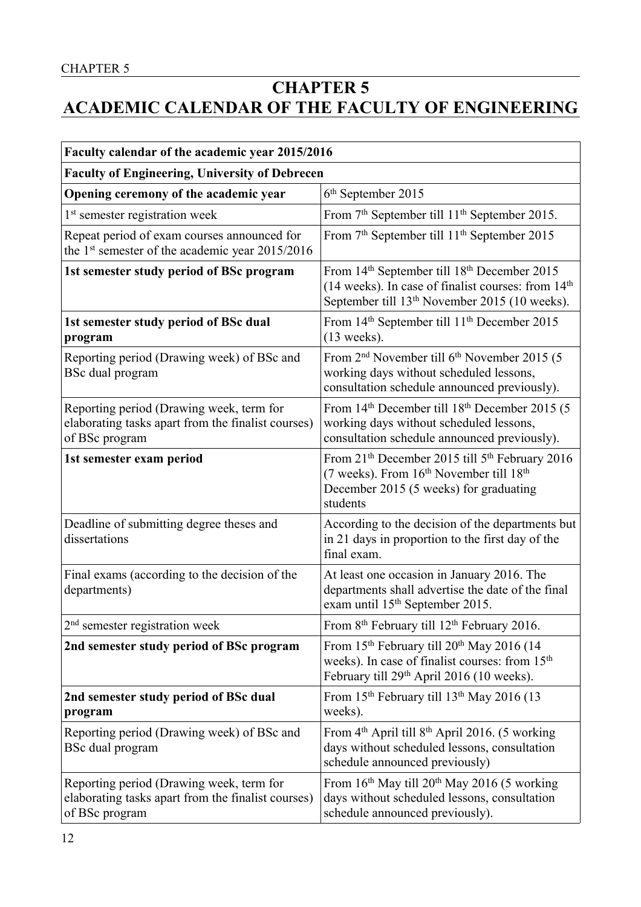# CHAPTER 5
# ACADEMIC CALENDAR OF THE FACULTY OF ENGINEERING

| Faculty calendar of the academic year 2015/2016 | |
|---|---|
| **Faculty of Engineering, University of Debrecen** | |
| **Opening ceremony of the academic year** | 6th September 2015 |
| 1st semester registration week | From 7th September till 11th September 2015. |
| Repeat period of exam courses announced for the 1st semester of the academic year 2015/2016 | From 7th September till 11th September 2015 |
| **1st semester study period of BSc program** | From 14th September till 18th December 2015 (14 weeks). In case of finalist courses: from 14th September till 13th November 2015 (10 weeks). |
| **1st semester study period of BSc dual program** | From 14th September till 11th December 2015 (13 weeks). |
| Reporting period (Drawing week) of BSc and BSc dual program | From 2nd November till 6th November 2015 (5 working days without scheduled lessons, consultation schedule announced previously). |
| Reporting period (Drawing week, term for elaborating tasks apart from the finalist courses) of BSc program | From 14th December till 18th December 2015 (5 working days without scheduled lessons, consultation schedule announced previously). |
| **1st semester exam period** | From 21th December 2015 till 5th February 2016 (7 weeks). From 16th November till 18th December 2015 (5 weeks) for graduating students |
| Deadline of submitting degree theses and dissertations | According to the decision of the departments but in 21 days in proportion to the first day of the final exam. |
| Final exams (according to the decision of the departments) | At least one occasion in January 2016. The departments shall advertise the date of the final exam until 15th September 2015. |
| 2nd semester registration week | From 8th February till 12th February 2016. |
| **2nd semester study period of BSc program** | From 15th February till 20th May 2016 (14 weeks). In case of finalist courses: from 15th February till 29th April 2016 (10 weeks). |
| **2nd semester study period of BSc dual program** | From 15th February till 13th May 2016 (13 weeks). |
| Reporting period (Drawing week) of BSc and BSc dual program | From 4th April till 8th April 2016. (5 working days without scheduled lessons, consultation schedule announced previously) |
| Reporting period (Drawing week, term for elaborating tasks apart from the finalist courses) of BSc program | From 16th May till 20th May 2016 (5 working days without scheduled lessons, consultation schedule announced previously). |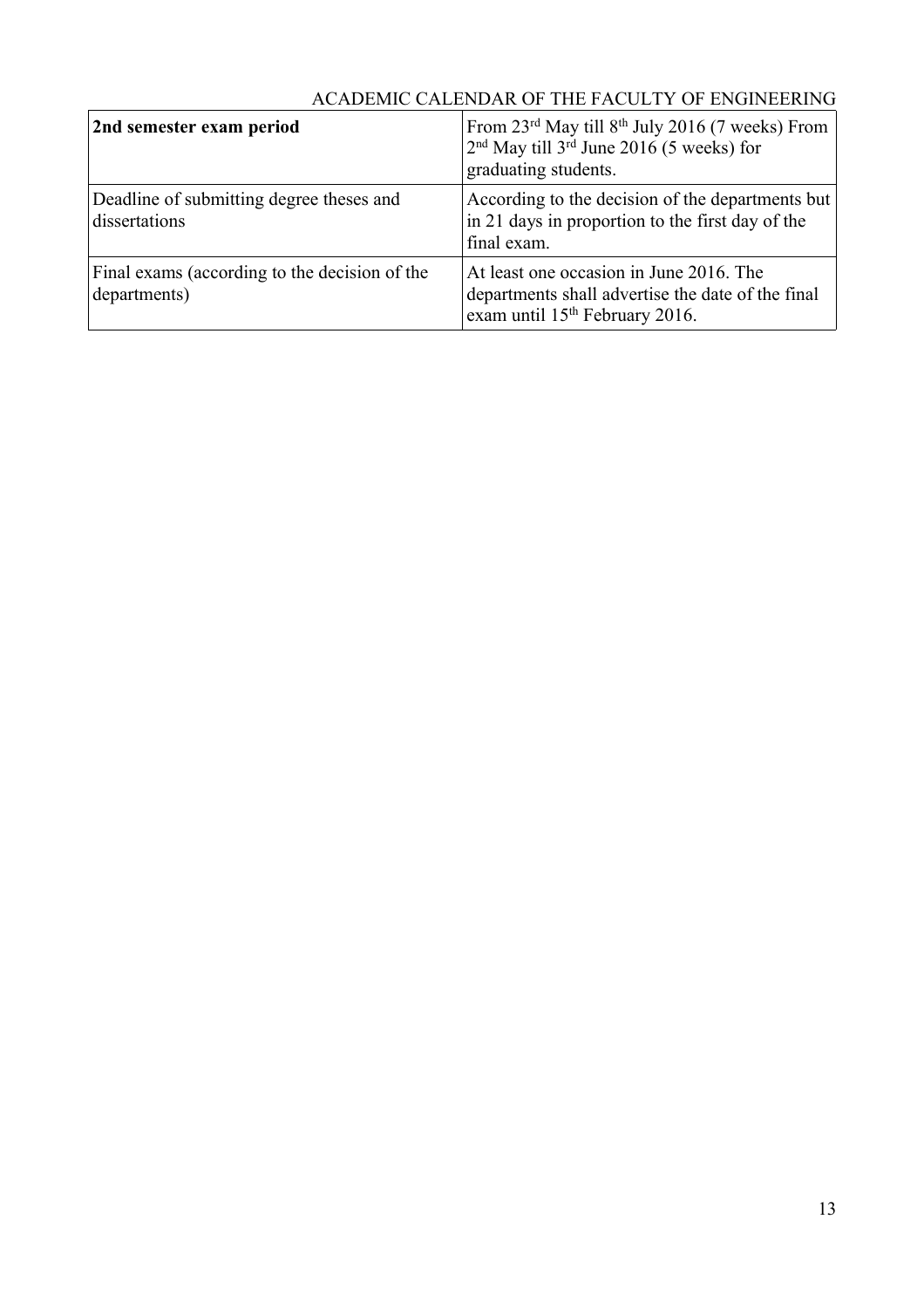| | |
|---|---|
| **2nd semester exam period** | From 23rd May till 8th July 2016 (7 weeks) From 2nd May till 3rd June 2016 (5 weeks) for graduating students. |
| Deadline of submitting degree theses and dissertations | According to the decision of the departments but in 21 days in proportion to the first day of the final exam. |
| Final exams (according to the decision of the departments) | At least one occasion in June 2016. The departments shall advertise the date of the final exam until 15th February 2016. |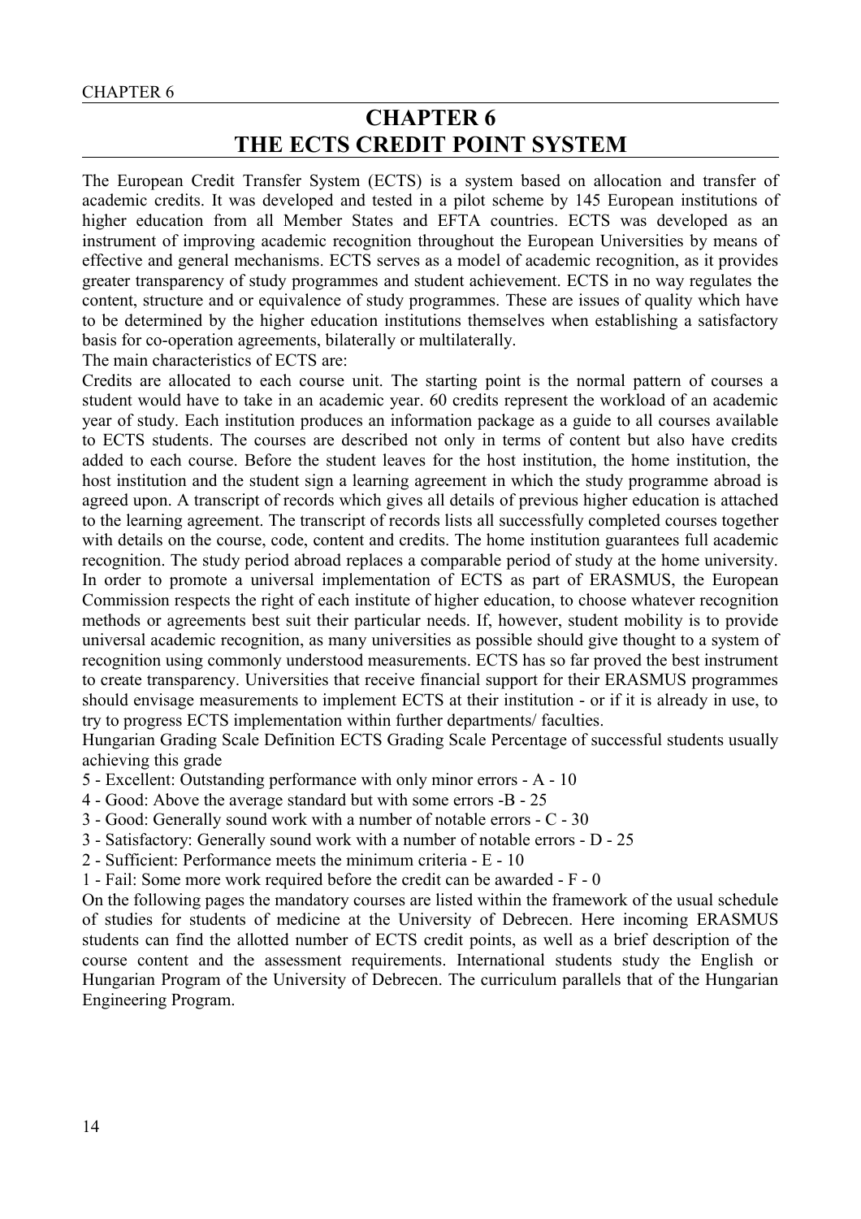# CHAPTER 6
# THE ECTS CREDIT POINT SYSTEM

The European Credit Transfer System (ECTS) is a system based on allocation and transfer of academic credits. It was developed and tested in a pilot scheme by 145 European institutions of higher education from all Member States and EFTA countries. ECTS was developed as an instrument of improving academic recognition throughout the European Universities by means of effective and general mechanisms. ECTS serves as a model of academic recognition, as it provides greater transparency of study programmes and student achievement. ECTS in no way regulates the content, structure and or equivalence of study programmes. These are issues of quality which have to be determined by the higher education institutions themselves when establishing a satisfactory basis for co-operation agreements, bilaterally or multilaterally.

The main characteristics of ECTS are:

Credits are allocated to each course unit. The starting point is the normal pattern of courses a student would have to take in an academic year. 60 credits represent the workload of an academic year of study. Each institution produces an information package as a guide to all courses available to ECTS students. The courses are described not only in terms of content but also have credits added to each course. Before the student leaves for the host institution, the home institution, the host institution and the student sign a learning agreement in which the study programme abroad is agreed upon. A transcript of records which gives all details of previous higher education is attached to the learning agreement. The transcript of records lists all successfully completed courses together with details on the course, code, content and credits. The home institution guarantees full academic recognition. The study period abroad replaces a comparable period of study at the home university. In order to promote a universal implementation of ECTS as part of ERASMUS, the European Commission respects the right of each institute of higher education, to choose whatever recognition methods or agreements best suit their particular needs. If, however, student mobility is to provide universal academic recognition, as many universities as possible should give thought to a system of recognition using commonly understood measurements. ECTS has so far proved the best instrument to create transparency. Universities that receive financial support for their ERASMUS programmes should envisage measurements to implement ECTS at their institution - or if it is already in use, to try to progress ECTS implementation within further departments/ faculties.

Hungarian Grading Scale Definition ECTS Grading Scale Percentage of successful students usually achieving this grade

5 - Excellent: Outstanding performance with only minor errors - A - 10

4 - Good: Above the average standard but with some errors -B - 25

3 - Good: Generally sound work with a number of notable errors - C - 30

3 - Satisfactory: Generally sound work with a number of notable errors - D - 25

2 - Sufficient: Performance meets the minimum criteria - E - 10

1 - Fail: Some more work required before the credit can be awarded - F - 0

On the following pages the mandatory courses are listed within the framework of the usual schedule of studies for students of medicine at the University of Debrecen. Here incoming ERASMUS students can find the allotted number of ECTS credit points, as well as a brief description of the course content and the assessment requirements. International students study the English or Hungarian Program of the University of Debrecen. The curriculum parallels that of the Hungarian Engineering Program.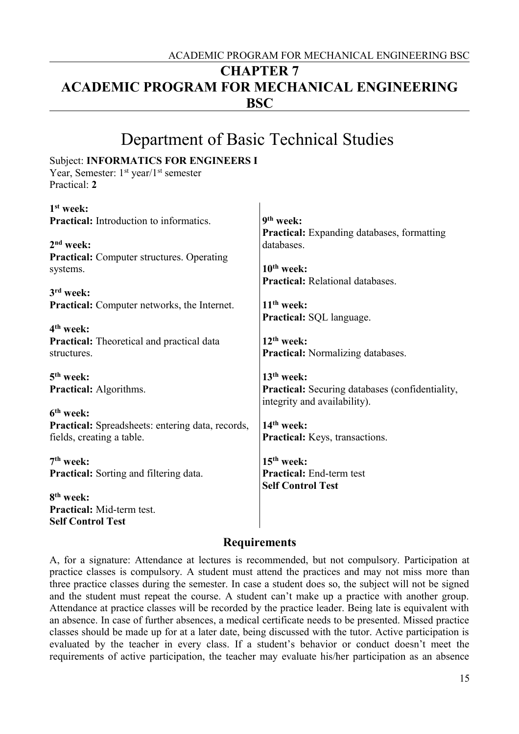# CHAPTER 7
# ACADEMIC PROGRAM FOR MECHANICAL ENGINEERING BSC

## Department of Basic Technical Studies

Subject: **INFORMATICS FOR ENGINEERS I**
Year, Semester: 1st year/1st semester
Practical: **2**

**1st week:**
**Practical:** Introduction to informatics.

**2nd week:**
**Practical:** Computer structures. Operating systems.

**3rd week:**
**Practical:** Computer networks, the Internet.

**4th week:**
**Practical:** Theoretical and practical data structures.

**5th week:**
**Practical:** Algorithms.

**6th week:**
**Practical:** Spreadsheets: entering data, records, fields, creating a table.

**7th week:**
**Practical:** Sorting and filtering data.

**8th week:**
**Practical:** Mid-term test.
**Self Control Test**

**9th week:**
**Practical:** Expanding databases, formatting databases.

**10th week:**
**Practical:** Relational databases.

**11th week:**
**Practical:** SQL language.

**12th week:**
**Practical:** Normalizing databases.

**13th week:**
**Practical:** Securing databases (confidentiality, integrity and availability).

**14th week:**
**Practical:** Keys, transactions.

**15th week:**
**Practical:** End-term test
**Self Control Test**

### Requirements

A, for a signature: Attendance at lectures is recommended, but not compulsory. Participation at practice classes is compulsory. A student must attend the practices and may not miss more than three practice classes during the semester. In case a student does so, the subject will not be signed and the student must repeat the course. A student can't make up a practice with another group. Attendance at practice classes will be recorded by the practice leader. Being late is equivalent with an absence. In case of further absences, a medical certificate needs to be presented. Missed practice classes should be made up for at a later date, being discussed with the tutor. Active participation is evaluated by the teacher in every class. If a student's behavior or conduct doesn't meet the requirements of active participation, the teacher may evaluate his/her participation as an absence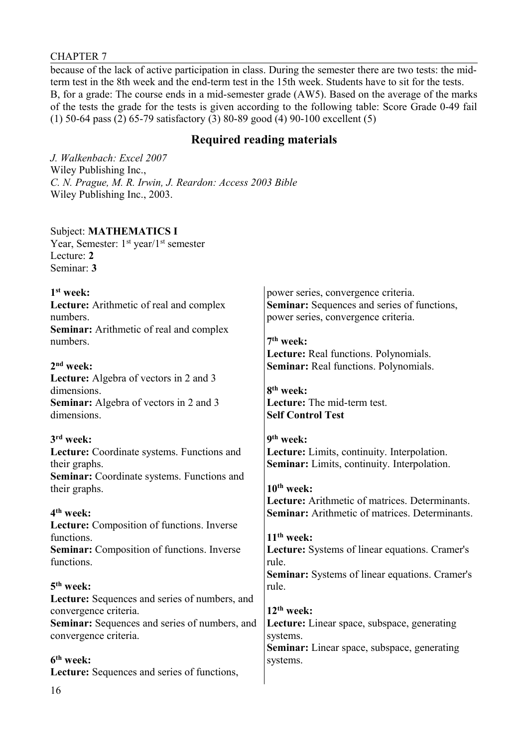because of the lack of active participation in class. During the semester there are two tests: the mid-term test in the 8th week and the end-term test in the 15th week. Students have to sit for the tests. B, for a grade: The course ends in a mid-semester grade (AW5). Based on the average of the marks of the tests the grade for the tests is given according to the following table: Score Grade 0-49 fail (1) 50-64 pass (2) 65-79 satisfactory (3) 80-89 good (4) 90-100 excellent (5)

## Required reading materials

*J. Walkenbach: Excel 2007*
Wiley Publishing Inc.,
*C. N. Prague, M. R. Irwin, J. Reardon: Access 2003 Bible*
Wiley Publishing Inc., 2003.

Subject: **MATHEMATICS I**
Year, Semester: 1st year/1st semester
Lecture: **2**
Seminar: **3**

**1st week:**
**Lecture:** Arithmetic of real and complex numbers.
**Seminar:** Arithmetic of real and complex numbers.

**2nd week:**
**Lecture:** Algebra of vectors in 2 and 3 dimensions.
**Seminar:** Algebra of vectors in 2 and 3 dimensions.

**3rd week:**
**Lecture:** Coordinate systems. Functions and their graphs.
**Seminar:** Coordinate systems. Functions and their graphs.

**4th week:**
**Lecture:** Composition of functions. Inverse functions.
**Seminar:** Composition of functions. Inverse functions.

**5th week:**
**Lecture:** Sequences and series of numbers, and convergence criteria.
**Seminar:** Sequences and series of numbers, and convergence criteria.

**6th week:**
**Lecture:** Sequences and series of functions, power series, convergence criteria.
**Seminar:** Sequences and series of functions, power series, convergence criteria.

**7th week:**
**Lecture:** Real functions. Polynomials.
**Seminar:** Real functions. Polynomials.

**8th week:**
**Lecture:** The mid-term test.
**Self Control Test**

**9th week:**
**Lecture:** Limits, continuity. Interpolation.
**Seminar:** Limits, continuity. Interpolation.

**10th week:**
**Lecture:** Arithmetic of matrices. Determinants.
**Seminar:** Arithmetic of matrices. Determinants.

**11th week:**
**Lecture:** Systems of linear equations. Cramer's rule.
**Seminar:** Systems of linear equations. Cramer's rule.

**12th week:**
**Lecture:** Linear space, subspace, generating systems.
**Seminar:** Linear space, subspace, generating systems.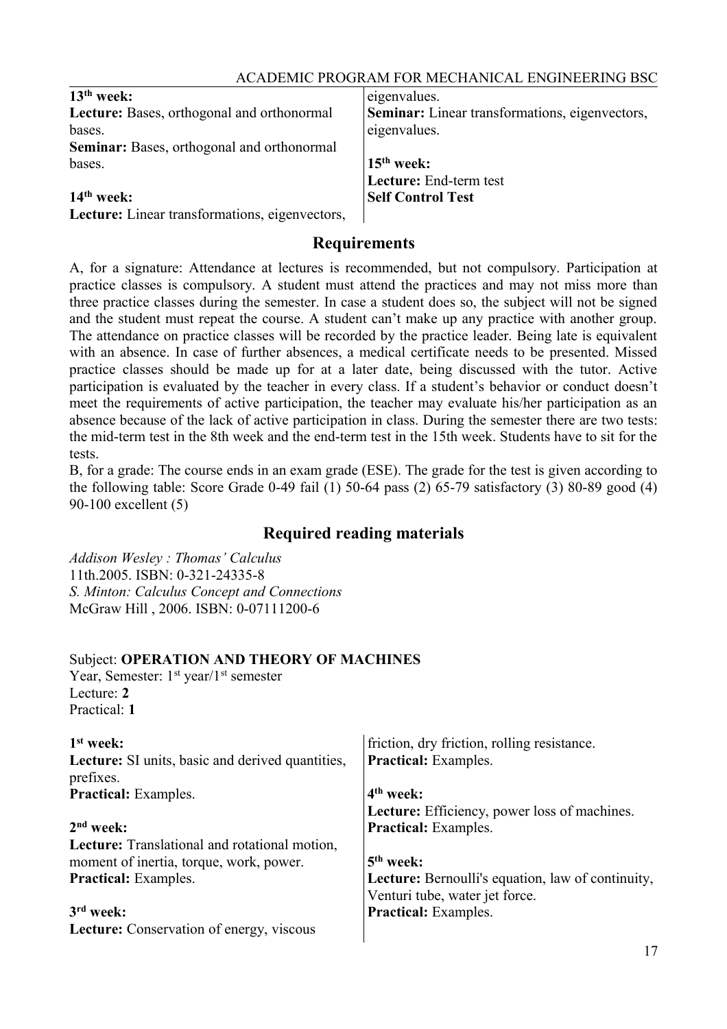**13th week:**
**Lecture:** Bases, orthogonal and orthonormal bases.
**Seminar:** Bases, orthogonal and orthonormal bases.

**14th week:**
**Lecture:** Linear transformations, eigenvectors, eigenvalues.
**Seminar:** Linear transformations, eigenvectors, eigenvalues.

**15th week:**
**Lecture:** End-term test
**Self Control Test**

## Requirements

A, for a signature: Attendance at lectures is recommended, but not compulsory. Participation at practice classes is compulsory. A student must attend the practices and may not miss more than three practice classes during the semester. In case a student does so, the subject will not be signed and the student must repeat the course. A student can't make up any practice with another group. The attendance on practice classes will be recorded by the practice leader. Being late is equivalent with an absence. In case of further absences, a medical certificate needs to be presented. Missed practice classes should be made up for at a later date, being discussed with the tutor. Active participation is evaluated by the teacher in every class. If a student's behavior or conduct doesn't meet the requirements of active participation, the teacher may evaluate his/her participation as an absence because of the lack of active participation in class. During the semester there are two tests: the mid-term test in the 8th week and the end-term test in the 15th week. Students have to sit for the tests.

B, for a grade: The course ends in an exam grade (ESE). The grade for the test is given according to the following table: Score Grade 0-49 fail (1) 50-64 pass (2) 65-79 satisfactory (3) 80-89 good (4) 90-100 excellent (5)

## Required reading materials

*Addison Wesley : Thomas' Calculus*
11th.2005. ISBN: 0-321-24335-8
*S. Minton: Calculus Concept and Connections*
McGraw Hill , 2006. ISBN: 0-07111200-6

Subject: **OPERATION AND THEORY OF MACHINES**
Year, Semester: 1st year/1st semester
Lecture: **2**
Practical: **1**

**1st week:**
**Lecture:** SI units, basic and derived quantities, prefixes.
**Practical:** Examples.

**2nd week:**
**Lecture:** Translational and rotational motion, moment of inertia, torque, work, power.
**Practical:** Examples.

**3rd week:**
**Lecture:** Conservation of energy, viscous friction, dry friction, rolling resistance.
**Practical:** Examples.

**4th week:**
**Lecture:** Efficiency, power loss of machines.
**Practical:** Examples.

**5th week:**
**Lecture:** Bernoulli's equation, law of continuity, Venturi tube, water jet force.
**Practical:** Examples.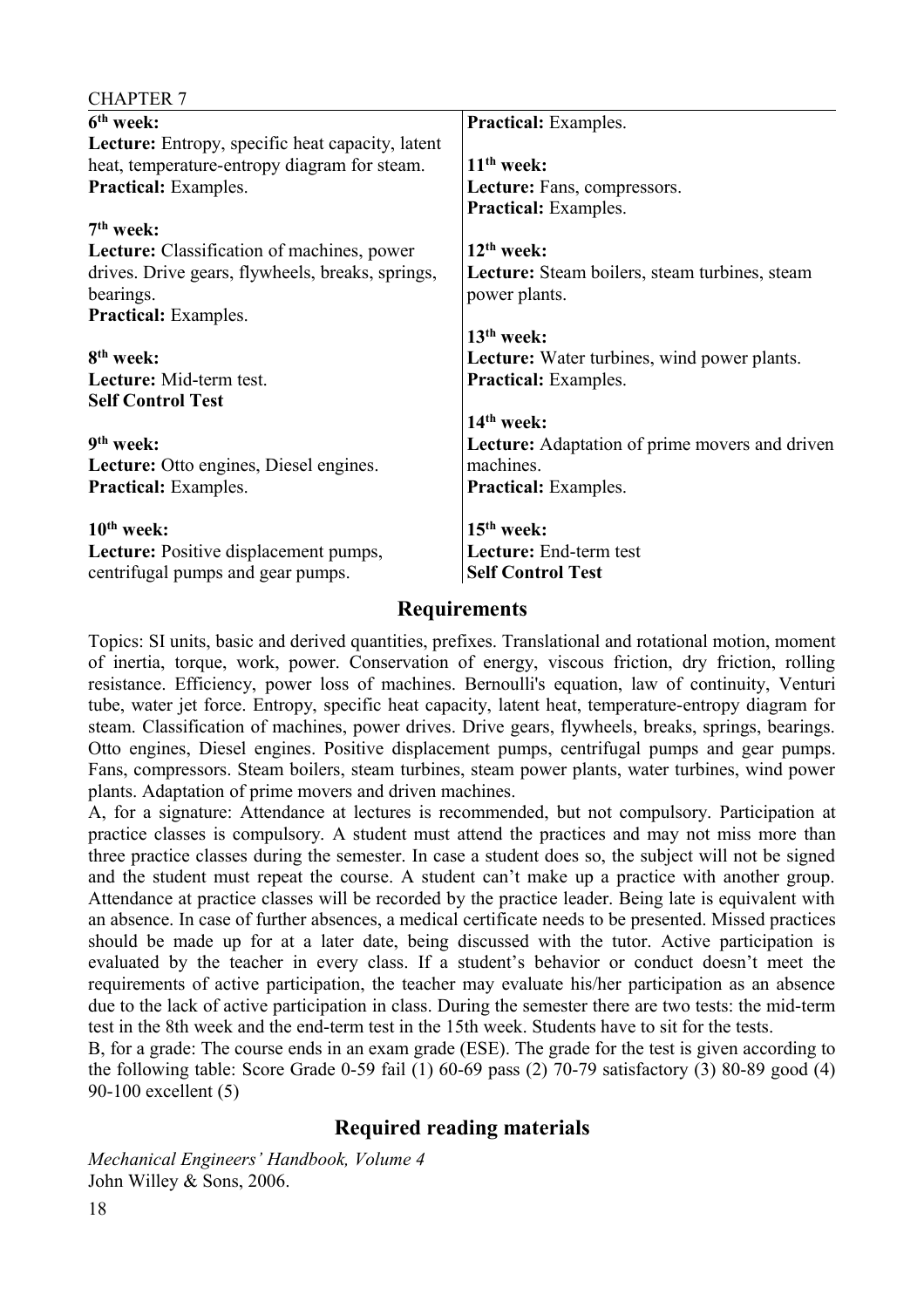**6th week:**
**Lecture:** Entropy, specific heat capacity, latent heat, temperature-entropy diagram for steam.
**Practical:** Examples.

**7th week:**
**Lecture:** Classification of machines, power drives. Drive gears, flywheels, breaks, springs, bearings.
**Practical:** Examples.

**8th week:**
**Lecture:** Mid-term test.
**Self Control Test**

**9th week:**
**Lecture:** Otto engines, Diesel engines.
**Practical:** Examples.

**10th week:**
**Lecture:** Positive displacement pumps, centrifugal pumps and gear pumps.
**Practical:** Examples.

**11th week:**
**Lecture:** Fans, compressors.
**Practical:** Examples.

**12th week:**
**Lecture:** Steam boilers, steam turbines, steam power plants.

**13th week:**
**Lecture:** Water turbines, wind power plants.
**Practical:** Examples.

**14th week:**
**Lecture:** Adaptation of prime movers and driven machines.
**Practical:** Examples.

**15th week:**
**Lecture:** End-term test
**Self Control Test**

## Requirements

Topics: SI units, basic and derived quantities, prefixes. Translational and rotational motion, moment of inertia, torque, work, power. Conservation of energy, viscous friction, dry friction, rolling resistance. Efficiency, power loss of machines. Bernoulli's equation, law of continuity, Venturi tube, water jet force. Entropy, specific heat capacity, latent heat, temperature-entropy diagram for steam. Classification of machines, power drives. Drive gears, flywheels, breaks, springs, bearings. Otto engines, Diesel engines. Positive displacement pumps, centrifugal pumps and gear pumps. Fans, compressors. Steam boilers, steam turbines, steam power plants, water turbines, wind power plants. Adaptation of prime movers and driven machines.

A, for a signature: Attendance at lectures is recommended, but not compulsory. Participation at practice classes is compulsory. A student must attend the practices and may not miss more than three practice classes during the semester. In case a student does so, the subject will not be signed and the student must repeat the course. A student can't make up a practice with another group. Attendance at practice classes will be recorded by the practice leader. Being late is equivalent with an absence. In case of further absences, a medical certificate needs to be presented. Missed practices should be made up for at a later date, being discussed with the tutor. Active participation is evaluated by the teacher in every class. If a student's behavior or conduct doesn't meet the requirements of active participation, the teacher may evaluate his/her participation as an absence due to the lack of active participation in class. During the semester there are two tests: the mid-term test in the 8th week and the end-term test in the 15th week. Students have to sit for the tests.

B, for a grade: The course ends in an exam grade (ESE). The grade for the test is given according to the following table: Score Grade 0-59 fail (1) 60-69 pass (2) 70-79 satisfactory (3) 80-89 good (4) 90-100 excellent (5)

## Required reading materials

*Mechanical Engineers' Handbook, Volume 4*
John Willey & Sons, 2006.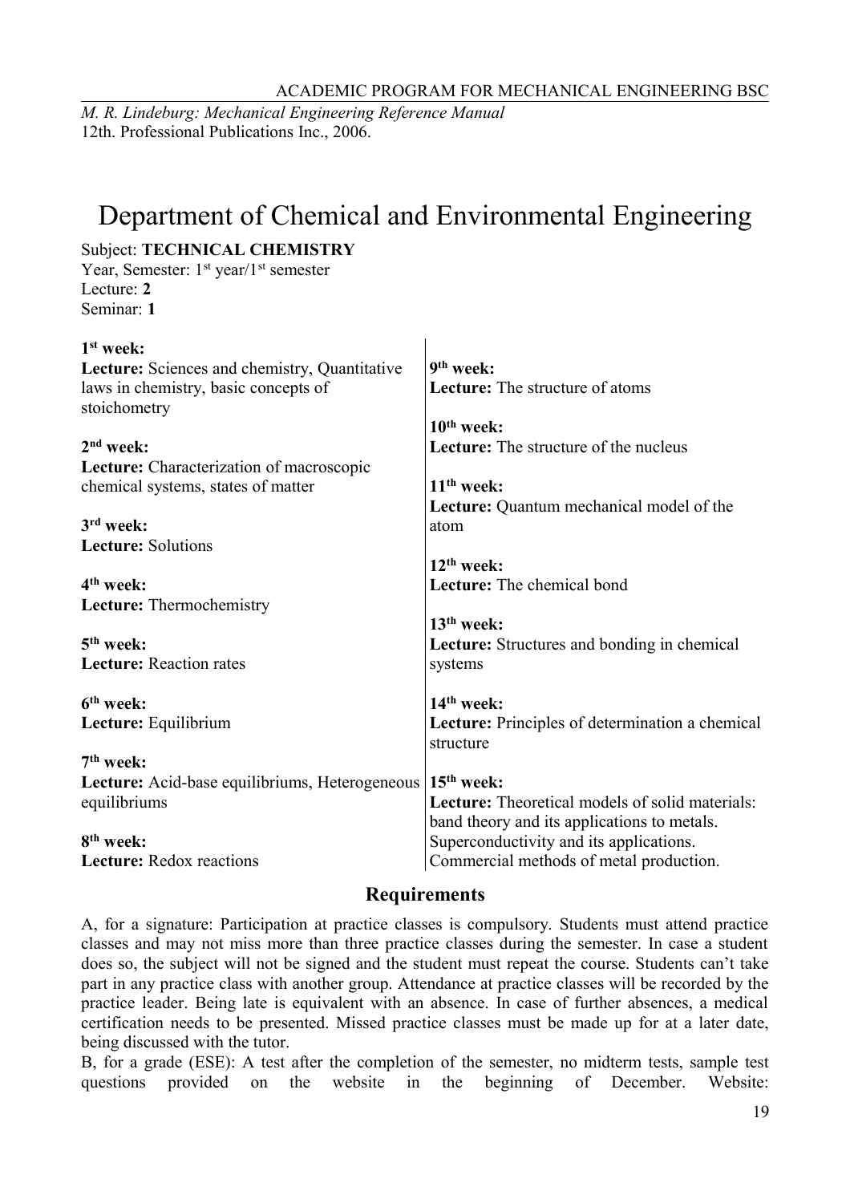*M. R. Lindeburg: Mechanical Engineering Reference Manual*
12th. Professional Publications Inc., 2006.

# Department of Chemical and Environmental Engineering

Subject: **TECHNICAL CHEMISTRY**
Year, Semester: 1st year/1st semester
Lecture: **2**
Seminar: **1**

**1st week:**
**Lecture:** Sciences and chemistry, Quantitative laws in chemistry, basic concepts of stoichometry

**2nd week:**
**Lecture:** Characterization of macroscopic chemical systems, states of matter

**3rd week:**
**Lecture:** Solutions

**4th week:**
**Lecture:** Thermochemistry

**5th week:**
**Lecture:** Reaction rates

**6th week:**
**Lecture:** Equilibrium

**7th week:**
**Lecture:** Acid-base equilibriums, Heterogeneous equilibriums

**8th week:**
**Lecture:** Redox reactions

**9th week:**
**Lecture:** The structure of atoms

**10th week:**
**Lecture:** The structure of the nucleus

**11th week:**
**Lecture:** Quantum mechanical model of the atom

**12th week:**
**Lecture:** The chemical bond

**13th week:**
**Lecture:** Structures and bonding in chemical systems

**14th week:**
**Lecture:** Principles of determination a chemical structure

**15th week:**
**Lecture:** Theoretical models of solid materials: band theory and its applications to metals. Superconductivity and its applications. Commercial methods of metal production.

## Requirements

A, for a signature: Participation at practice classes is compulsory. Students must attend practice classes and may not miss more than three practice classes during the semester. In case a student does so, the subject will not be signed and the student must repeat the course. Students can't take part in any practice class with another group. Attendance at practice classes will be recorded by the practice leader. Being late is equivalent with an absence. In case of further absences, a medical certification needs to be presented. Missed practice classes must be made up for at a later date, being discussed with the tutor.

B, for a grade (ESE): A test after the completion of the semester, no midterm tests, sample test questions provided on the website in the beginning of December. Website: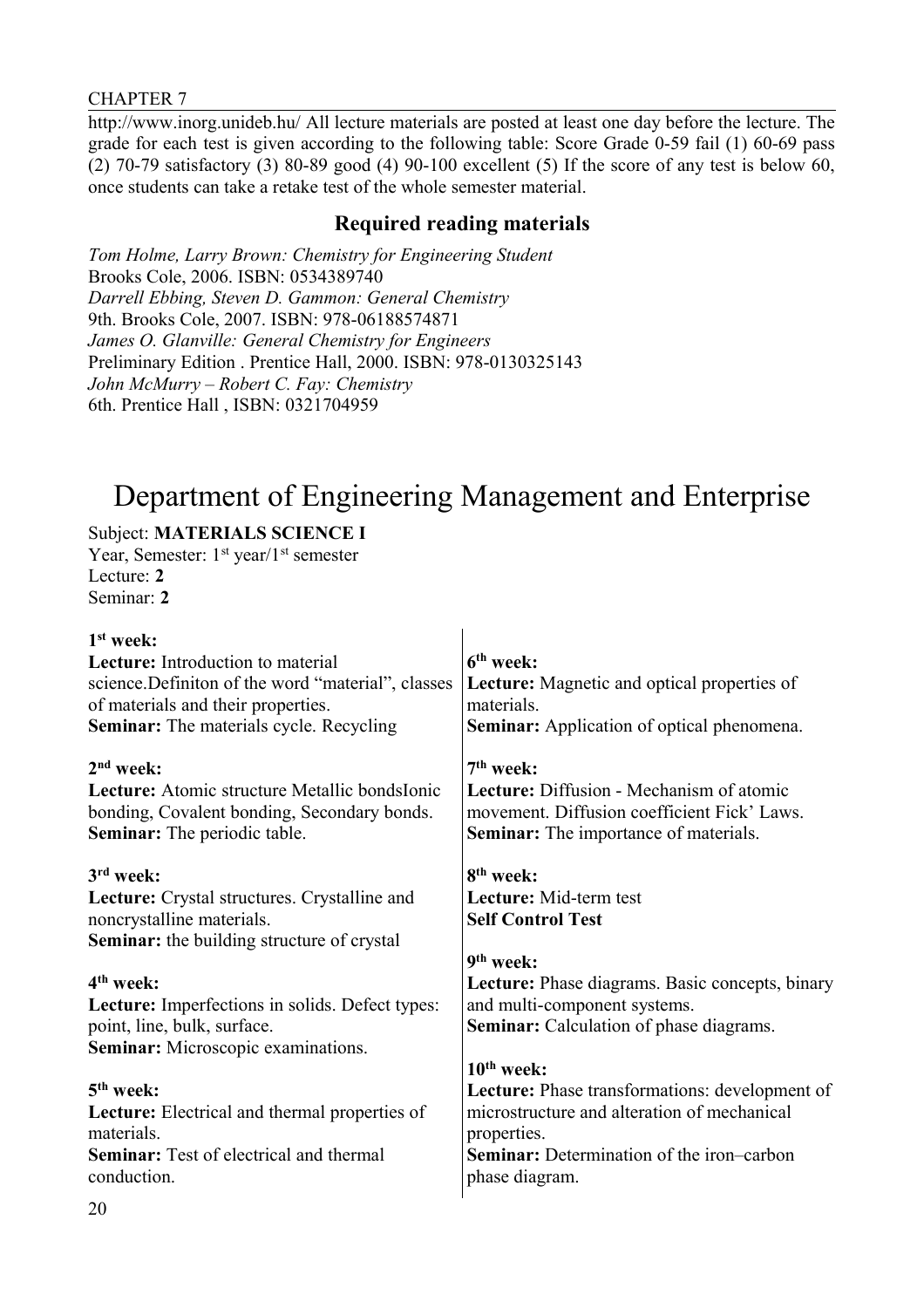http://www.inorg.unideb.hu/ All lecture materials are posted at least one day before the lecture. The grade for each test is given according to the following table: Score Grade 0-59 fail (1) 60-69 pass (2) 70-79 satisfactory (3) 80-89 good (4) 90-100 excellent (5) If the score of any test is below 60, once students can take a retake test of the whole semester material.

### Required reading materials

*Tom Holme, Larry Brown: Chemistry for Engineering Student*
Brooks Cole, 2006. ISBN: 0534389740
*Darrell Ebbing, Steven D. Gammon: General Chemistry*
9th. Brooks Cole, 2007. ISBN: 978-06188574871
*James O. Glanville: General Chemistry for Engineers*
Preliminary Edition . Prentice Hall, 2000. ISBN: 978-0130325143
*John McMurry – Robert C. Fay: Chemistry*
6th. Prentice Hall , ISBN: 0321704959

# Department of Engineering Management and Enterprise

Subject: **MATERIALS SCIENCE I**
Year, Semester: 1st year/1st semester
Lecture: **2**
Seminar: **2**

**1st week:**
**Lecture:** Introduction to material science.Definiton of the word "material", classes of materials and their properties.
**Seminar:** The materials cycle. Recycling

**2nd week:**
**Lecture:** Atomic structure Metallic bondsIonic bonding, Covalent bonding, Secondary bonds.
**Seminar:** The periodic table.

**3rd week:**
**Lecture:** Crystal structures. Crystalline and noncrystalline materials.
**Seminar:** the building structure of crystal

**4th week:**
**Lecture:** Imperfections in solids. Defect types: point, line, bulk, surface.
**Seminar:** Microscopic examinations.

**5th week:**
**Lecture:** Electrical and thermal properties of materials.
**Seminar:** Test of electrical and thermal conduction.

**6th week:**
**Lecture:** Magnetic and optical properties of materials.
**Seminar:** Application of optical phenomena.

**7th week:**
**Lecture:** Diffusion - Mechanism of atomic movement. Diffusion coefficient Fick' Laws.
**Seminar:** The importance of materials.

**8th week:**
**Lecture:** Mid-term test
**Self Control Test**

**9th week:**
**Lecture:** Phase diagrams. Basic concepts, binary and multi-component systems.
**Seminar:** Calculation of phase diagrams.

**10th week:**
**Lecture:** Phase transformations: development of microstructure and alteration of mechanical properties.
**Seminar:** Determination of the iron–carbon phase diagram.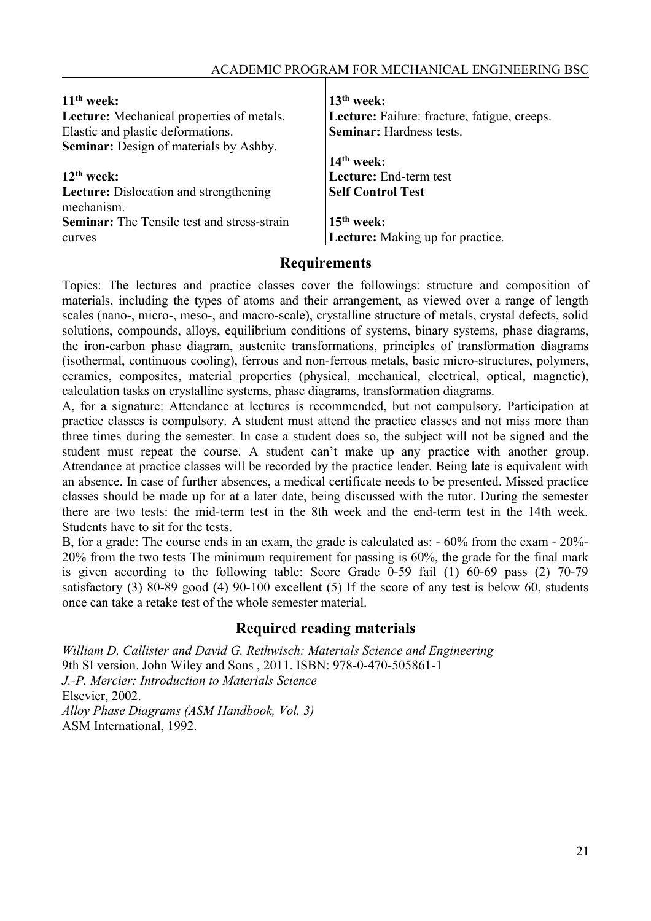**11th week:**
**Lecture:** Mechanical properties of metals. Elastic and plastic deformations.
**Seminar:** Design of materials by Ashby.

**12th week:**
**Lecture:** Dislocation and strengthening mechanism.
**Seminar:** The Tensile test and stress-strain curves

**13th week:**
**Lecture:** Failure: fracture, fatigue, creeps.
**Seminar:** Hardness tests.

**14th week:**
**Lecture:** End-term test
**Self Control Test**

**15th week:**
**Lecture:** Making up for practice.

## Requirements

Topics: The lectures and practice classes cover the followings: structure and composition of materials, including the types of atoms and their arrangement, as viewed over a range of length scales (nano-, micro-, meso-, and macro-scale), crystalline structure of metals, crystal defects, solid solutions, compounds, alloys, equilibrium conditions of systems, binary systems, phase diagrams, the iron-carbon phase diagram, austenite transformations, principles of transformation diagrams (isothermal, continuous cooling), ferrous and non-ferrous metals, basic micro-structures, polymers, ceramics, composites, material properties (physical, mechanical, electrical, optical, magnetic), calculation tasks on crystalline systems, phase diagrams, transformation diagrams.

A, for a signature: Attendance at lectures is recommended, but not compulsory. Participation at practice classes is compulsory. A student must attend the practice classes and not miss more than three times during the semester. In case a student does so, the subject will not be signed and the student must repeat the course. A student can't make up any practice with another group. Attendance at practice classes will be recorded by the practice leader. Being late is equivalent with an absence. In case of further absences, a medical certificate needs to be presented. Missed practice classes should be made up for at a later date, being discussed with the tutor. During the semester there are two tests: the mid-term test in the 8th week and the end-term test in the 14th week. Students have to sit for the tests.

B, for a grade: The course ends in an exam, the grade is calculated as: - 60% from the exam - 20%-20% from the two tests The minimum requirement for passing is 60%, the grade for the final mark is given according to the following table: Score Grade 0-59 fail (1) 60-69 pass (2) 70-79 satisfactory (3) 80-89 good (4) 90-100 excellent (5) If the score of any test is below 60, students once can take a retake test of the whole semester material.

## Required reading materials

*William D. Callister and David G. Rethwisch: Materials Science and Engineering*
9th SI version. John Wiley and Sons , 2011. ISBN: 978-0-470-505861-1
*J.-P. Mercier: Introduction to Materials Science*
Elsevier, 2002.
*Alloy Phase Diagrams (ASM Handbook, Vol. 3)*
ASM International, 1992.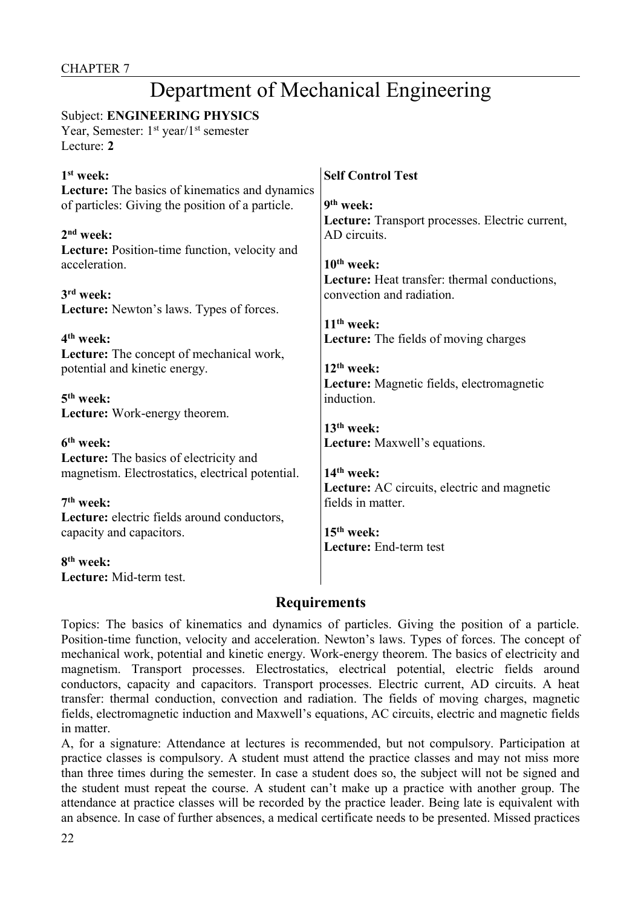CHAPTER 7

# Department of Mechanical Engineering

Subject: **ENGINEERING PHYSICS**
Year, Semester: 1st year/1st semester
Lecture: **2**

**1st week:**
**Lecture:** The basics of kinematics and dynamics of particles: Giving the position of a particle.

**2nd week:**
**Lecture:** Position-time function, velocity and acceleration.

**3rd week:**
**Lecture:** Newton's laws. Types of forces.

**4th week:**
**Lecture:** The concept of mechanical work, potential and kinetic energy.

**5th week:**
**Lecture:** Work-energy theorem.

**6th week:**
**Lecture:** The basics of electricity and magnetism. Electrostatics, electrical potential.

**7th week:**
**Lecture:** electric fields around conductors, capacity and capacitors.

**8th week:**
**Lecture:** Mid-term test.

**Self Control Test**

**9th week:**
**Lecture:** Transport processes. Electric current, AD circuits.

**10th week:**
**Lecture:** Heat transfer: thermal conductions, convection and radiation.

**11th week:**
**Lecture:** The fields of moving charges

**12th week:**
**Lecture:** Magnetic fields, electromagnetic induction.

**13th week:**
**Lecture:** Maxwell's equations.

**14th week:**
**Lecture:** AC circuits, electric and magnetic fields in matter.

**15th week:**
**Lecture:** End-term test

## Requirements

Topics: The basics of kinematics and dynamics of particles. Giving the position of a particle. Position-time function, velocity and acceleration. Newton's laws. Types of forces. The concept of mechanical work, potential and kinetic energy. Work-energy theorem. The basics of electricity and magnetism. Transport processes. Electrostatics, electrical potential, electric fields around conductors, capacity and capacitors. Transport processes. Electric current, AD circuits. A heat transfer: thermal conduction, convection and radiation. The fields of moving charges, magnetic fields, electromagnetic induction and Maxwell's equations, AC circuits, electric and magnetic fields in matter.

A, for a signature: Attendance at lectures is recommended, but not compulsory. Participation at practice classes is compulsory. A student must attend the practice classes and may not miss more than three times during the semester. In case a student does so, the subject will not be signed and the student must repeat the course. A student can't make up a practice with another group. The attendance at practice classes will be recorded by the practice leader. Being late is equivalent with an absence. In case of further absences, a medical certificate needs to be presented. Missed practices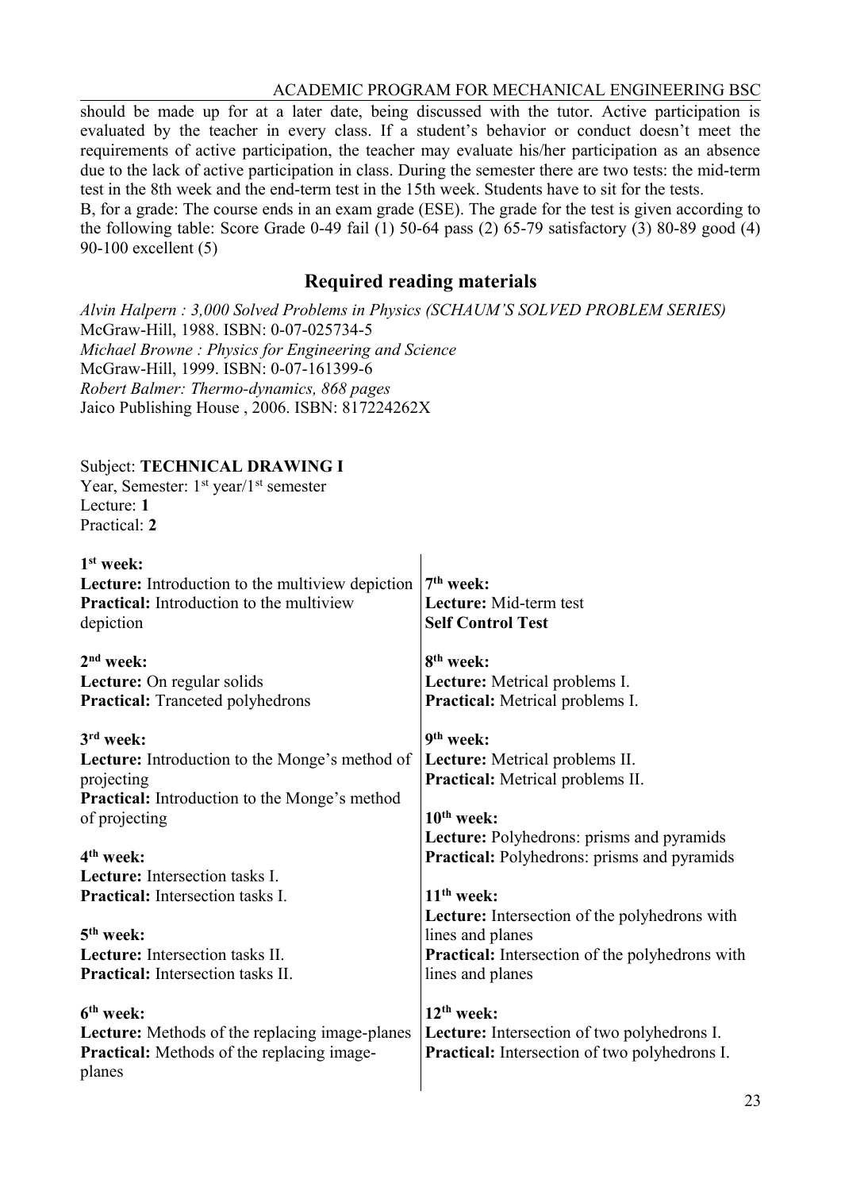should be made up for at a later date, being discussed with the tutor. Active participation is evaluated by the teacher in every class. If a student's behavior or conduct doesn't meet the requirements of active participation, the teacher may evaluate his/her participation as an absence due to the lack of active participation in class. During the semester there are two tests: the mid-term test in the 8th week and the end-term test in the 15th week. Students have to sit for the tests.
B, for a grade: The course ends in an exam grade (ESE). The grade for the test is given according to the following table: Score Grade 0-49 fail (1) 50-64 pass (2) 65-79 satisfactory (3) 80-89 good (4) 90-100 excellent (5)

## Required reading materials

*Alvin Halpern : 3,000 Solved Problems in Physics (SCHAUM'S SOLVED PROBLEM SERIES)*
McGraw-Hill, 1988. ISBN: 0-07-025734-5
*Michael Browne : Physics for Engineering and Science*
McGraw-Hill, 1999. ISBN: 0-07-161399-6
*Robert Balmer: Thermo-dynamics, 868 pages*
Jaico Publishing House , 2006. ISBN: 817224262X

Subject: **TECHNICAL DRAWING I**
Year, Semester: 1st year/1st semester
Lecture: **1**
Practical: **2**

**1st week:**
**Lecture:** Introduction to the multiview depiction
**Practical:** Introduction to the multiview depiction

**2nd week:**
**Lecture:** On regular solids
**Practical:** Tranceted polyhedrons

**3rd week:**
**Lecture:** Introduction to the Monge's method of projecting
**Practical:** Introduction to the Monge's method of projecting

**4th week:**
**Lecture:** Intersection tasks I.
**Practical:** Intersection tasks I.

**5th week:**
**Lecture:** Intersection tasks II.
**Practical:** Intersection tasks II.

**6th week:**
**Lecture:** Methods of the replacing image-planes
**Practical:** Methods of the replacing image-planes

**7th week:**
**Lecture:** Mid-term test
**Self Control Test**

**8th week:**
**Lecture:** Metrical problems I.
**Practical:** Metrical problems I.

**9th week:**
**Lecture:** Metrical problems II.
**Practical:** Metrical problems II.

**10th week:**
**Lecture:** Polyhedrons: prisms and pyramids
**Practical:** Polyhedrons: prisms and pyramids

**11th week:**
**Lecture:** Intersection of the polyhedrons with lines and planes
**Practical:** Intersection of the polyhedrons with lines and planes

**12th week:**
**Lecture:** Intersection of two polyhedrons I.
**Practical:** Intersection of two polyhedrons I.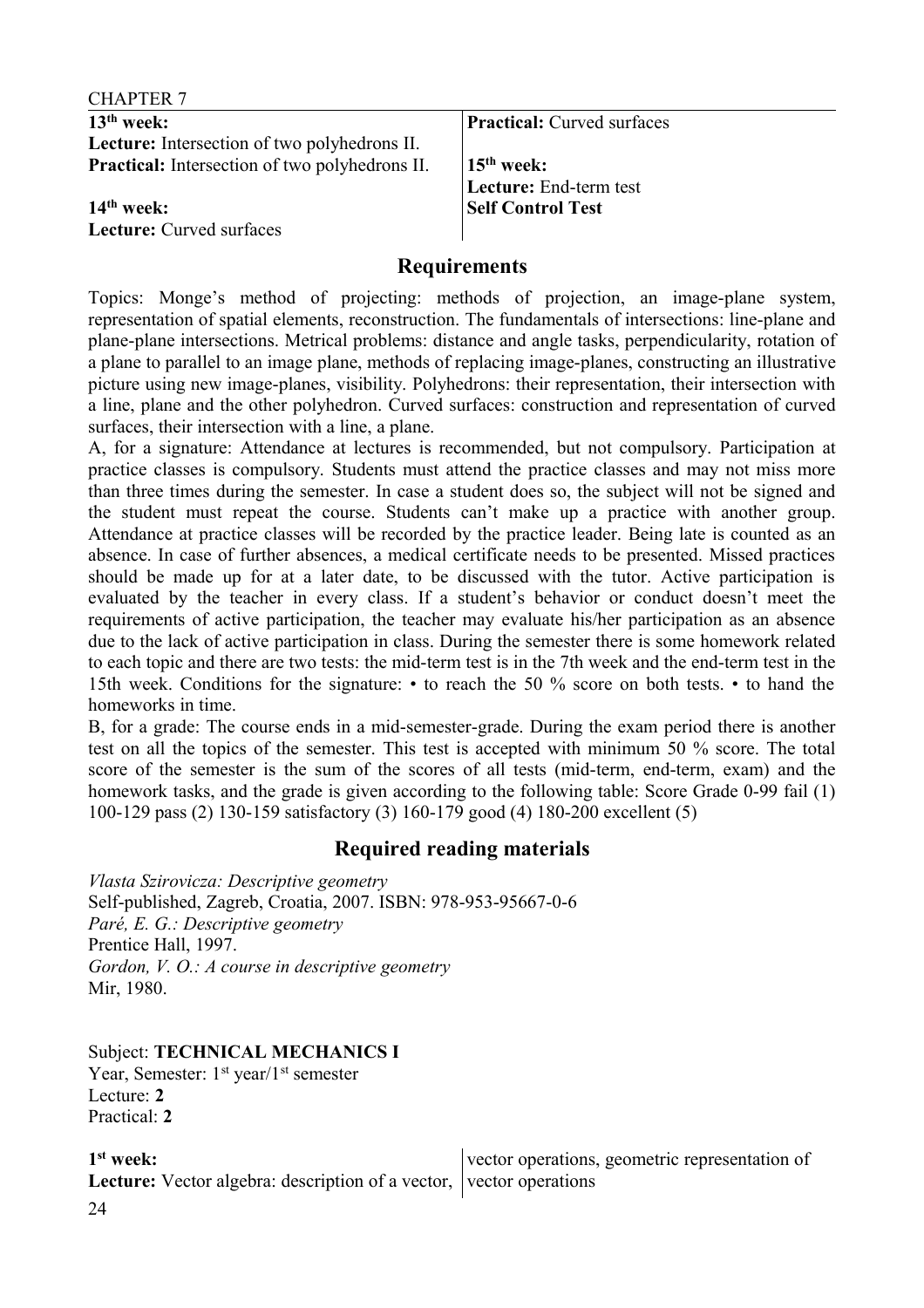CHAPTER 7

**13th week:**
**Lecture:** Intersection of two polyhedrons II.
**Practical:** Intersection of two polyhedrons II.

**14th week:**
**Lecture:** Curved surfaces
**Practical:** Curved surfaces

**15th week:**
**Lecture:** End-term test
**Self Control Test**

## Requirements

Topics: Monge's method of projecting: methods of projection, an image-plane system, representation of spatial elements, reconstruction. The fundamentals of intersections: line-plane and plane-plane intersections. Metrical problems: distance and angle tasks, perpendicularity, rotation of a plane to parallel to an image plane, methods of replacing image-planes, constructing an illustrative picture using new image-planes, visibility. Polyhedrons: their representation, their intersection with a line, plane and the other polyhedron. Curved surfaces: construction and representation of curved surfaces, their intersection with a line, a plane.

A, for a signature: Attendance at lectures is recommended, but not compulsory. Participation at practice classes is compulsory. Students must attend the practice classes and may not miss more than three times during the semester. In case a student does so, the subject will not be signed and the student must repeat the course. Students can't make up a practice with another group. Attendance at practice classes will be recorded by the practice leader. Being late is counted as an absence. In case of further absences, a medical certificate needs to be presented. Missed practices should be made up for at a later date, to be discussed with the tutor. Active participation is evaluated by the teacher in every class. If a student's behavior or conduct doesn't meet the requirements of active participation, the teacher may evaluate his/her participation as an absence due to the lack of active participation in class. During the semester there is some homework related to each topic and there are two tests: the mid-term test is in the 7th week and the end-term test in the 15th week. Conditions for the signature: • to reach the 50 % score on both tests. • to hand the homeworks in time.

B, for a grade: The course ends in a mid-semester-grade. During the exam period there is another test on all the topics of the semester. This test is accepted with minimum 50 % score. The total score of the semester is the sum of the scores of all tests (mid-term, end-term, exam) and the homework tasks, and the grade is given according to the following table: Score Grade 0-99 fail (1) 100-129 pass (2) 130-159 satisfactory (3) 160-179 good (4) 180-200 excellent (5)

## Required reading materials

*Vlasta Szirovicza: Descriptive geometry*
Self-published, Zagreb, Croatia, 2007. ISBN: 978-953-95667-0-6
*Paré, E. G.: Descriptive geometry*
Prentice Hall, 1997.
*Gordon, V. O.: A course in descriptive geometry*
Mir, 1980.

Subject: **TECHNICAL MECHANICS I**
Year, Semester: 1st year/1st semester
Lecture: **2**
Practical: **2**

**1st week:**
**Lecture:** Vector algebra: description of a vector, vector operations, geometric representation of vector operations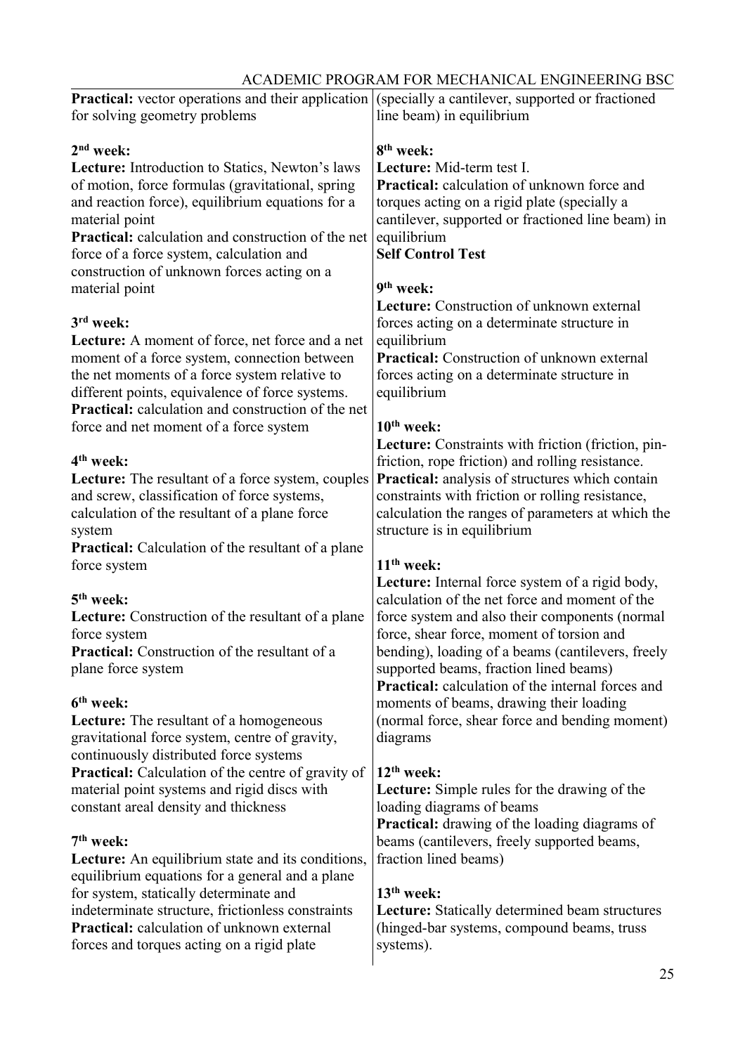**Practical:** vector operations and their application for solving geometry problems

**2nd week:**
**Lecture:** Introduction to Statics, Newton's laws of motion, force formulas (gravitational, spring and reaction force), equilibrium equations for a material point
**Practical:** calculation and construction of the net force of a force system, calculation and construction of unknown forces acting on a material point

**3rd week:**
**Lecture:** A moment of force, net force and a net moment of a force system, connection between the net moments of a force system relative to different points, equivalence of force systems.
**Practical:** calculation and construction of the net force and net moment of a force system

**4th week:**
**Lecture:** The resultant of a force system, couples and screw, classification of force systems, calculation of the resultant of a plane force system
**Practical:** Calculation of the resultant of a plane force system

**5th week:**
**Lecture:** Construction of the resultant of a plane force system
**Practical:** Construction of the resultant of a plane force system

**6th week:**
**Lecture:** The resultant of a homogeneous gravitational force system, centre of gravity, continuously distributed force systems
**Practical:** Calculation of the centre of gravity of material point systems and rigid discs with constant areal density and thickness

**7th week:**
**Lecture:** An equilibrium state and its conditions, equilibrium equations for a general and a plane for system, statically determinate and indeterminate structure, frictionless constraints
**Practical:** calculation of unknown external forces and torques acting on a rigid plate (specially a cantilever, supported or fractioned line beam) in equilibrium

**8th week:**
**Lecture:** Mid-term test I.
**Practical:** calculation of unknown force and torques acting on a rigid plate (specially a cantilever, supported or fractioned line beam) in equilibrium
**Self Control Test**

**9th week:**
**Lecture:** Construction of unknown external forces acting on a determinate structure in equilibrium
**Practical:** Construction of unknown external forces acting on a determinate structure in equilibrium

**10th week:**
**Lecture:** Constraints with friction (friction, pin-friction, rope friction) and rolling resistance.
**Practical:** analysis of structures which contain constraints with friction or rolling resistance, calculation the ranges of parameters at which the structure is in equilibrium

**11th week:**
**Lecture:** Internal force system of a rigid body, calculation of the net force and moment of the force system and also their components (normal force, shear force, moment of torsion and bending), loading of a beams (cantilevers, freely supported beams, fraction lined beams)
**Practical:** calculation of the internal forces and moments of beams, drawing their loading (normal force, shear force and bending moment) diagrams

**12th week:**
**Lecture:** Simple rules for the drawing of the loading diagrams of beams
**Practical:** drawing of the loading diagrams of beams (cantilevers, freely supported beams, fraction lined beams)

**13th week:**
**Lecture:** Statically determined beam structures (hinged-bar systems, compound beams, truss systems).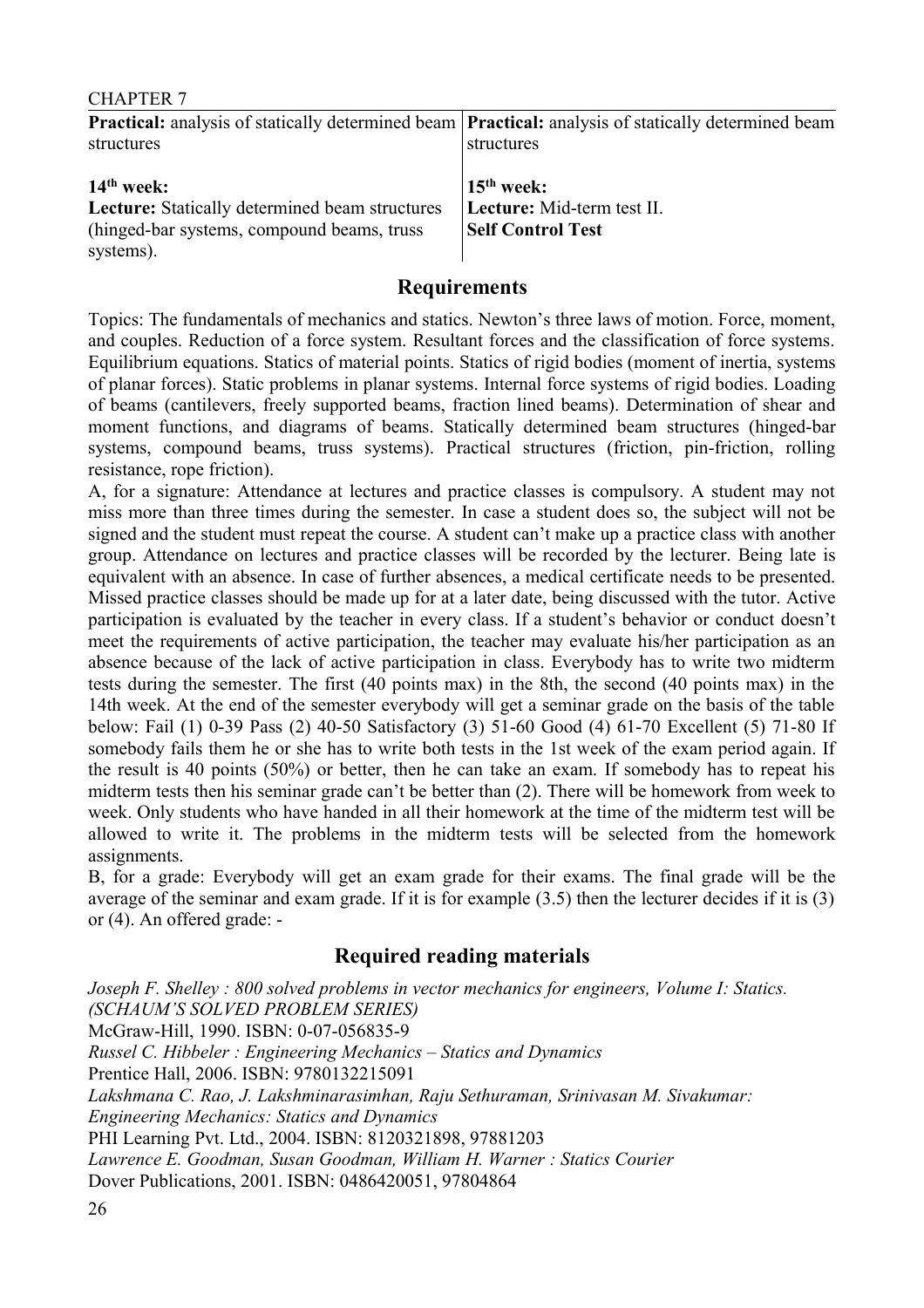CHAPTER 7

| | |
|---|---|
| **Practical:** analysis of statically determined beam structures | **Practical:** analysis of statically determined beam structures |
| **14th week:** **Lecture:** Statically determined beam structures (hinged-bar systems, compound beams, truss systems). | **15th week:** **Lecture:** Mid-term test II. **Self Control Test** |

## Requirements

Topics: The fundamentals of mechanics and statics. Newton's three laws of motion. Force, moment, and couples. Reduction of a force system. Resultant forces and the classification of force systems. Equilibrium equations. Statics of material points. Statics of rigid bodies (moment of inertia, systems of planar forces). Static problems in planar systems. Internal force systems of rigid bodies. Loading of beams (cantilevers, freely supported beams, fraction lined beams). Determination of shear and moment functions, and diagrams of beams. Statically determined beam structures (hinged-bar systems, compound beams, truss systems). Practical structures (friction, pin-friction, rolling resistance, rope friction).

A, for a signature: Attendance at lectures and practice classes is compulsory. A student may not miss more than three times during the semester. In case a student does so, the subject will not be signed and the student must repeat the course. A student can't make up a practice class with another group. Attendance on lectures and practice classes will be recorded by the lecturer. Being late is equivalent with an absence. In case of further absences, a medical certificate needs to be presented. Missed practice classes should be made up for at a later date, being discussed with the tutor. Active participation is evaluated by the teacher in every class. If a student's behavior or conduct doesn't meet the requirements of active participation, the teacher may evaluate his/her participation as an absence because of the lack of active participation in class. Everybody has to write two midterm tests during the semester. The first (40 points max) in the 8th, the second (40 points max) in the 14th week. At the end of the semester everybody will get a seminar grade on the basis of the table below: Fail (1) 0-39 Pass (2) 40-50 Satisfactory (3) 51-60 Good (4) 61-70 Excellent (5) 71-80 If somebody fails them he or she has to write both tests in the 1st week of the exam period again. If the result is 40 points (50%) or better, then he can take an exam. If somebody has to repeat his midterm tests then his seminar grade can't be better than (2). There will be homework from week to week. Only students who have handed in all their homework at the time of the midterm test will be allowed to write it. The problems in the midterm tests will be selected from the homework assignments.

B, for a grade: Everybody will get an exam grade for their exams. The final grade will be the average of the seminar and exam grade. If it is for example (3.5) then the lecturer decides if it is (3) or (4). An offered grade: -

## Required reading materials

*Joseph F. Shelley : 800 solved problems in vector mechanics for engineers, Volume I: Statics. (SCHAUM'S SOLVED PROBLEM SERIES)*
McGraw-Hill, 1990. ISBN: 0-07-056835-9
*Russel C. Hibbeler : Engineering Mechanics – Statics and Dynamics*
Prentice Hall, 2006. ISBN: 9780132215091
*Lakshmana C. Rao, J. Lakshminarasimhan, Raju Sethuraman, Srinivasan M. Sivakumar: Engineering Mechanics: Statics and Dynamics*
PHI Learning Pvt. Ltd., 2004. ISBN: 8120321898, 97881203
*Lawrence E. Goodman, Susan Goodman, William H. Warner : Statics Courier*
Dover Publications, 2001. ISBN: 0486420051, 97804864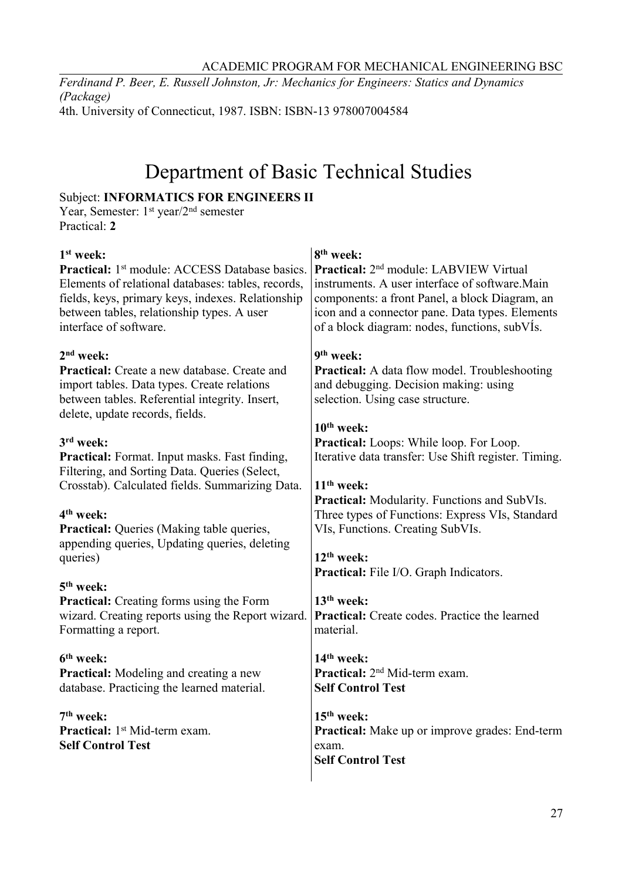*Ferdinand P. Beer, E. Russell Johnston, Jr: Mechanics for Engineers: Statics and Dynamics (Package)*
4th. University of Connecticut, 1987. ISBN: ISBN-13 978007004584

# Department of Basic Technical Studies

Subject: **INFORMATICS FOR ENGINEERS II**
Year, Semester: 1st year/2nd semester
Practical: **2**

**1st week:**
**Practical:** 1st module: ACCESS Database basics. Elements of relational databases: tables, records, fields, keys, primary keys, indexes. Relationship between tables, relationship types. A user interface of software.

**2nd week:**
**Practical:** Create a new database. Create and import tables. Data types. Create relations between tables. Referential integrity. Insert, delete, update records, fields.

**3rd week:**
**Practical:** Format. Input masks. Fast finding, Filtering, and Sorting Data. Queries (Select, Crosstab). Calculated fields. Summarizing Data.

**4th week:**
**Practical:** Queries (Making table queries, appending queries, Updating queries, deleting queries)

**5th week:**
**Practical:** Creating forms using the Form wizard. Creating reports using the Report wizard. Formatting a report.

**6th week:**
**Practical:** Modeling and creating a new database. Practicing the learned material.

**7th week:**
**Practical:** 1st Mid-term exam.
**Self Control Test**

**8th week:**
**Practical:** 2nd module: LABVIEW Virtual instruments. A user interface of software.Main components: a front Panel, a block Diagram, an icon and a connector pane. Data types. Elements of a block diagram: nodes, functions, subVÍs.

**9th week:**
**Practical:** A data flow model. Troubleshooting and debugging. Decision making: using selection. Using case structure.

**10th week:**
**Practical:** Loops: While loop. For Loop. Iterative data transfer: Use Shift register. Timing.

**11th week:**
**Practical:** Modularity. Functions and SubVIs. Three types of Functions: Express VIs, Standard VIs, Functions. Creating SubVIs.

**12th week:**
**Practical:** File I/O. Graph Indicators.

**13th week:**
**Practical:** Create codes. Practice the learned material.

**14th week:**
**Practical:** 2nd Mid-term exam.
**Self Control Test**

**15th week:**
**Practical:** Make up or improve grades: End-term exam.
**Self Control Test**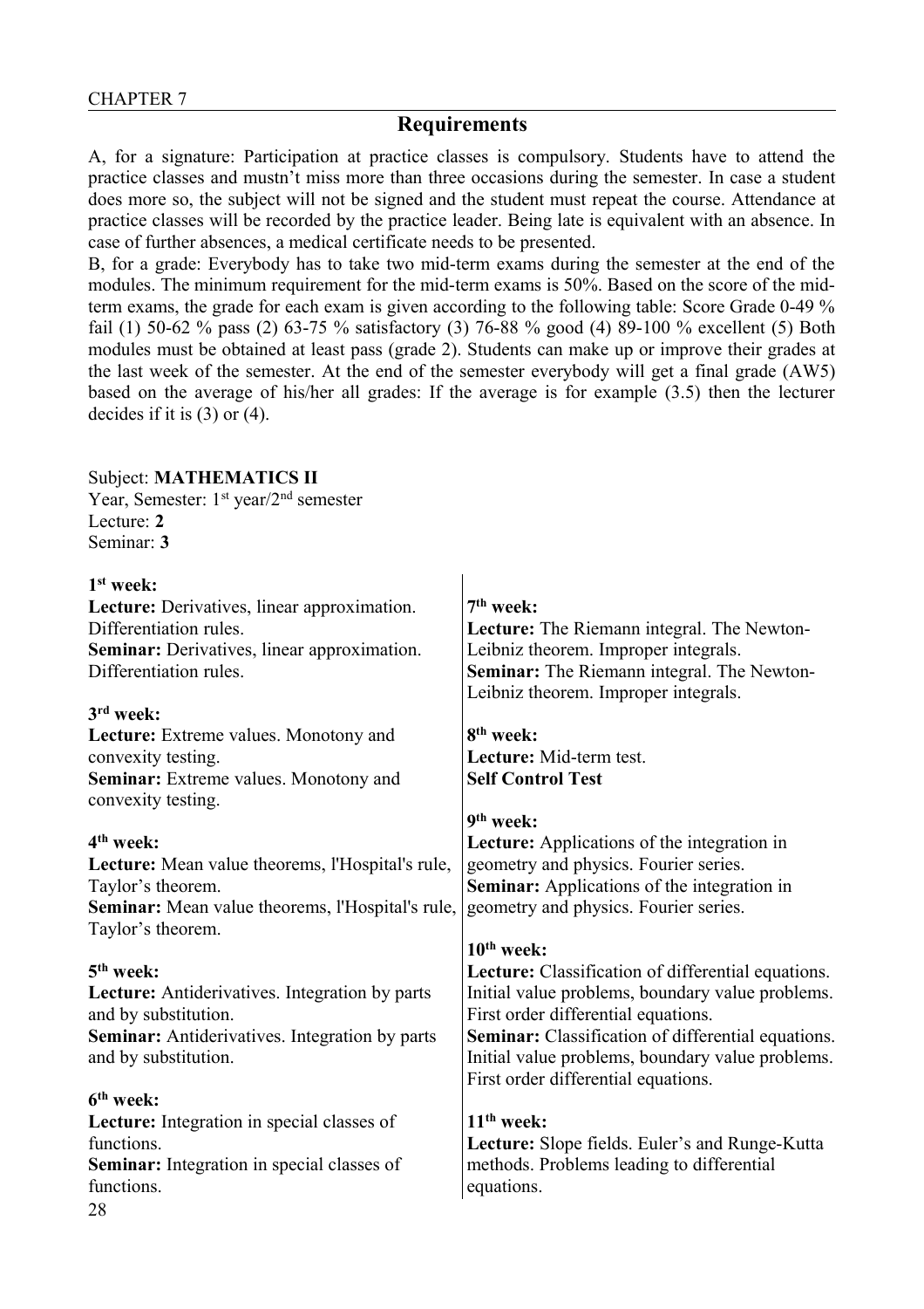CHAPTER 7

## Requirements

A, for a signature: Participation at practice classes is compulsory. Students have to attend the practice classes and mustn't miss more than three occasions during the semester. In case a student does more so, the subject will not be signed and the student must repeat the course. Attendance at practice classes will be recorded by the practice leader. Being late is equivalent with an absence. In case of further absences, a medical certificate needs to be presented.

B, for a grade: Everybody has to take two mid-term exams during the semester at the end of the modules. The minimum requirement for the mid-term exams is 50%. Based on the score of the mid-term exams, the grade for each exam is given according to the following table: Score Grade 0-49 % fail (1) 50-62 % pass (2) 63-75 % satisfactory (3) 76-88 % good (4) 89-100 % excellent (5) Both modules must be obtained at least pass (grade 2). Students can make up or improve their grades at the last week of the semester. At the end of the semester everybody will get a final grade (AW5) based on the average of his/her all grades: If the average is for example (3.5) then the lecturer decides if it is (3) or (4).

Subject: **MATHEMATICS II**
Year, Semester: 1st year/2nd semester
Lecture: **2**
Seminar: **3**

**1st week:**
**Lecture:** Derivatives, linear approximation. Differentiation rules.
**Seminar:** Derivatives, linear approximation. Differentiation rules.

**3rd week:**
**Lecture:** Extreme values. Monotony and convexity testing.
**Seminar:** Extreme values. Monotony and convexity testing.

**4th week:**
**Lecture:** Mean value theorems, l'Hospital's rule, Taylor's theorem.
**Seminar:** Mean value theorems, l'Hospital's rule, Taylor's theorem.

**5th week:**
**Lecture:** Antiderivatives. Integration by parts and by substitution.
**Seminar:** Antiderivatives. Integration by parts and by substitution.

**6th week:**
**Lecture:** Integration in special classes of functions.
**Seminar:** Integration in special classes of functions.

**7th week:**
**Lecture:** The Riemann integral. The Newton-Leibniz theorem. Improper integrals.
**Seminar:** The Riemann integral. The Newton-Leibniz theorem. Improper integrals.

**8th week:**
**Lecture:** Mid-term test.
**Self Control Test**

**9th week:**
**Lecture:** Applications of the integration in geometry and physics. Fourier series.
**Seminar:** Applications of the integration in geometry and physics. Fourier series.

**10th week:**
**Lecture:** Classification of differential equations. Initial value problems, boundary value problems. First order differential equations.
**Seminar:** Classification of differential equations. Initial value problems, boundary value problems. First order differential equations.

**11th week:**
**Lecture:** Slope fields. Euler's and Runge-Kutta methods. Problems leading to differential equations.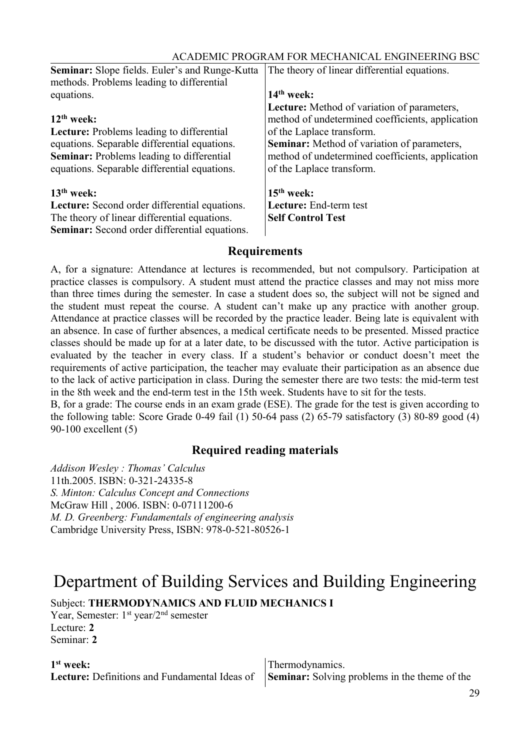**Seminar:** Slope fields. Euler's and Runge-Kutta methods. Problems leading to differential equations.

**12th week:**
**Lecture:** Problems leading to differential equations. Separable differential equations.
**Seminar:** Problems leading to differential equations. Separable differential equations.

**13th week:**
**Lecture:** Second order differential equations. The theory of linear differential equations.
**Seminar:** Second order differential equations. The theory of linear differential equations.

**14th week:**
**Lecture:** Method of variation of parameters, method of undetermined coefficients, application of the Laplace transform.
**Seminar:** Method of variation of parameters, method of undetermined coefficients, application of the Laplace transform.

**15th week:**
**Lecture:** End-term test
**Self Control Test**

## Requirements

A, for a signature: Attendance at lectures is recommended, but not compulsory. Participation at practice classes is compulsory. A student must attend the practice classes and may not miss more than three times during the semester. In case a student does so, the subject will not be signed and the student must repeat the course. A student can't make up any practice with another group. Attendance at practice classes will be recorded by the practice leader. Being late is equivalent with an absence. In case of further absences, a medical certificate needs to be presented. Missed practice classes should be made up for at a later date, to be discussed with the tutor. Active participation is evaluated by the teacher in every class. If a student's behavior or conduct doesn't meet the requirements of active participation, the teacher may evaluate their participation as an absence due to the lack of active participation in class. During the semester there are two tests: the mid-term test in the 8th week and the end-term test in the 15th week. Students have to sit for the tests.

B, for a grade: The course ends in an exam grade (ESE). The grade for the test is given according to the following table: Score Grade 0-49 fail (1) 50-64 pass (2) 65-79 satisfactory (3) 80-89 good (4) 90-100 excellent (5)

## Required reading materials

*Addison Wesley : Thomas' Calculus*
11th.2005. ISBN: 0-321-24335-8
*S. Minton: Calculus Concept and Connections*
McGraw Hill , 2006. ISBN: 0-07111200-6
*M. D. Greenberg: Fundamentals of engineering analysis*
Cambridge University Press, ISBN: 978-0-521-80526-1

# Department of Building Services and Building Engineering

Subject: **THERMODYNAMICS AND FLUID MECHANICS I**
Year, Semester: 1st year/2nd semester
Lecture: **2**
Seminar: **2**

**1st week:**
**Lecture:** Definitions and Fundamental Ideas of Thermodynamics.
**Seminar:** Solving problems in the theme of the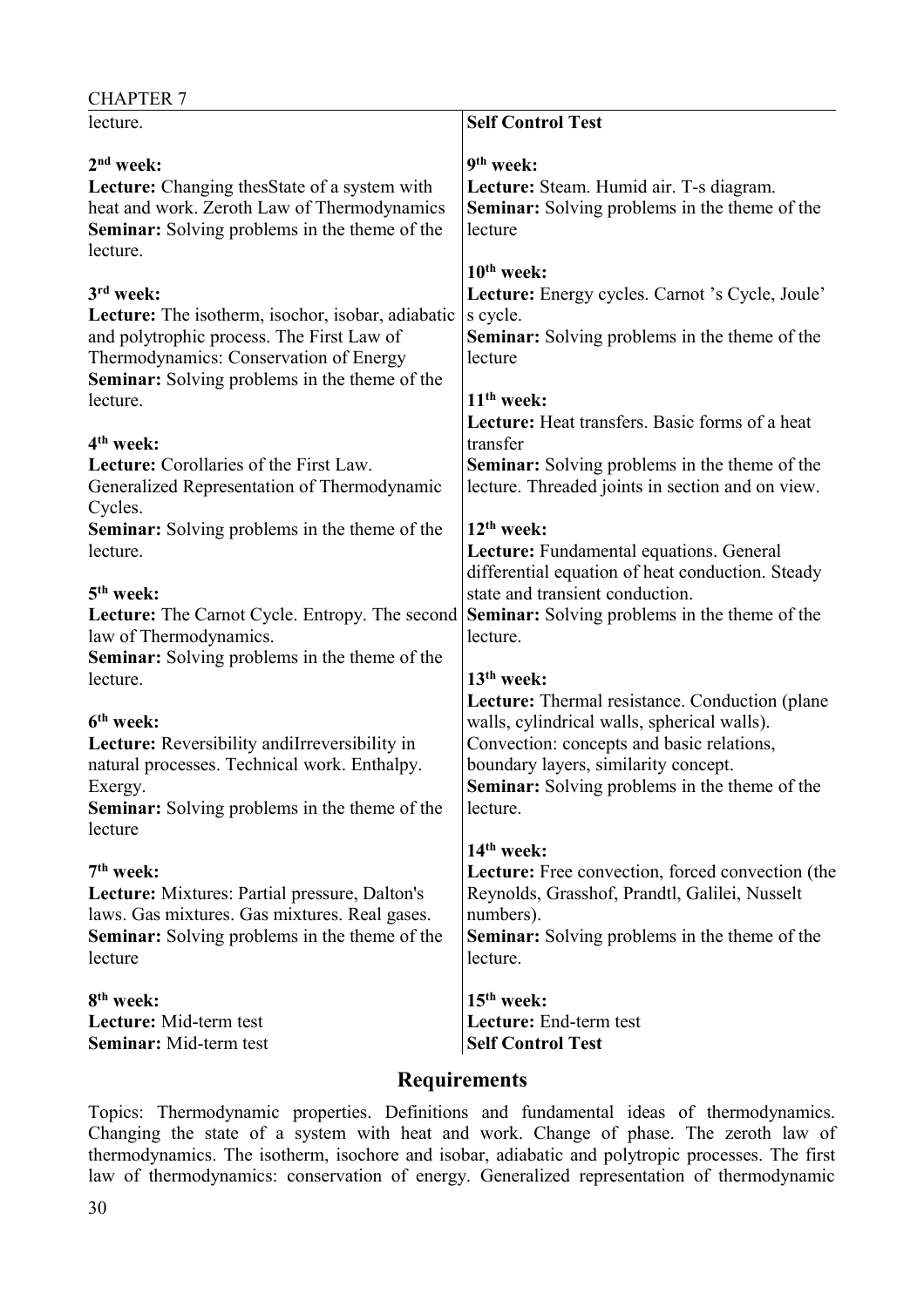lecture.

**2[nd] week:**
**Lecture:** Changing thesState of a system with heat and work. Zeroth Law of Thermodynamics
**Seminar:** Solving problems in the theme of the lecture.

**3[rd] week:**
**Lecture:** The isotherm, isochor, isobar, adiabatic and polytrophic process. The First Law of Thermodynamics: Conservation of Energy
**Seminar:** Solving problems in the theme of the lecture.

**4[th] week:**
**Lecture:** Corollaries of the First Law. Generalized Representation of Thermodynamic Cycles.
**Seminar:** Solving problems in the theme of the lecture.

**5[th] week:**
**Lecture:** The Carnot Cycle. Entropy. The second law of Thermodynamics.
**Seminar:** Solving problems in the theme of the lecture.

**6[th] week:**
**Lecture:** Reversibility andiIrreversibility in natural processes. Technical work. Enthalpy. Exergy.
**Seminar:** Solving problems in the theme of the lecture

**7[th] week:**
**Lecture:** Mixtures: Partial pressure, Dalton's laws. Gas mixtures. Gas mixtures. Real gases.
**Seminar:** Solving problems in the theme of the lecture

**8[th] week:**
**Lecture:** Mid-term test
**Seminar:** Mid-term test

**Self Control Test**

**9[th] week:**
**Lecture:** Steam. Humid air. T-s diagram.
**Seminar:** Solving problems in the theme of the lecture

**10[th] week:**
**Lecture:** Energy cycles. Carnot 's Cycle, Joule' s cycle.
**Seminar:** Solving problems in the theme of the lecture

**11[th] week:**
**Lecture:** Heat transfers. Basic forms of a heat transfer
**Seminar:** Solving problems in the theme of the lecture. Threaded joints in section and on view.

**12[th] week:**
**Lecture:** Fundamental equations. General differential equation of heat conduction. Steady state and transient conduction.
**Seminar:** Solving problems in the theme of the lecture.

**13[th] week:**
**Lecture:** Thermal resistance. Conduction (plane walls, cylindrical walls, spherical walls). Convection: concepts and basic relations, boundary layers, similarity concept.
**Seminar:** Solving problems in the theme of the lecture.

**14[th] week:**
**Lecture:** Free convection, forced convection (the Reynolds, Grasshof, Prandtl, Galilei, Nusselt numbers).
**Seminar:** Solving problems in the theme of the lecture.

**15[th] week:**
**Lecture:** End-term test
**Self Control Test**

## Requirements

Topics: Thermodynamic properties. Definitions and fundamental ideas of thermodynamics. Changing the state of a system with heat and work. Change of phase. The zeroth law of thermodynamics. The isotherm, isochore and isobar, adiabatic and polytropic processes. The first law of thermodynamics: conservation of energy. Generalized representation of thermodynamic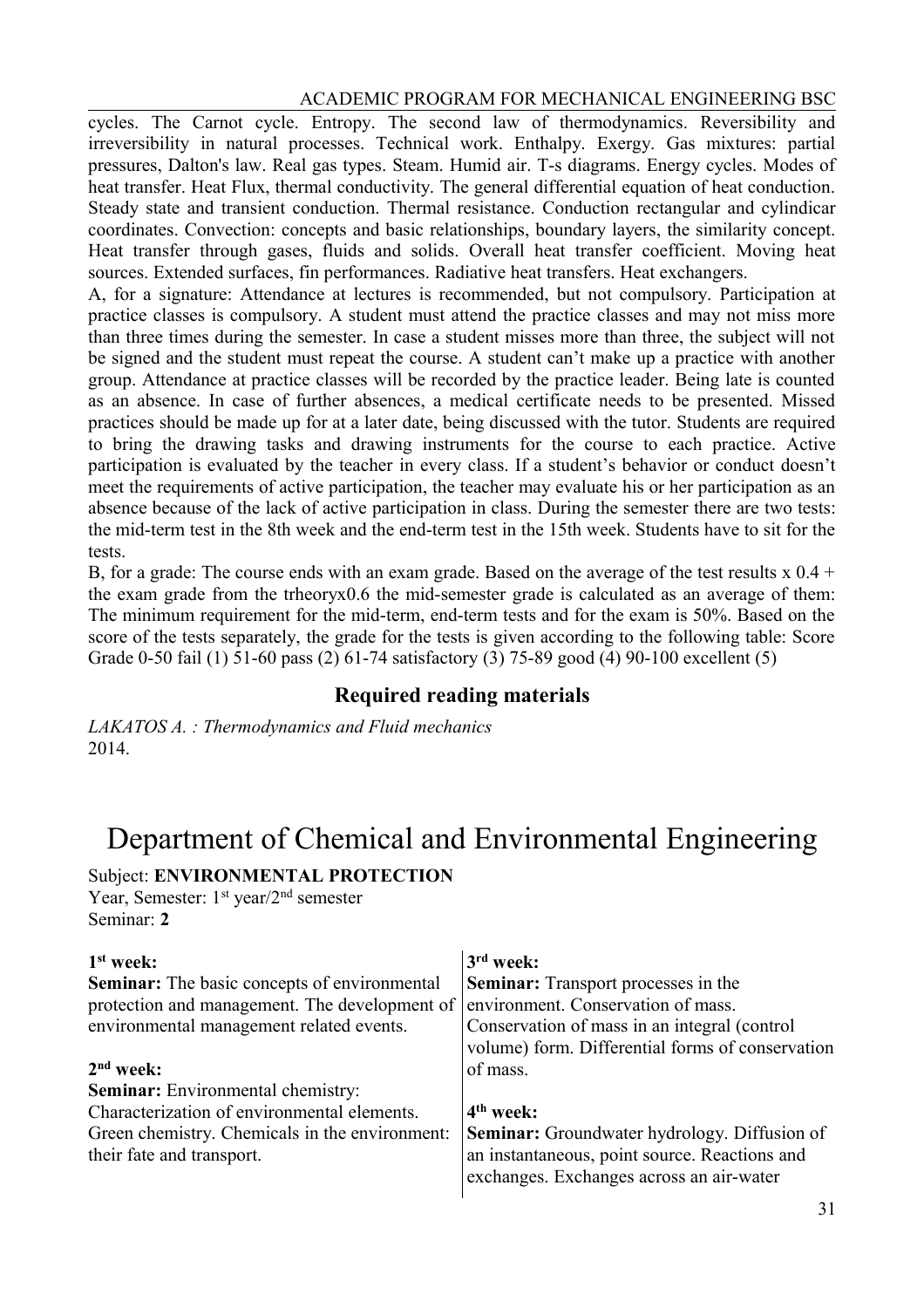cycles. The Carnot cycle. Entropy. The second law of thermodynamics. Reversibility and irreversibility in natural processes. Technical work. Enthalpy. Exergy. Gas mixtures: partial pressures, Dalton's law. Real gas types. Steam. Humid air. T-s diagrams. Energy cycles. Modes of heat transfer. Heat Flux, thermal conductivity. The general differential equation of heat conduction. Steady state and transient conduction. Thermal resistance. Conduction rectangular and cylindicar coordinates. Convection: concepts and basic relationships, boundary layers, the similarity concept. Heat transfer through gases, fluids and solids. Overall heat transfer coefficient. Moving heat sources. Extended surfaces, fin performances. Radiative heat transfers. Heat exchangers.

A, for a signature: Attendance at lectures is recommended, but not compulsory. Participation at practice classes is compulsory. A student must attend the practice classes and may not miss more than three times during the semester. In case a student misses more than three, the subject will not be signed and the student must repeat the course. A student can't make up a practice with another group. Attendance at practice classes will be recorded by the practice leader. Being late is counted as an absence. In case of further absences, a medical certificate needs to be presented. Missed practices should be made up for at a later date, being discussed with the tutor. Students are required to bring the drawing tasks and drawing instruments for the course to each practice. Active participation is evaluated by the teacher in every class. If a student's behavior or conduct doesn't meet the requirements of active participation, the teacher may evaluate his or her participation as an absence because of the lack of active participation in class. During the semester there are two tests: the mid-term test in the 8th week and the end-term test in the 15th week. Students have to sit for the tests.

B, for a grade: The course ends with an exam grade. Based on the average of the test results x 0.4 + the exam grade from the trheoryx0.6 the mid-semester grade is calculated as an average of them: The minimum requirement for the mid-term, end-term tests and for the exam is 50%. Based on the score of the tests separately, the grade for the tests is given according to the following table: Score Grade 0-50 fail (1) 51-60 pass (2) 61-74 satisfactory (3) 75-89 good (4) 90-100 excellent (5)

## Required reading materials

*LAKATOS A. : Thermodynamics and Fluid mechanics*
2014.

# Department of Chemical and Environmental Engineering

Subject: **ENVIRONMENTAL PROTECTION**
Year, Semester: 1st year/2nd semester
Seminar: **2**

**1st week:**
**Seminar:** The basic concepts of environmental protection and management. The development of environmental management related events.

**2nd week:**
**Seminar:** Environmental chemistry: Characterization of environmental elements. Green chemistry. Chemicals in the environment: their fate and transport.

**3rd week:**
**Seminar:** Transport processes in the environment. Conservation of mass. Conservation of mass in an integral (control volume) form. Differential forms of conservation of mass.

**4th week:**
**Seminar:** Groundwater hydrology. Diffusion of an instantaneous, point source. Reactions and exchanges. Exchanges across an air-water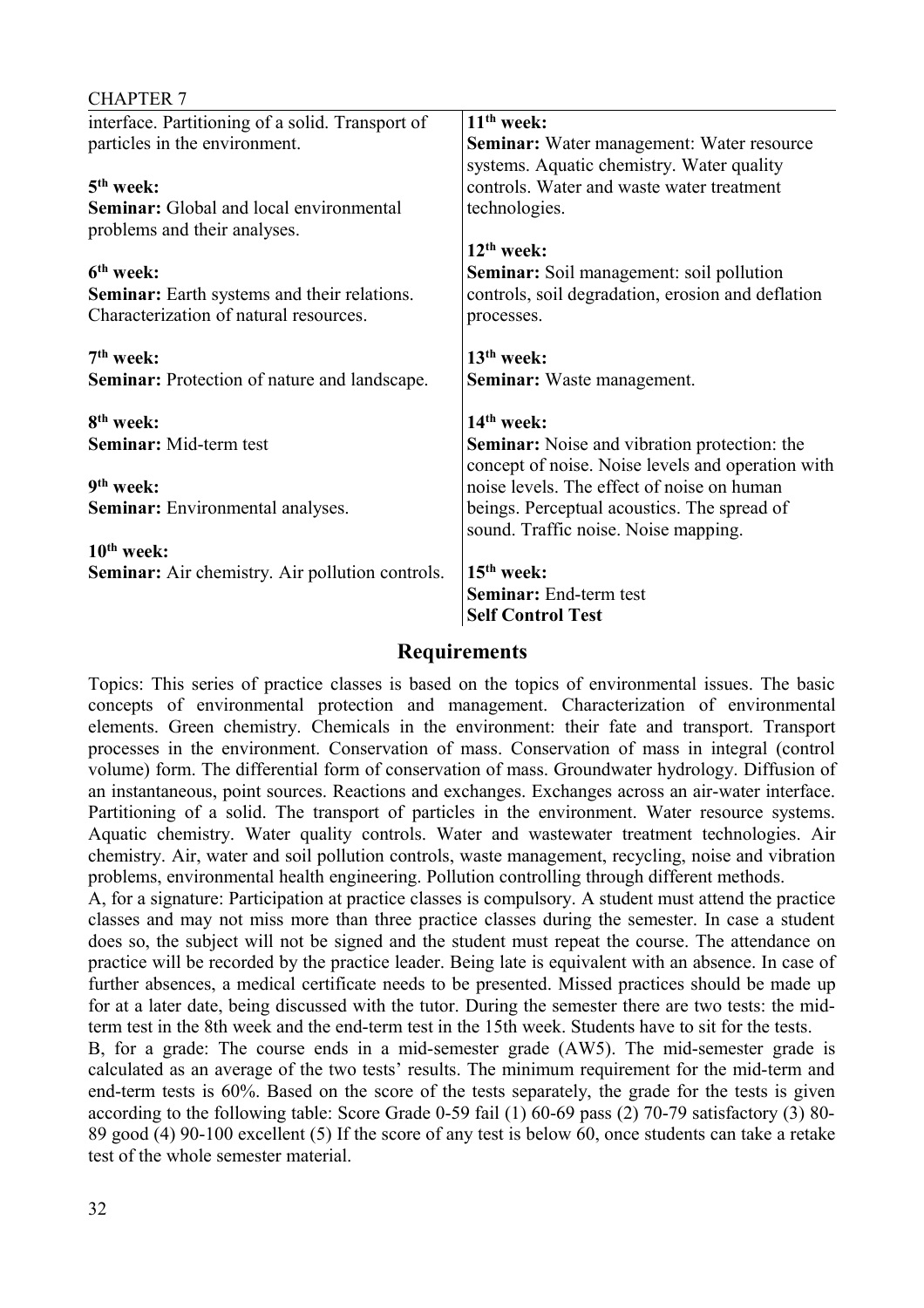interface. Partitioning of a solid. Transport of particles in the environment.

**5th week:**
**Seminar:** Global and local environmental problems and their analyses.

**6th week:**
**Seminar:** Earth systems and their relations. Characterization of natural resources.

**7th week:**
**Seminar:** Protection of nature and landscape.

**8th week:**
**Seminar:** Mid-term test

**9th week:**
**Seminar:** Environmental analyses.

**10th week:**
**Seminar:** Air chemistry. Air pollution controls.

**11th week:**
**Seminar:** Water management: Water resource systems. Aquatic chemistry. Water quality controls. Water and waste water treatment technologies.

**12th week:**
**Seminar:** Soil management: soil pollution controls, soil degradation, erosion and deflation processes.

**13th week:**
**Seminar:** Waste management.

**14th week:**
**Seminar:** Noise and vibration protection: the concept of noise. Noise levels and operation with noise levels. The effect of noise on human beings. Perceptual acoustics. The spread of sound. Traffic noise. Noise mapping.

**15th week:**
**Seminar:** End-term test
**Self Control Test**

## Requirements

Topics: This series of practice classes is based on the topics of environmental issues. The basic concepts of environmental protection and management. Characterization of environmental elements. Green chemistry. Chemicals in the environment: their fate and transport. Transport processes in the environment. Conservation of mass. Conservation of mass in integral (control volume) form. The differential form of conservation of mass. Groundwater hydrology. Diffusion of an instantaneous, point sources. Reactions and exchanges. Exchanges across an air-water interface. Partitioning of a solid. The transport of particles in the environment. Water resource systems. Aquatic chemistry. Water quality controls. Water and wastewater treatment technologies. Air chemistry. Air, water and soil pollution controls, waste management, recycling, noise and vibration problems, environmental health engineering. Pollution controlling through different methods.

A, for a signature: Participation at practice classes is compulsory. A student must attend the practice classes and may not miss more than three practice classes during the semester. In case a student does so, the subject will not be signed and the student must repeat the course. The attendance on practice will be recorded by the practice leader. Being late is equivalent with an absence. In case of further absences, a medical certificate needs to be presented. Missed practices should be made up for at a later date, being discussed with the tutor. During the semester there are two tests: the mid-term test in the 8th week and the end-term test in the 15th week. Students have to sit for the tests.

B, for a grade: The course ends in a mid-semester grade (AW5). The mid-semester grade is calculated as an average of the two tests' results. The minimum requirement for the mid-term and end-term tests is 60%. Based on the score of the tests separately, the grade for the tests is given according to the following table: Score Grade 0-59 fail (1) 60-69 pass (2) 70-79 satisfactory (3) 80-89 good (4) 90-100 excellent (5) If the score of any test is below 60, once students can take a retake test of the whole semester material.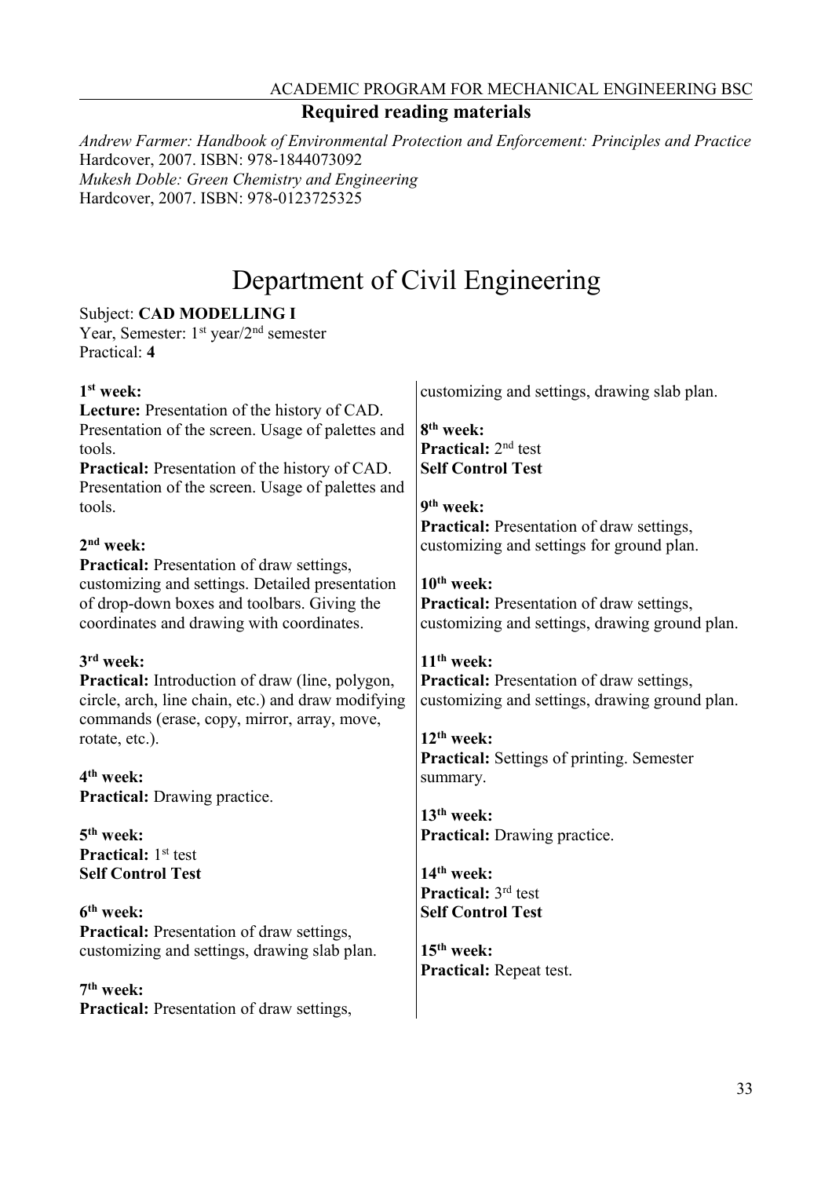## Required reading materials

*Andrew Farmer: Handbook of Environmental Protection and Enforcement: Principles and Practice*
Hardcover, 2007. ISBN: 978-1844073092
*Mukesh Doble: Green Chemistry and Engineering*
Hardcover, 2007. ISBN: 978-0123725325

# Department of Civil Engineering

Subject: **CAD MODELLING I**
Year, Semester: 1st year/2nd semester
Practical: **4**

**1st week:**
**Lecture:** Presentation of the history of CAD. Presentation of the screen. Usage of palettes and tools.
**Practical:** Presentation of the history of CAD. Presentation of the screen. Usage of palettes and tools.

**2nd week:**
**Practical:** Presentation of draw settings, customizing and settings. Detailed presentation of drop-down boxes and toolbars. Giving the coordinates and drawing with coordinates.

**3rd week:**
**Practical:** Introduction of draw (line, polygon, circle, arch, line chain, etc.) and draw modifying commands (erase, copy, mirror, array, move, rotate, etc.).

**4th week:**
**Practical:** Drawing practice.

**5th week:**
**Practical:** 1st test
**Self Control Test**

**6th week:**
**Practical:** Presentation of draw settings, customizing and settings, drawing slab plan.

**7th week:**
**Practical:** Presentation of draw settings, customizing and settings, drawing slab plan.

**8th week:**
**Practical:** 2nd test
**Self Control Test**

**9th week:**
**Practical:** Presentation of draw settings, customizing and settings for ground plan.

**10th week:**
**Practical:** Presentation of draw settings, customizing and settings, drawing ground plan.

**11th week:**
**Practical:** Presentation of draw settings, customizing and settings, drawing ground plan.

**12th week:**
**Practical:** Settings of printing. Semester summary.

**13th week:**
**Practical:** Drawing practice.

**14th week:**
**Practical:** 3rd test
**Self Control Test**

**15th week:**
**Practical:** Repeat test.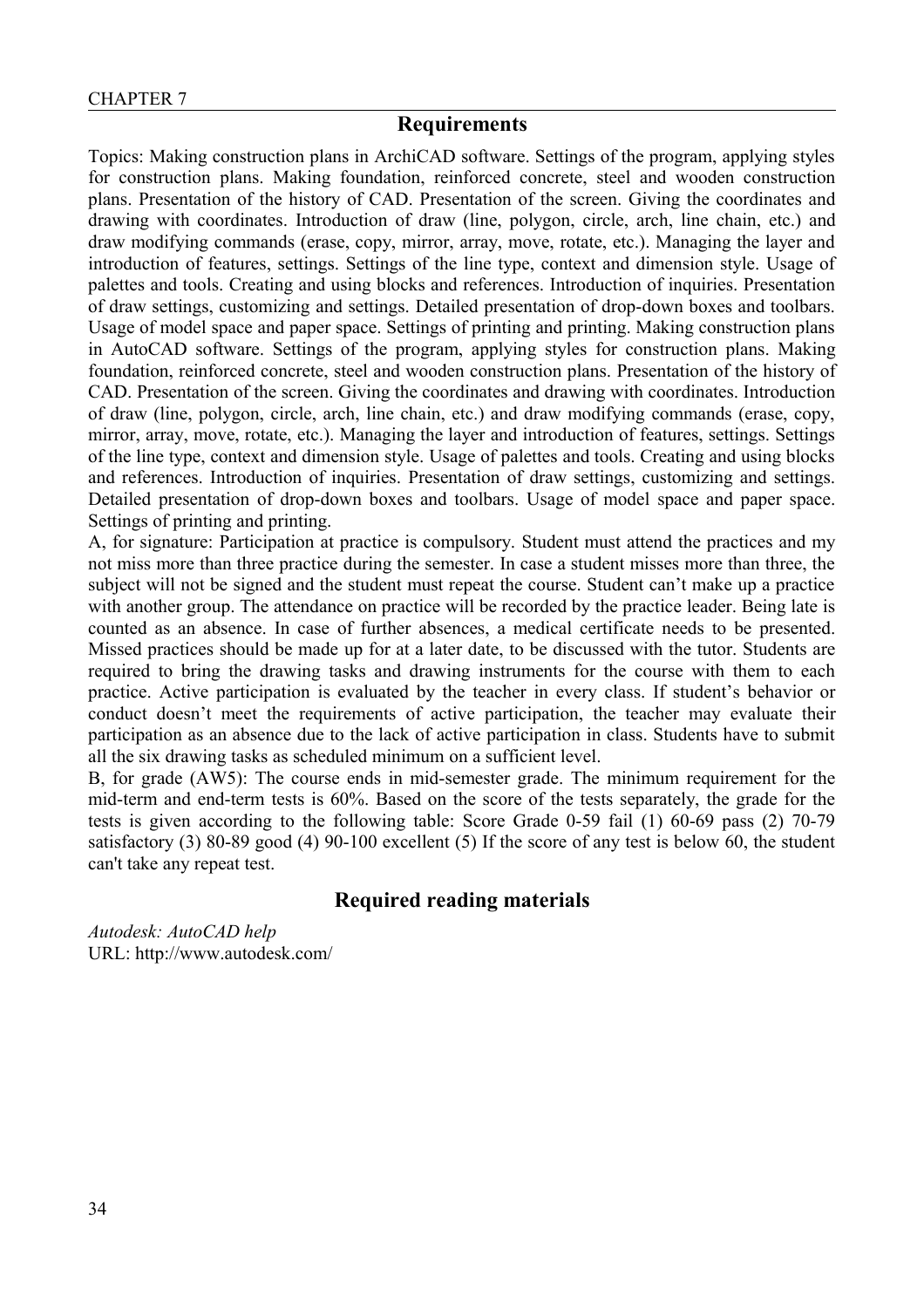## Requirements

Topics: Making construction plans in ArchiCAD software. Settings of the program, applying styles for construction plans. Making foundation, reinforced concrete, steel and wooden construction plans. Presentation of the history of CAD. Presentation of the screen. Giving the coordinates and drawing with coordinates. Introduction of draw (line, polygon, circle, arch, line chain, etc.) and draw modifying commands (erase, copy, mirror, array, move, rotate, etc.). Managing the layer and introduction of features, settings. Settings of the line type, context and dimension style. Usage of palettes and tools. Creating and using blocks and references. Introduction of inquiries. Presentation of draw settings, customizing and settings. Detailed presentation of drop-down boxes and toolbars. Usage of model space and paper space. Settings of printing and printing. Making construction plans in AutoCAD software. Settings of the program, applying styles for construction plans. Making foundation, reinforced concrete, steel and wooden construction plans. Presentation of the history of CAD. Presentation of the screen. Giving the coordinates and drawing with coordinates. Introduction of draw (line, polygon, circle, arch, line chain, etc.) and draw modifying commands (erase, copy, mirror, array, move, rotate, etc.). Managing the layer and introduction of features, settings. Settings of the line type, context and dimension style. Usage of palettes and tools. Creating and using blocks and references. Introduction of inquiries. Presentation of draw settings, customizing and settings. Detailed presentation of drop-down boxes and toolbars. Usage of model space and paper space. Settings of printing and printing.

A, for signature: Participation at practice is compulsory. Student must attend the practices and my not miss more than three practice during the semester. In case a student misses more than three, the subject will not be signed and the student must repeat the course. Student can't make up a practice with another group. The attendance on practice will be recorded by the practice leader. Being late is counted as an absence. In case of further absences, a medical certificate needs to be presented. Missed practices should be made up for at a later date, to be discussed with the tutor. Students are required to bring the drawing tasks and drawing instruments for the course with them to each practice. Active participation is evaluated by the teacher in every class. If student's behavior or conduct doesn't meet the requirements of active participation, the teacher may evaluate their participation as an absence due to the lack of active participation in class. Students have to submit all the six drawing tasks as scheduled minimum on a sufficient level.

B, for grade (AW5): The course ends in mid-semester grade. The minimum requirement for the mid-term and end-term tests is 60%. Based on the score of the tests separately, the grade for the tests is given according to the following table: Score Grade 0-59 fail (1) 60-69 pass (2) 70-79 satisfactory (3) 80-89 good (4) 90-100 excellent (5) If the score of any test is below 60, the student can't take any repeat test.

## Required reading materials

*Autodesk: AutoCAD help*
URL: http://www.autodesk.com/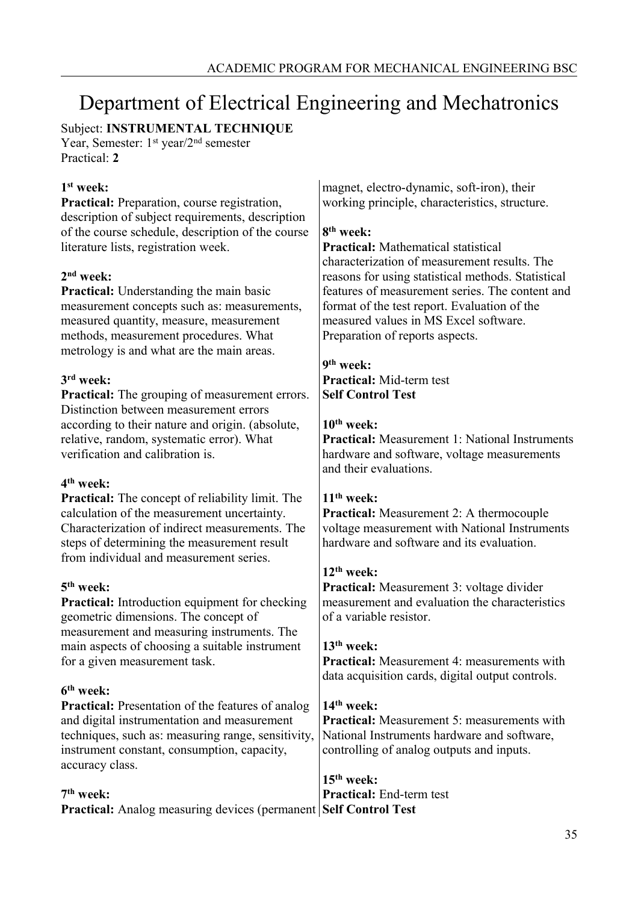# Department of Electrical Engineering and Mechatronics

Subject: **INSTRUMENTAL TECHNIQUE**
Year, Semester: 1st year/2nd semester
Practical: **2**

**1st week:**
**Practical:** Preparation, course registration, description of subject requirements, description of the course schedule, description of the course literature lists, registration week.

**2nd week:**
**Practical:** Understanding the main basic measurement concepts such as: measurements, measured quantity, measure, measurement methods, measurement procedures. What metrology is and what are the main areas.

**3rd week:**
**Practical:** The grouping of measurement errors. Distinction between measurement errors according to their nature and origin. (absolute, relative, random, systematic error). What verification and calibration is.

**4th week:**
**Practical:** The concept of reliability limit. The calculation of the measurement uncertainty. Characterization of indirect measurements. The steps of determining the measurement result from individual and measurement series.

**5th week:**
**Practical:** Introduction equipment for checking geometric dimensions. The concept of measurement and measuring instruments. The main aspects of choosing a suitable instrument for a given measurement task.

**6th week:**
**Practical:** Presentation of the features of analog and digital instrumentation and measurement techniques, such as: measuring range, sensitivity, instrument constant, consumption, capacity, accuracy class.

**7th week:**
**Practical:** Analog measuring devices (permanent magnet, electro-dynamic, soft-iron), their working principle, characteristics, structure.

**8th week:**
**Practical:** Mathematical statistical characterization of measurement results. The reasons for using statistical methods. Statistical features of measurement series. The content and format of the test report. Evaluation of the measured values in MS Excel software. Preparation of reports aspects.

**9th week:**
**Practical:** Mid-term test
**Self Control Test**

**10th week:**
**Practical:** Measurement 1: National Instruments hardware and software, voltage measurements and their evaluations.

**11th week:**
**Practical:** Measurement 2: A thermocouple voltage measurement with National Instruments hardware and software and its evaluation.

**12th week:**
**Practical:** Measurement 3: voltage divider measurement and evaluation the characteristics of a variable resistor.

**13th week:**
**Practical:** Measurement 4: measurements with data acquisition cards, digital output controls.

**14th week:**
**Practical:** Measurement 5: measurements with National Instruments hardware and software, controlling of analog outputs and inputs.

**15th week:**
**Practical:** End-term test
**Self Control Test**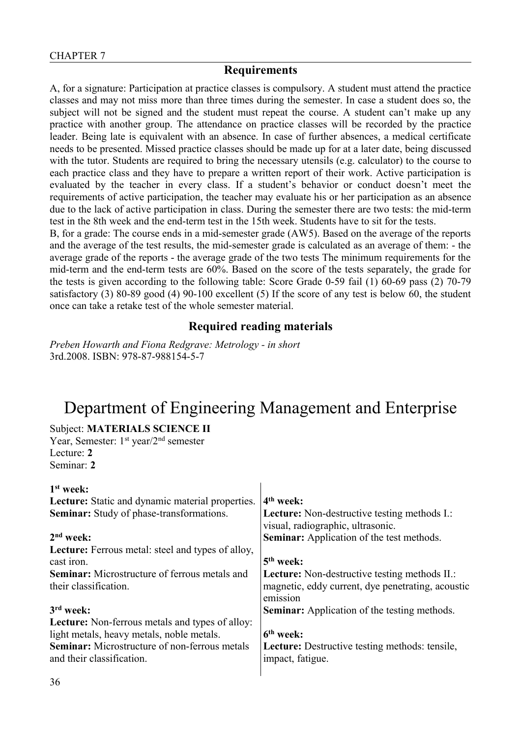## Requirements

A, for a signature: Participation at practice classes is compulsory. A student must attend the practice classes and may not miss more than three times during the semester. In case a student does so, the subject will not be signed and the student must repeat the course. A student can't make up any practice with another group. The attendance on practice classes will be recorded by the practice leader. Being late is equivalent with an absence. In case of further absences, a medical certificate needs to be presented. Missed practice classes should be made up for at a later date, being discussed with the tutor. Students are required to bring the necessary utensils (e.g. calculator) to the course to each practice class and they have to prepare a written report of their work. Active participation is evaluated by the teacher in every class. If a student's behavior or conduct doesn't meet the requirements of active participation, the teacher may evaluate his or her participation as an absence due to the lack of active participation in class. During the semester there are two tests: the mid-term test in the 8th week and the end-term test in the 15th week. Students have to sit for the tests.

B, for a grade: The course ends in a mid-semester grade (AW5). Based on the average of the reports and the average of the test results, the mid-semester grade is calculated as an average of them: - the average grade of the reports - the average grade of the two tests The minimum requirements for the mid-term and the end-term tests are 60%. Based on the score of the tests separately, the grade for the tests is given according to the following table: Score Grade 0-59 fail (1) 60-69 pass (2) 70-79 satisfactory (3) 80-89 good (4) 90-100 excellent (5) If the score of any test is below 60, the student once can take a retake test of the whole semester material.

## Required reading materials

*Preben Howarth and Fiona Redgrave: Metrology - in short*
3rd.2008. ISBN: 978-87-988154-5-7

# Department of Engineering Management and Enterprise

Subject: **MATERIALS SCIENCE II**
Year, Semester: 1st year/2nd semester
Lecture: **2**
Seminar: **2**

**1st week:**
**Lecture:** Static and dynamic material properties.
**Seminar:** Study of phase-transformations.

**2nd week:**
**Lecture:** Ferrous metal: steel and types of alloy, cast iron.
**Seminar:** Microstructure of ferrous metals and their classification.

**3rd week:**
**Lecture:** Non-ferrous metals and types of alloy: light metals, heavy metals, noble metals.
**Seminar:** Microstructure of non-ferrous metals and their classification.

**4th week:**
**Lecture:** Non-destructive testing methods I.: visual, radiographic, ultrasonic.
**Seminar:** Application of the test methods.

**5th week:**
**Lecture:** Non-destructive testing methods II.: magnetic, eddy current, dye penetrating, acoustic emission
**Seminar:** Application of the testing methods.

**6th week:**
**Lecture:** Destructive testing methods: tensile, impact, fatigue.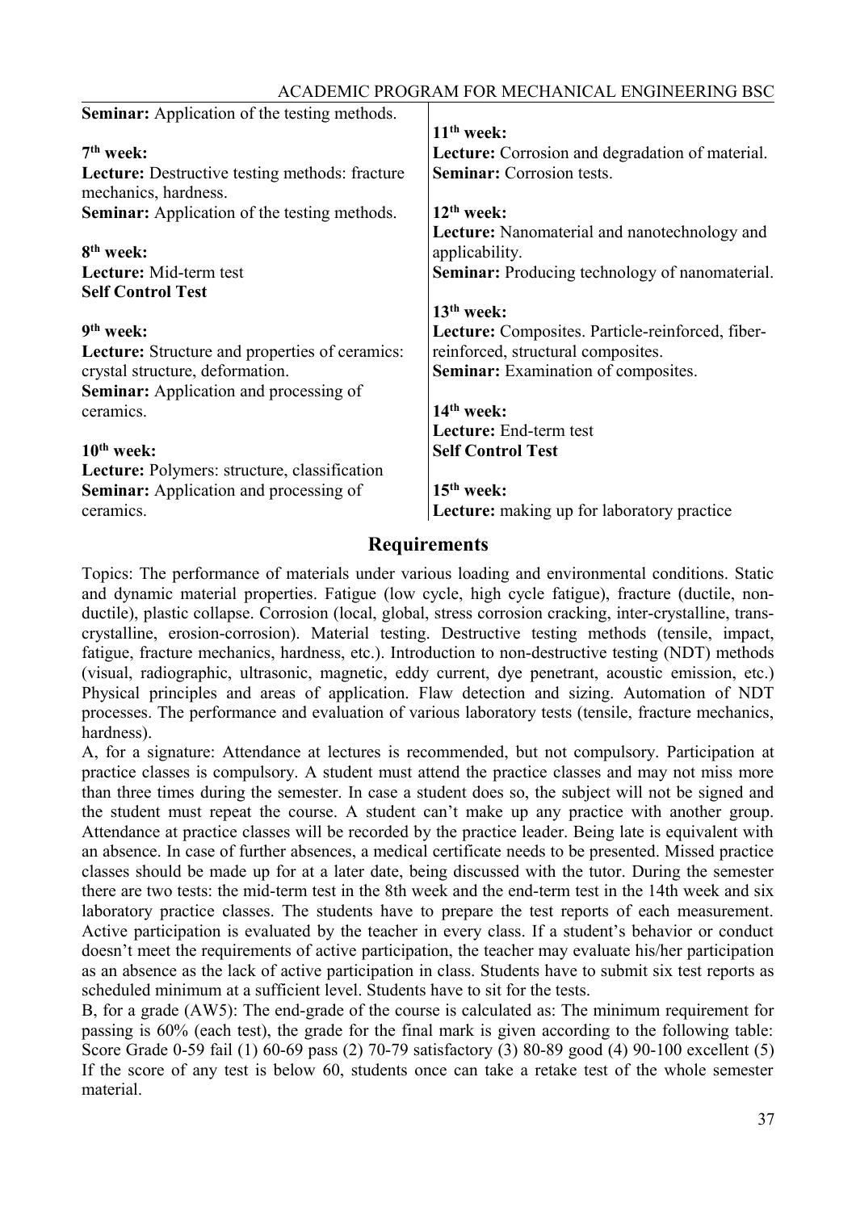**Seminar:** Application of the testing methods.

**7th week:**
**Lecture:** Destructive testing methods: fracture mechanics, hardness.
**Seminar:** Application of the testing methods.

**8th week:**
**Lecture:** Mid-term test
**Self Control Test**

**9th week:**
**Lecture:** Structure and properties of ceramics: crystal structure, deformation.
**Seminar:** Application and processing of ceramics.

**10th week:**
**Lecture:** Polymers: structure, classification
**Seminar:** Application and processing of ceramics.

**11th week:**
**Lecture:** Corrosion and degradation of material.
**Seminar:** Corrosion tests.

**12th week:**
**Lecture:** Nanomaterial and nanotechnology and applicability.
**Seminar:** Producing technology of nanomaterial.

**13th week:**
**Lecture:** Composites. Particle-reinforced, fiber-reinforced, structural composites.
**Seminar:** Examination of composites.

**14th week:**
**Lecture:** End-term test
**Self Control Test**

**15th week:**
**Lecture:** making up for laboratory practice

## Requirements

Topics: The performance of materials under various loading and environmental conditions. Static and dynamic material properties. Fatigue (low cycle, high cycle fatigue), fracture (ductile, non-ductile), plastic collapse. Corrosion (local, global, stress corrosion cracking, inter-crystalline, trans-crystalline, erosion-corrosion). Material testing. Destructive testing methods (tensile, impact, fatigue, fracture mechanics, hardness, etc.). Introduction to non-destructive testing (NDT) methods (visual, radiographic, ultrasonic, magnetic, eddy current, dye penetrant, acoustic emission, etc.) Physical principles and areas of application. Flaw detection and sizing. Automation of NDT processes. The performance and evaluation of various laboratory tests (tensile, fracture mechanics, hardness).

A, for a signature: Attendance at lectures is recommended, but not compulsory. Participation at practice classes is compulsory. A student must attend the practice classes and may not miss more than three times during the semester. In case a student does so, the subject will not be signed and the student must repeat the course. A student can't make up any practice with another group. Attendance at practice classes will be recorded by the practice leader. Being late is equivalent with an absence. In case of further absences, a medical certificate needs to be presented. Missed practice classes should be made up for at a later date, being discussed with the tutor. During the semester there are two tests: the mid-term test in the 8th week and the end-term test in the 14th week and six laboratory practice classes. The students have to prepare the test reports of each measurement. Active participation is evaluated by the teacher in every class. If a student's behavior or conduct doesn't meet the requirements of active participation, the teacher may evaluate his/her participation as an absence as the lack of active participation in class. Students have to submit six test reports as scheduled minimum at a sufficient level. Students have to sit for the tests.

B, for a grade (AW5): The end-grade of the course is calculated as: The minimum requirement for passing is 60% (each test), the grade for the final mark is given according to the following table: Score Grade 0-59 fail (1) 60-69 pass (2) 70-79 satisfactory (3) 80-89 good (4) 90-100 excellent (5) If the score of any test is below 60, students once can take a retake test of the whole semester material.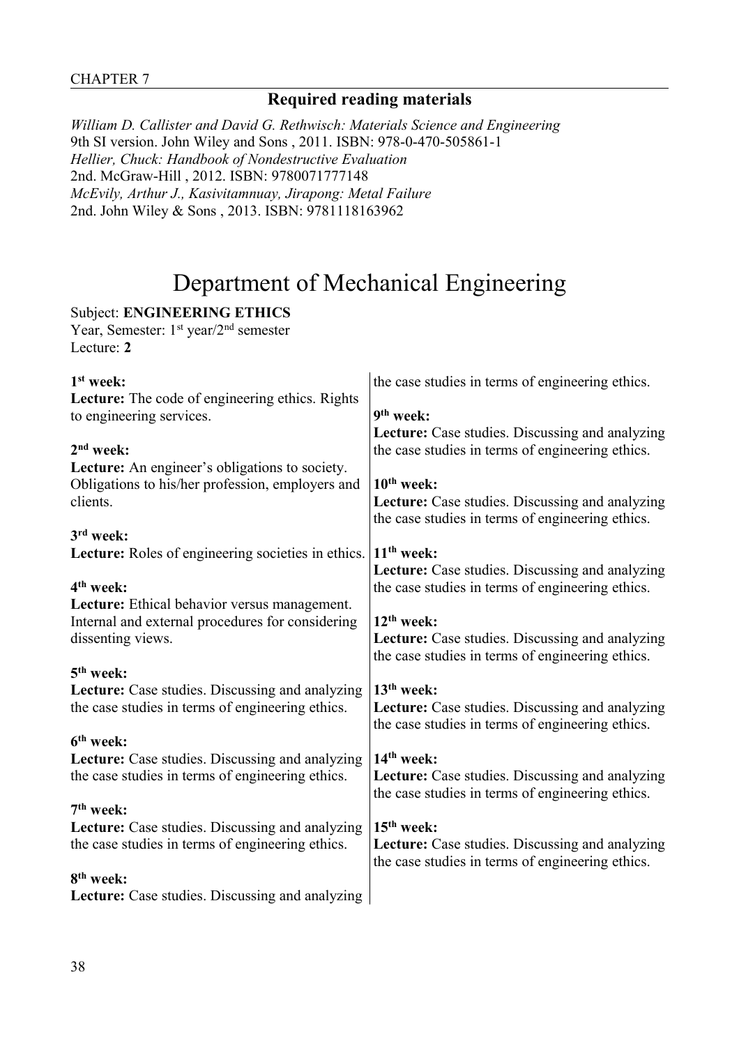CHAPTER 7

## Required reading materials

*William D. Callister and David G. Rethwisch: Materials Science and Engineering*
9th SI version. John Wiley and Sons , 2011. ISBN: 978-0-470-505861-1
*Hellier, Chuck: Handbook of Nondestructive Evaluation*
2nd. McGraw-Hill , 2012. ISBN: 9780071777148
*McEvily, Arthur J., Kasivitamnuay, Jirapong: Metal Failure*
2nd. John Wiley & Sons , 2013. ISBN: 9781118163962

# Department of Mechanical Engineering

Subject: **ENGINEERING ETHICS**
Year, Semester: 1st year/2nd semester
Lecture: **2**

**1st week:**
**Lecture:** The code of engineering ethics. Rights to engineering services.

**2nd week:**
**Lecture:** An engineer's obligations to society. Obligations to his/her profession, employers and clients.

**3rd week:**
**Lecture:** Roles of engineering societies in ethics.

**4th week:**
**Lecture:** Ethical behavior versus management. Internal and external procedures for considering dissenting views.

**5th week:**
**Lecture:** Case studies. Discussing and analyzing the case studies in terms of engineering ethics.

**6th week:**
**Lecture:** Case studies. Discussing and analyzing the case studies in terms of engineering ethics.

**7th week:**
**Lecture:** Case studies. Discussing and analyzing the case studies in terms of engineering ethics.

**8th week:**
**Lecture:** Case studies. Discussing and analyzing the case studies in terms of engineering ethics.

**9th week:**
**Lecture:** Case studies. Discussing and analyzing the case studies in terms of engineering ethics.

**10th week:**
**Lecture:** Case studies. Discussing and analyzing the case studies in terms of engineering ethics.

**11th week:**
**Lecture:** Case studies. Discussing and analyzing the case studies in terms of engineering ethics.

**12th week:**
**Lecture:** Case studies. Discussing and analyzing the case studies in terms of engineering ethics.

**13th week:**
**Lecture:** Case studies. Discussing and analyzing the case studies in terms of engineering ethics.

**14th week:**
**Lecture:** Case studies. Discussing and analyzing the case studies in terms of engineering ethics.

**15th week:**
**Lecture:** Case studies. Discussing and analyzing the case studies in terms of engineering ethics.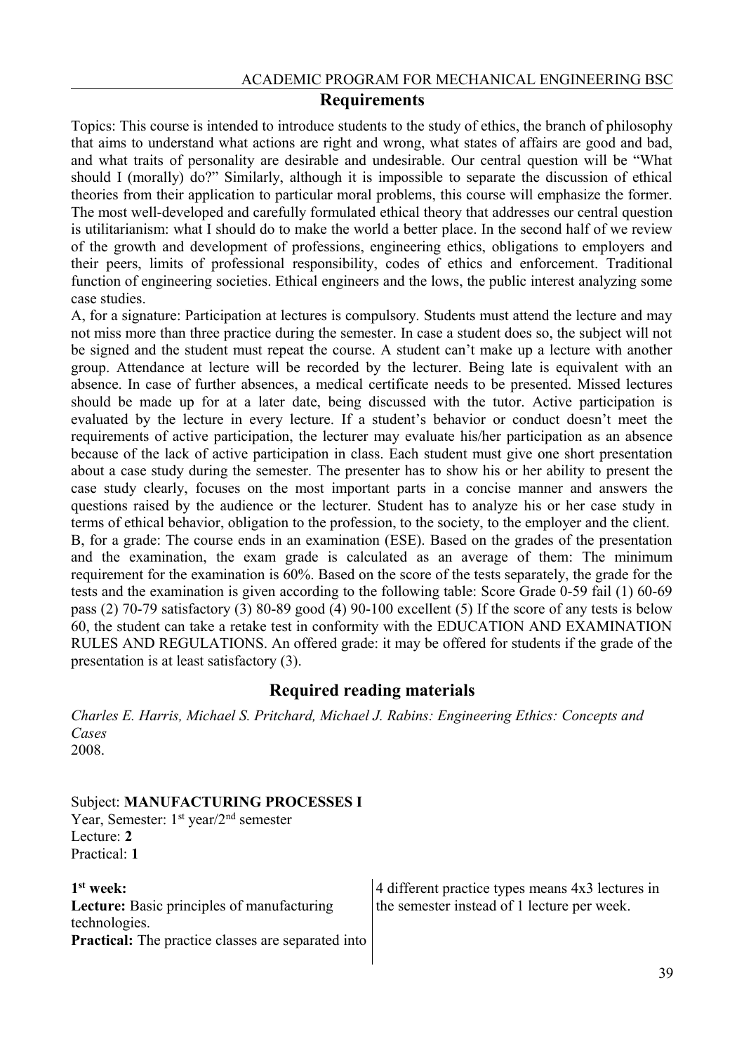## Requirements

Topics: This course is intended to introduce students to the study of ethics, the branch of philosophy that aims to understand what actions are right and wrong, what states of affairs are good and bad, and what traits of personality are desirable and undesirable. Our central question will be "What should I (morally) do?" Similarly, although it is impossible to separate the discussion of ethical theories from their application to particular moral problems, this course will emphasize the former. The most well-developed and carefully formulated ethical theory that addresses our central question is utilitarianism: what I should do to make the world a better place. In the second half of we review of the growth and development of professions, engineering ethics, obligations to employers and their peers, limits of professional responsibility, codes of ethics and enforcement. Traditional function of engineering societies. Ethical engineers and the lows, the public interest analyzing some case studies.

A, for a signature: Participation at lectures is compulsory. Students must attend the lecture and may not miss more than three practice during the semester. In case a student does so, the subject will not be signed and the student must repeat the course. A student can't make up a lecture with another group. Attendance at lecture will be recorded by the lecturer. Being late is equivalent with an absence. In case of further absences, a medical certificate needs to be presented. Missed lectures should be made up for at a later date, being discussed with the tutor. Active participation is evaluated by the lecture in every lecture. If a student's behavior or conduct doesn't meet the requirements of active participation, the lecturer may evaluate his/her participation as an absence because of the lack of active participation in class. Each student must give one short presentation about a case study during the semester. The presenter has to show his or her ability to present the case study clearly, focuses on the most important parts in a concise manner and answers the questions raised by the audience or the lecturer. Student has to analyze his or her case study in terms of ethical behavior, obligation to the profession, to the society, to the employer and the client.

B, for a grade: The course ends in an examination (ESE). Based on the grades of the presentation and the examination, the exam grade is calculated as an average of them: The minimum requirement for the examination is 60%. Based on the score of the tests separately, the grade for the tests and the examination is given according to the following table: Score Grade 0-59 fail (1) 60-69 pass (2) 70-79 satisfactory (3) 80-89 good (4) 90-100 excellent (5) If the score of any tests is below 60, the student can take a retake test in conformity with the EDUCATION AND EXAMINATION RULES AND REGULATIONS. An offered grade: it may be offered for students if the grade of the presentation is at least satisfactory (3).

## Required reading materials

*Charles E. Harris, Michael S. Pritchard, Michael J. Rabins: Engineering Ethics: Concepts and Cases*
2008.

Subject: **MANUFACTURING PROCESSES I**
Year, Semester: 1st year/2nd semester
Lecture: **2**
Practical: **1**

**1st week:**
**Lecture:** Basic principles of manufacturing technologies.
**Practical:** The practice classes are separated into 4 different practice types means 4x3 lectures in the semester instead of 1 lecture per week.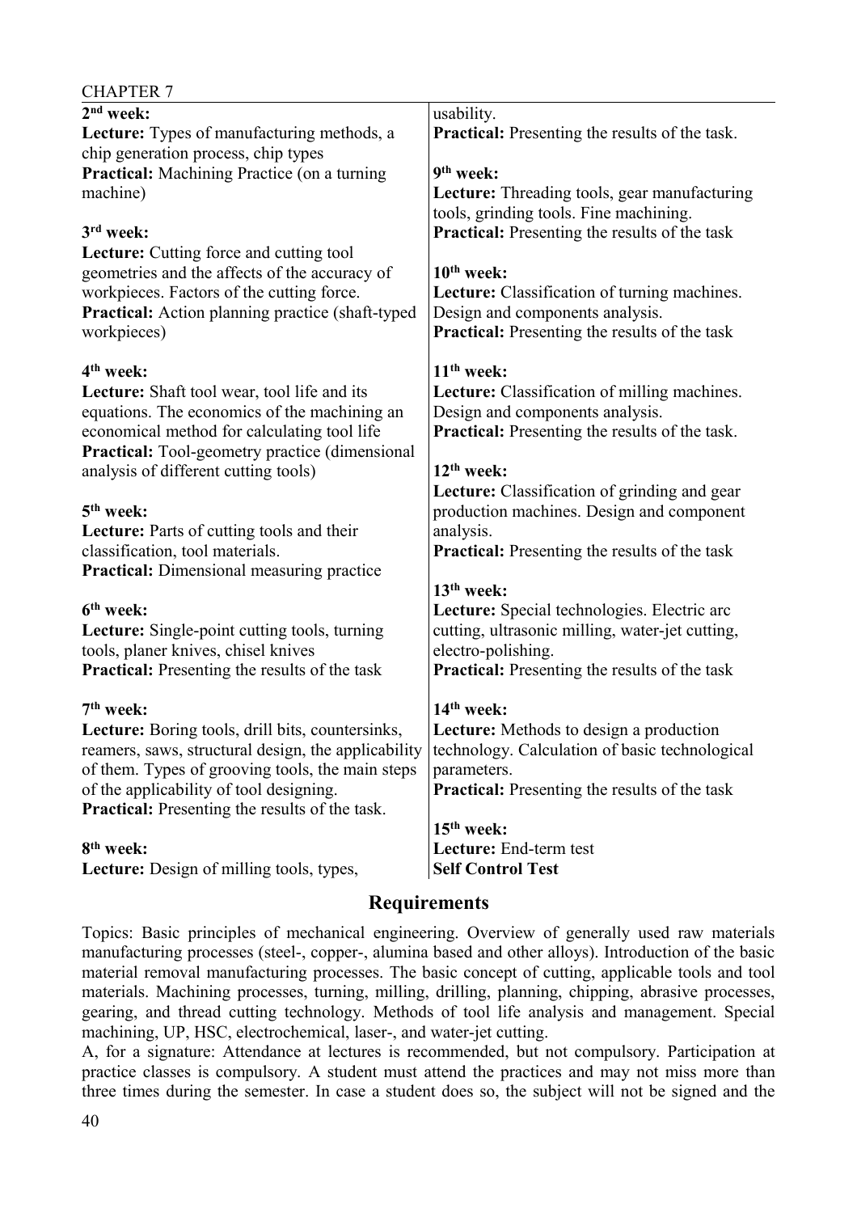**2nd week:**
**Lecture:** Types of manufacturing methods, a chip generation process, chip types
**Practical:** Machining Practice (on a turning machine)

**3rd week:**
**Lecture:** Cutting force and cutting tool geometries and the affects of the accuracy of workpieces. Factors of the cutting force.
**Practical:** Action planning practice (shaft-typed workpieces)

**4th week:**
**Lecture:** Shaft tool wear, tool life and its equations. The economics of the machining an economical method for calculating tool life
**Practical:** Tool-geometry practice (dimensional analysis of different cutting tools)

**5th week:**
**Lecture:** Parts of cutting tools and their classification, tool materials.
**Practical:** Dimensional measuring practice

**6th week:**
**Lecture:** Single-point cutting tools, turning tools, planer knives, chisel knives
**Practical:** Presenting the results of the task

**7th week:**
**Lecture:** Boring tools, drill bits, countersinks, reamers, saws, structural design, the applicability of them. Types of grooving tools, the main steps of the applicability of tool designing.
**Practical:** Presenting the results of the task.

**8th week:**
**Lecture:** Design of milling tools, types, usability.
**Practical:** Presenting the results of the task.

**9th week:**
**Lecture:** Threading tools, gear manufacturing tools, grinding tools. Fine machining.
**Practical:** Presenting the results of the task

**10th week:**
**Lecture:** Classification of turning machines. Design and components analysis.
**Practical:** Presenting the results of the task

**11th week:**
**Lecture:** Classification of milling machines. Design and components analysis.
**Practical:** Presenting the results of the task.

**12th week:**
**Lecture:** Classification of grinding and gear production machines. Design and component analysis.
**Practical:** Presenting the results of the task

**13th week:**
**Lecture:** Special technologies. Electric arc cutting, ultrasonic milling, water-jet cutting, electro-polishing.
**Practical:** Presenting the results of the task

**14th week:**
**Lecture:** Methods to design a production technology. Calculation of basic technological parameters.
**Practical:** Presenting the results of the task

**15th week:**
**Lecture:** End-term test
**Self Control Test**

## Requirements

Topics: Basic principles of mechanical engineering. Overview of generally used raw materials manufacturing processes (steel-, copper-, alumina based and other alloys). Introduction of the basic material removal manufacturing processes. The basic concept of cutting, applicable tools and tool materials. Machining processes, turning, milling, drilling, planning, chipping, abrasive processes, gearing, and thread cutting technology. Methods of tool life analysis and management. Special machining, UP, HSC, electrochemical, laser-, and water-jet cutting.

A, for a signature: Attendance at lectures is recommended, but not compulsory. Participation at practice classes is compulsory. A student must attend the practices and may not miss more than three times during the semester. In case a student does so, the subject will not be signed and the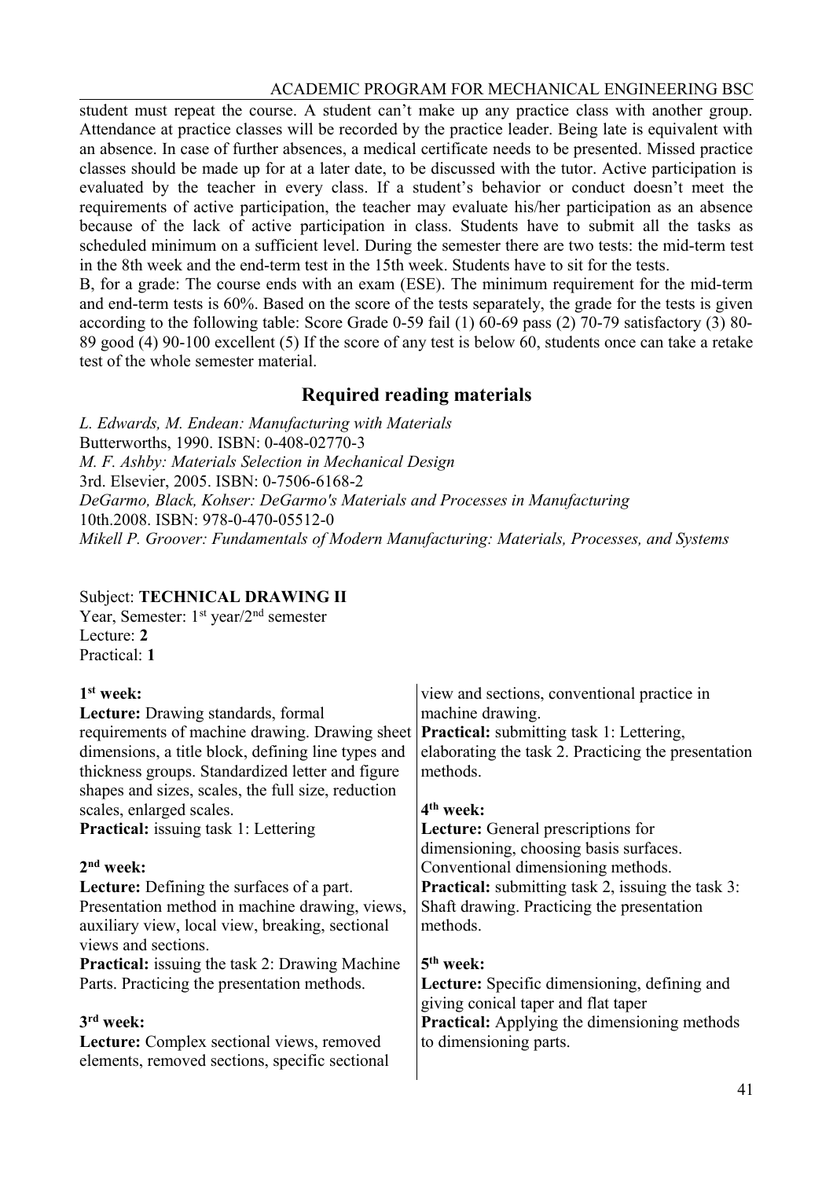student must repeat the course. A student can't make up any practice class with another group. Attendance at practice classes will be recorded by the practice leader. Being late is equivalent with an absence. In case of further absences, a medical certificate needs to be presented. Missed practice classes should be made up for at a later date, to be discussed with the tutor. Active participation is evaluated by the teacher in every class. If a student's behavior or conduct doesn't meet the requirements of active participation, the teacher may evaluate his/her participation as an absence because of the lack of active participation in class. Students have to submit all the tasks as scheduled minimum on a sufficient level. During the semester there are two tests: the mid-term test in the 8th week and the end-term test in the 15th week. Students have to sit for the tests.

B, for a grade: The course ends with an exam (ESE). The minimum requirement for the mid-term and end-term tests is 60%. Based on the score of the tests separately, the grade for the tests is given according to the following table: Score Grade 0-59 fail (1) 60-69 pass (2) 70-79 satisfactory (3) 80-89 good (4) 90-100 excellent (5) If the score of any test is below 60, students once can take a retake test of the whole semester material.

## Required reading materials

*L. Edwards, M. Endean: Manufacturing with Materials*
Butterworths, 1990. ISBN: 0-408-02770-3
*M. F. Ashby: Materials Selection in Mechanical Design*
3rd. Elsevier, 2005. ISBN: 0-7506-6168-2
*DeGarmo, Black, Kohser: DeGarmo's Materials and Processes in Manufacturing*
10th.2008. ISBN: 978-0-470-05512-0
*Mikell P. Groover: Fundamentals of Modern Manufacturing: Materials, Processes, and Systems*

Subject: **TECHNICAL DRAWING II**
Year, Semester: 1st year/2nd semester
Lecture: **2**
Practical: **1**

**1st week:**
**Lecture:** Drawing standards, formal requirements of machine drawing. Drawing sheet dimensions, a title block, defining line types and thickness groups. Standardized letter and figure shapes and sizes, scales, the full size, reduction scales, enlarged scales.
**Practical:** issuing task 1: Lettering

**2nd week:**
**Lecture:** Defining the surfaces of a part. Presentation method in machine drawing, views, auxiliary view, local view, breaking, sectional views and sections.
**Practical:** issuing the task 2: Drawing Machine Parts. Practicing the presentation methods.

**3rd week:**
**Lecture:** Complex sectional views, removed elements, removed sections, specific sectional view and sections, conventional practice in machine drawing.
**Practical:** submitting task 1: Lettering, elaborating the task 2. Practicing the presentation methods.

**4th week:**
**Lecture:** General prescriptions for dimensioning, choosing basis surfaces. Conventional dimensioning methods.
**Practical:** submitting task 2, issuing the task 3: Shaft drawing. Practicing the presentation methods.

**5th week:**
**Lecture:** Specific dimensioning, defining and giving conical taper and flat taper
**Practical:** Applying the dimensioning methods to dimensioning parts.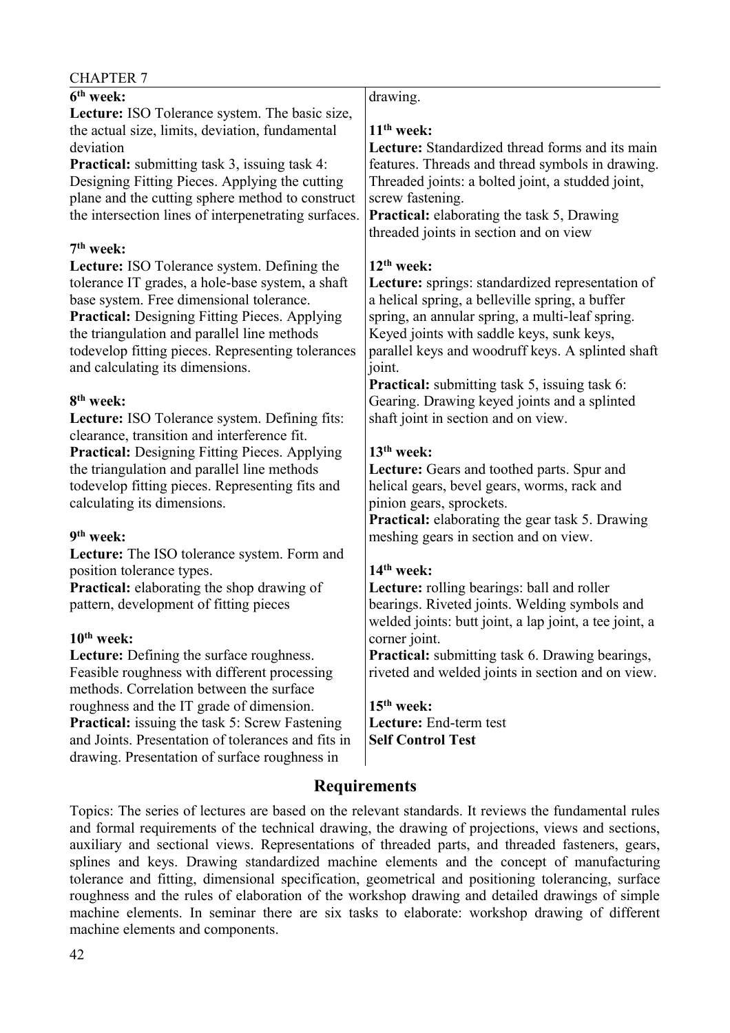**6th week:**
**Lecture:** ISO Tolerance system. The basic size, the actual size, limits, deviation, fundamental deviation
**Practical:** submitting task 3, issuing task 4: Designing Fitting Pieces. Applying the cutting plane and the cutting sphere method to construct the intersection lines of interpenetrating surfaces.

**7th week:**
**Lecture:** ISO Tolerance system. Defining the tolerance IT grades, a hole-base system, a shaft base system. Free dimensional tolerance.
**Practical:** Designing Fitting Pieces. Applying the triangulation and parallel line methods todevelop fitting pieces. Representing tolerances and calculating its dimensions.

**8th week:**
**Lecture:** ISO Tolerance system. Defining fits: clearance, transition and interference fit.
**Practical:** Designing Fitting Pieces. Applying the triangulation and parallel line methods todevelop fitting pieces. Representing fits and calculating its dimensions.

**9th week:**
**Lecture:** The ISO tolerance system. Form and position tolerance types.
**Practical:** elaborating the shop drawing of pattern, development of fitting pieces

**10th week:**
**Lecture:** Defining the surface roughness. Feasible roughness with different processing methods. Correlation between the surface roughness and the IT grade of dimension.
**Practical:** issuing the task 5: Screw Fastening and Joints. Presentation of tolerances and fits in drawing. Presentation of surface roughness in drawing.

**11th week:**
**Lecture:** Standardized thread forms and its main features. Threads and thread symbols in drawing. Threaded joints: a bolted joint, a studded joint, screw fastening.
**Practical:** elaborating the task 5, Drawing threaded joints in section and on view

**12th week:**
**Lecture:** springs: standardized representation of a helical spring, a belleville spring, a buffer spring, an annular spring, a multi-leaf spring. Keyed joints with saddle keys, sunk keys, parallel keys and woodruff keys. A splinted shaft joint.
**Practical:** submitting task 5, issuing task 6: Gearing. Drawing keyed joints and a splinted shaft joint in section and on view.

**13th week:**
**Lecture:** Gears and toothed parts. Spur and helical gears, bevel gears, worms, rack and pinion gears, sprockets.
**Practical:** elaborating the gear task 5. Drawing meshing gears in section and on view.

**14th week:**
**Lecture:** rolling bearings: ball and roller bearings. Riveted joints. Welding symbols and welded joints: butt joint, a lap joint, a tee joint, a corner joint.
**Practical:** submitting task 6. Drawing bearings, riveted and welded joints in section and on view.

**15th week:**
**Lecture:** End-term test
**Self Control Test**

## Requirements

Topics: The series of lectures are based on the relevant standards. It reviews the fundamental rules and formal requirements of the technical drawing, the drawing of projections, views and sections, auxiliary and sectional views. Representations of threaded parts, and threaded fasteners, gears, splines and keys. Drawing standardized machine elements and the concept of manufacturing tolerance and fitting, dimensional specification, geometrical and positioning tolerancing, surface roughness and the rules of elaboration of the workshop drawing and detailed drawings of simple machine elements. In seminar there are six tasks to elaborate: workshop drawing of different machine elements and components.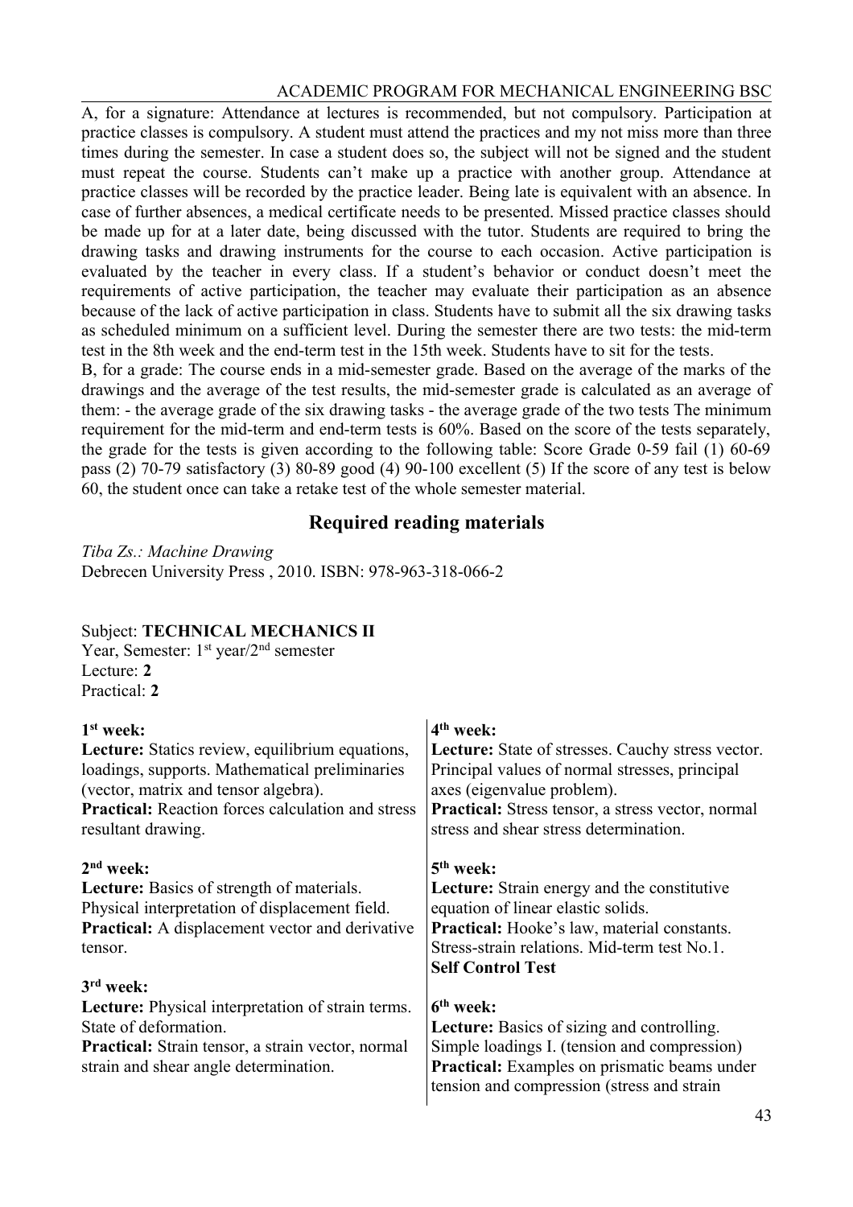A, for a signature: Attendance at lectures is recommended, but not compulsory. Participation at practice classes is compulsory. A student must attend the practices and my not miss more than three times during the semester. In case a student does so, the subject will not be signed and the student must repeat the course. Students can't make up a practice with another group. Attendance at practice classes will be recorded by the practice leader. Being late is equivalent with an absence. In case of further absences, a medical certificate needs to be presented. Missed practice classes should be made up for at a later date, being discussed with the tutor. Students are required to bring the drawing tasks and drawing instruments for the course to each occasion. Active participation is evaluated by the teacher in every class. If a student's behavior or conduct doesn't meet the requirements of active participation, the teacher may evaluate their participation as an absence because of the lack of active participation in class. Students have to submit all the six drawing tasks as scheduled minimum on a sufficient level. During the semester there are two tests: the mid-term test in the 8th week and the end-term test in the 15th week. Students have to sit for the tests.

B, for a grade: The course ends in a mid-semester grade. Based on the average of the marks of the drawings and the average of the test results, the mid-semester grade is calculated as an average of them: - the average grade of the six drawing tasks - the average grade of the two tests The minimum requirement for the mid-term and end-term tests is 60%. Based on the score of the tests separately, the grade for the tests is given according to the following table: Score Grade 0-59 fail (1) 60-69 pass (2) 70-79 satisfactory (3) 80-89 good (4) 90-100 excellent (5) If the score of any test is below 60, the student once can take a retake test of the whole semester material.

## Required reading materials

*Tiba Zs.: Machine Drawing*
Debrecen University Press , 2010. ISBN: 978-963-318-066-2

Subject: **TECHNICAL MECHANICS II**
Year, Semester: 1st year/2nd semester
Lecture: **2**
Practical: **2**

**1st week:**
**Lecture:** Statics review, equilibrium equations, loadings, supports. Mathematical preliminaries (vector, matrix and tensor algebra).
**Practical:** Reaction forces calculation and stress resultant drawing.

**2nd week:**
**Lecture:** Basics of strength of materials. Physical interpretation of displacement field.
**Practical:** A displacement vector and derivative tensor.

**3rd week:**
**Lecture:** Physical interpretation of strain terms. State of deformation.
**Practical:** Strain tensor, a strain vector, normal strain and shear angle determination.

**4th week:**
**Lecture:** State of stresses. Cauchy stress vector. Principal values of normal stresses, principal axes (eigenvalue problem).
**Practical:** Stress tensor, a stress vector, normal stress and shear stress determination.

**5th week:**
**Lecture:** Strain energy and the constitutive equation of linear elastic solids.
**Practical:** Hooke's law, material constants. Stress-strain relations. Mid-term test No.1.
**Self Control Test**

**6th week:**
**Lecture:** Basics of sizing and controlling. Simple loadings I. (tension and compression)
**Practical:** Examples on prismatic beams under tension and compression (stress and strain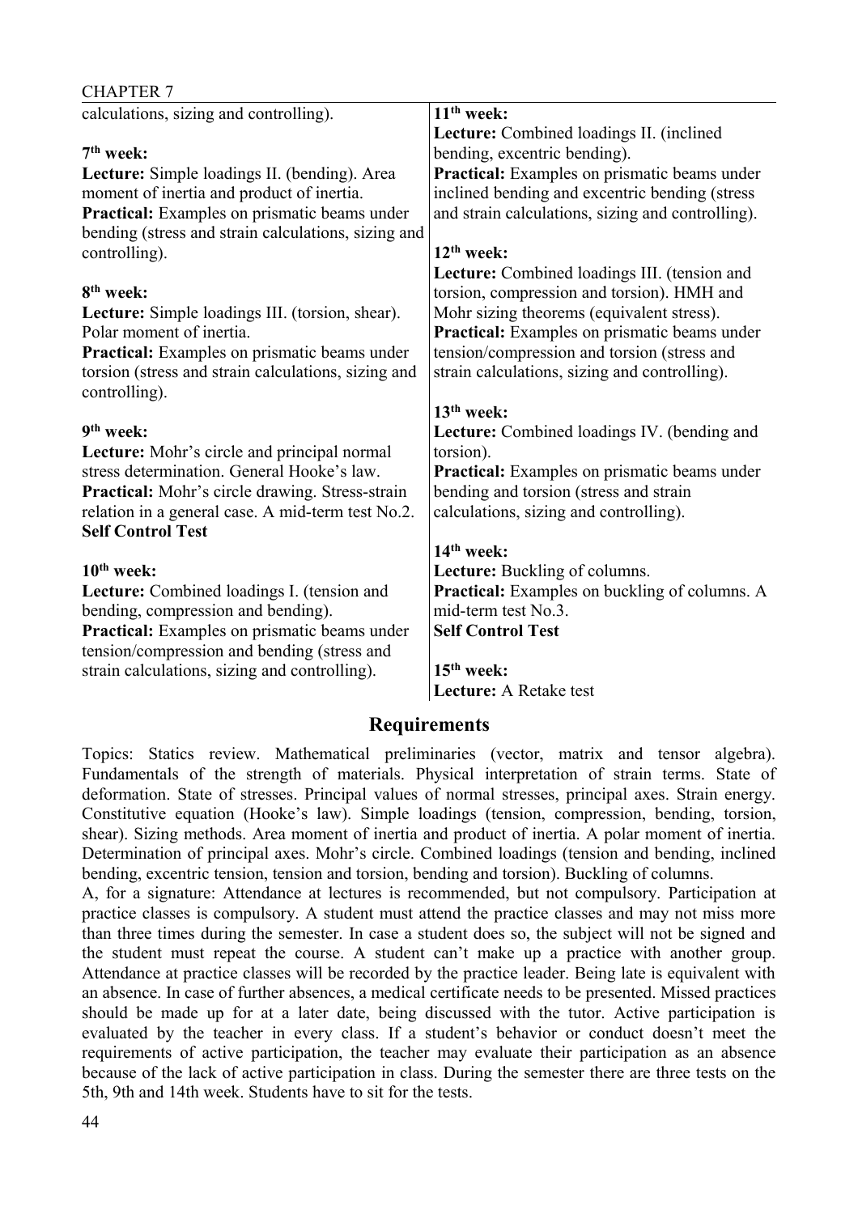calculations, sizing and controlling).

**7th week:**
**Lecture:** Simple loadings II. (bending). Area moment of inertia and product of inertia.
**Practical:** Examples on prismatic beams under bending (stress and strain calculations, sizing and controlling).

**8th week:**
**Lecture:** Simple loadings III. (torsion, shear). Polar moment of inertia.
**Practical:** Examples on prismatic beams under torsion (stress and strain calculations, sizing and controlling).

**9th week:**
**Lecture:** Mohr's circle and principal normal stress determination. General Hooke's law.
**Practical:** Mohr's circle drawing. Stress-strain relation in a general case. A mid-term test No.2.
**Self Control Test**

**10th week:**
**Lecture:** Combined loadings I. (tension and bending, compression and bending).
**Practical:** Examples on prismatic beams under tension/compression and bending (stress and strain calculations, sizing and controlling).

**11th week:**
**Lecture:** Combined loadings II. (inclined bending, excentric bending).
**Practical:** Examples on prismatic beams under inclined bending and excentric bending (stress and strain calculations, sizing and controlling).

**12th week:**
**Lecture:** Combined loadings III. (tension and torsion, compression and torsion). HMH and Mohr sizing theorems (equivalent stress).
**Practical:** Examples on prismatic beams under tension/compression and torsion (stress and strain calculations, sizing and controlling).

**13th week:**
**Lecture:** Combined loadings IV. (bending and torsion).
**Practical:** Examples on prismatic beams under bending and torsion (stress and strain calculations, sizing and controlling).

**14th week:**
**Lecture:** Buckling of columns.
**Practical:** Examples on buckling of columns. A mid-term test No.3.
**Self Control Test**

**15th week:**
**Lecture:** A Retake test

## Requirements

Topics: Statics review. Mathematical preliminaries (vector, matrix and tensor algebra). Fundamentals of the strength of materials. Physical interpretation of strain terms. State of deformation. State of stresses. Principal values of normal stresses, principal axes. Strain energy. Constitutive equation (Hooke's law). Simple loadings (tension, compression, bending, torsion, shear). Sizing methods. Area moment of inertia and product of inertia. A polar moment of inertia. Determination of principal axes. Mohr's circle. Combined loadings (tension and bending, inclined bending, excentric tension, tension and torsion, bending and torsion). Buckling of columns.

A, for a signature: Attendance at lectures is recommended, but not compulsory. Participation at practice classes is compulsory. A student must attend the practice classes and may not miss more than three times during the semester. In case a student does so, the subject will not be signed and the student must repeat the course. A student can't make up a practice with another group. Attendance at practice classes will be recorded by the practice leader. Being late is equivalent with an absence. In case of further absences, a medical certificate needs to be presented. Missed practices should be made up for at a later date, being discussed with the tutor. Active participation is evaluated by the teacher in every class. If a student's behavior or conduct doesn't meet the requirements of active participation, the teacher may evaluate their participation as an absence because of the lack of active participation in class. During the semester there are three tests on the 5th, 9th and 14th week. Students have to sit for the tests.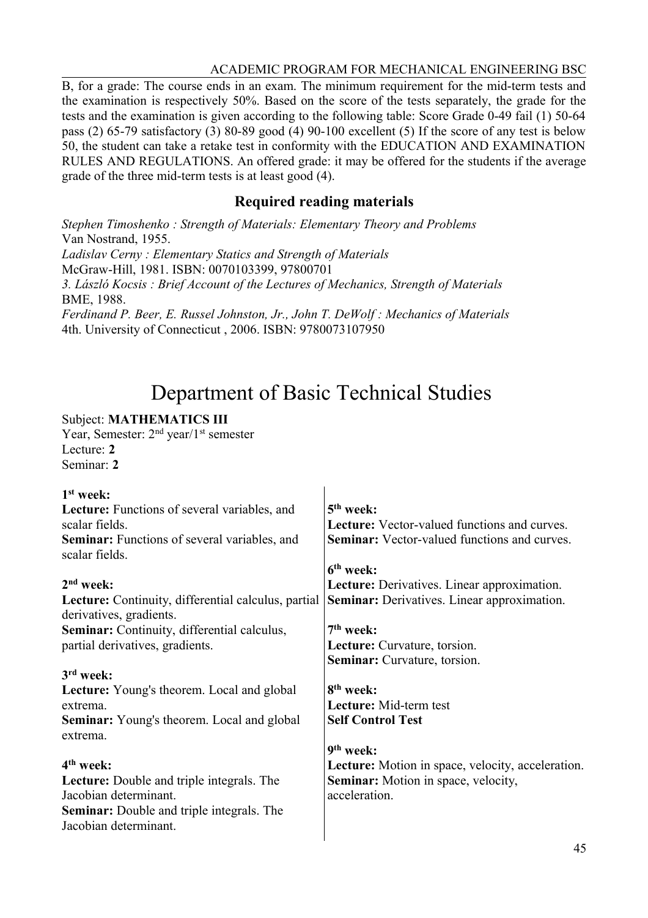B, for a grade: The course ends in an exam. The minimum requirement for the mid-term tests and the examination is respectively 50%. Based on the score of the tests separately, the grade for the tests and the examination is given according to the following table: Score Grade 0-49 fail (1) 50-64 pass (2) 65-79 satisfactory (3) 80-89 good (4) 90-100 excellent (5) If the score of any test is below 50, the student can take a retake test in conformity with the EDUCATION AND EXAMINATION RULES AND REGULATIONS. An offered grade: it may be offered for the students if the average grade of the three mid-term tests is at least good (4).

## Required reading materials

*Stephen Timoshenko : Strength of Materials: Elementary Theory and Problems*
Van Nostrand, 1955.
*Ladislav Cerny : Elementary Statics and Strength of Materials*
McGraw-Hill, 1981. ISBN: 0070103399, 97800701
*3. László Kocsis : Brief Account of the Lectures of Mechanics, Strength of Materials*
BME, 1988.
*Ferdinand P. Beer, E. Russel Johnston, Jr., John T. DeWolf : Mechanics of Materials*
4th. University of Connecticut , 2006. ISBN: 9780073107950

# Department of Basic Technical Studies

Subject: **MATHEMATICS III**
Year, Semester: 2nd year/1st semester
Lecture: **2**
Seminar: **2**

**1st week:**
**Lecture:** Functions of several variables, and scalar fields.
**Seminar:** Functions of several variables, and scalar fields.

**2nd week:**
**Lecture:** Continuity, differential calculus, partial derivatives, gradients.
**Seminar:** Continuity, differential calculus, partial derivatives, gradients.

**3rd week:**
**Lecture:** Young's theorem. Local and global extrema.
**Seminar:** Young's theorem. Local and global extrema.

**4th week:**
**Lecture:** Double and triple integrals. The Jacobian determinant.
**Seminar:** Double and triple integrals. The Jacobian determinant.

**5th week:**
**Lecture:** Vector-valued functions and curves.
**Seminar:** Vector-valued functions and curves.

**6th week:**
**Lecture:** Derivatives. Linear approximation.
**Seminar:** Derivatives. Linear approximation.

**7th week:**
**Lecture:** Curvature, torsion.
**Seminar:** Curvature, torsion.

**8th week:**
**Lecture:** Mid-term test
**Self Control Test**

**9th week:**
**Lecture:** Motion in space, velocity, acceleration.
**Seminar:** Motion in space, velocity, acceleration.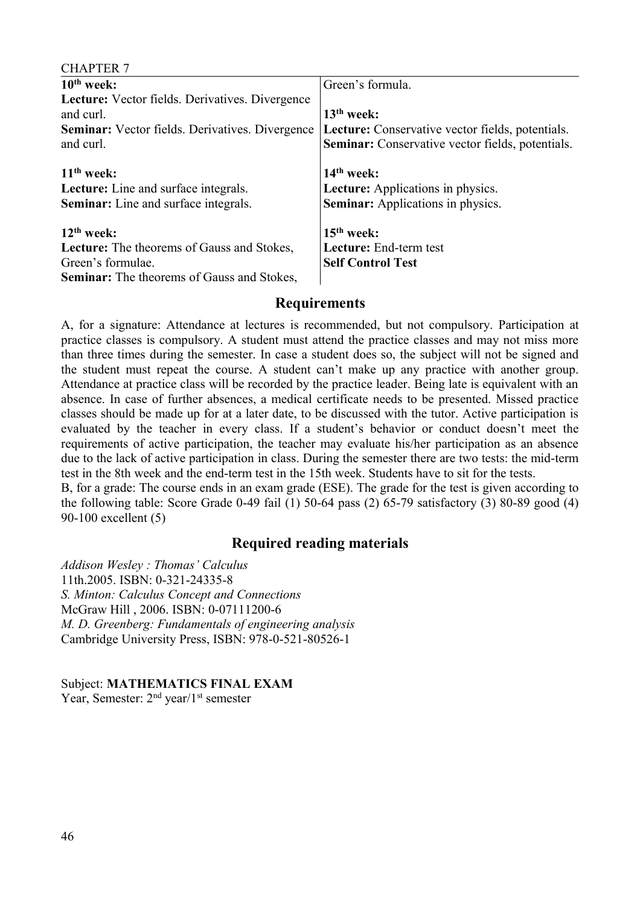**10th week:**
**Lecture:** Vector fields. Derivatives. Divergence and curl.
**Seminar:** Vector fields. Derivatives. Divergence and curl.

**11th week:**
**Lecture:** Line and surface integrals.
**Seminar:** Line and surface integrals.

**12th week:**
**Lecture:** The theorems of Gauss and Stokes, Green's formulae.
**Seminar:** The theorems of Gauss and Stokes, Green's formula.

**13th week:**
**Lecture:** Conservative vector fields, potentials.
**Seminar:** Conservative vector fields, potentials.

**14th week:**
**Lecture:** Applications in physics.
**Seminar:** Applications in physics.

**15th week:**
**Lecture:** End-term test
**Self Control Test**

## Requirements

A, for a signature: Attendance at lectures is recommended, but not compulsory. Participation at practice classes is compulsory. A student must attend the practice classes and may not miss more than three times during the semester. In case a student does so, the subject will not be signed and the student must repeat the course. A student can't make up any practice with another group. Attendance at practice class will be recorded by the practice leader. Being late is equivalent with an absence. In case of further absences, a medical certificate needs to be presented. Missed practice classes should be made up for at a later date, to be discussed with the tutor. Active participation is evaluated by the teacher in every class. If a student's behavior or conduct doesn't meet the requirements of active participation, the teacher may evaluate his/her participation as an absence due to the lack of active participation in class. During the semester there are two tests: the mid-term test in the 8th week and the end-term test in the 15th week. Students have to sit for the tests.

B, for a grade: The course ends in an exam grade (ESE). The grade for the test is given according to the following table: Score Grade 0-49 fail (1) 50-64 pass (2) 65-79 satisfactory (3) 80-89 good (4) 90-100 excellent (5)

## Required reading materials

*Addison Wesley : Thomas' Calculus*
11th.2005. ISBN: 0-321-24335-8
*S. Minton: Calculus Concept and Connections*
McGraw Hill , 2006. ISBN: 0-07111200-6
*M. D. Greenberg: Fundamentals of engineering analysis*
Cambridge University Press, ISBN: 978-0-521-80526-1

Subject: **MATHEMATICS FINAL EXAM**
Year, Semester: 2nd year/1st semester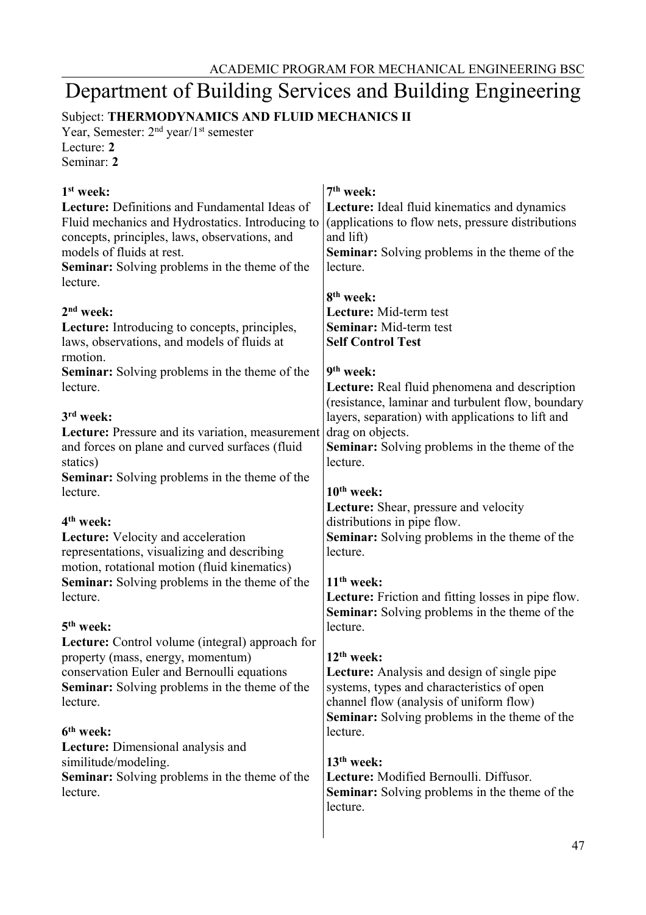# Department of Building Services and Building Engineering

Subject: **THERMODYNAMICS AND FLUID MECHANICS II**
Year, Semester: 2nd year/1st semester
Lecture: **2**
Seminar: **2**

**1st week:**
**Lecture:** Definitions and Fundamental Ideas of Fluid mechanics and Hydrostatics. Introducing to concepts, principles, laws, observations, and models of fluids at rest.
**Seminar:** Solving problems in the theme of the lecture.

**2nd week:**
**Lecture:** Introducing to concepts, principles, laws, observations, and models of fluids at rmotion.
**Seminar:** Solving problems in the theme of the lecture.

**3rd week:**
**Lecture:** Pressure and its variation, measurement and forces on plane and curved surfaces (fluid statics)
**Seminar:** Solving problems in the theme of the lecture.

**4th week:**
**Lecture:** Velocity and acceleration representations, visualizing and describing motion, rotational motion (fluid kinematics)
**Seminar:** Solving problems in the theme of the lecture.

**5th week:**
**Lecture:** Control volume (integral) approach for property (mass, energy, momentum) conservation Euler and Bernoulli equations
**Seminar:** Solving problems in the theme of the lecture.

**6th week:**
**Lecture:** Dimensional analysis and similitude/modeling.
**Seminar:** Solving problems in the theme of the lecture.

**7th week:**
**Lecture:** Ideal fluid kinematics and dynamics (applications to flow nets, pressure distributions and lift)
**Seminar:** Solving problems in the theme of the lecture.

**8th week:**
**Lecture:** Mid-term test
**Seminar:** Mid-term test
**Self Control Test**

**9th week:**
**Lecture:** Real fluid phenomena and description (resistance, laminar and turbulent flow, boundary layers, separation) with applications to lift and drag on objects.
**Seminar:** Solving problems in the theme of the lecture.

**10th week:**
**Lecture:** Shear, pressure and velocity distributions in pipe flow.
**Seminar:** Solving problems in the theme of the lecture.

**11th week:**
**Lecture:** Friction and fitting losses in pipe flow.
**Seminar:** Solving problems in the theme of the lecture.

**12th week:**
**Lecture:** Analysis and design of single pipe systems, types and characteristics of open channel flow (analysis of uniform flow)
**Seminar:** Solving problems in the theme of the lecture.

**13th week:**
**Lecture:** Modified Bernoulli. Diffusor.
**Seminar:** Solving problems in the theme of the lecture.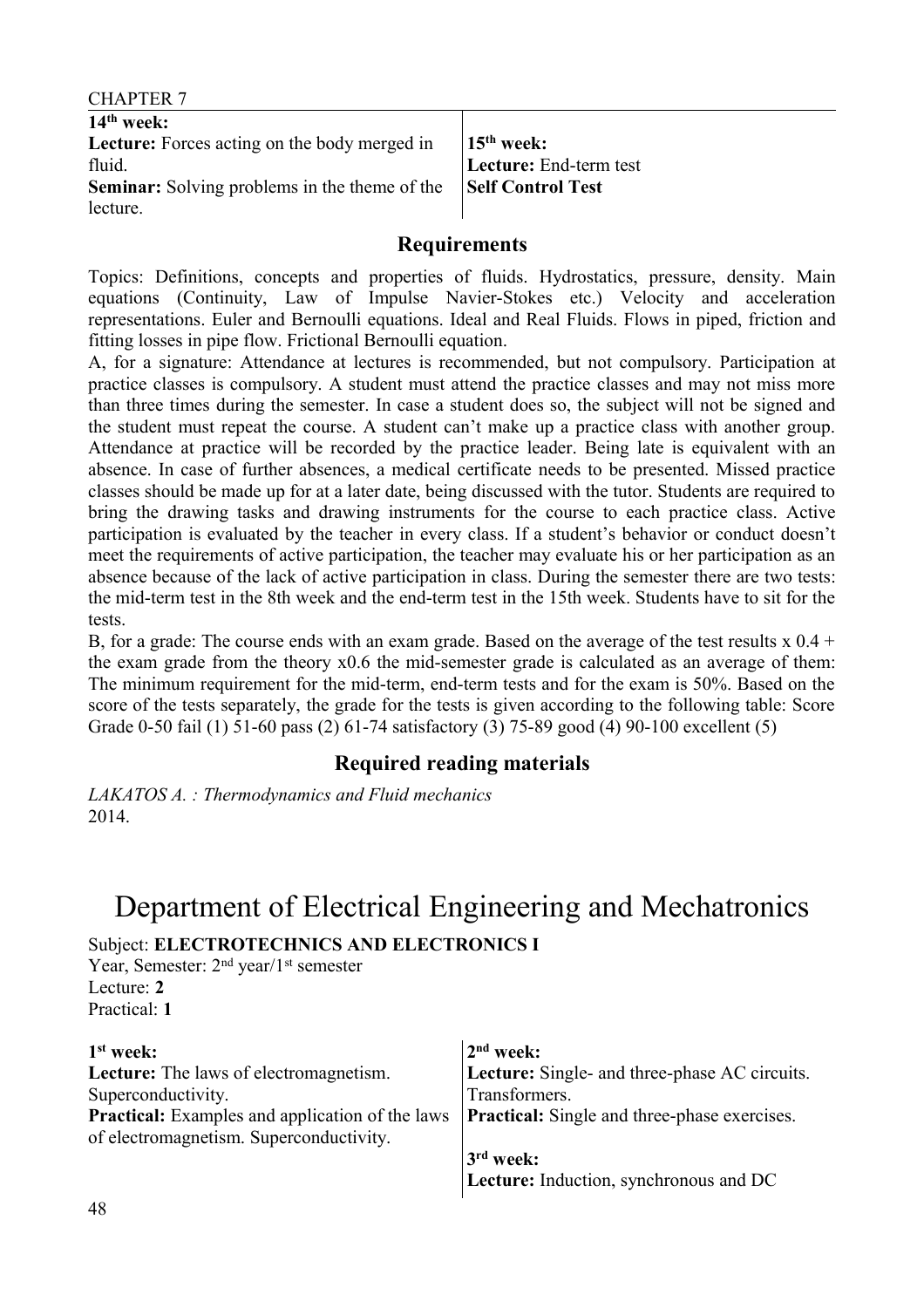**14th week:**
**Lecture:** Forces acting on the body merged in fluid.
**Seminar:** Solving problems in the theme of the lecture.

**15th week:**
**Lecture:** End-term test
**Self Control Test**

### Requirements

Topics: Definitions, concepts and properties of fluids. Hydrostatics, pressure, density. Main equations (Continuity, Law of Impulse Navier-Stokes etc.) Velocity and acceleration representations. Euler and Bernoulli equations. Ideal and Real Fluids. Flows in piped, friction and fitting losses in pipe flow. Frictional Bernoulli equation.

A, for a signature: Attendance at lectures is recommended, but not compulsory. Participation at practice classes is compulsory. A student must attend the practice classes and may not miss more than three times during the semester. In case a student does so, the subject will not be signed and the student must repeat the course. A student can't make up a practice class with another group. Attendance at practice will be recorded by the practice leader. Being late is equivalent with an absence. In case of further absences, a medical certificate needs to be presented. Missed practice classes should be made up for at a later date, being discussed with the tutor. Students are required to bring the drawing tasks and drawing instruments for the course to each practice class. Active participation is evaluated by the teacher in every class. If a student's behavior or conduct doesn't meet the requirements of active participation, the teacher may evaluate his or her participation as an absence because of the lack of active participation in class. During the semester there are two tests: the mid-term test in the 8th week and the end-term test in the 15th week. Students have to sit for the tests.

B, for a grade: The course ends with an exam grade. Based on the average of the test results x 0.4 + the exam grade from the theory x0.6 the mid-semester grade is calculated as an average of them: The minimum requirement for the mid-term, end-term tests and for the exam is 50%. Based on the score of the tests separately, the grade for the tests is given according to the following table: Score Grade 0-50 fail (1) 51-60 pass (2) 61-74 satisfactory (3) 75-89 good (4) 90-100 excellent (5)

### Required reading materials

*LAKATOS A. : Thermodynamics and Fluid mechanics*
2014.

# Department of Electrical Engineering and Mechatronics

Subject: **ELECTROTECHNICS AND ELECTRONICS I**
Year, Semester: 2nd year/1st semester
Lecture: **2**
Practical: **1**

**1st week:**
**Lecture:** The laws of electromagnetism. Superconductivity.
**Practical:** Examples and application of the laws of electromagnetism. Superconductivity.

**2nd week:**
**Lecture:** Single- and three-phase AC circuits. Transformers.
**Practical:** Single and three-phase exercises.

**3rd week:**
**Lecture:** Induction, synchronous and DC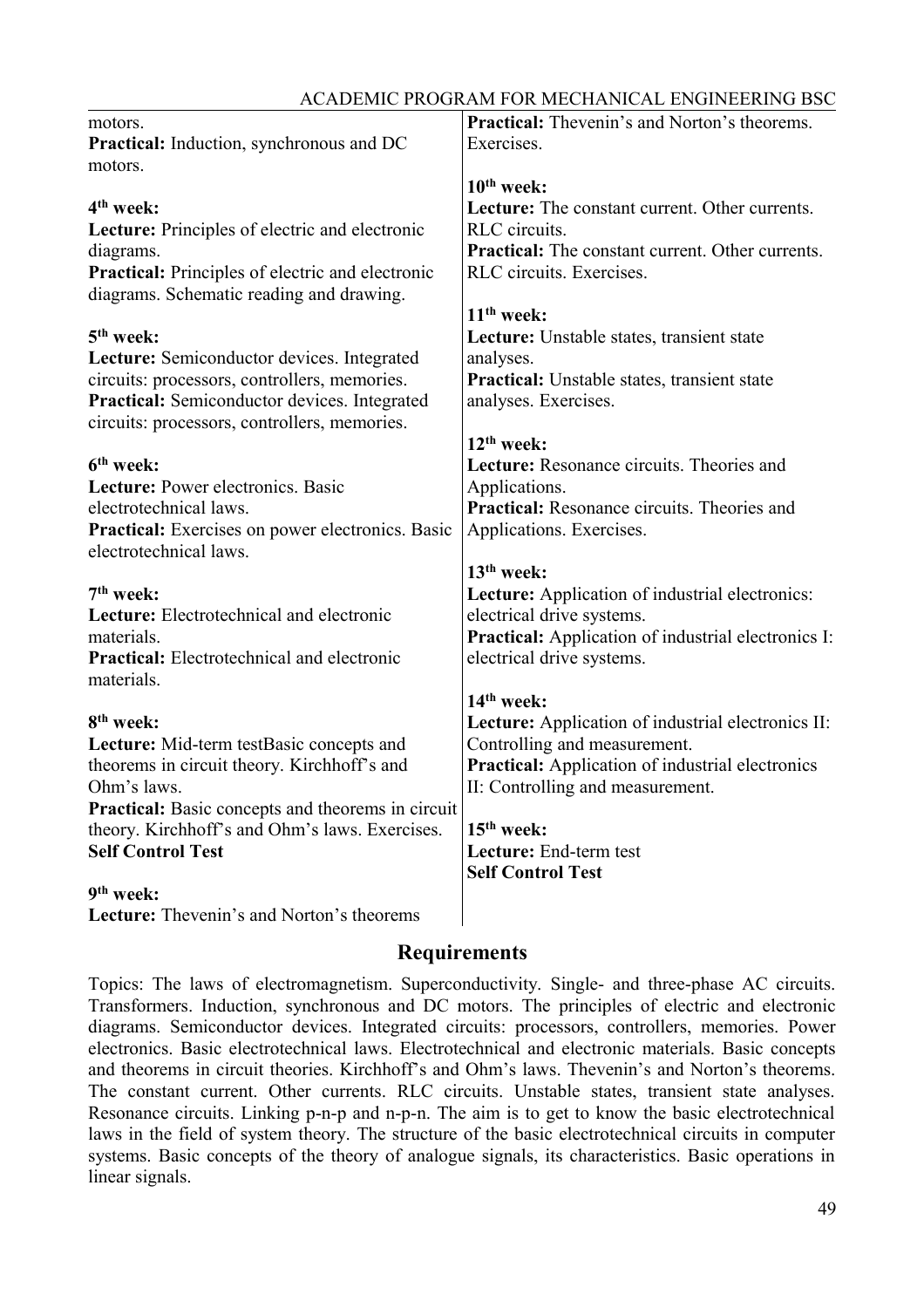motors.
**Practical:** Induction, synchronous and DC motors.

**4th week:**
**Lecture:** Principles of electric and electronic diagrams.
**Practical:** Principles of electric and electronic diagrams. Schematic reading and drawing.

**5th week:**
**Lecture:** Semiconductor devices. Integrated circuits: processors, controllers, memories.
**Practical:** Semiconductor devices. Integrated circuits: processors, controllers, memories.

**6th week:**
**Lecture:** Power electronics. Basic electrotechnical laws.
**Practical:** Exercises on power electronics. Basic electrotechnical laws.

**7th week:**
**Lecture:** Electrotechnical and electronic materials.
**Practical:** Electrotechnical and electronic materials.

**8th week:**
**Lecture:** Mid-term testBasic concepts and theorems in circuit theory. Kirchhoff's and Ohm's laws.
**Practical:** Basic concepts and theorems in circuit theory. Kirchhoff's and Ohm's laws. Exercises.
**Self Control Test**

**9th week:**
**Lecture:** Thevenin's and Norton's theorems
**Practical:** Thevenin's and Norton's theorems. Exercises.

**10th week:**
**Lecture:** The constant current. Other currents. RLC circuits.
**Practical:** The constant current. Other currents. RLC circuits. Exercises.

**11th week:**
**Lecture:** Unstable states, transient state analyses.
**Practical:** Unstable states, transient state analyses. Exercises.

**12th week:**
**Lecture:** Resonance circuits. Theories and Applications.
**Practical:** Resonance circuits. Theories and Applications. Exercises.

**13th week:**
**Lecture:** Application of industrial electronics: electrical drive systems.
**Practical:** Application of industrial electronics I: electrical drive systems.

**14th week:**
**Lecture:** Application of industrial electronics II: Controlling and measurement.
**Practical:** Application of industrial electronics II: Controlling and measurement.

**15th week:**
**Lecture:** End-term test
**Self Control Test**

## Requirements

Topics: The laws of electromagnetism. Superconductivity. Single- and three-phase AC circuits. Transformers. Induction, synchronous and DC motors. The principles of electric and electronic diagrams. Semiconductor devices. Integrated circuits: processors, controllers, memories. Power electronics. Basic electrotechnical laws. Electrotechnical and electronic materials. Basic concepts and theorems in circuit theories. Kirchhoff's and Ohm's laws. Thevenin's and Norton's theorems. The constant current. Other currents. RLC circuits. Unstable states, transient state analyses. Resonance circuits. Linking p-n-p and n-p-n. The aim is to get to know the basic electrotechnical laws in the field of system theory. The structure of the basic electrotechnical circuits in computer systems. Basic concepts of the theory of analogue signals, its characteristics. Basic operations in linear signals.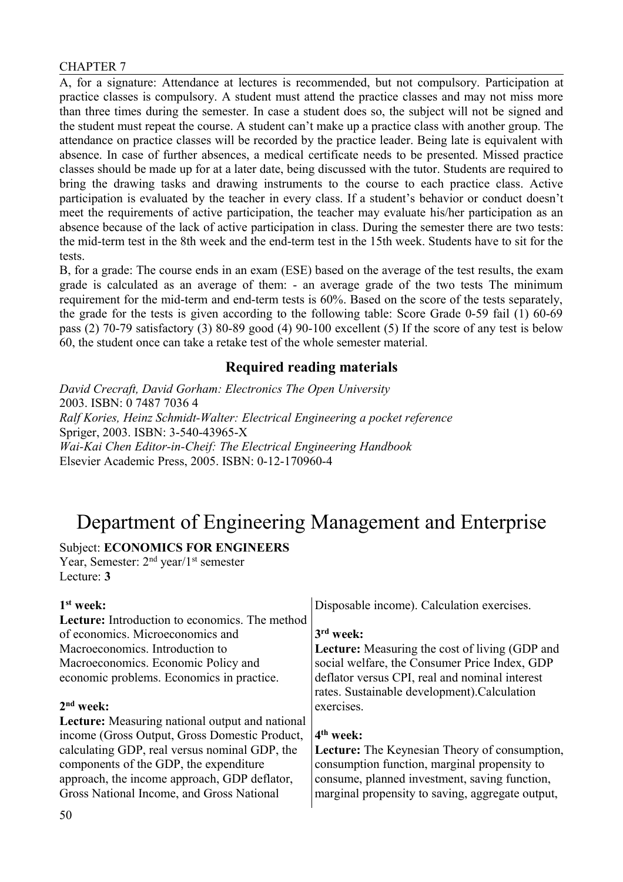A, for a signature: Attendance at lectures is recommended, but not compulsory. Participation at practice classes is compulsory. A student must attend the practice classes and may not miss more than three times during the semester. In case a student does so, the subject will not be signed and the student must repeat the course. A student can't make up a practice class with another group. The attendance on practice classes will be recorded by the practice leader. Being late is equivalent with absence. In case of further absences, a medical certificate needs to be presented. Missed practice classes should be made up for at a later date, being discussed with the tutor. Students are required to bring the drawing tasks and drawing instruments to the course to each practice class. Active participation is evaluated by the teacher in every class. If a student's behavior or conduct doesn't meet the requirements of active participation, the teacher may evaluate his/her participation as an absence because of the lack of active participation in class. During the semester there are two tests: the mid-term test in the 8th week and the end-term test in the 15th week. Students have to sit for the tests.

B, for a grade: The course ends in an exam (ESE) based on the average of the test results, the exam grade is calculated as an average of them: - an average grade of the two tests The minimum requirement for the mid-term and end-term tests is 60%. Based on the score of the tests separately, the grade for the tests is given according to the following table: Score Grade 0-59 fail (1) 60-69 pass (2) 70-79 satisfactory (3) 80-89 good (4) 90-100 excellent (5) If the score of any test is below 60, the student once can take a retake test of the whole semester material.

### Required reading materials

*David Crecraft, David Gorham: Electronics The Open University*
2003. ISBN: 0 7487 7036 4
*Ralf Kories, Heinz Schmidt-Walter: Electrical Engineering a pocket reference*
Spriger, 2003. ISBN: 3-540-43965-X
*Wai-Kai Chen Editor-in-Cheif: The Electrical Engineering Handbook*
Elsevier Academic Press, 2005. ISBN: 0-12-170960-4

# Department of Engineering Management and Enterprise

Subject: **ECONOMICS FOR ENGINEERS**
Year, Semester: 2nd year/1st semester
Lecture: **3**

**1st week:**
**Lecture:** Introduction to economics. The method of economics. Microeconomics and Macroeconomics. Introduction to Macroeconomics. Economic Policy and economic problems. Economics in practice.

**2nd week:**
**Lecture:** Measuring national output and national income (Gross Output, Gross Domestic Product, calculating GDP, real versus nominal GDP, the components of the GDP, the expenditure approach, the income approach, GDP deflator, Gross National Income, and Gross National Disposable income). Calculation exercises.

**3rd week:**
**Lecture:** Measuring the cost of living (GDP and social welfare, the Consumer Price Index, GDP deflator versus CPI, real and nominal interest rates. Sustainable development).Calculation exercises.

**4th week:**
**Lecture:** The Keynesian Theory of consumption, consumption function, marginal propensity to consume, planned investment, saving function, marginal propensity to saving, aggregate output,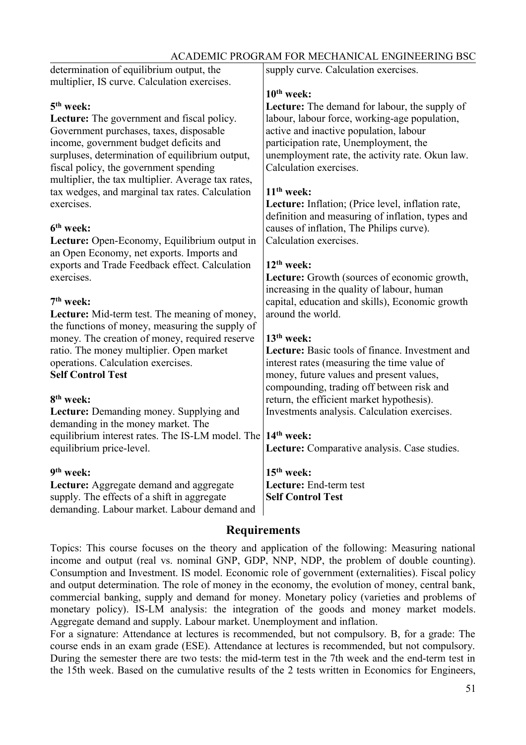determination of equilibrium output, the multiplier, IS curve. Calculation exercises.

**5th week:**
**Lecture:** The government and fiscal policy. Government purchases, taxes, disposable income, government budget deficits and surpluses, determination of equilibrium output, fiscal policy, the government spending multiplier, the tax multiplier. Average tax rates, tax wedges, and marginal tax rates. Calculation exercises.

**6th week:**
**Lecture:** Open-Economy, Equilibrium output in an Open Economy, net exports. Imports and exports and Trade Feedback effect. Calculation exercises.

**7th week:**
**Lecture:** Mid-term test. The meaning of money, the functions of money, measuring the supply of money. The creation of money, required reserve ratio. The money multiplier. Open market operations. Calculation exercises.
**Self Control Test**

**8th week:**
**Lecture:** Demanding money. Supplying and demanding in the money market. The equilibrium interest rates. The IS-LM model. The equilibrium price-level.

**9th week:**
**Lecture:** Aggregate demand and aggregate supply. The effects of a shift in aggregate demanding. Labour market. Labour demand and supply curve. Calculation exercises.

**10th week:**
**Lecture:** The demand for labour, the supply of labour, labour force, working-age population, active and inactive population, labour participation rate, Unemployment, the unemployment rate, the activity rate. Okun law. Calculation exercises.

**11th week:**
**Lecture:** Inflation; (Price level, inflation rate, definition and measuring of inflation, types and causes of inflation, The Philips curve). Calculation exercises.

**12th week:**
**Lecture:** Growth (sources of economic growth, increasing in the quality of labour, human capital, education and skills), Economic growth around the world.

**13th week:**
**Lecture:** Basic tools of finance. Investment and interest rates (measuring the time value of money, future values and present values, compounding, trading off between risk and return, the efficient market hypothesis). Investments analysis. Calculation exercises.

**14th week:**
**Lecture:** Comparative analysis. Case studies.

**15th week:**
**Lecture:** End-term test
**Self Control Test**

## Requirements

Topics: This course focuses on the theory and application of the following: Measuring national income and output (real vs. nominal GNP, GDP, NNP, NDP, the problem of double counting). Consumption and Investment. IS model. Economic role of government (externalities). Fiscal policy and output determination. The role of money in the economy, the evolution of money, central bank, commercial banking, supply and demand for money. Monetary policy (varieties and problems of monetary policy). IS-LM analysis: the integration of the goods and money market models. Aggregate demand and supply. Labour market. Unemployment and inflation.

For a signature: Attendance at lectures is recommended, but not compulsory. B, for a grade: The course ends in an exam grade (ESE). Attendance at lectures is recommended, but not compulsory. During the semester there are two tests: the mid-term test in the 7th week and the end-term test in the 15th week. Based on the cumulative results of the 2 tests written in Economics for Engineers,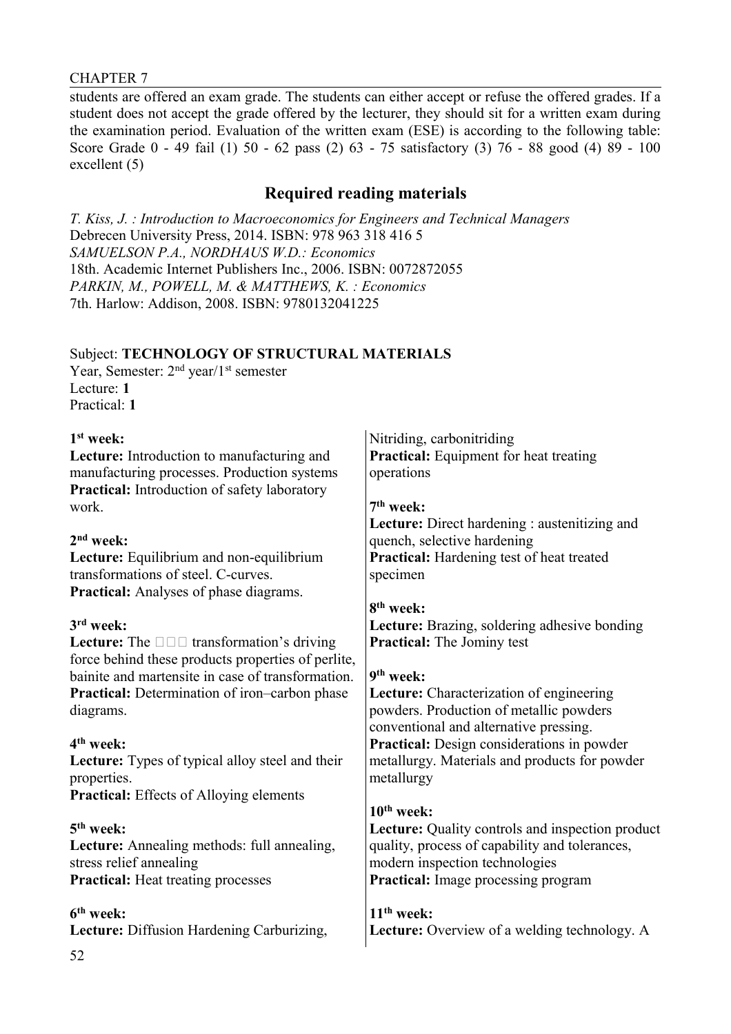students are offered an exam grade. The students can either accept or refuse the offered grades. If a student does not accept the grade offered by the lecturer, they should sit for a written exam during the examination period. Evaluation of the written exam (ESE) is according to the following table: Score Grade 0 - 49 fail (1) 50 - 62 pass (2) 63 - 75 satisfactory (3) 76 - 88 good (4) 89 - 100 excellent (5)

## Required reading materials

*T. Kiss, J. : Introduction to Macroeconomics for Engineers and Technical Managers*
Debrecen University Press, 2014. ISBN: 978 963 318 416 5
*SAMUELSON P.A., NORDHAUS W.D.: Economics*
18th. Academic Internet Publishers Inc., 2006. ISBN: 0072872055
*PARKIN, M., POWELL, M. & MATTHEWS, K. : Economics*
7th. Harlow: Addison, 2008. ISBN: 9780132041225

Subject: **TECHNOLOGY OF STRUCTURAL MATERIALS**
Year, Semester: 2nd year/1st semester
Lecture: **1**
Practical: **1**

**1st week:**
**Lecture:** Introduction to manufacturing and manufacturing processes. Production systems
**Practical:** Introduction of safety laboratory work.

**2nd week:**
**Lecture:** Equilibrium and non-equilibrium transformations of steel. C-curves.
**Practical:** Analyses of phase diagrams.

**3rd week:**
**Lecture:** The □□□ transformation's driving force behind these products properties of perlite, bainite and martensite in case of transformation.
**Practical:** Determination of iron–carbon phase diagrams.

**4th week:**
**Lecture:** Types of typical alloy steel and their properties.
**Practical:** Effects of Alloying elements

**5th week:**
**Lecture:** Annealing methods: full annealing, stress relief annealing
**Practical:** Heat treating processes

**6th week:**
**Lecture:** Diffusion Hardening Carburizing, Nitriding, carbonitriding
**Practical:** Equipment for heat treating operations

**7th week:**
**Lecture:** Direct hardening : austenitizing and quench, selective hardening
**Practical:** Hardening test of heat treated specimen

**8th week:**
**Lecture:** Brazing, soldering adhesive bonding
**Practical:** The Jominy test

**9th week:**
**Lecture:** Characterization of engineering powders. Production of metallic powders conventional and alternative pressing.
**Practical:** Design considerations in powder metallurgy. Materials and products for powder metallurgy

**10th week:**
**Lecture:** Quality controls and inspection product quality, process of capability and tolerances, modern inspection technologies
**Practical:** Image processing program

**11th week:**
**Lecture:** Overview of a welding technology. A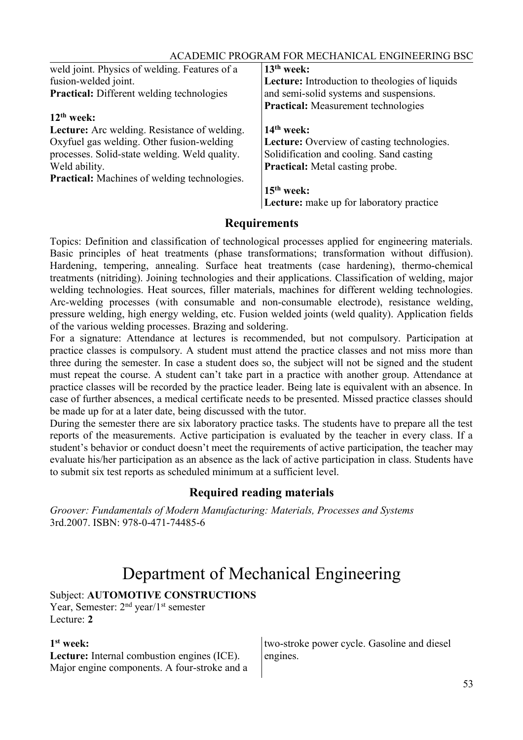weld joint. Physics of welding. Features of a fusion-welded joint.
**Practical:** Different welding technologies

**12th week:**
**Lecture:** Arc welding. Resistance of welding. Oxyfuel gas welding. Other fusion-welding processes. Solid-state welding. Weld quality. Weld ability.
**Practical:** Machines of welding technologies.

**13th week:**
**Lecture:** Introduction to theologies of liquids and semi-solid systems and suspensions.
**Practical:** Measurement technologies

**14th week:**
**Lecture:** Overview of casting technologies. Solidification and cooling. Sand casting
**Practical:** Metal casting probe.

**15th week:**
**Lecture:** make up for laboratory practice

## Requirements

Topics: Definition and classification of technological processes applied for engineering materials. Basic principles of heat treatments (phase transformations; transformation without diffusion). Hardening, tempering, annealing. Surface heat treatments (case hardening), thermo-chemical treatments (nitriding). Joining technologies and their applications. Classification of welding, major welding technologies. Heat sources, filler materials, machines for different welding technologies. Arc-welding processes (with consumable and non-consumable electrode), resistance welding, pressure welding, high energy welding, etc. Fusion welded joints (weld quality). Application fields of the various welding processes. Brazing and soldering.

For a signature: Attendance at lectures is recommended, but not compulsory. Participation at practice classes is compulsory. A student must attend the practice classes and not miss more than three during the semester. In case a student does so, the subject will not be signed and the student must repeat the course. A student can't take part in a practice with another group. Attendance at practice classes will be recorded by the practice leader. Being late is equivalent with an absence. In case of further absences, a medical certificate needs to be presented. Missed practice classes should be made up for at a later date, being discussed with the tutor.

During the semester there are six laboratory practice tasks. The students have to prepare all the test reports of the measurements. Active participation is evaluated by the teacher in every class. If a student's behavior or conduct doesn't meet the requirements of active participation, the teacher may evaluate his/her participation as an absence as the lack of active participation in class. Students have to submit six test reports as scheduled minimum at a sufficient level.

## Required reading materials

*Groover: Fundamentals of Modern Manufacturing: Materials, Processes and Systems*
3rd.2007. ISBN: 978-0-471-74485-6

# Department of Mechanical Engineering

Subject: **AUTOMOTIVE CONSTRUCTIONS**
Year, Semester: 2nd year/1st semester
Lecture: **2**

**1st week:**
**Lecture:** Internal combustion engines (ICE). Major engine components. A four-stroke and a two-stroke power cycle. Gasoline and diesel engines.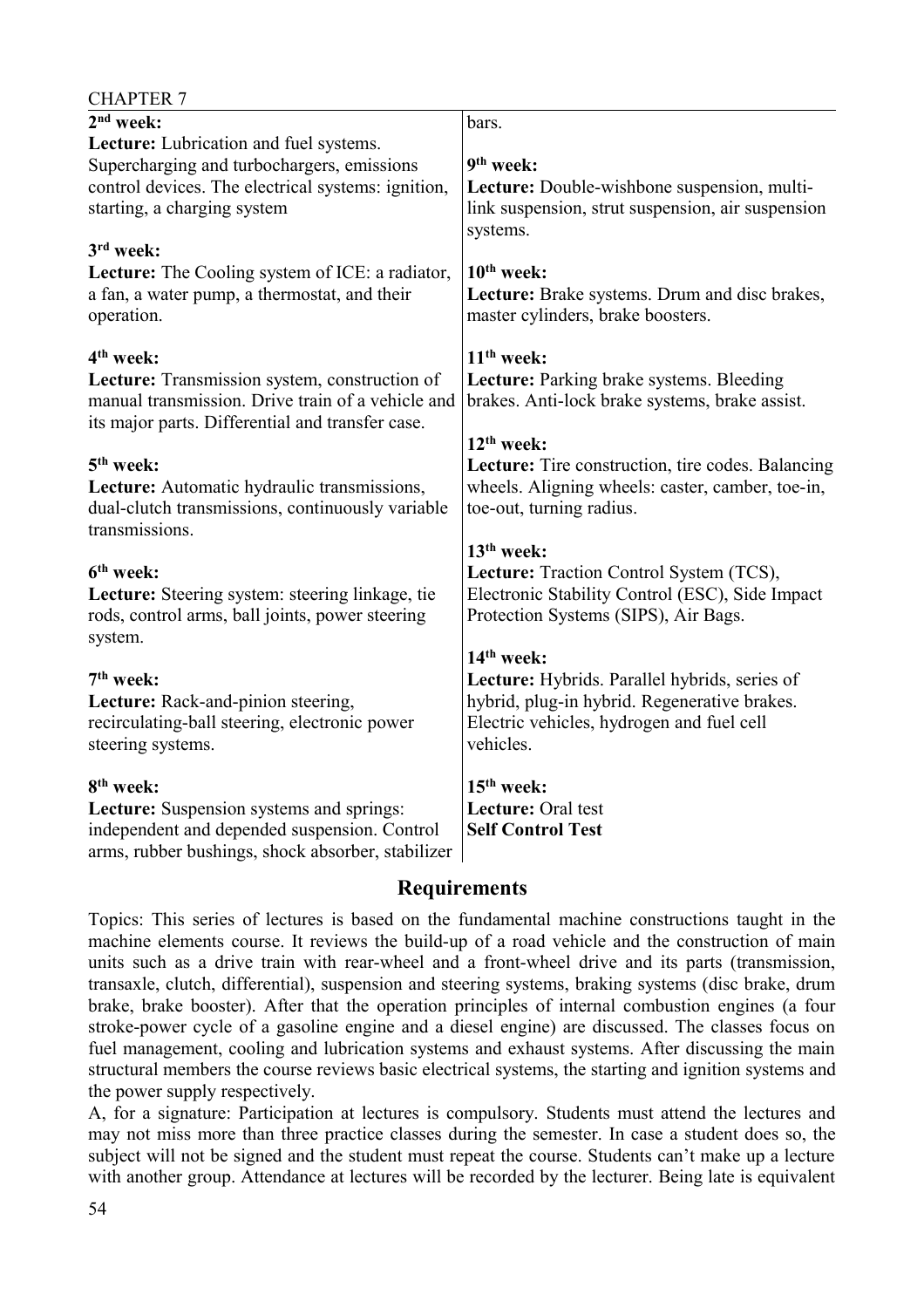**2nd week:**
**Lecture:** Lubrication and fuel systems. Supercharging and turbochargers, emissions control devices. The electrical systems: ignition, starting, a charging system

**3rd week:**
**Lecture:** The Cooling system of ICE: a radiator, a fan, a water pump, a thermostat, and their operation.

**4th week:**
**Lecture:** Transmission system, construction of manual transmission. Drive train of a vehicle and its major parts. Differential and transfer case.

**5th week:**
**Lecture:** Automatic hydraulic transmissions, dual-clutch transmissions, continuously variable transmissions.

**6th week:**
**Lecture:** Steering system: steering linkage, tie rods, control arms, ball joints, power steering system.

**7th week:**
**Lecture:** Rack-and-pinion steering, recirculating-ball steering, electronic power steering systems.

**8th week:**
**Lecture:** Suspension systems and springs: independent and depended suspension. Control arms, rubber bushings, shock absorber, stabilizer bars.

**9th week:**
**Lecture:** Double-wishbone suspension, multi-link suspension, strut suspension, air suspension systems.

**10th week:**
**Lecture:** Brake systems. Drum and disc brakes, master cylinders, brake boosters.

**11th week:**
**Lecture:** Parking brake systems. Bleeding brakes. Anti-lock brake systems, brake assist.

**12th week:**
**Lecture:** Tire construction, tire codes. Balancing wheels. Aligning wheels: caster, camber, toe-in, toe-out, turning radius.

**13th week:**
**Lecture:** Traction Control System (TCS), Electronic Stability Control (ESC), Side Impact Protection Systems (SIPS), Air Bags.

**14th week:**
**Lecture:** Hybrids. Parallel hybrids, series of hybrid, plug-in hybrid. Regenerative brakes. Electric vehicles, hydrogen and fuel cell vehicles.

**15th week:**
**Lecture:** Oral test
**Self Control Test**

## Requirements

Topics: This series of lectures is based on the fundamental machine constructions taught in the machine elements course. It reviews the build-up of a road vehicle and the construction of main units such as a drive train with rear-wheel and a front-wheel drive and its parts (transmission, transaxle, clutch, differential), suspension and steering systems, braking systems (disc brake, drum brake, brake booster). After that the operation principles of internal combustion engines (a four stroke-power cycle of a gasoline engine and a diesel engine) are discussed. The classes focus on fuel management, cooling and lubrication systems and exhaust systems. After discussing the main structural members the course reviews basic electrical systems, the starting and ignition systems and the power supply respectively.

A, for a signature: Participation at lectures is compulsory. Students must attend the lectures and may not miss more than three practice classes during the semester. In case a student does so, the subject will not be signed and the student must repeat the course. Students can't make up a lecture with another group. Attendance at lectures will be recorded by the lecturer. Being late is equivalent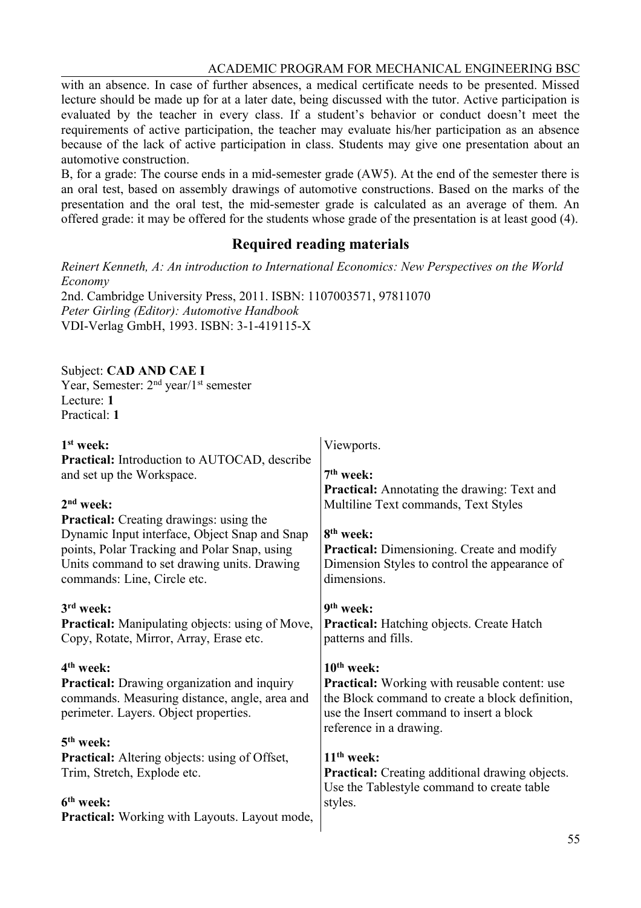with an absence. In case of further absences, a medical certificate needs to be presented. Missed lecture should be made up for at a later date, being discussed with the tutor. Active participation is evaluated by the teacher in every class. If a student's behavior or conduct doesn't meet the requirements of active participation, the teacher may evaluate his/her participation as an absence because of the lack of active participation in class. Students may give one presentation about an automotive construction.

B, for a grade: The course ends in a mid-semester grade (AW5). At the end of the semester there is an oral test, based on assembly drawings of automotive constructions. Based on the marks of the presentation and the oral test, the mid-semester grade is calculated as an average of them. An offered grade: it may be offered for the students whose grade of the presentation is at least good (4).

## Required reading materials

*Reinert Kenneth, A: An introduction to International Economics: New Perspectives on the World Economy*
2nd. Cambridge University Press, 2011. ISBN: 1107003571, 97811070
*Peter Girling (Editor): Automotive Handbook*
VDI-Verlag GmbH, 1993. ISBN: 3-1-419115-X

Subject: **CAD AND CAE I**
Year, Semester: 2nd year/1st semester
Lecture: **1**
Practical: **1**

**1st week:**
**Practical:** Introduction to AUTOCAD, describe and set up the Workspace.

**2nd week:**
**Practical:** Creating drawings: using the Dynamic Input interface, Object Snap and Snap points, Polar Tracking and Polar Snap, using Units command to set drawing units. Drawing commands: Line, Circle etc.

**3rd week:**
**Practical:** Manipulating objects: using of Move, Copy, Rotate, Mirror, Array, Erase etc.

**4th week:**
**Practical:** Drawing organization and inquiry commands. Measuring distance, angle, area and perimeter. Layers. Object properties.

**5th week:**
**Practical:** Altering objects: using of Offset, Trim, Stretch, Explode etc.

**6th week:**
**Practical:** Working with Layouts. Layout mode, Viewports.

**7th week:**
**Practical:** Annotating the drawing: Text and Multiline Text commands, Text Styles

**8th week:**
**Practical:** Dimensioning. Create and modify Dimension Styles to control the appearance of dimensions.

**9th week:**
**Practical:** Hatching objects. Create Hatch patterns and fills.

**10th week:**
**Practical:** Working with reusable content: use the Block command to create a block definition, use the Insert command to insert a block reference in a drawing.

**11th week:**
**Practical:** Creating additional drawing objects. Use the Tablestyle command to create table styles.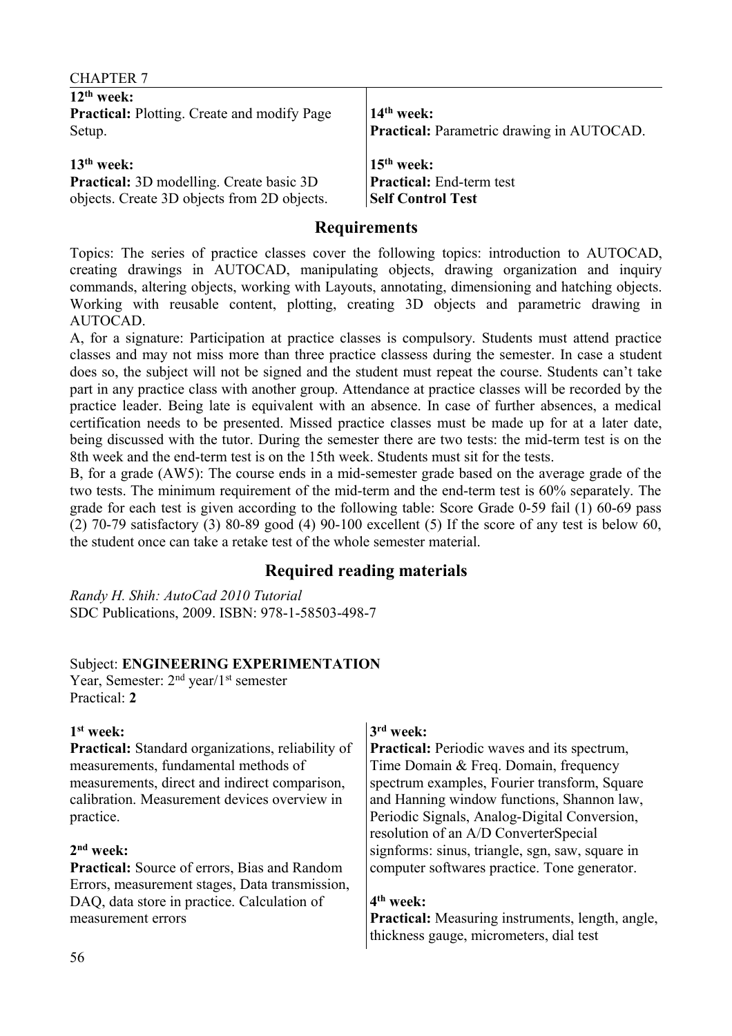CHAPTER 7

**12th week:**
**Practical:** Plotting. Create and modify Page Setup.

**13th week:**
**Practical:** 3D modelling. Create basic 3D objects. Create 3D objects from 2D objects.

**14th week:**
**Practical:** Parametric drawing in AUTOCAD.

**15th week:**
**Practical:** End-term test
**Self Control Test**

## Requirements

Topics: The series of practice classes cover the following topics: introduction to AUTOCAD, creating drawings in AUTOCAD, manipulating objects, drawing organization and inquiry commands, altering objects, working with Layouts, annotating, dimensioning and hatching objects. Working with reusable content, plotting, creating 3D objects and parametric drawing in AUTOCAD.

A, for a signature: Participation at practice classes is compulsory. Students must attend practice classes and may not miss more than three practice classess during the semester. In case a student does so, the subject will not be signed and the student must repeat the course. Students can't take part in any practice class with another group. Attendance at practice classes will be recorded by the practice leader. Being late is equivalent with an absence. In case of further absences, a medical certification needs to be presented. Missed practice classes must be made up for at a later date, being discussed with the tutor. During the semester there are two tests: the mid-term test is on the 8th week and the end-term test is on the 15th week. Students must sit for the tests.

B, for a grade (AW5): The course ends in a mid-semester grade based on the average grade of the two tests. The minimum requirement of the mid-term and the end-term test is 60% separately. The grade for each test is given according to the following table: Score Grade 0-59 fail (1) 60-69 pass (2) 70-79 satisfactory (3) 80-89 good (4) 90-100 excellent (5) If the score of any test is below 60, the student once can take a retake test of the whole semester material.

## Required reading materials

*Randy H. Shih: AutoCad 2010 Tutorial*
SDC Publications, 2009. ISBN: 978-1-58503-498-7

Subject: **ENGINEERING EXPERIMENTATION**
Year, Semester: 2nd year/1st semester
Practical: **2**

**1st week:**
**Practical:** Standard organizations, reliability of measurements, fundamental methods of measurements, direct and indirect comparison, calibration. Measurement devices overview in practice.

**2nd week:**
**Practical:** Source of errors, Bias and Random Errors, measurement stages, Data transmission, DAQ, data store in practice. Calculation of measurement errors

**3rd week:**
**Practical:** Periodic waves and its spectrum, Time Domain & Freq. Domain, frequency spectrum examples, Fourier transform, Square and Hanning window functions, Shannon law, Periodic Signals, Analog-Digital Conversion, resolution of an A/D ConverterSpecial signforms: sinus, triangle, sgn, saw, square in computer softwares practice. Tone generator.

**4th week:**
**Practical:** Measuring instruments, length, angle, thickness gauge, micrometers, dial test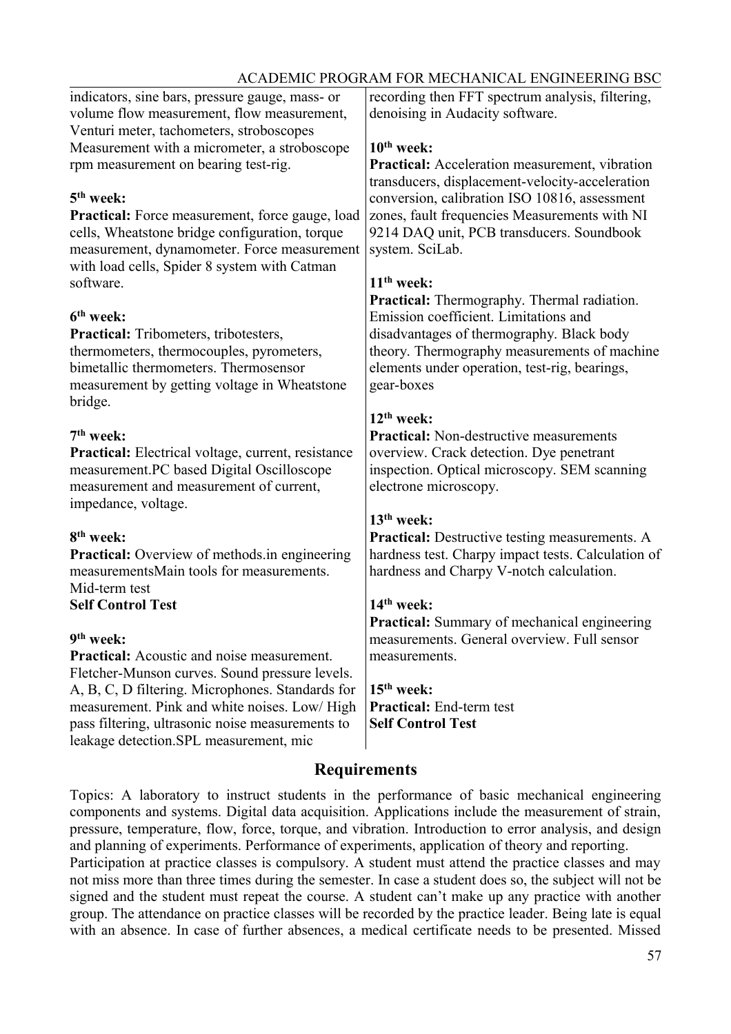indicators, sine bars, pressure gauge, mass- or volume flow measurement, flow measurement, Venturi meter, tachometers, stroboscopes
Measurement with a micrometer, a stroboscope rpm measurement on bearing test-rig.

**5th week:**
**Practical:** Force measurement, force gauge, load cells, Wheatstone bridge configuration, torque measurement, dynamometer. Force measurement with load cells, Spider 8 system with Catman software.

**6th week:**
**Practical:** Tribometers, tribotesters, thermometers, thermocouples, pyrometers, bimetallic thermometers. Thermosensor measurement by getting voltage in Wheatstone bridge.

**7th week:**
**Practical:** Electrical voltage, current, resistance measurement.PC based Digital Oscilloscope measurement and measurement of current, impedance, voltage.

**8th week:**
**Practical:** Overview of methods.in engineering measurementsMain tools for measurements.
Mid-term test
**Self Control Test**

**9th week:**
**Practical:** Acoustic and noise measurement. Fletcher-Munson curves. Sound pressure levels. A, B, C, D filtering. Microphones. Standards for measurement. Pink and white noises. Low/ High pass filtering, ultrasonic noise measurements to leakage detection.SPL measurement, mic recording then FFT spectrum analysis, filtering, denoising in Audacity software.

**10th week:**
**Practical:** Acceleration measurement, vibration transducers, displacement-velocity-acceleration conversion, calibration ISO 10816, assessment zones, fault frequencies Measurements with NI 9214 DAQ unit, PCB transducers. Soundbook system. SciLab.

**11th week:**
**Practical:** Thermography. Thermal radiation. Emission coefficient. Limitations and disadvantages of thermography. Black body theory. Thermography measurements of machine elements under operation, test-rig, bearings, gear-boxes

**12th week:**
**Practical:** Non-destructive measurements overview. Crack detection. Dye penetrant inspection. Optical microscopy. SEM scanning electrone microscopy.

**13th week:**
**Practical:** Destructive testing measurements. A hardness test. Charpy impact tests. Calculation of hardness and Charpy V-notch calculation.

**14th week:**
**Practical:** Summary of mechanical engineering measurements. General overview. Full sensor measurements.

**15th week:**
**Practical:** End-term test
**Self Control Test**

## Requirements

Topics: A laboratory to instruct students in the performance of basic mechanical engineering components and systems. Digital data acquisition. Applications include the measurement of strain, pressure, temperature, flow, force, torque, and vibration. Introduction to error analysis, and design and planning of experiments. Performance of experiments, application of theory and reporting.
Participation at practice classes is compulsory. A student must attend the practice classes and may not miss more than three times during the semester. In case a student does so, the subject will not be signed and the student must repeat the course. A student can't make up any practice with another group. The attendance on practice classes will be recorded by the practice leader. Being late is equal with an absence. In case of further absences, a medical certificate needs to be presented. Missed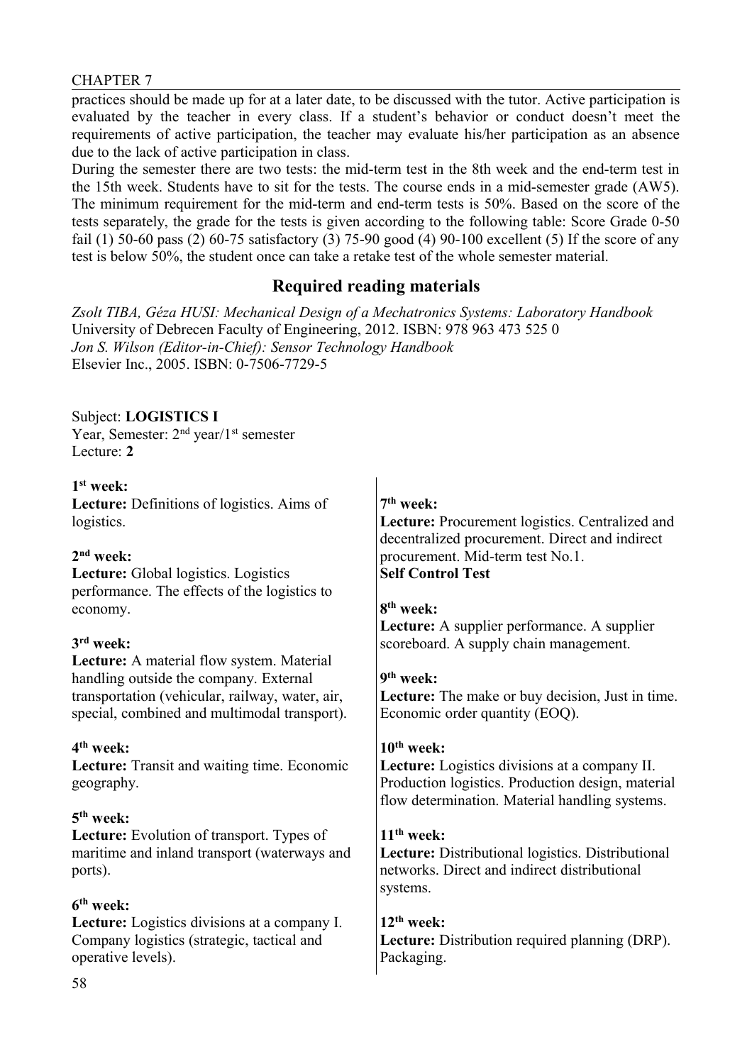practices should be made up for at a later date, to be discussed with the tutor. Active participation is evaluated by the teacher in every class. If a student's behavior or conduct doesn't meet the requirements of active participation, the teacher may evaluate his/her participation as an absence due to the lack of active participation in class.

During the semester there are two tests: the mid-term test in the 8th week and the end-term test in the 15th week. Students have to sit for the tests. The course ends in a mid-semester grade (AW5). The minimum requirement for the mid-term and end-term tests is 50%. Based on the score of the tests separately, the grade for the tests is given according to the following table: Score Grade 0-50 fail (1) 50-60 pass (2) 60-75 satisfactory (3) 75-90 good (4) 90-100 excellent (5) If the score of any test is below 50%, the student once can take a retake test of the whole semester material.

## Required reading materials

*Zsolt TIBA, Géza HUSI: Mechanical Design of a Mechatronics Systems: Laboratory Handbook*
University of Debrecen Faculty of Engineering, 2012. ISBN: 978 963 473 525 0
*Jon S. Wilson (Editor-in-Chief): Sensor Technology Handbook*
Elsevier Inc., 2005. ISBN: 0-7506-7729-5

Subject: **LOGISTICS I**
Year, Semester: 2nd year/1st semester
Lecture: **2**

**1st week:**
**Lecture:** Definitions of logistics. Aims of logistics.

**2nd week:**
**Lecture:** Global logistics. Logistics performance. The effects of the logistics to economy.

**3rd week:**
**Lecture:** A material flow system. Material handling outside the company. External transportation (vehicular, railway, water, air, special, combined and multimodal transport).

**4th week:**
**Lecture:** Transit and waiting time. Economic geography.

**5th week:**
**Lecture:** Evolution of transport. Types of maritime and inland transport (waterways and ports).

**6th week:**
**Lecture:** Logistics divisions at a company I. Company logistics (strategic, tactical and operative levels).

**7th week:**
**Lecture:** Procurement logistics. Centralized and decentralized procurement. Direct and indirect procurement. Mid-term test No.1.
**Self Control Test**

**8th week:**
**Lecture:** A supplier performance. A supplier scoreboard. A supply chain management.

**9th week:**
**Lecture:** The make or buy decision, Just in time. Economic order quantity (EOQ).

**10th week:**
**Lecture:** Logistics divisions at a company II. Production logistics. Production design, material flow determination. Material handling systems.

**11th week:**
**Lecture:** Distributional logistics. Distributional networks. Direct and indirect distributional systems.

**12th week:**
**Lecture:** Distribution required planning (DRP). Packaging.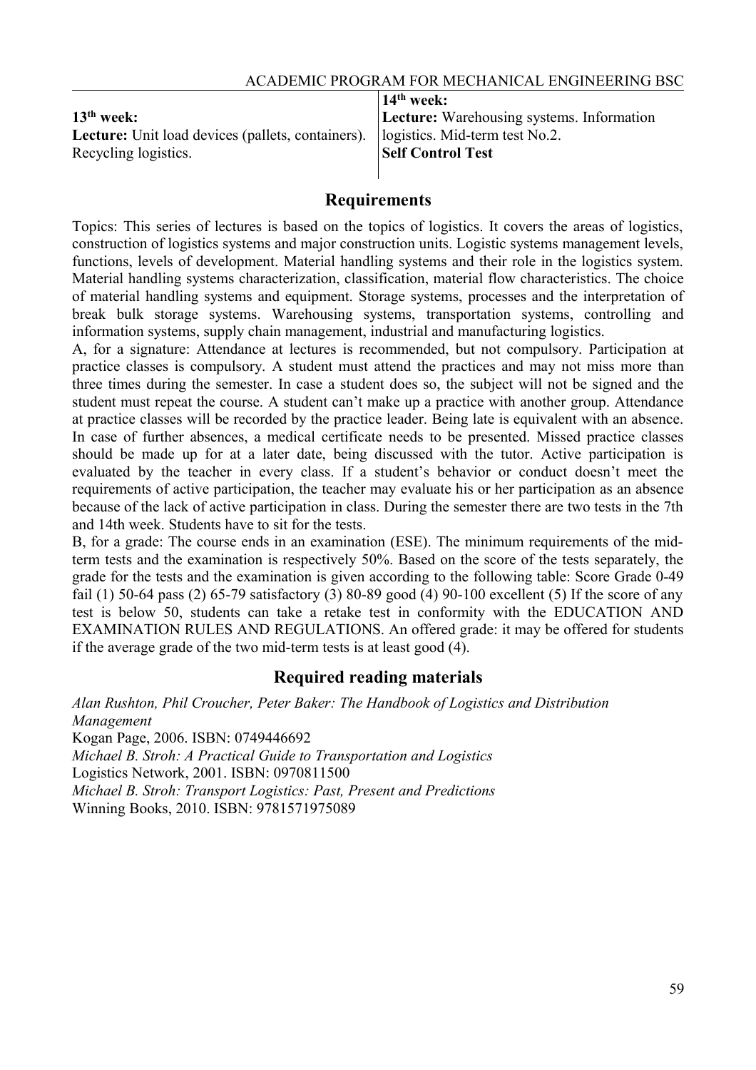**13th week:**
**Lecture:** Unit load devices (pallets, containers). Recycling logistics.

**14th week:**
**Lecture:** Warehousing systems. Information logistics. Mid-term test No.2.
**Self Control Test**

## Requirements

Topics: This series of lectures is based on the topics of logistics. It covers the areas of logistics, construction of logistics systems and major construction units. Logistic systems management levels, functions, levels of development. Material handling systems and their role in the logistics system. Material handling systems characterization, classification, material flow characteristics. The choice of material handling systems and equipment. Storage systems, processes and the interpretation of break bulk storage systems. Warehousing systems, transportation systems, controlling and information systems, supply chain management, industrial and manufacturing logistics.

A, for a signature: Attendance at lectures is recommended, but not compulsory. Participation at practice classes is compulsory. A student must attend the practices and may not miss more than three times during the semester. In case a student does so, the subject will not be signed and the student must repeat the course. A student can't make up a practice with another group. Attendance at practice classes will be recorded by the practice leader. Being late is equivalent with an absence. In case of further absences, a medical certificate needs to be presented. Missed practice classes should be made up for at a later date, being discussed with the tutor. Active participation is evaluated by the teacher in every class. If a student's behavior or conduct doesn't meet the requirements of active participation, the teacher may evaluate his or her participation as an absence because of the lack of active participation in class. During the semester there are two tests in the 7th and 14th week. Students have to sit for the tests.

B, for a grade: The course ends in an examination (ESE). The minimum requirements of the mid-term tests and the examination is respectively 50%. Based on the score of the tests separately, the grade for the tests and the examination is given according to the following table: Score Grade 0-49 fail (1) 50-64 pass (2) 65-79 satisfactory (3) 80-89 good (4) 90-100 excellent (5) If the score of any test is below 50, students can take a retake test in conformity with the EDUCATION AND EXAMINATION RULES AND REGULATIONS. An offered grade: it may be offered for students if the average grade of the two mid-term tests is at least good (4).

## Required reading materials

*Alan Rushton, Phil Croucher, Peter Baker: The Handbook of Logistics and Distribution Management*
Kogan Page, 2006. ISBN: 0749446692
*Michael B. Stroh: A Practical Guide to Transportation and Logistics*
Logistics Network, 2001. ISBN: 0970811500
*Michael B. Stroh: Transport Logistics: Past, Present and Predictions*
Winning Books, 2010. ISBN: 9781571975089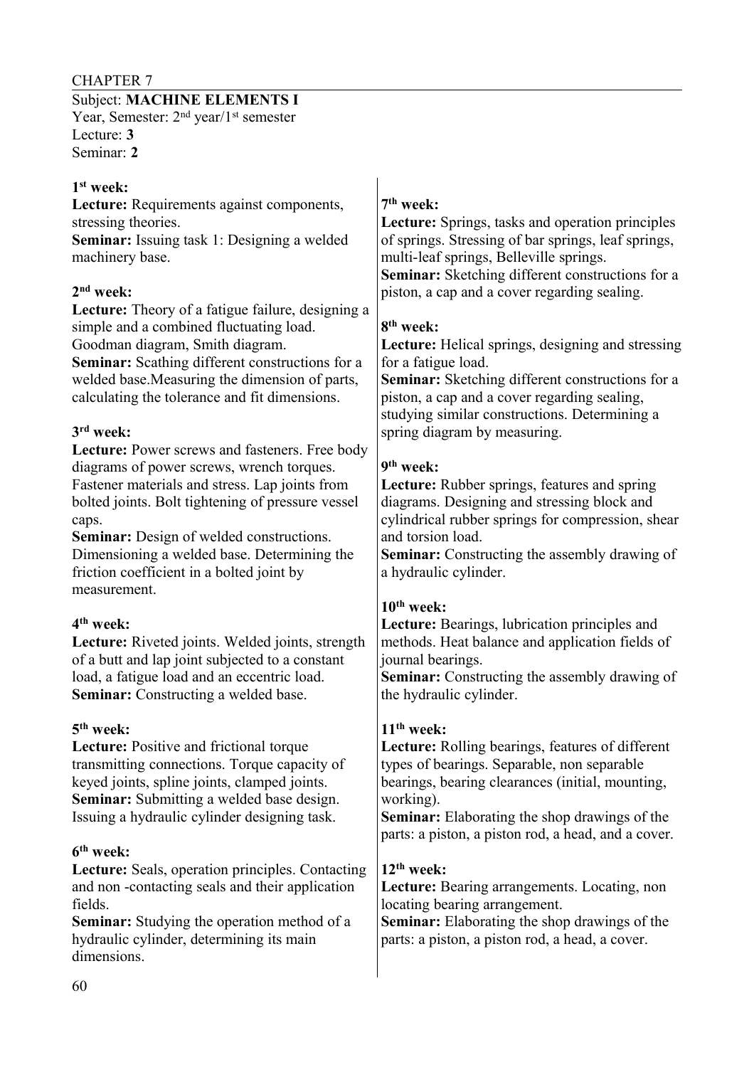CHAPTER 7

Subject: **MACHINE ELEMENTS I**
Year, Semester: 2nd year/1st semester
Lecture: **3**
Seminar: **2**

**1st week:**
**Lecture:** Requirements against components, stressing theories.
**Seminar:** Issuing task 1: Designing a welded machinery base.

**2nd week:**
**Lecture:** Theory of a fatigue failure, designing a simple and a combined fluctuating load. Goodman diagram, Smith diagram.
**Seminar:** Scathing different constructions for a welded base.Measuring the dimension of parts, calculating the tolerance and fit dimensions.

**3rd week:**
**Lecture:** Power screws and fasteners. Free body diagrams of power screws, wrench torques. Fastener materials and stress. Lap joints from bolted joints. Bolt tightening of pressure vessel caps.
**Seminar:** Design of welded constructions. Dimensioning a welded base. Determining the friction coefficient in a bolted joint by measurement.

**4th week:**
**Lecture:** Riveted joints. Welded joints, strength of a butt and lap joint subjected to a constant load, a fatigue load and an eccentric load.
**Seminar:** Constructing a welded base.

**5th week:**
**Lecture:** Positive and frictional torque transmitting connections. Torque capacity of keyed joints, spline joints, clamped joints.
**Seminar:** Submitting a welded base design. Issuing a hydraulic cylinder designing task.

**6th week:**
**Lecture:** Seals, operation principles. Contacting and non -contacting seals and their application fields.
**Seminar:** Studying the operation method of a hydraulic cylinder, determining its main dimensions.

**7th week:**
**Lecture:** Springs, tasks and operation principles of springs. Stressing of bar springs, leaf springs, multi-leaf springs, Belleville springs.
**Seminar:** Sketching different constructions for a piston, a cap and a cover regarding sealing.

**8th week:**
**Lecture:** Helical springs, designing and stressing for a fatigue load.
**Seminar:** Sketching different constructions for a piston, a cap and a cover regarding sealing, studying similar constructions. Determining a spring diagram by measuring.

**9th week:**
**Lecture:** Rubber springs, features and spring diagrams. Designing and stressing block and cylindrical rubber springs for compression, shear and torsion load.
**Seminar:** Constructing the assembly drawing of a hydraulic cylinder.

**10th week:**
**Lecture:** Bearings, lubrication principles and methods. Heat balance and application fields of journal bearings.
**Seminar:** Constructing the assembly drawing of the hydraulic cylinder.

**11th week:**
**Lecture:** Rolling bearings, features of different types of bearings. Separable, non separable bearings, bearing clearances (initial, mounting, working).
**Seminar:** Elaborating the shop drawings of the parts: a piston, a piston rod, a head, and a cover.

**12th week:**
**Lecture:** Bearing arrangements. Locating, non locating bearing arrangement.
**Seminar:** Elaborating the shop drawings of the parts: a piston, a piston rod, a head, a cover.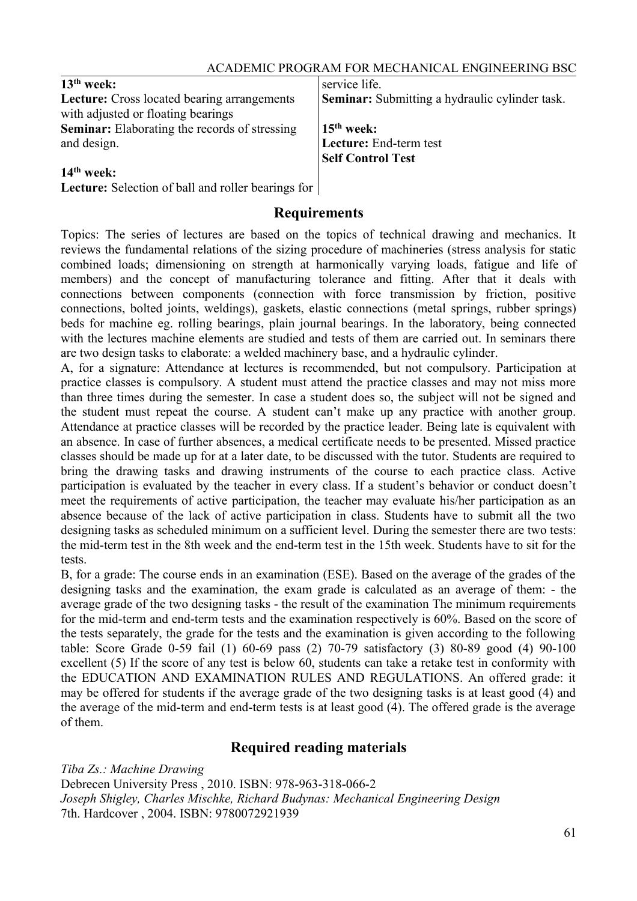**13th week:**

**Lecture:** Cross located bearing arrangements with adjusted or floating bearings

**Seminar:** Elaborating the records of stressing and design.

**14th week:**

**Lecture:** Selection of ball and roller bearings for service life.

**Seminar:** Submitting a hydraulic cylinder task.

**15th week:**

**Lecture:** End-term test

**Self Control Test**

## Requirements

Topics: The series of lectures are based on the topics of technical drawing and mechanics. It reviews the fundamental relations of the sizing procedure of machineries (stress analysis for static combined loads; dimensioning on strength at harmonically varying loads, fatigue and life of members) and the concept of manufacturing tolerance and fitting. After that it deals with connections between components (connection with force transmission by friction, positive connections, bolted joints, weldings), gaskets, elastic connections (metal springs, rubber springs) beds for machine eg. rolling bearings, plain journal bearings. In the laboratory, being connected with the lectures machine elements are studied and tests of them are carried out. In seminars there are two design tasks to elaborate: a welded machinery base, and a hydraulic cylinder.

A, for a signature: Attendance at lectures is recommended, but not compulsory. Participation at practice classes is compulsory. A student must attend the practice classes and may not miss more than three times during the semester. In case a student does so, the subject will not be signed and the student must repeat the course. A student can't make up any practice with another group. Attendance at practice classes will be recorded by the practice leader. Being late is equivalent with an absence. In case of further absences, a medical certificate needs to be presented. Missed practice classes should be made up for at a later date, to be discussed with the tutor. Students are required to bring the drawing tasks and drawing instruments of the course to each practice class. Active participation is evaluated by the teacher in every class. If a student's behavior or conduct doesn't meet the requirements of active participation, the teacher may evaluate his/her participation as an absence because of the lack of active participation in class. Students have to submit all the two designing tasks as scheduled minimum on a sufficient level. During the semester there are two tests: the mid-term test in the 8th week and the end-term test in the 15th week. Students have to sit for the tests.

B, for a grade: The course ends in an examination (ESE). Based on the average of the grades of the designing tasks and the examination, the exam grade is calculated as an average of them: - the average grade of the two designing tasks - the result of the examination The minimum requirements for the mid-term and end-term tests and the examination respectively is 60%. Based on the score of the tests separately, the grade for the tests and the examination is given according to the following table: Score Grade 0-59 fail (1) 60-69 pass (2) 70-79 satisfactory (3) 80-89 good (4) 90-100 excellent (5) If the score of any test is below 60, students can take a retake test in conformity with the EDUCATION AND EXAMINATION RULES AND REGULATIONS. An offered grade: it may be offered for students if the average grade of the two designing tasks is at least good (4) and the average of the mid-term and end-term tests is at least good (4). The offered grade is the average of them.

## Required reading materials

*Tiba Zs.: Machine Drawing*
Debrecen University Press , 2010. ISBN: 978-963-318-066-2
*Joseph Shigley, Charles Mischke, Richard Budynas: Mechanical Engineering Design*
7th. Hardcover , 2004. ISBN: 9780072921939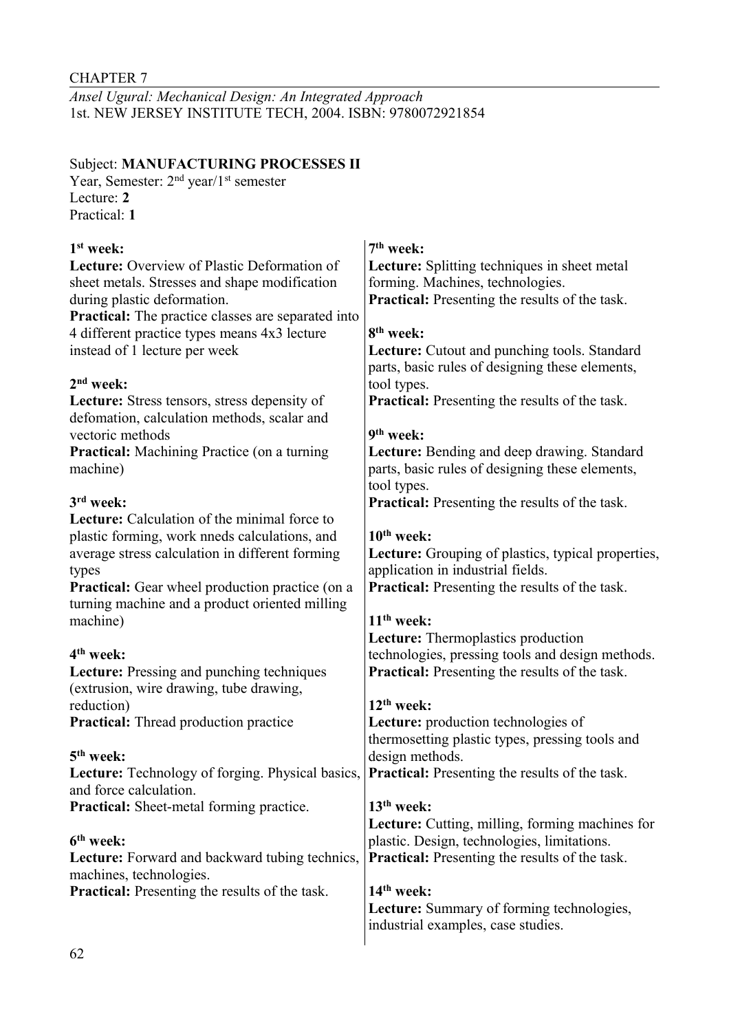CHAPTER 7

*Ansel Ugural: Mechanical Design: An Integrated Approach*
1st. NEW JERSEY INSTITUTE TECH, 2004. ISBN: 9780072921854

Subject: **MANUFACTURING PROCESSES II**
Year, Semester: 2nd year/1st semester
Lecture: **2**
Practical: **1**

**1st week:**
**Lecture:** Overview of Plastic Deformation of sheet metals. Stresses and shape modification during plastic deformation.
**Practical:** The practice classes are separated into 4 different practice types means 4x3 lecture instead of 1 lecture per week

**2nd week:**
**Lecture:** Stress tensors, stress depensity of defomation, calculation methods, scalar and vectoric methods
**Practical:** Machining Practice (on a turning machine)

**3rd week:**
**Lecture:** Calculation of the minimal force to plastic forming, work nneds calculations, and average stress calculation in different forming types
**Practical:** Gear wheel production practice (on a turning machine and a product oriented milling machine)

**4th week:**
**Lecture:** Pressing and punching techniques (extrusion, wire drawing, tube drawing, reduction)
**Practical:** Thread production practice

**5th week:**
**Lecture:** Technology of forging. Physical basics, and force calculation.
**Practical:** Sheet-metal forming practice.

**6th week:**
**Lecture:** Forward and backward tubing technics, machines, technologies.
**Practical:** Presenting the results of the task.

**7th week:**
**Lecture:** Splitting techniques in sheet metal forming. Machines, technologies.
**Practical:** Presenting the results of the task.

**8th week:**
**Lecture:** Cutout and punching tools. Standard parts, basic rules of designing these elements, tool types.
**Practical:** Presenting the results of the task.

**9th week:**
**Lecture:** Bending and deep drawing. Standard parts, basic rules of designing these elements, tool types.
**Practical:** Presenting the results of the task.

**10th week:**
**Lecture:** Grouping of plastics, typical properties, application in industrial fields.
**Practical:** Presenting the results of the task.

**11th week:**
**Lecture:** Thermoplastics production technologies, pressing tools and design methods.
**Practical:** Presenting the results of the task.

**12th week:**
**Lecture:** production technologies of thermosetting plastic types, pressing tools and design methods.
**Practical:** Presenting the results of the task.

**13th week:**
**Lecture:** Cutting, milling, forming machines for plastic. Design, technologies, limitations.
**Practical:** Presenting the results of the task.

**14th week:**
**Lecture:** Summary of forming technologies, industrial examples, case studies.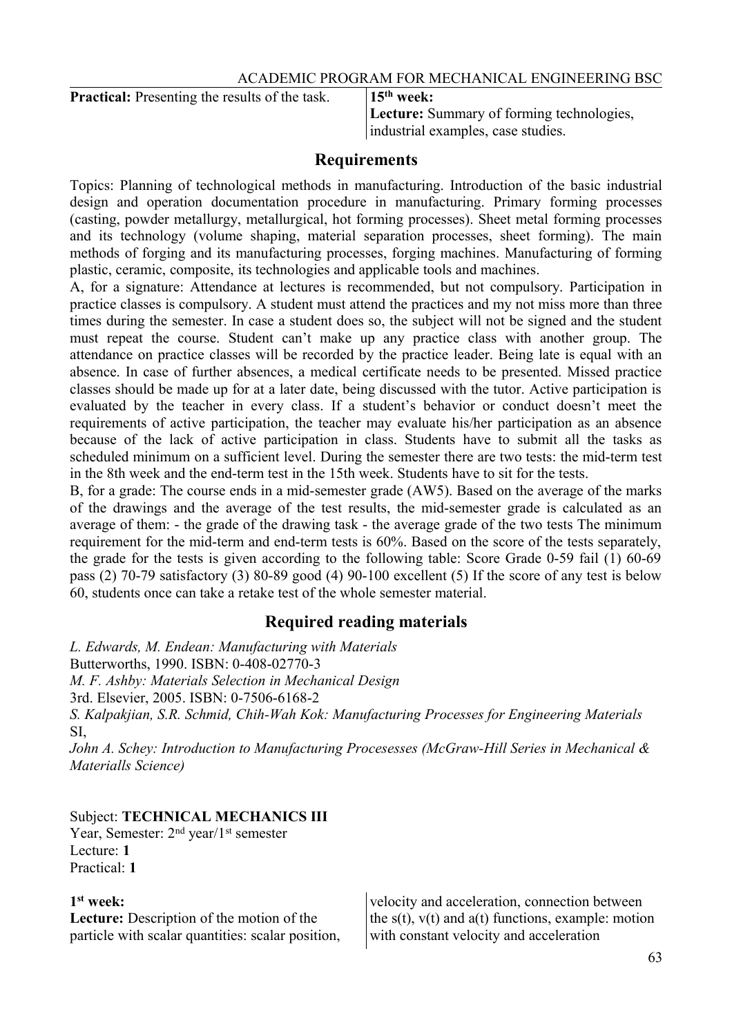**Practical:** Presenting the results of the task.

**15th week:**
**Lecture:** Summary of forming technologies, industrial examples, case studies.

## Requirements

Topics: Planning of technological methods in manufacturing. Introduction of the basic industrial design and operation documentation procedure in manufacturing. Primary forming processes (casting, powder metallurgy, metallurgical, hot forming processes). Sheet metal forming processes and its technology (volume shaping, material separation processes, sheet forming). The main methods of forging and its manufacturing processes, forging machines. Manufacturing of forming plastic, ceramic, composite, its technologies and applicable tools and machines.

A, for a signature: Attendance at lectures is recommended, but not compulsory. Participation in practice classes is compulsory. A student must attend the practices and my not miss more than three times during the semester. In case a student does so, the subject will not be signed and the student must repeat the course. Student can't make up any practice class with another group. The attendance on practice classes will be recorded by the practice leader. Being late is equal with an absence. In case of further absences, a medical certificate needs to be presented. Missed practice classes should be made up for at a later date, being discussed with the tutor. Active participation is evaluated by the teacher in every class. If a student's behavior or conduct doesn't meet the requirements of active participation, the teacher may evaluate his/her participation as an absence because of the lack of active participation in class. Students have to submit all the tasks as scheduled minimum on a sufficient level. During the semester there are two tests: the mid-term test in the 8th week and the end-term test in the 15th week. Students have to sit for the tests.

B, for a grade: The course ends in a mid-semester grade (AW5). Based on the average of the marks of the drawings and the average of the test results, the mid-semester grade is calculated as an average of them: - the grade of the drawing task - the average grade of the two tests The minimum requirement for the mid-term and end-term tests is 60%. Based on the score of the tests separately, the grade for the tests is given according to the following table: Score Grade 0-59 fail (1) 60-69 pass (2) 70-79 satisfactory (3) 80-89 good (4) 90-100 excellent (5) If the score of any test is below 60, students once can take a retake test of the whole semester material.

## Required reading materials

*L. Edwards, M. Endean: Manufacturing with Materials*
Butterworths, 1990. ISBN: 0-408-02770-3
*M. F. Ashby: Materials Selection in Mechanical Design*
3rd. Elsevier, 2005. ISBN: 0-7506-6168-2
*S. Kalpakjian, S.R. Schmid, Chih-Wah Kok: Manufacturing Processes for Engineering Materials*
SI,
*John A. Schey: Introduction to Manufacturing Procesesses (McGraw-Hill Series in Mechanical & Materialls Science)*

Subject: **TECHNICAL MECHANICS III**
Year, Semester: 2nd year/1st semester
Lecture: **1**
Practical: **1**

**1st week:**
**Lecture:** Description of the motion of the particle with scalar quantities: scalar position, velocity and acceleration, connection between the s(t), v(t) and a(t) functions, example: motion with constant velocity and acceleration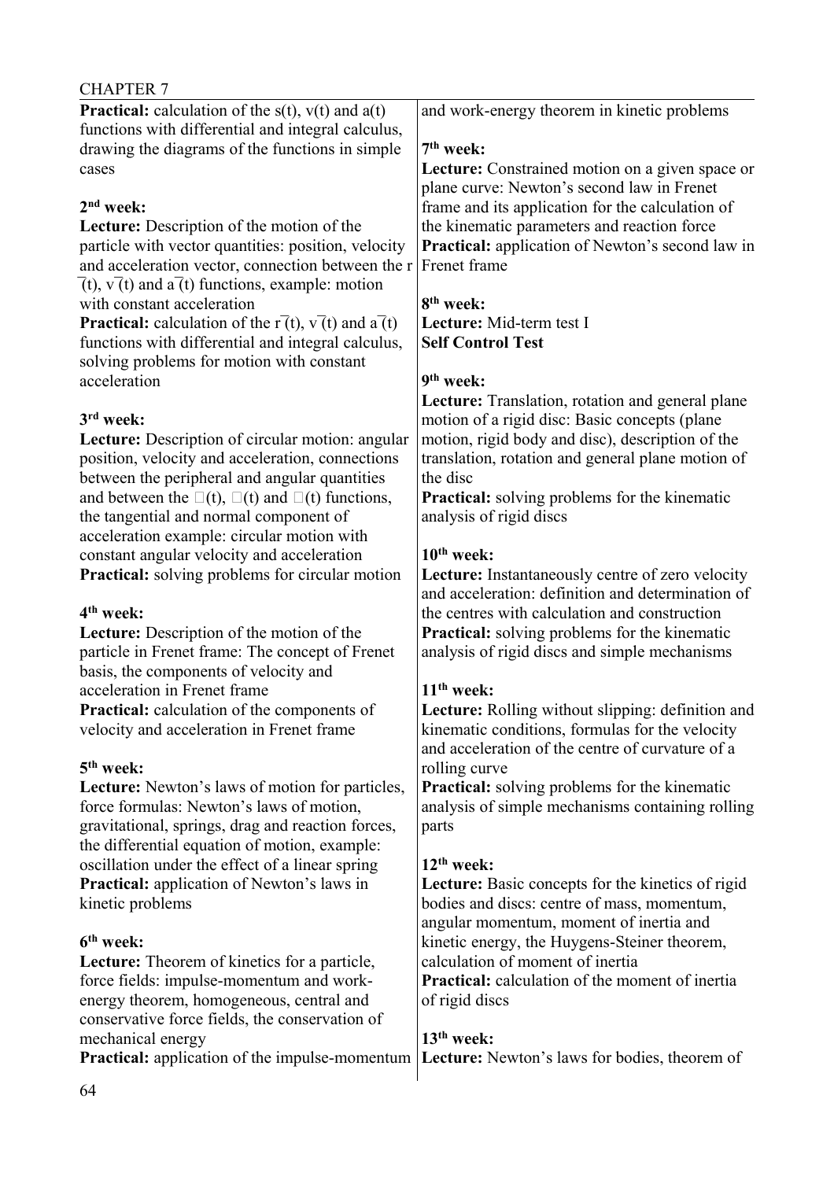CHAPTER 7

**Practical:** calculation of the s(t), v(t) and a(t) functions with differential and integral calculus, drawing the diagrams of the functions in simple cases

**2nd week:**
**Lecture:** Description of the motion of the particle with vector quantities: position, velocity and acceleration vector, connection between the $\bar{r}(t)$, $\bar{v}(t)$ and $\bar{a}(t)$ functions, example: motion with constant acceleration
**Practical:** calculation of the $\bar{r}(t)$, $\bar{v}(t)$ and $\bar{a}(t)$ functions with differential and integral calculus, solving problems for motion with constant acceleration

**3rd week:**
**Lecture:** Description of circular motion: angular position, velocity and acceleration, connections between the peripheral and angular quantities and between the □(t), □(t) and □(t) functions, the tangential and normal component of acceleration example: circular motion with constant angular velocity and acceleration
**Practical:** solving problems for circular motion

**4th week:**
**Lecture:** Description of the motion of the particle in Frenet frame: The concept of Frenet basis, the components of velocity and acceleration in Frenet frame
**Practical:** calculation of the components of velocity and acceleration in Frenet frame

**5th week:**
**Lecture:** Newton's laws of motion for particles, force formulas: Newton's laws of motion, gravitational, springs, drag and reaction forces, the differential equation of motion, example: oscillation under the effect of a linear spring
**Practical:** application of Newton's laws in kinetic problems

**6th week:**
**Lecture:** Theorem of kinetics for a particle, force fields: impulse-momentum and work-energy theorem, homogeneous, central and conservative force fields, the conservation of mechanical energy
**Practical:** application of the impulse-momentum and work-energy theorem in kinetic problems

**7th week:**
**Lecture:** Constrained motion on a given space or plane curve: Newton's second law in Frenet frame and its application for the calculation of the kinematic parameters and reaction force
**Practical:** application of Newton's second law in Frenet frame

**8th week:**
**Lecture:** Mid-term test I
**Self Control Test**

**9th week:**
**Lecture:** Translation, rotation and general plane motion of a rigid disc: Basic concepts (plane motion, rigid body and disc), description of the translation, rotation and general plane motion of the disc
**Practical:** solving problems for the kinematic analysis of rigid discs

**10th week:**
**Lecture:** Instantaneously centre of zero velocity and acceleration: definition and determination of the centres with calculation and construction
**Practical:** solving problems for the kinematic analysis of rigid discs and simple mechanisms

**11th week:**
**Lecture:** Rolling without slipping: definition and kinematic conditions, formulas for the velocity and acceleration of the centre of curvature of a rolling curve
**Practical:** solving problems for the kinematic analysis of simple mechanisms containing rolling parts

**12th week:**
**Lecture:** Basic concepts for the kinetics of rigid bodies and discs: centre of mass, momentum, angular momentum, moment of inertia and kinetic energy, the Huygens-Steiner theorem, calculation of moment of inertia
**Practical:** calculation of the moment of inertia of rigid discs

**13th week:**
**Lecture:** Newton's laws for bodies, theorem of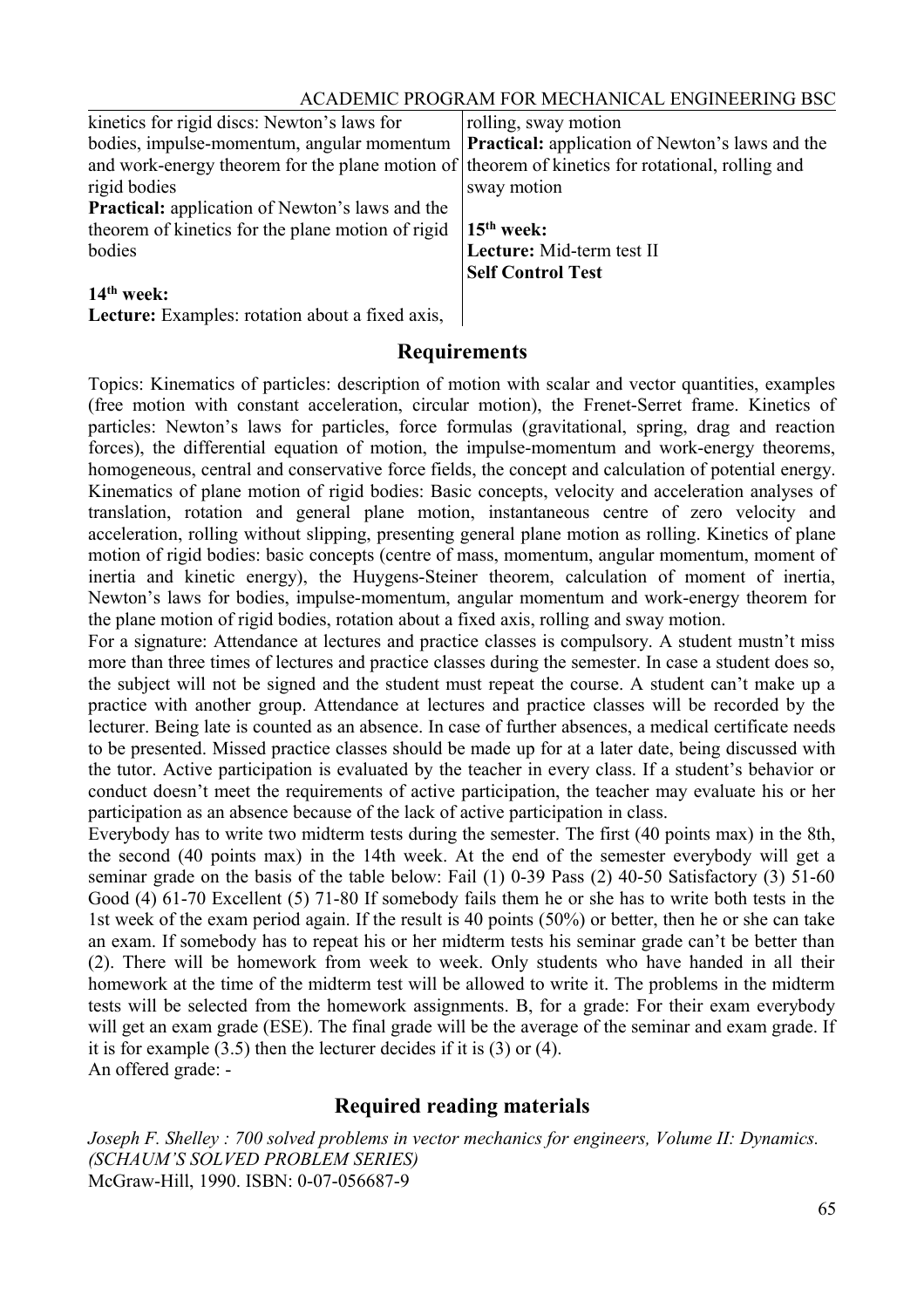kinetics for rigid discs: Newton's laws for bodies, impulse-momentum, angular momentum and work-energy theorem for the plane motion of rigid bodies

**Practical:** application of Newton's laws and the theorem of kinetics for the plane motion of rigid bodies

**14th week:**

**Lecture:** Examples: rotation about a fixed axis, rolling, sway motion

**Practical:** application of Newton's laws and the theorem of kinetics for rotational, rolling and sway motion

**15th week:**

**Lecture:** Mid-term test II

**Self Control Test**

## Requirements

Topics: Kinematics of particles: description of motion with scalar and vector quantities, examples (free motion with constant acceleration, circular motion), the Frenet-Serret frame. Kinetics of particles: Newton's laws for particles, force formulas (gravitational, spring, drag and reaction forces), the differential equation of motion, the impulse-momentum and work-energy theorems, homogeneous, central and conservative force fields, the concept and calculation of potential energy. Kinematics of plane motion of rigid bodies: Basic concepts, velocity and acceleration analyses of translation, rotation and general plane motion, instantaneous centre of zero velocity and acceleration, rolling without slipping, presenting general plane motion as rolling. Kinetics of plane motion of rigid bodies: basic concepts (centre of mass, momentum, angular momentum, moment of inertia and kinetic energy), the Huygens-Steiner theorem, calculation of moment of inertia, Newton's laws for bodies, impulse-momentum, angular momentum and work-energy theorem for the plane motion of rigid bodies, rotation about a fixed axis, rolling and sway motion.

For a signature: Attendance at lectures and practice classes is compulsory. A student mustn't miss more than three times of lectures and practice classes during the semester. In case a student does so, the subject will not be signed and the student must repeat the course. A student can't make up a practice with another group. Attendance at lectures and practice classes will be recorded by the lecturer. Being late is counted as an absence. In case of further absences, a medical certificate needs to be presented. Missed practice classes should be made up for at a later date, being discussed with the tutor. Active participation is evaluated by the teacher in every class. If a student's behavior or conduct doesn't meet the requirements of active participation, the teacher may evaluate his or her participation as an absence because of the lack of active participation in class.

Everybody has to write two midterm tests during the semester. The first (40 points max) in the 8th, the second (40 points max) in the 14th week. At the end of the semester everybody will get a seminar grade on the basis of the table below: Fail (1) 0-39 Pass (2) 40-50 Satisfactory (3) 51-60 Good (4) 61-70 Excellent (5) 71-80 If somebody fails them he or she has to write both tests in the 1st week of the exam period again. If the result is 40 points (50%) or better, then he or she can take an exam. If somebody has to repeat his or her midterm tests his seminar grade can't be better than (2). There will be homework from week to week. Only students who have handed in all their homework at the time of the midterm test will be allowed to write it. The problems in the midterm tests will be selected from the homework assignments. B, for a grade: For their exam everybody will get an exam grade (ESE). The final grade will be the average of the seminar and exam grade. If it is for example (3.5) then the lecturer decides if it is (3) or (4).

An offered grade: -

## Required reading materials

*Joseph F. Shelley : 700 solved problems in vector mechanics for engineers, Volume II: Dynamics. (SCHAUM'S SOLVED PROBLEM SERIES)*
McGraw-Hill, 1990. ISBN: 0-07-056687-9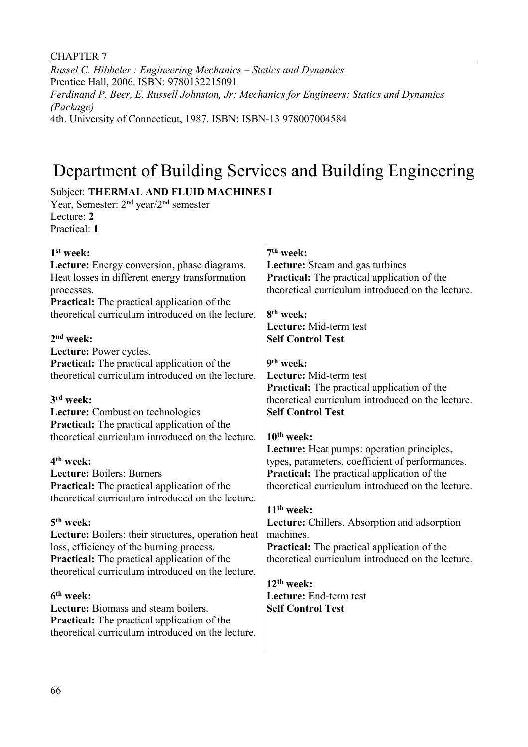CHAPTER 7

*Russel C. Hibbeler : Engineering Mechanics – Statics and Dynamics*
Prentice Hall, 2006. ISBN: 9780132215091
*Ferdinand P. Beer, E. Russell Johnston, Jr: Mechanics for Engineers: Statics and Dynamics (Package)*
4th. University of Connecticut, 1987. ISBN: ISBN-13 978007004584

# Department of Building Services and Building Engineering

Subject: **THERMAL AND FLUID MACHINES I**
Year, Semester: 2nd year/2nd semester
Lecture: **2**
Practical: **1**

**1st week:**
**Lecture:** Energy conversion, phase diagrams. Heat losses in different energy transformation processes.
**Practical:** The practical application of the theoretical curriculum introduced on the lecture.

**2nd week:**
**Lecture:** Power cycles.
**Practical:** The practical application of the theoretical curriculum introduced on the lecture.

**3rd week:**
**Lecture:** Combustion technologies
**Practical:** The practical application of the theoretical curriculum introduced on the lecture.

**4th week:**
**Lecture:** Boilers: Burners
**Practical:** The practical application of the theoretical curriculum introduced on the lecture.

**5th week:**
**Lecture:** Boilers: their structures, operation heat loss, efficiency of the burning process.
**Practical:** The practical application of the theoretical curriculum introduced on the lecture.

**6th week:**
**Lecture:** Biomass and steam boilers.
**Practical:** The practical application of the theoretical curriculum introduced on the lecture.

**7th week:**
**Lecture:** Steam and gas turbines
**Practical:** The practical application of the theoretical curriculum introduced on the lecture.

**8th week:**
**Lecture:** Mid-term test
**Self Control Test**

**9th week:**
**Lecture:** Mid-term test
**Practical:** The practical application of the theoretical curriculum introduced on the lecture.
**Self Control Test**

**10th week:**
**Lecture:** Heat pumps: operation principles, types, parameters, coefficient of performances.
**Practical:** The practical application of the theoretical curriculum introduced on the lecture.

**11th week:**
**Lecture:** Chillers. Absorption and adsorption machines.
**Practical:** The practical application of the theoretical curriculum introduced on the lecture.

**12th week:**
**Lecture:** End-term test
**Self Control Test**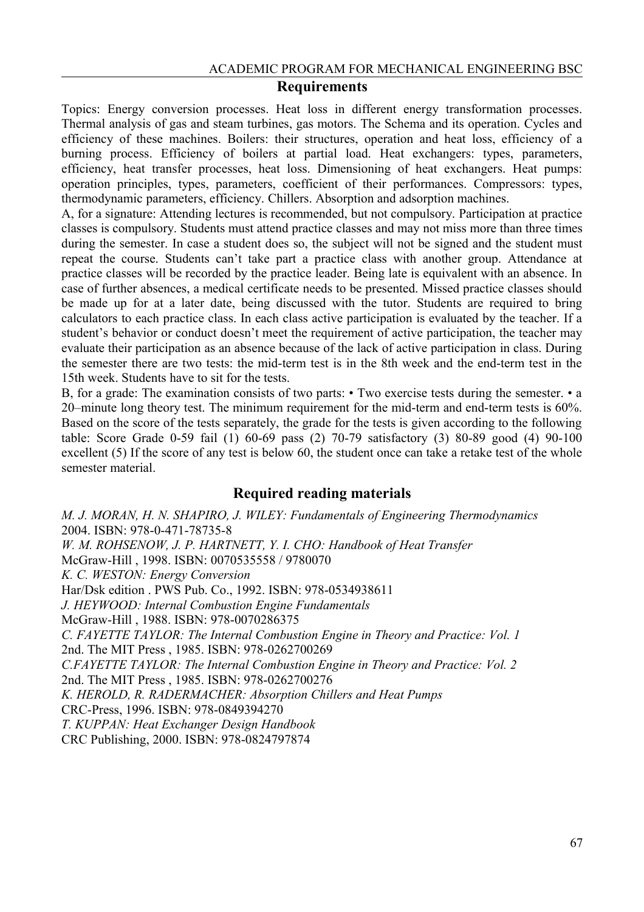## Requirements

Topics: Energy conversion processes. Heat loss in different energy transformation processes. Thermal analysis of gas and steam turbines, gas motors. The Schema and its operation. Cycles and efficiency of these machines. Boilers: their structures, operation and heat loss, efficiency of a burning process. Efficiency of boilers at partial load. Heat exchangers: types, parameters, efficiency, heat transfer processes, heat loss. Dimensioning of heat exchangers. Heat pumps: operation principles, types, parameters, coefficient of their performances. Compressors: types, thermodynamic parameters, efficiency. Chillers. Absorption and adsorption machines.

A, for a signature: Attending lectures is recommended, but not compulsory. Participation at practice classes is compulsory. Students must attend practice classes and may not miss more than three times during the semester. In case a student does so, the subject will not be signed and the student must repeat the course. Students can't take part a practice class with another group. Attendance at practice classes will be recorded by the practice leader. Being late is equivalent with an absence. In case of further absences, a medical certificate needs to be presented. Missed practice classes should be made up for at a later date, being discussed with the tutor. Students are required to bring calculators to each practice class. In each class active participation is evaluated by the teacher. If a student's behavior or conduct doesn't meet the requirement of active participation, the teacher may evaluate their participation as an absence because of the lack of active participation in class. During the semester there are two tests: the mid-term test is in the 8th week and the end-term test in the 15th week. Students have to sit for the tests.

B, for a grade: The examination consists of two parts: • Two exercise tests during the semester. • a 20–minute long theory test. The minimum requirement for the mid-term and end-term tests is 60%. Based on the score of the tests separately, the grade for the tests is given according to the following table: Score Grade 0-59 fail (1) 60-69 pass (2) 70-79 satisfactory (3) 80-89 good (4) 90-100 excellent (5) If the score of any test is below 60, the student once can take a retake test of the whole semester material.

## Required reading materials

*M. J. MORAN, H. N. SHAPIRO, J. WILEY: Fundamentals of Engineering Thermodynamics*
2004. ISBN: 978-0-471-78735-8

*W. M. ROHSENOW, J. P. HARTNETT, Y. I. CHO: Handbook of Heat Transfer*
McGraw-Hill , 1998. ISBN: 0070535558 / 9780070

*K. C. WESTON: Energy Conversion*
Har/Dsk edition . PWS Pub. Co., 1992. ISBN: 978-0534938611

*J. HEYWOOD: Internal Combustion Engine Fundamentals*
McGraw-Hill , 1988. ISBN: 978-0070286375

*C. FAYETTE TAYLOR: The Internal Combustion Engine in Theory and Practice: Vol. 1*
2nd. The MIT Press , 1985. ISBN: 978-0262700269

*C.FAYETTE TAYLOR: The Internal Combustion Engine in Theory and Practice: Vol. 2*
2nd. The MIT Press , 1985. ISBN: 978-0262700276

*K. HEROLD, R. RADERMACHER: Absorption Chillers and Heat Pumps*
CRC-Press, 1996. ISBN: 978-0849394270

*T. KUPPAN: Heat Exchanger Design Handbook*
CRC Publishing, 2000. ISBN: 978-0824797874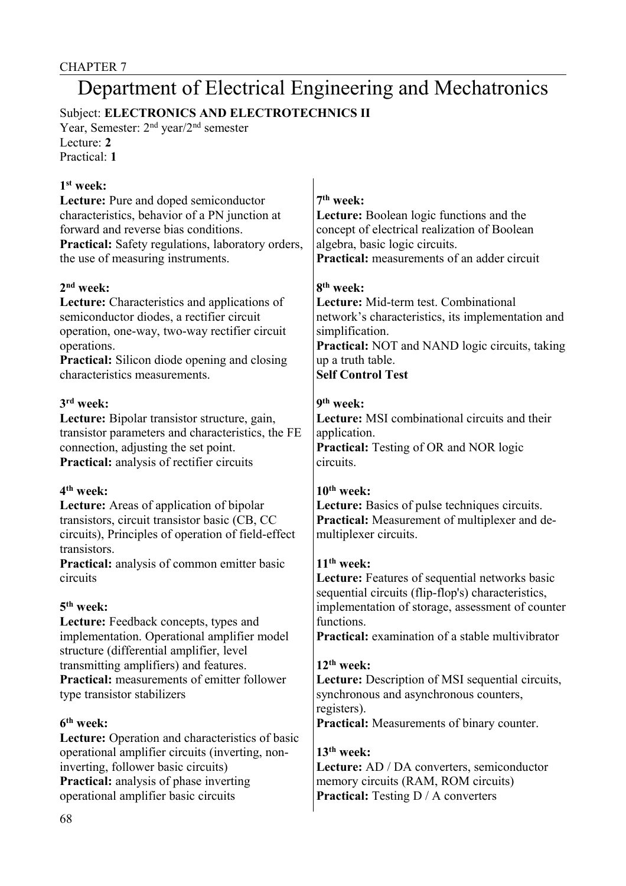CHAPTER 7

# Department of Electrical Engineering and Mechatronics

Subject: **ELECTRONICS AND ELECTROTECHNICS II**
Year, Semester: 2nd year/2nd semester
Lecture: **2**
Practical: **1**

**1st week:**
**Lecture:** Pure and doped semiconductor characteristics, behavior of a PN junction at forward and reverse bias conditions.
**Practical:** Safety regulations, laboratory orders, the use of measuring instruments.

**2nd week:**
**Lecture:** Characteristics and applications of semiconductor diodes, a rectifier circuit operation, one-way, two-way rectifier circuit operations.
**Practical:** Silicon diode opening and closing characteristics measurements.

**3rd week:**
**Lecture:** Bipolar transistor structure, gain, transistor parameters and characteristics, the FE connection, adjusting the set point.
**Practical:** analysis of rectifier circuits

**4th week:**
**Lecture:** Areas of application of bipolar transistors, circuit transistor basic (CB, CC circuits), Principles of operation of field-effect transistors.
**Practical:** analysis of common emitter basic circuits

**5th week:**
**Lecture:** Feedback concepts, types and implementation. Operational amplifier model structure (differential amplifier, level transmitting amplifiers) and features.
**Practical:** measurements of emitter follower type transistor stabilizers

**6th week:**
**Lecture:** Operation and characteristics of basic operational amplifier circuits (inverting, non-inverting, follower basic circuits)
**Practical:** analysis of phase inverting operational amplifier basic circuits

**7th week:**
**Lecture:** Boolean logic functions and the concept of electrical realization of Boolean algebra, basic logic circuits.
**Practical:** measurements of an adder circuit

**8th week:**
**Lecture:** Mid-term test. Combinational network's characteristics, its implementation and simplification.
**Practical:** NOT and NAND logic circuits, taking up a truth table.
**Self Control Test**

**9th week:**
**Lecture:** MSI combinational circuits and their application.
**Practical:** Testing of OR and NOR logic circuits.

**10th week:**
**Lecture:** Basics of pulse techniques circuits.
**Practical:** Measurement of multiplexer and de-multiplexer circuits.

**11th week:**
**Lecture:** Features of sequential networks basic sequential circuits (flip-flop's) characteristics, implementation of storage, assessment of counter functions.
**Practical:** examination of a stable multivibrator

**12th week:**
**Lecture:** Description of MSI sequential circuits, synchronous and asynchronous counters, registers).
**Practical:** Measurements of binary counter.

**13th week:**
**Lecture:** AD / DA converters, semiconductor memory circuits (RAM, ROM circuits)
**Practical:** Testing D / A converters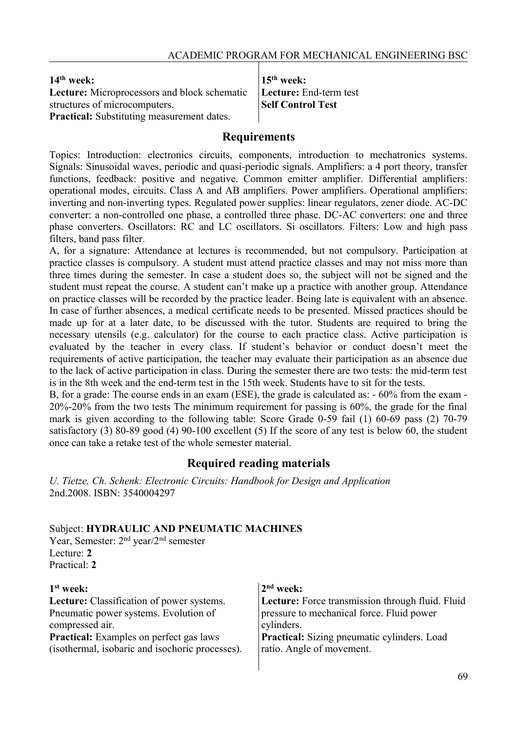**14th week:**
**Lecture:** Microprocessors and block schematic structures of microcomputers.
**Practical:** Substituting measurement dates.

**15th week:**
**Lecture:** End-term test
**Self Control Test**

## Requirements

Topics: Introduction: electronics circuits, components, introduction to mechatronics systems. Signals: Sinusoidal waves, periodic and quasi-periodic signals. Amplifiers: a 4 port theory, transfer functions, feedback: positive and negative. Common emitter amplifier. Differential amplifiers: operational modes, circuits. Class A and AB amplifiers. Power amplifiers. Operational amplifiers: inverting and non-inverting types. Regulated power supplies: linear regulators, zener diode. AC-DC converter: a non-controlled one phase, a controlled three phase. DC-AC converters: one and three phase converters. Oscillators: RC and LC oscillators. Si oscillators. Filters: Low and high pass filters, band pass filter.

A, for a signature: Attendance at lectures is recommended, but not compulsory. Participation at practice classes is compulsory. A student must attend practice classes and may not miss more than three times during the semester. In case a student does so, the subject will not be signed and the student must repeat the course. A student can't make up a practice with another group. Attendance on practice classes will be recorded by the practice leader. Being late is equivalent with an absence. In case of further absences, a medical certificate needs to be presented. Missed practices should be made up for at a later date, to be discussed with the tutor. Students are required to bring the necessary utensils (e.g. calculator) for the course to each practice class. Active participation is evaluated by the teacher in every class. If student's behavior or conduct doesn't meet the requirements of active participation, the teacher may evaluate their participation as an absence due to the lack of active participation in class. During the semester there are two tests: the mid-term test is in the 8th week and the end-term test in the 15th week. Students have to sit for the tests.

B, for a grade: The course ends in an exam (ESE), the grade is calculated as: - 60% from the exam - 20%-20% from the two tests The minimum requirement for passing is 60%, the grade for the final mark is given according to the following table: Score Grade 0-59 fail (1) 60-69 pass (2) 70-79 satisfactory (3) 80-89 good (4) 90-100 excellent (5) If the score of any test is below 60, the student once can take a retake test of the whole semester material.

## Required reading materials

*U. Tietze, Ch. Schenk: Electronic Circuits: Handbook for Design and Application*
2nd.2008. ISBN: 3540004297

Subject: **HYDRAULIC AND PNEUMATIC MACHINES**
Year, Semester: 2nd year/2nd semester
Lecture: **2**
Practical: **2**

**1st week:**
**Lecture:** Classification of power systems. Pneumatic power systems. Evolution of compressed air.
**Practical:** Examples on perfect gas laws (isothermal, isobaric and isochoric processes).

**2nd week:**
**Lecture:** Force transmission through fluid. Fluid pressure to mechanical force. Fluid power cylinders.
**Practical:** Sizing pneumatic cylinders. Load ratio. Angle of movement.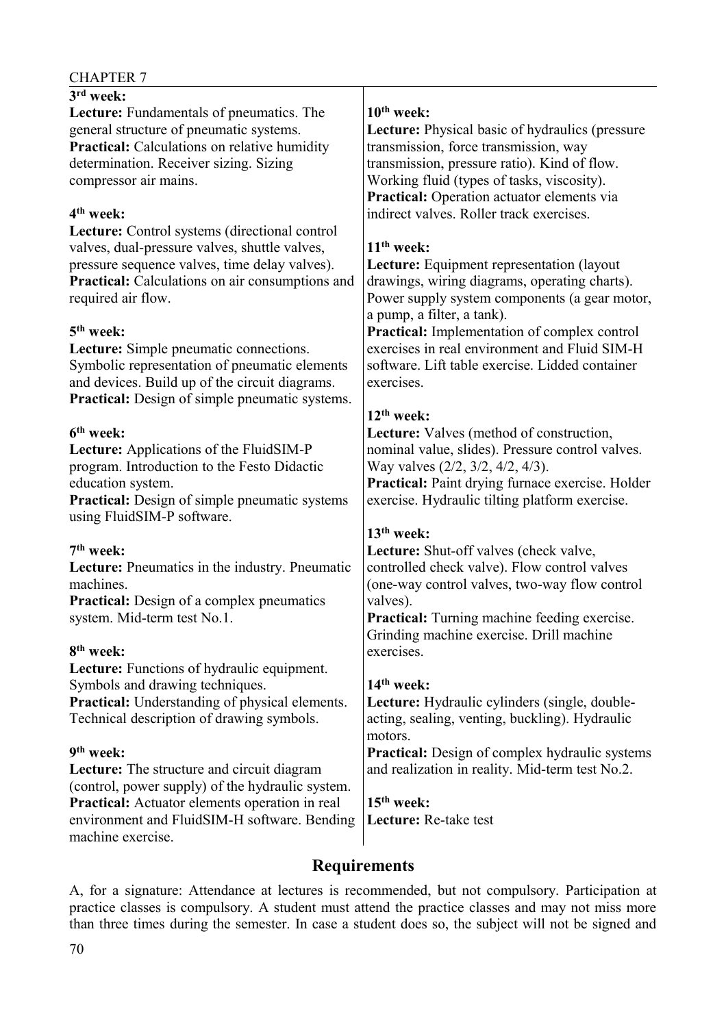**3rd week:**
**Lecture:** Fundamentals of pneumatics. The general structure of pneumatic systems.
**Practical:** Calculations on relative humidity determination. Receiver sizing. Sizing compressor air mains.

**4th week:**
**Lecture:** Control systems (directional control valves, dual-pressure valves, shuttle valves, pressure sequence valves, time delay valves).
**Practical:** Calculations on air consumptions and required air flow.

**5th week:**
**Lecture:** Simple pneumatic connections. Symbolic representation of pneumatic elements and devices. Build up of the circuit diagrams.
**Practical:** Design of simple pneumatic systems.

**6th week:**
**Lecture:** Applications of the FluidSIM-P program. Introduction to the Festo Didactic education system.
**Practical:** Design of simple pneumatic systems using FluidSIM-P software.

**7th week:**
**Lecture:** Pneumatics in the industry. Pneumatic machines.
**Practical:** Design of a complex pneumatics system. Mid-term test No.1.

**8th week:**
**Lecture:** Functions of hydraulic equipment. Symbols and drawing techniques.
**Practical:** Understanding of physical elements. Technical description of drawing symbols.

**9th week:**
**Lecture:** The structure and circuit diagram (control, power supply) of the hydraulic system.
**Practical:** Actuator elements operation in real environment and FluidSIM-H software. Bending machine exercise.

**10th week:**
**Lecture:** Physical basic of hydraulics (pressure transmission, force transmission, way transmission, pressure ratio). Kind of flow. Working fluid (types of tasks, viscosity).
**Practical:** Operation actuator elements via indirect valves. Roller track exercises.

**11th week:**
**Lecture:** Equipment representation (layout drawings, wiring diagrams, operating charts). Power supply system components (a gear motor, a pump, a filter, a tank).
**Practical:** Implementation of complex control exercises in real environment and Fluid SIM-H software. Lift table exercise. Lidded container exercises.

**12th week:**
**Lecture:** Valves (method of construction, nominal value, slides). Pressure control valves. Way valves (2/2, 3/2, 4/2, 4/3).
**Practical:** Paint drying furnace exercise. Holder exercise. Hydraulic tilting platform exercise.

**13th week:**
**Lecture:** Shut-off valves (check valve, controlled check valve). Flow control valves (one-way control valves, two-way flow control valves).
**Practical:** Turning machine feeding exercise. Grinding machine exercise. Drill machine exercises.

**14th week:**
**Lecture:** Hydraulic cylinders (single, double-acting, sealing, venting, buckling). Hydraulic motors.
**Practical:** Design of complex hydraulic systems and realization in reality. Mid-term test No.2.

**15th week:**
**Lecture:** Re-take test

## Requirements

A, for a signature: Attendance at lectures is recommended, but not compulsory. Participation at practice classes is compulsory. A student must attend the practice classes and may not miss more than three times during the semester. In case a student does so, the subject will not be signed and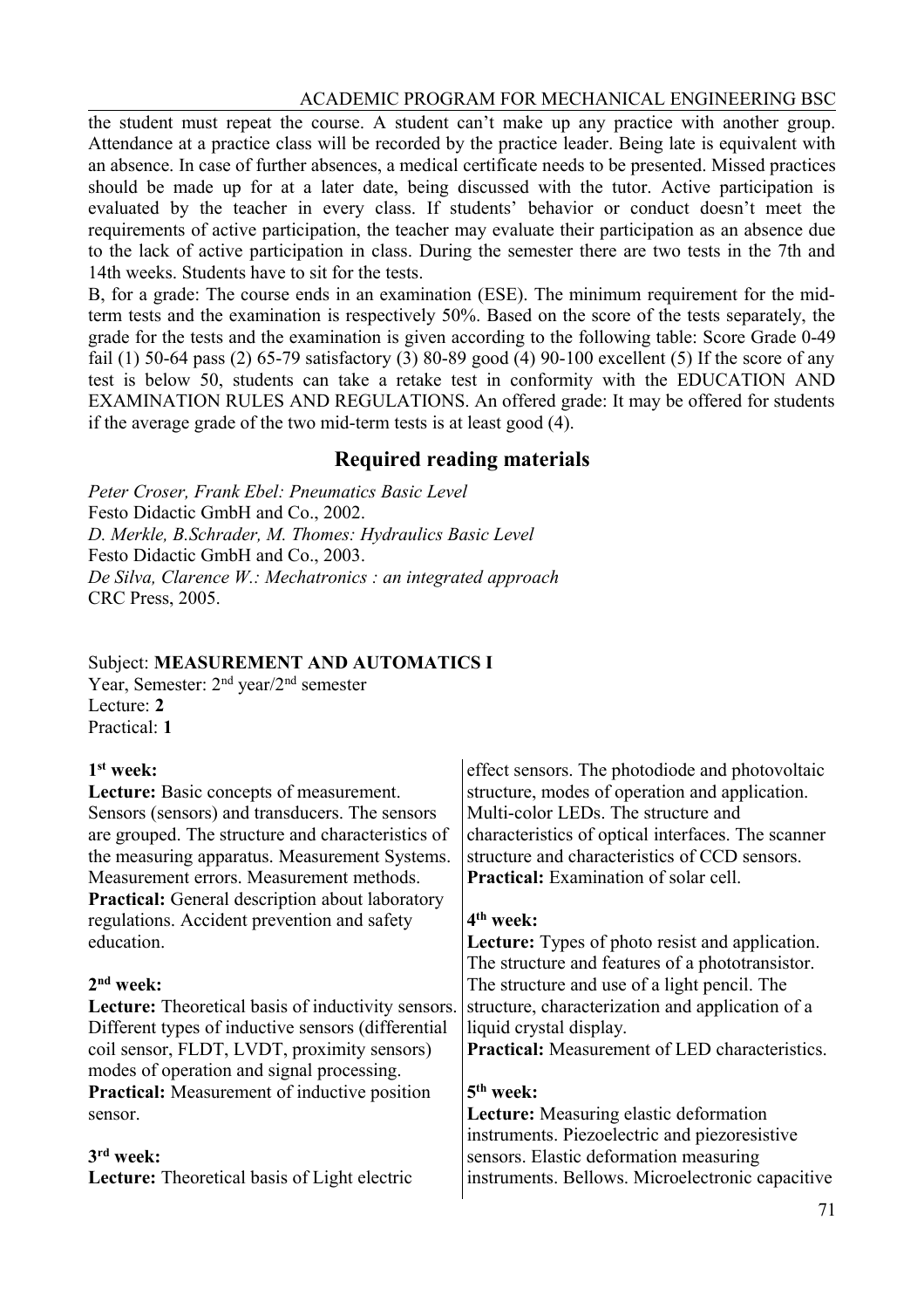the student must repeat the course. A student can't make up any practice with another group. Attendance at a practice class will be recorded by the practice leader. Being late is equivalent with an absence. In case of further absences, a medical certificate needs to be presented. Missed practices should be made up for at a later date, being discussed with the tutor. Active participation is evaluated by the teacher in every class. If students' behavior or conduct doesn't meet the requirements of active participation, the teacher may evaluate their participation as an absence due to the lack of active participation in class. During the semester there are two tests in the 7th and 14th weeks. Students have to sit for the tests.

B, for a grade: The course ends in an examination (ESE). The minimum requirement for the mid-term tests and the examination is respectively 50%. Based on the score of the tests separately, the grade for the tests and the examination is given according to the following table: Score Grade 0-49 fail (1) 50-64 pass (2) 65-79 satisfactory (3) 80-89 good (4) 90-100 excellent (5) If the score of any test is below 50, students can take a retake test in conformity with the EDUCATION AND EXAMINATION RULES AND REGULATIONS. An offered grade: It may be offered for students if the average grade of the two mid-term tests is at least good (4).

## Required reading materials

*Peter Croser, Frank Ebel: Pneumatics Basic Level*
Festo Didactic GmbH and Co., 2002.
*D. Merkle, B.Schrader, M. Thomes: Hydraulics Basic Level*
Festo Didactic GmbH and Co., 2003.
*De Silva, Clarence W.: Mechatronics : an integrated approach*
CRC Press, 2005.

Subject: **MEASUREMENT AND AUTOMATICS I**
Year, Semester: 2nd year/2nd semester
Lecture: **2**
Practical: **1**

**1st week:**
**Lecture:** Basic concepts of measurement. Sensors (sensors) and transducers. The sensors are grouped. The structure and characteristics of the measuring apparatus. Measurement Systems. Measurement errors. Measurement methods.
**Practical:** General description about laboratory regulations. Accident prevention and safety education.

**2nd week:**
**Lecture:** Theoretical basis of inductivity sensors. Different types of inductive sensors (differential coil sensor, FLDT, LVDT, proximity sensors) modes of operation and signal processing.
**Practical:** Measurement of inductive position sensor.

**3rd week:**
**Lecture:** Theoretical basis of Light electric effect sensors. The photodiode and photovoltaic structure, modes of operation and application. Multi-color LEDs. The structure and characteristics of optical interfaces. The scanner structure and characteristics of CCD sensors.
**Practical:** Examination of solar cell.

**4th week:**
**Lecture:** Types of photo resist and application. The structure and features of a phototransistor. The structure and use of a light pencil. The structure, characterization and application of a liquid crystal display.
**Practical:** Measurement of LED characteristics.

**5th week:**
**Lecture:** Measuring elastic deformation instruments. Piezoelectric and piezoresistive sensors. Elastic deformation measuring instruments. Bellows. Microelectronic capacitive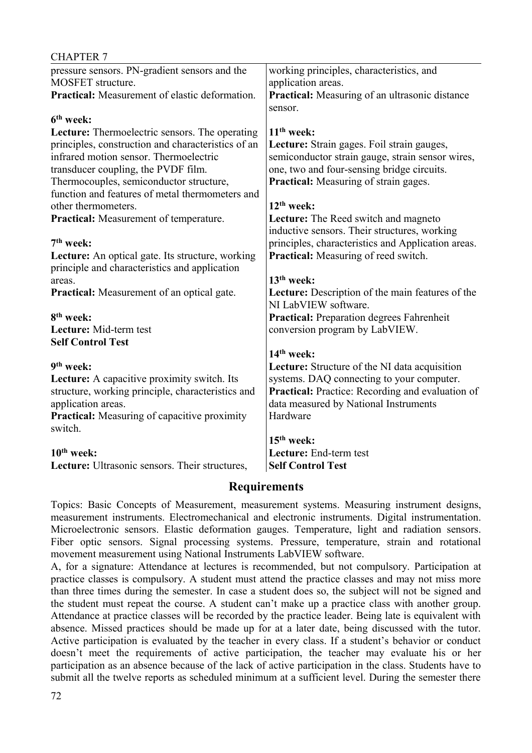pressure sensors. PN-gradient sensors and the MOSFET structure.
**Practical:** Measurement of elastic deformation.

**6th week:**
**Lecture:** Thermoelectric sensors. The operating principles, construction and characteristics of an infrared motion sensor. Thermoelectric transducer coupling, the PVDF film. Thermocouples, semiconductor structure, function and features of metal thermometers and other thermometers.
**Practical:** Measurement of temperature.

**7th week:**
**Lecture:** An optical gate. Its structure, working principle and characteristics and application areas.
**Practical:** Measurement of an optical gate.

**8th week:**
**Lecture:** Mid-term test
**Self Control Test**

**9th week:**
**Lecture:** A capacitive proximity switch. Its structure, working principle, characteristics and application areas.
**Practical:** Measuring of capacitive proximity switch.

**10th week:**
**Lecture:** Ultrasonic sensors. Their structures, working principles, characteristics, and application areas.
**Practical:** Measuring of an ultrasonic distance sensor.

**11th week:**
**Lecture:** Strain gages. Foil strain gauges, semiconductor strain gauge, strain sensor wires, one, two and four-sensing bridge circuits.
**Practical:** Measuring of strain gages.

**12th week:**
**Lecture:** The Reed switch and magneto inductive sensors. Their structures, working principles, characteristics and Application areas.
**Practical:** Measuring of reed switch.

**13th week:**
**Lecture:** Description of the main features of the NI LabVIEW software.
**Practical:** Preparation degrees Fahrenheit conversion program by LabVIEW.

**14th week:**
**Lecture:** Structure of the NI data acquisition systems. DAQ connecting to your computer.
**Practical:** Practice: Recording and evaluation of data measured by National Instruments Hardware

**15th week:**
**Lecture:** End-term test
**Self Control Test**

## Requirements

Topics: Basic Concepts of Measurement, measurement systems. Measuring instrument designs, measurement instruments. Electromechanical and electronic instruments. Digital instrumentation. Microelectronic sensors. Elastic deformation gauges. Temperature, light and radiation sensors. Fiber optic sensors. Signal processing systems. Pressure, temperature, strain and rotational movement measurement using National Instruments LabVIEW software.

A, for a signature: Attendance at lectures is recommended, but not compulsory. Participation at practice classes is compulsory. A student must attend the practice classes and may not miss more than three times during the semester. In case a student does so, the subject will not be signed and the student must repeat the course. A student can't make up a practice class with another group. Attendance at practice classes will be recorded by the practice leader. Being late is equivalent with absence. Missed practices should be made up for at a later date, being discussed with the tutor. Active participation is evaluated by the teacher in every class. If a student's behavior or conduct doesn't meet the requirements of active participation, the teacher may evaluate his or her participation as an absence because of the lack of active participation in the class. Students have to submit all the twelve reports as scheduled minimum at a sufficient level. During the semester there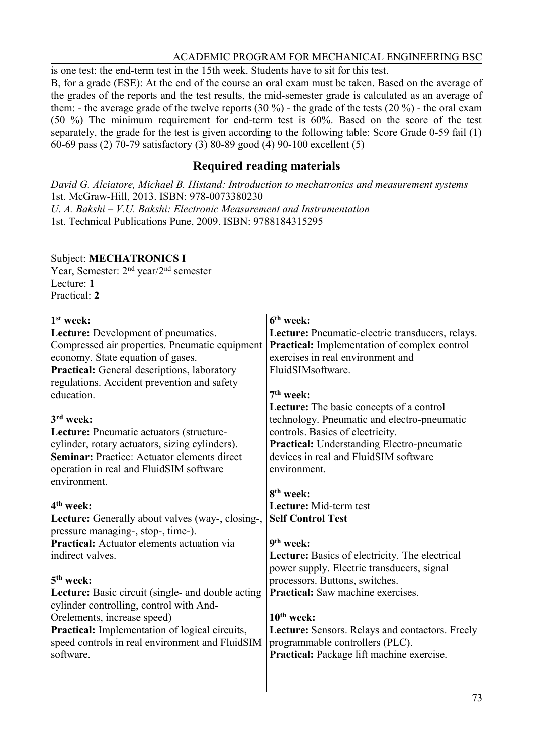is one test: the end-term test in the 15th week. Students have to sit for this test.
B, for a grade (ESE): At the end of the course an oral exam must be taken. Based on the average of the grades of the reports and the test results, the mid-semester grade is calculated as an average of them: - the average grade of the twelve reports (30 %) - the grade of the tests (20 %) - the oral exam (50 %) The minimum requirement for end-term test is 60%. Based on the score of the test separately, the grade for the test is given according to the following table: Score Grade 0-59 fail (1) 60-69 pass (2) 70-79 satisfactory (3) 80-89 good (4) 90-100 excellent (5)

## Required reading materials

*David G. Alciatore, Michael B. Histand: Introduction to mechatronics and measurement systems*
1st. McGraw-Hill, 2013. ISBN: 978-0073380230
*U. A. Bakshi – V.U. Bakshi: Electronic Measurement and Instrumentation*
1st. Technical Publications Pune, 2009. ISBN: 9788184315295

Subject: **MECHATRONICS I**
Year, Semester: 2nd year/2nd semester
Lecture: **1**
Practical: **2**

**1st week:**
**Lecture:** Development of pneumatics. Compressed air properties. Pneumatic equipment economy. State equation of gases.
**Practical:** General descriptions, laboratory regulations. Accident prevention and safety education.

**3rd week:**
**Lecture:** Pneumatic actuators (structure-cylinder, rotary actuators, sizing cylinders).
**Seminar:** Practice: Actuator elements direct operation in real and FluidSIM software environment.

**4th week:**
**Lecture:** Generally about valves (way-, closing-, pressure managing-, stop-, time-).
**Practical:** Actuator elements actuation via indirect valves.

**5th week:**
**Lecture:** Basic circuit (single- and double acting cylinder controlling, control with And-Orelements, increase speed)
**Practical:** Implementation of logical circuits, speed controls in real environment and FluidSIM software.

**6th week:**
**Lecture:** Pneumatic-electric transducers, relays.
**Practical:** Implementation of complex control exercises in real environment and FluidSIMsoftware.

**7th week:**
**Lecture:** The basic concepts of a control technology. Pneumatic and electro-pneumatic controls. Basics of electricity.
**Practical:** Understanding Electro-pneumatic devices in real and FluidSIM software environment.

**8th week:**
**Lecture:** Mid-term test
**Self Control Test**

**9th week:**
**Lecture:** Basics of electricity. The electrical power supply. Electric transducers, signal processors. Buttons, switches.
**Practical:** Saw machine exercises.

**10th week:**
**Lecture:** Sensors. Relays and contactors. Freely programmable controllers (PLC).
**Practical:** Package lift machine exercise.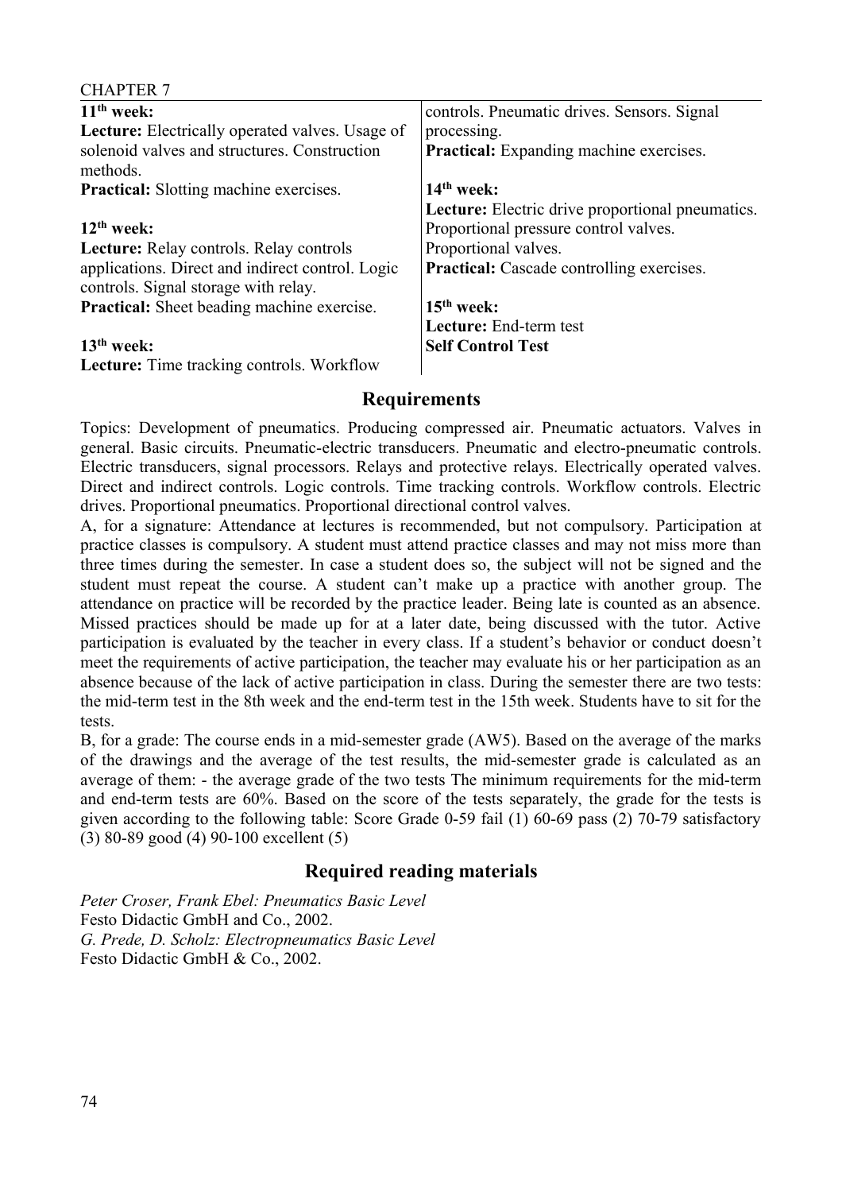**11th week:**
**Lecture:** Electrically operated valves. Usage of solenoid valves and structures. Construction methods.
**Practical:** Slotting machine exercises.

**12th week:**
**Lecture:** Relay controls. Relay controls applications. Direct and indirect control. Logic controls. Signal storage with relay.
**Practical:** Sheet beading machine exercise.

**13th week:**
**Lecture:** Time tracking controls. Workflow controls. Pneumatic drives. Sensors. Signal processing.
**Practical:** Expanding machine exercises.

**14th week:**
**Lecture:** Electric drive proportional pneumatics. Proportional pressure control valves. Proportional valves.
**Practical:** Cascade controlling exercises.

**15th week:**
**Lecture:** End-term test
**Self Control Test**

## Requirements

Topics: Development of pneumatics. Producing compressed air. Pneumatic actuators. Valves in general. Basic circuits. Pneumatic-electric transducers. Pneumatic and electro-pneumatic controls. Electric transducers, signal processors. Relays and protective relays. Electrically operated valves. Direct and indirect controls. Logic controls. Time tracking controls. Workflow controls. Electric drives. Proportional pneumatics. Proportional directional control valves.

A, for a signature: Attendance at lectures is recommended, but not compulsory. Participation at practice classes is compulsory. A student must attend practice classes and may not miss more than three times during the semester. In case a student does so, the subject will not be signed and the student must repeat the course. A student can't make up a practice with another group. The attendance on practice will be recorded by the practice leader. Being late is counted as an absence. Missed practices should be made up for at a later date, being discussed with the tutor. Active participation is evaluated by the teacher in every class. If a student's behavior or conduct doesn't meet the requirements of active participation, the teacher may evaluate his or her participation as an absence because of the lack of active participation in class. During the semester there are two tests: the mid-term test in the 8th week and the end-term test in the 15th week. Students have to sit for the tests.

B, for a grade: The course ends in a mid-semester grade (AW5). Based on the average of the marks of the drawings and the average of the test results, the mid-semester grade is calculated as an average of them: - the average grade of the two tests The minimum requirements for the mid-term and end-term tests are 60%. Based on the score of the tests separately, the grade for the tests is given according to the following table: Score Grade 0-59 fail (1) 60-69 pass (2) 70-79 satisfactory (3) 80-89 good (4) 90-100 excellent (5)

## Required reading materials

*Peter Croser, Frank Ebel: Pneumatics Basic Level*
Festo Didactic GmbH and Co., 2002.
*G. Prede, D. Scholz: Electropneumatics Basic Level*
Festo Didactic GmbH & Co., 2002.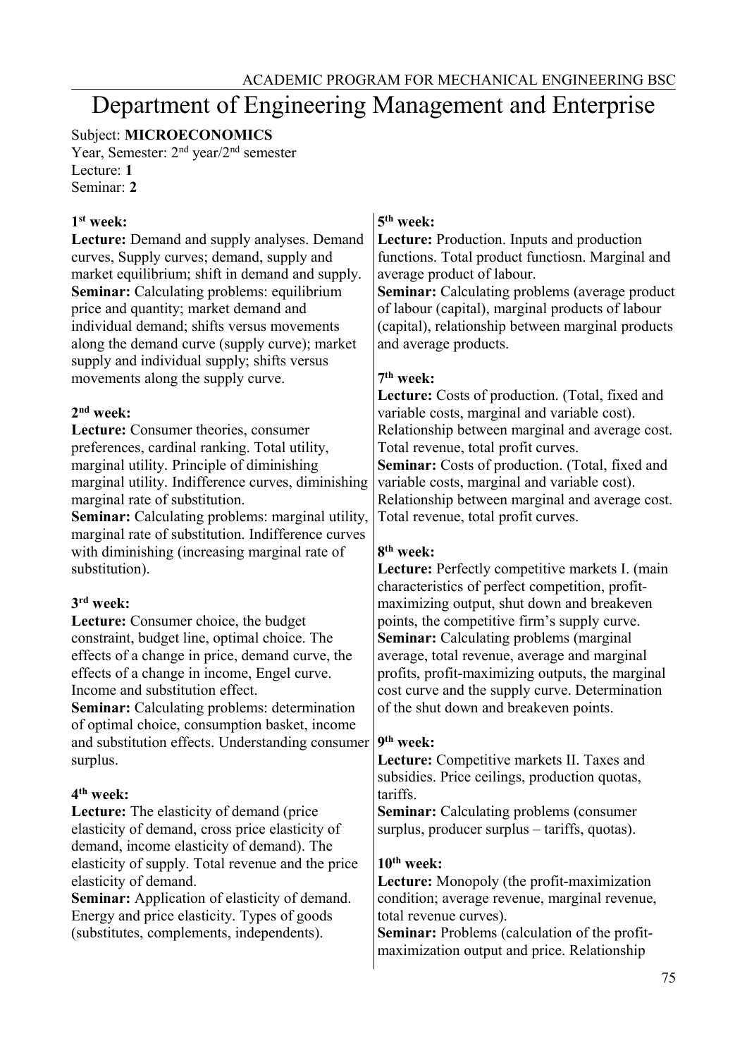# Department of Engineering Management and Enterprise

Subject: **MICROECONOMICS**
Year, Semester: 2nd year/2nd semester
Lecture: **1**
Seminar: **2**

**1st week:**
**Lecture:** Demand and supply analyses. Demand curves, Supply curves; demand, supply and market equilibrium; shift in demand and supply.
**Seminar:** Calculating problems: equilibrium price and quantity; market demand and individual demand; shifts versus movements along the demand curve (supply curve); market supply and individual supply; shifts versus movements along the supply curve.

**2nd week:**
**Lecture:** Consumer theories, consumer preferences, cardinal ranking. Total utility, marginal utility. Principle of diminishing marginal utility. Indifference curves, diminishing marginal rate of substitution.
**Seminar:** Calculating problems: marginal utility, marginal rate of substitution. Indifference curves with diminishing (increasing marginal rate of substitution).

**3rd week:**
**Lecture:** Consumer choice, the budget constraint, budget line, optimal choice. The effects of a change in price, demand curve, the effects of a change in income, Engel curve. Income and substitution effect.
**Seminar:** Calculating problems: determination of optimal choice, consumption basket, income and substitution effects. Understanding consumer surplus.

**4th week:**
**Lecture:** The elasticity of demand (price elasticity of demand, cross price elasticity of demand, income elasticity of demand). The elasticity of supply. Total revenue and the price elasticity of demand.
**Seminar:** Application of elasticity of demand. Energy and price elasticity. Types of goods (substitutes, complements, independents).

**5th week:**
**Lecture:** Production. Inputs and production functions. Total product functiosn. Marginal and average product of labour.
**Seminar:** Calculating problems (average product of labour (capital), marginal products of labour (capital), relationship between marginal products and average products.

**7th week:**
**Lecture:** Costs of production. (Total, fixed and variable costs, marginal and variable cost). Relationship between marginal and average cost. Total revenue, total profit curves.
**Seminar:** Costs of production. (Total, fixed and variable costs, marginal and variable cost). Relationship between marginal and average cost. Total revenue, total profit curves.

**8th week:**
**Lecture:** Perfectly competitive markets I. (main characteristics of perfect competition, profit-maximizing output, shut down and breakeven points, the competitive firm's supply curve.
**Seminar:** Calculating problems (marginal average, total revenue, average and marginal profits, profit-maximizing outputs, the marginal cost curve and the supply curve. Determination of the shut down and breakeven points.

**9th week:**
**Lecture:** Competitive markets II. Taxes and subsidies. Price ceilings, production quotas, tariffs.
**Seminar:** Calculating problems (consumer surplus, producer surplus – tariffs, quotas).

**10th week:**
**Lecture:** Monopoly (the profit-maximization condition; average revenue, marginal revenue, total revenue curves).
**Seminar:** Problems (calculation of the profit-maximization output and price. Relationship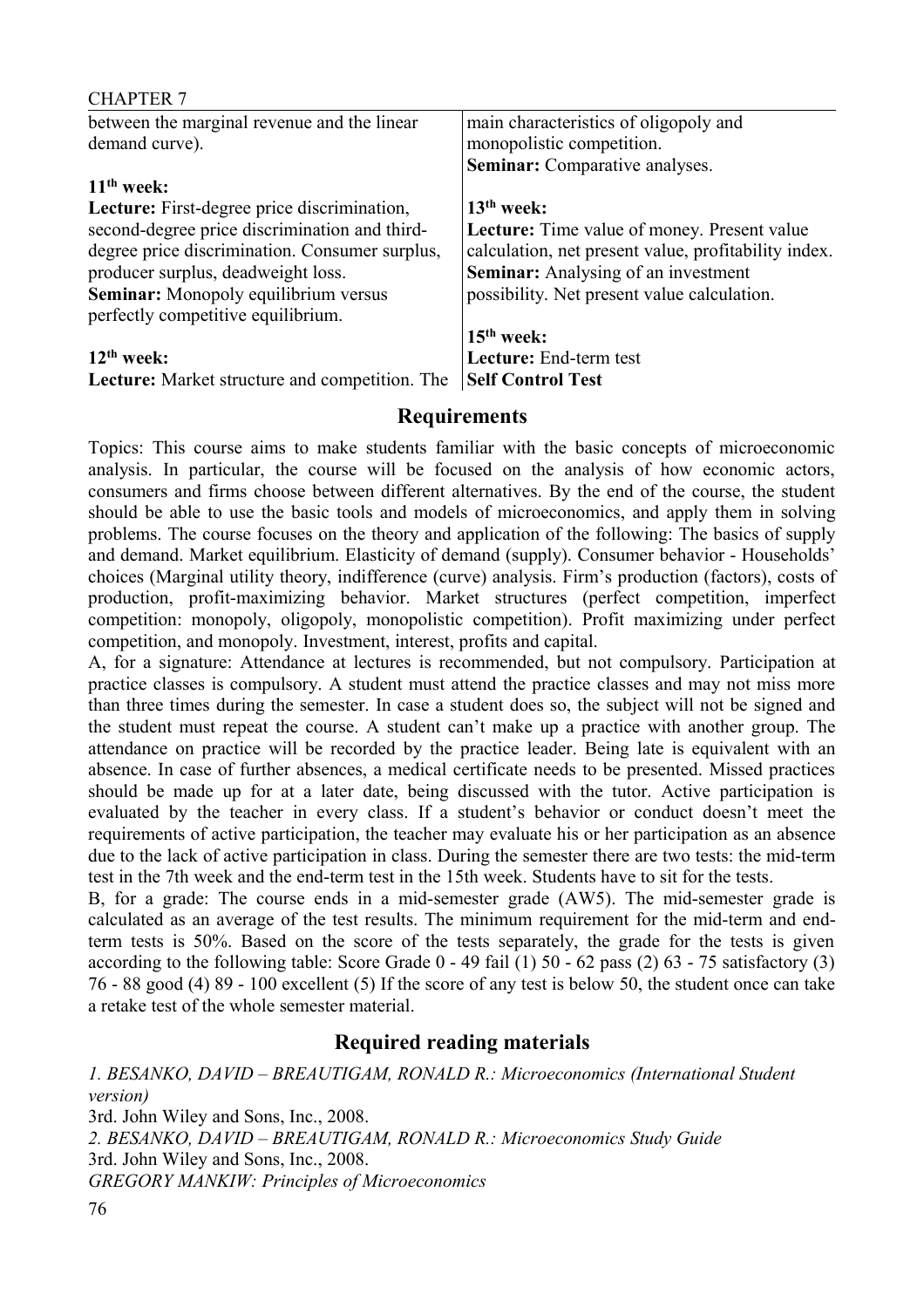between the marginal revenue and the linear demand curve).

**11th week:**
**Lecture:** First-degree price discrimination, second-degree price discrimination and third-degree price discrimination. Consumer surplus, producer surplus, deadweight loss.
**Seminar:** Monopoly equilibrium versus perfectly competitive equilibrium.

**12th week:**
**Lecture:** Market structure and competition. The main characteristics of oligopoly and monopolistic competition.
**Seminar:** Comparative analyses.

**13th week:**
**Lecture:** Time value of money. Present value calculation, net present value, profitability index.
**Seminar:** Analysing of an investment possibility. Net present value calculation.

**15th week:**
**Lecture:** End-term test
**Self Control Test**

## Requirements

Topics: This course aims to make students familiar with the basic concepts of microeconomic analysis. In particular, the course will be focused on the analysis of how economic actors, consumers and firms choose between different alternatives. By the end of the course, the student should be able to use the basic tools and models of microeconomics, and apply them in solving problems. The course focuses on the theory and application of the following: The basics of supply and demand. Market equilibrium. Elasticity of demand (supply). Consumer behavior - Households' choices (Marginal utility theory, indifference (curve) analysis. Firm's production (factors), costs of production, profit-maximizing behavior. Market structures (perfect competition, imperfect competition: monopoly, oligopoly, monopolistic competition). Profit maximizing under perfect competition, and monopoly. Investment, interest, profits and capital.

A, for a signature: Attendance at lectures is recommended, but not compulsory. Participation at practice classes is compulsory. A student must attend the practice classes and may not miss more than three times during the semester. In case a student does so, the subject will not be signed and the student must repeat the course. A student can't make up a practice with another group. The attendance on practice will be recorded by the practice leader. Being late is equivalent with an absence. In case of further absences, a medical certificate needs to be presented. Missed practices should be made up for at a later date, being discussed with the tutor. Active participation is evaluated by the teacher in every class. If a student's behavior or conduct doesn't meet the requirements of active participation, the teacher may evaluate his or her participation as an absence due to the lack of active participation in class. During the semester there are two tests: the mid-term test in the 7th week and the end-term test in the 15th week. Students have to sit for the tests.

B, for a grade: The course ends in a mid-semester grade (AW5). The mid-semester grade is calculated as an average of the test results. The minimum requirement for the mid-term and end-term tests is 50%. Based on the score of the tests separately, the grade for the tests is given according to the following table: Score Grade 0 - 49 fail (1) 50 - 62 pass (2) 63 - 75 satisfactory (3) 76 - 88 good (4) 89 - 100 excellent (5) If the score of any test is below 50, the student once can take a retake test of the whole semester material.

## Required reading materials

*1. BESANKO, DAVID – BREAUTIGAM, RONALD R.: Microeconomics (International Student version)*
3rd. John Wiley and Sons, Inc., 2008.
*2. BESANKO, DAVID – BREAUTIGAM, RONALD R.: Microeconomics Study Guide*
3rd. John Wiley and Sons, Inc., 2008.
*GREGORY MANKIW: Principles of Microeconomics*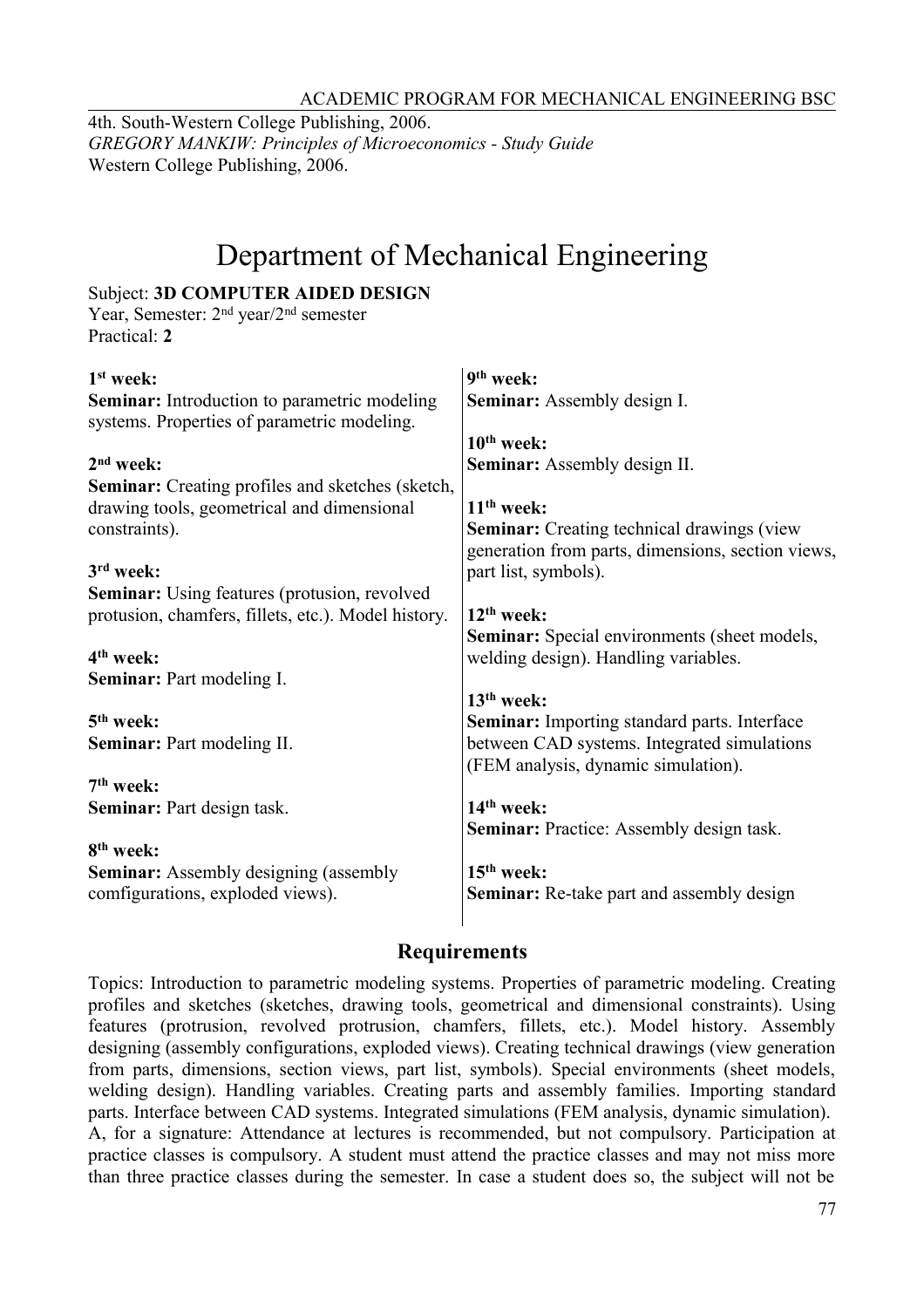4th. South-Western College Publishing, 2006.
*GREGORY MANKIW: Principles of Microeconomics - Study Guide*
Western College Publishing, 2006.

# Department of Mechanical Engineering

Subject: **3D COMPUTER AIDED DESIGN**
Year, Semester: 2nd year/2nd semester
Practical: **2**

**1st week:**
**Seminar:** Introduction to parametric modeling systems. Properties of parametric modeling.

**2nd week:**
**Seminar:** Creating profiles and sketches (sketch, drawing tools, geometrical and dimensional constraints).

**3rd week:**
**Seminar:** Using features (protusion, revolved protusion, chamfers, fillets, etc.). Model history.

**4th week:**
**Seminar:** Part modeling I.

**5th week:**
**Seminar:** Part modeling II.

**7th week:**
**Seminar:** Part design task.

**8th week:**
**Seminar:** Assembly designing (assembly comfigurations, exploded views).

**9th week:**
**Seminar:** Assembly design I.

**10th week:**
**Seminar:** Assembly design II.

**11th week:**
**Seminar:** Creating technical drawings (view generation from parts, dimensions, section views, part list, symbols).

**12th week:**
**Seminar:** Special environments (sheet models, welding design). Handling variables.

**13th week:**
**Seminar:** Importing standard parts. Interface between CAD systems. Integrated simulations (FEM analysis, dynamic simulation).

**14th week:**
**Seminar:** Practice: Assembly design task.

**15th week:**
**Seminar:** Re-take part and assembly design

## Requirements

Topics: Introduction to parametric modeling systems. Properties of parametric modeling. Creating profiles and sketches (sketches, drawing tools, geometrical and dimensional constraints). Using features (protrusion, revolved protrusion, chamfers, fillets, etc.). Model history. Assembly designing (assembly configurations, exploded views). Creating technical drawings (view generation from parts, dimensions, section views, part list, symbols). Special environments (sheet models, welding design). Handling variables. Creating parts and assembly families. Importing standard parts. Interface between CAD systems. Integrated simulations (FEM analysis, dynamic simulation).
A, for a signature: Attendance at lectures is recommended, but not compulsory. Participation at practice classes is compulsory. A student must attend the practice classes and may not miss more than three practice classes during the semester. In case a student does so, the subject will not be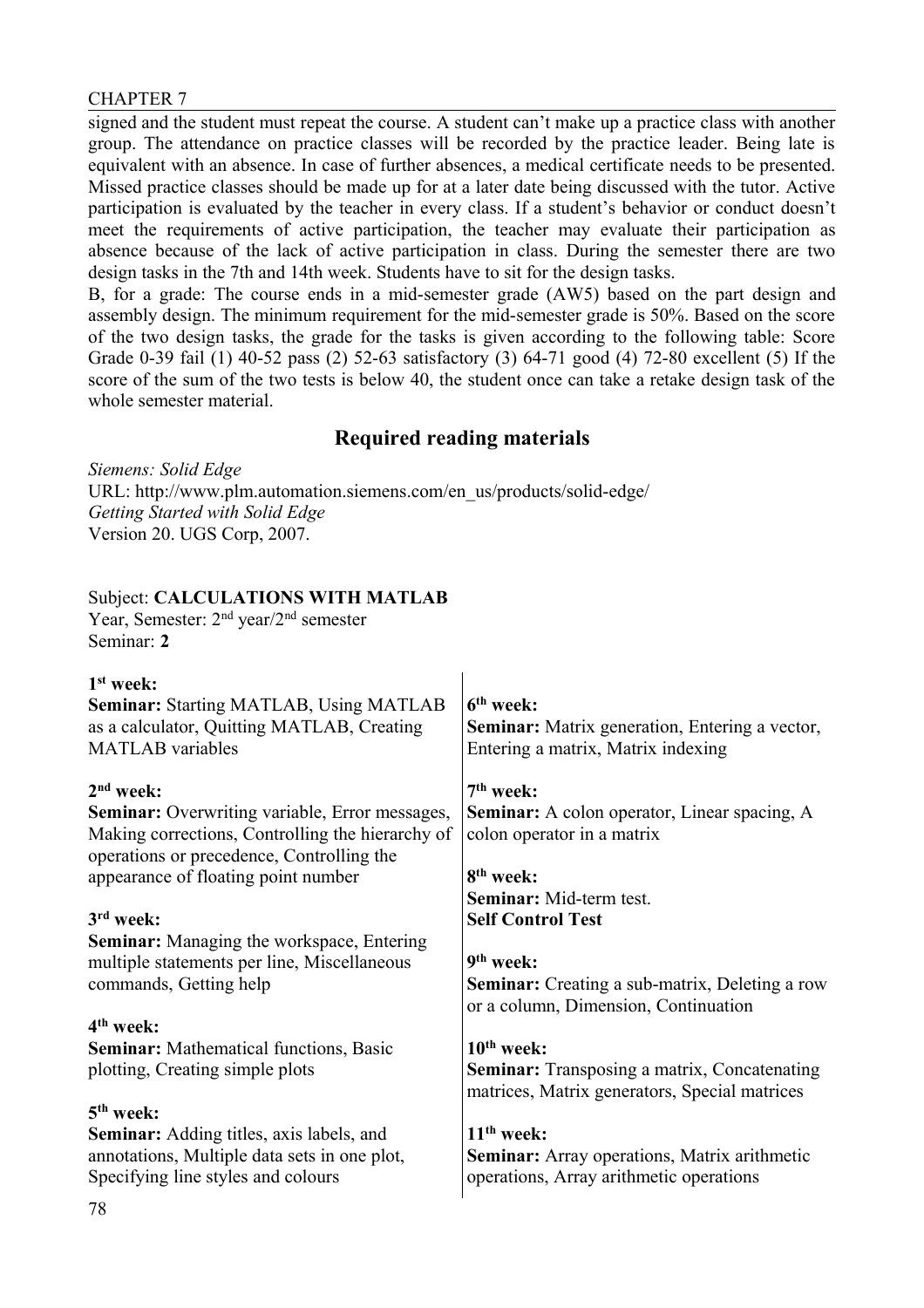signed and the student must repeat the course. A student can't make up a practice class with another group. The attendance on practice classes will be recorded by the practice leader. Being late is equivalent with an absence. In case of further absences, a medical certificate needs to be presented. Missed practice classes should be made up for at a later date being discussed with the tutor. Active participation is evaluated by the teacher in every class. If a student's behavior or conduct doesn't meet the requirements of active participation, the teacher may evaluate their participation as absence because of the lack of active participation in class. During the semester there are two design tasks in the 7th and 14th week. Students have to sit for the design tasks.

B, for a grade: The course ends in a mid-semester grade (AW5) based on the part design and assembly design. The minimum requirement for the mid-semester grade is 50%. Based on the score of the two design tasks, the grade for the tasks is given according to the following table: Score Grade 0-39 fail (1) 40-52 pass (2) 52-63 satisfactory (3) 64-71 good (4) 72-80 excellent (5) If the score of the sum of the two tests is below 40, the student once can take a retake design task of the whole semester material.

## Required reading materials

*Siemens: Solid Edge*
URL: http://www.plm.automation.siemens.com/en_us/products/solid-edge/
*Getting Started with Solid Edge*
Version 20. UGS Corp, 2007.

Subject: **CALCULATIONS WITH MATLAB**
Year, Semester: 2nd year/2nd semester
Seminar: **2**

**1st week:**
**Seminar:** Starting MATLAB, Using MATLAB as a calculator, Quitting MATLAB, Creating MATLAB variables

**2nd week:**
**Seminar:** Overwriting variable, Error messages, Making corrections, Controlling the hierarchy of operations or precedence, Controlling the appearance of floating point number

**3rd week:**
**Seminar:** Managing the workspace, Entering multiple statements per line, Miscellaneous commands, Getting help

**4th week:**
**Seminar:** Mathematical functions, Basic plotting, Creating simple plots

**5th week:**
**Seminar:** Adding titles, axis labels, and annotations, Multiple data sets in one plot, Specifying line styles and colours

**6th week:**
**Seminar:** Matrix generation, Entering a vector, Entering a matrix, Matrix indexing

**7th week:**
**Seminar:** A colon operator, Linear spacing, A colon operator in a matrix

**8th week:**
**Seminar:** Mid-term test.
**Self Control Test**

**9th week:**
**Seminar:** Creating a sub-matrix, Deleting a row or a column, Dimension, Continuation

**10th week:**
**Seminar:** Transposing a matrix, Concatenating matrices, Matrix generators, Special matrices

**11th week:**
**Seminar:** Array operations, Matrix arithmetic operations, Array arithmetic operations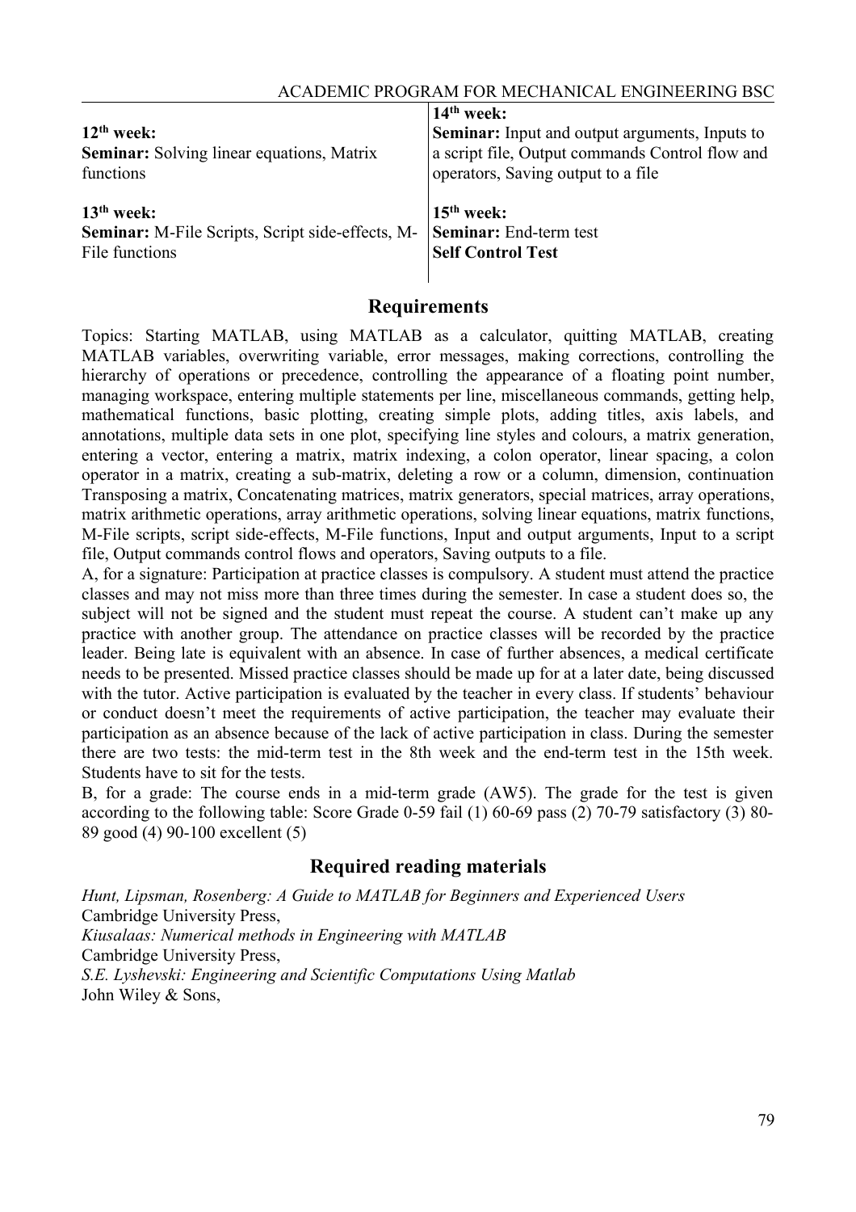**12th week:**
**Seminar:** Solving linear equations, Matrix functions

**13th week:**
**Seminar:** M-File Scripts, Script side-effects, M-File functions

**14th week:**
**Seminar:** Input and output arguments, Inputs to a script file, Output commands Control flow and operators, Saving output to a file

**15th week:**
**Seminar:** End-term test
**Self Control Test**

## Requirements

Topics: Starting MATLAB, using MATLAB as a calculator, quitting MATLAB, creating MATLAB variables, overwriting variable, error messages, making corrections, controlling the hierarchy of operations or precedence, controlling the appearance of a floating point number, managing workspace, entering multiple statements per line, miscellaneous commands, getting help, mathematical functions, basic plotting, creating simple plots, adding titles, axis labels, and annotations, multiple data sets in one plot, specifying line styles and colours, a matrix generation, entering a vector, entering a matrix, matrix indexing, a colon operator, linear spacing, a colon operator in a matrix, creating a sub-matrix, deleting a row or a column, dimension, continuation Transposing a matrix, Concatenating matrices, matrix generators, special matrices, array operations, matrix arithmetic operations, array arithmetic operations, solving linear equations, matrix functions, M-File scripts, script side-effects, M-File functions, Input and output arguments, Input to a script file, Output commands control flows and operators, Saving outputs to a file.

A, for a signature: Participation at practice classes is compulsory. A student must attend the practice classes and may not miss more than three times during the semester. In case a student does so, the subject will not be signed and the student must repeat the course. A student can't make up any practice with another group. The attendance on practice classes will be recorded by the practice leader. Being late is equivalent with an absence. In case of further absences, a medical certificate needs to be presented. Missed practice classes should be made up for at a later date, being discussed with the tutor. Active participation is evaluated by the teacher in every class. If students' behaviour or conduct doesn't meet the requirements of active participation, the teacher may evaluate their participation as an absence because of the lack of active participation in class. During the semester there are two tests: the mid-term test in the 8th week and the end-term test in the 15th week. Students have to sit for the tests.

B, for a grade: The course ends in a mid-term grade (AW5). The grade for the test is given according to the following table: Score Grade 0-59 fail (1) 60-69 pass (2) 70-79 satisfactory (3) 80-89 good (4) 90-100 excellent (5)

## Required reading materials

*Hunt, Lipsman, Rosenberg: A Guide to MATLAB for Beginners and Experienced Users*
Cambridge University Press,
*Kiusalaas: Numerical methods in Engineering with MATLAB*
Cambridge University Press,
*S.E. Lyshevski: Engineering and Scientific Computations Using Matlab*
John Wiley & Sons,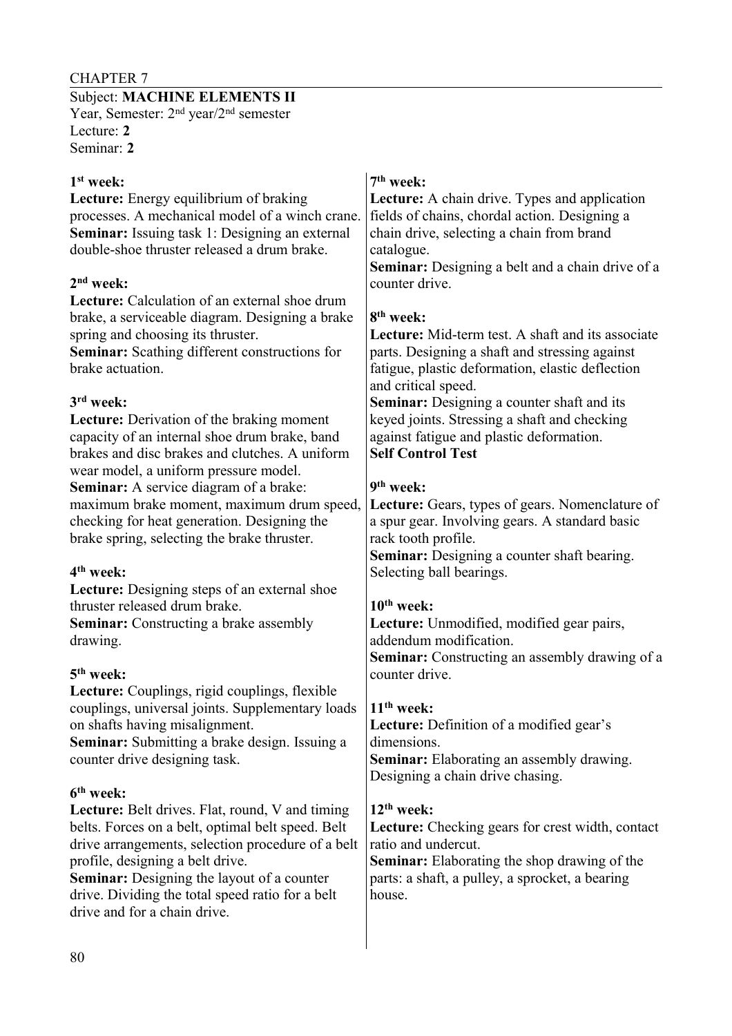CHAPTER 7

Subject: **MACHINE ELEMENTS II**
Year, Semester: 2nd year/2nd semester
Lecture: **2**
Seminar: **2**

**1st week:**
**Lecture:** Energy equilibrium of braking processes. A mechanical model of a winch crane.
**Seminar:** Issuing task 1: Designing an external double-shoe thruster released a drum brake.

**2nd week:**
**Lecture:** Calculation of an external shoe drum brake, a serviceable diagram. Designing a brake spring and choosing its thruster.
**Seminar:** Scathing different constructions for brake actuation.

**3rd week:**
**Lecture:** Derivation of the braking moment capacity of an internal shoe drum brake, band brakes and disc brakes and clutches. A uniform wear model, a uniform pressure model.
**Seminar:** A service diagram of a brake: maximum brake moment, maximum drum speed, checking for heat generation. Designing the brake spring, selecting the brake thruster.

**4th week:**
**Lecture:** Designing steps of an external shoe thruster released drum brake.
**Seminar:** Constructing a brake assembly drawing.

**5th week:**
**Lecture:** Couplings, rigid couplings, flexible couplings, universal joints. Supplementary loads on shafts having misalignment.
**Seminar:** Submitting a brake design. Issuing a counter drive designing task.

**6th week:**
**Lecture:** Belt drives. Flat, round, V and timing belts. Forces on a belt, optimal belt speed. Belt drive arrangements, selection procedure of a belt profile, designing a belt drive.
**Seminar:** Designing the layout of a counter drive. Dividing the total speed ratio for a belt drive and for a chain drive.

**7th week:**
**Lecture:** A chain drive. Types and application fields of chains, chordal action. Designing a chain drive, selecting a chain from brand catalogue.
**Seminar:** Designing a belt and a chain drive of a counter drive.

**8th week:**
**Lecture:** Mid-term test. A shaft and its associate parts. Designing a shaft and stressing against fatigue, plastic deformation, elastic deflection and critical speed.
**Seminar:** Designing a counter shaft and its keyed joints. Stressing a shaft and checking against fatigue and plastic deformation.
**Self Control Test**

**9th week:**
**Lecture:** Gears, types of gears. Nomenclature of a spur gear. Involving gears. A standard basic rack tooth profile.
**Seminar:** Designing a counter shaft bearing. Selecting ball bearings.

**10th week:**
**Lecture:** Unmodified, modified gear pairs, addendum modification.
**Seminar:** Constructing an assembly drawing of a counter drive.

**11th week:**
**Lecture:** Definition of a modified gear's dimensions.
**Seminar:** Elaborating an assembly drawing. Designing a chain drive chasing.

**12th week:**
**Lecture:** Checking gears for crest width, contact ratio and undercut.
**Seminar:** Elaborating the shop drawing of the parts: a shaft, a pulley, a sprocket, a bearing house.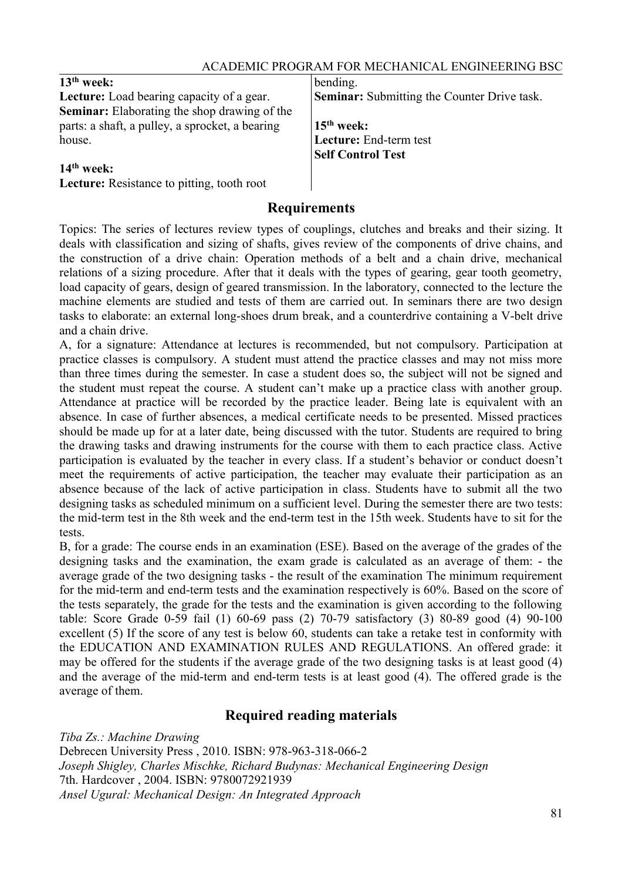**13th week:**
**Lecture:** Load bearing capacity of a gear.
**Seminar:** Elaborating the shop drawing of the parts: a shaft, a pulley, a sprocket, a bearing house.

**14th week:**
**Lecture:** Resistance to pitting, tooth root bending.
**Seminar:** Submitting the Counter Drive task.

**15th week:**
**Lecture:** End-term test
**Self Control Test**

## Requirements

Topics: The series of lectures review types of couplings, clutches and breaks and their sizing. It deals with classification and sizing of shafts, gives review of the components of drive chains, and the construction of a drive chain: Operation methods of a belt and a chain drive, mechanical relations of a sizing procedure. After that it deals with the types of gearing, gear tooth geometry, load capacity of gears, design of geared transmission. In the laboratory, connected to the lecture the machine elements are studied and tests of them are carried out. In seminars there are two design tasks to elaborate: an external long-shoes drum break, and a counterdrive containing a V-belt drive and a chain drive.

A, for a signature: Attendance at lectures is recommended, but not compulsory. Participation at practice classes is compulsory. A student must attend the practice classes and may not miss more than three times during the semester. In case a student does so, the subject will not be signed and the student must repeat the course. A student can't make up a practice class with another group. Attendance at practice will be recorded by the practice leader. Being late is equivalent with an absence. In case of further absences, a medical certificate needs to be presented. Missed practices should be made up for at a later date, being discussed with the tutor. Students are required to bring the drawing tasks and drawing instruments for the course with them to each practice class. Active participation is evaluated by the teacher in every class. If a student's behavior or conduct doesn't meet the requirements of active participation, the teacher may evaluate their participation as an absence because of the lack of active participation in class. Students have to submit all the two designing tasks as scheduled minimum on a sufficient level. During the semester there are two tests: the mid-term test in the 8th week and the end-term test in the 15th week. Students have to sit for the tests.

B, for a grade: The course ends in an examination (ESE). Based on the average of the grades of the designing tasks and the examination, the exam grade is calculated as an average of them: - the average grade of the two designing tasks - the result of the examination The minimum requirement for the mid-term and end-term tests and the examination respectively is 60%. Based on the score of the tests separately, the grade for the tests and the examination is given according to the following table: Score Grade 0-59 fail (1) 60-69 pass (2) 70-79 satisfactory (3) 80-89 good (4) 90-100 excellent (5) If the score of any test is below 60, students can take a retake test in conformity with the EDUCATION AND EXAMINATION RULES AND REGULATIONS. An offered grade: it may be offered for the students if the average grade of the two designing tasks is at least good (4) and the average of the mid-term and end-term tests is at least good (4). The offered grade is the average of them.

## Required reading materials

*Tiba Zs.: Machine Drawing*
Debrecen University Press , 2010. ISBN: 978-963-318-066-2
*Joseph Shigley, Charles Mischke, Richard Budynas: Mechanical Engineering Design*
7th. Hardcover , 2004. ISBN: 9780072921939
*Ansel Ugural: Mechanical Design: An Integrated Approach*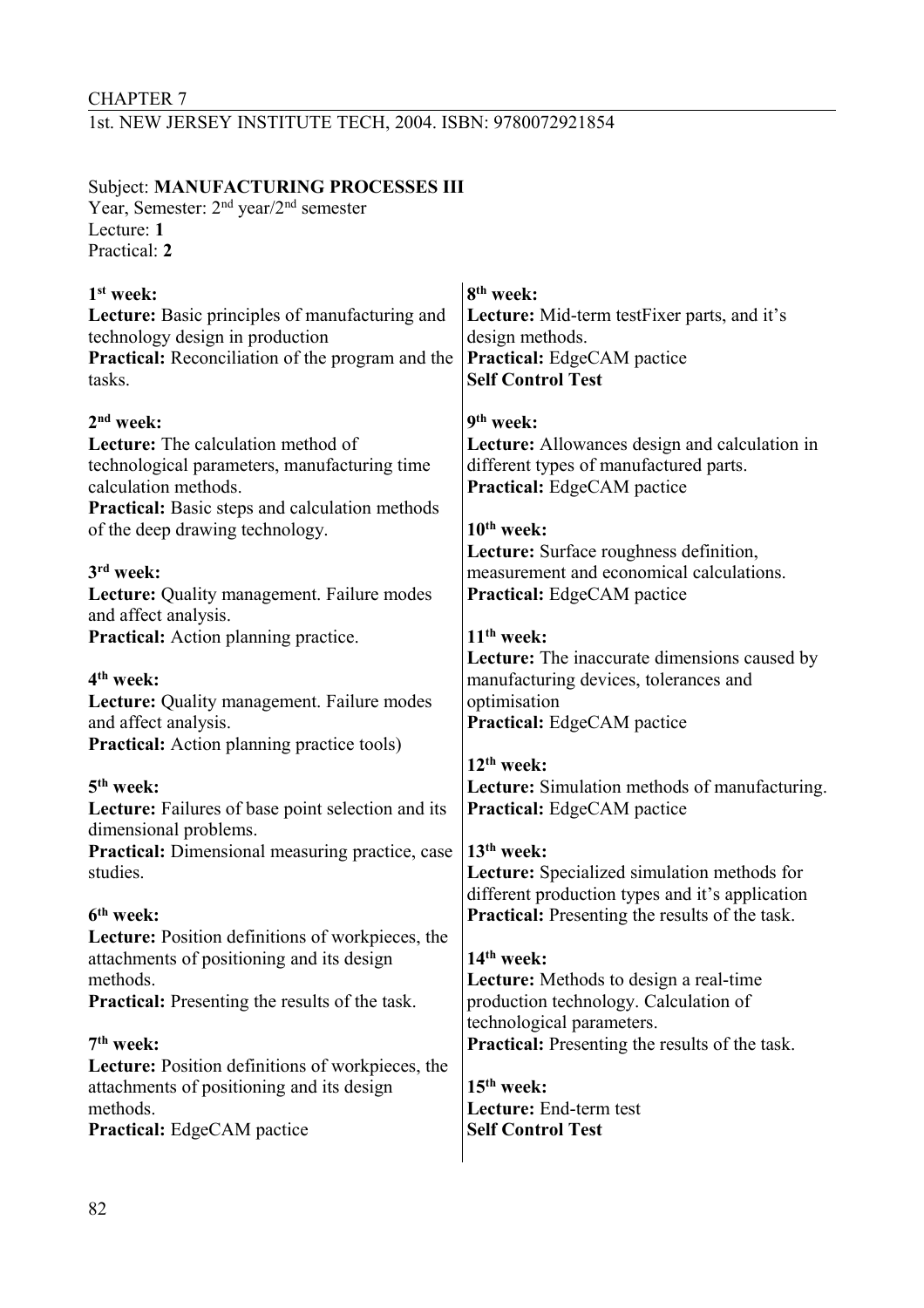CHAPTER 7

1st. NEW JERSEY INSTITUTE TECH, 2004. ISBN: 9780072921854

Subject: **MANUFACTURING PROCESSES III**
Year, Semester: 2nd year/2nd semester
Lecture: **1**
Practical: **2**

**1st week:**
**Lecture:** Basic principles of manufacturing and technology design in production
**Practical:** Reconciliation of the program and the tasks.

**2nd week:**
**Lecture:** The calculation method of technological parameters, manufacturing time calculation methods.
**Practical:** Basic steps and calculation methods of the deep drawing technology.

**3rd week:**
**Lecture:** Quality management. Failure modes and affect analysis.
**Practical:** Action planning practice.

**4th week:**
**Lecture:** Quality management. Failure modes and affect analysis.
**Practical:** Action planning practice tools)

**5th week:**
**Lecture:** Failures of base point selection and its dimensional problems.
**Practical:** Dimensional measuring practice, case studies.

**6th week:**
**Lecture:** Position definitions of workpieces, the attachments of positioning and its design methods.
**Practical:** Presenting the results of the task.

**7th week:**
**Lecture:** Position definitions of workpieces, the attachments of positioning and its design methods.
**Practical:** EdgeCAM pactice

**8th week:**
**Lecture:** Mid-term testFixer parts, and it's design methods.
**Practical:** EdgeCAM pactice
**Self Control Test**

**9th week:**
**Lecture:** Allowances design and calculation in different types of manufactured parts.
**Practical:** EdgeCAM pactice

**10th week:**
**Lecture:** Surface roughness definition, measurement and economical calculations.
**Practical:** EdgeCAM pactice

**11th week:**
**Lecture:** The inaccurate dimensions caused by manufacturing devices, tolerances and optimisation
**Practical:** EdgeCAM pactice

**12th week:**
**Lecture:** Simulation methods of manufacturing.
**Practical:** EdgeCAM pactice

**13th week:**
**Lecture:** Specialized simulation methods for different production types and it's application
**Practical:** Presenting the results of the task.

**14th week:**
**Lecture:** Methods to design a real-time production technology. Calculation of technological parameters.
**Practical:** Presenting the results of the task.

**15th week:**
**Lecture:** End-term test
**Self Control Test**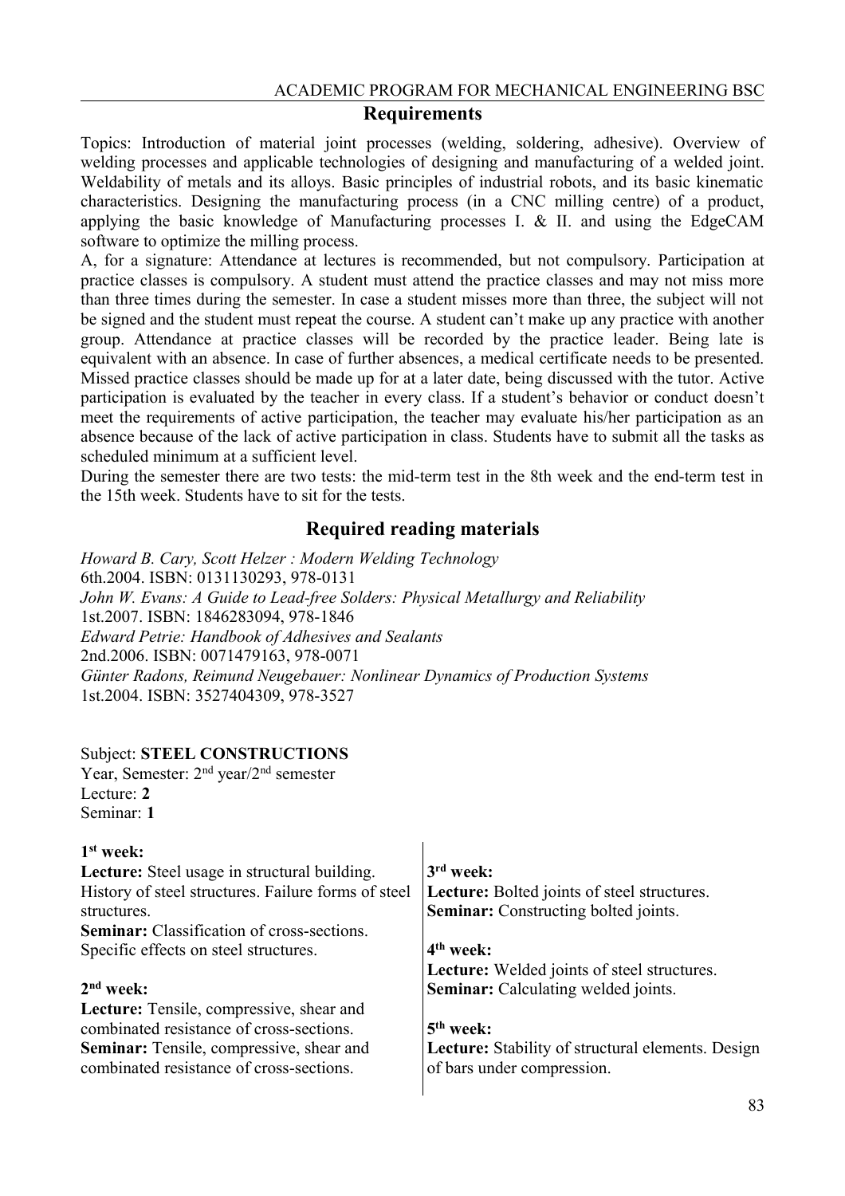## Requirements

Topics: Introduction of material joint processes (welding, soldering, adhesive). Overview of welding processes and applicable technologies of designing and manufacturing of a welded joint. Weldability of metals and its alloys. Basic principles of industrial robots, and its basic kinematic characteristics. Designing the manufacturing process (in a CNC milling centre) of a product, applying the basic knowledge of Manufacturing processes I. & II. and using the EdgeCAM software to optimize the milling process.

A, for a signature: Attendance at lectures is recommended, but not compulsory. Participation at practice classes is compulsory. A student must attend the practice classes and may not miss more than three times during the semester. In case a student misses more than three, the subject will not be signed and the student must repeat the course. A student can't make up any practice with another group. Attendance at practice classes will be recorded by the practice leader. Being late is equivalent with an absence. In case of further absences, a medical certificate needs to be presented. Missed practice classes should be made up for at a later date, being discussed with the tutor. Active participation is evaluated by the teacher in every class. If a student's behavior or conduct doesn't meet the requirements of active participation, the teacher may evaluate his/her participation as an absence because of the lack of active participation in class. Students have to submit all the tasks as scheduled minimum at a sufficient level.

During the semester there are two tests: the mid-term test in the 8th week and the end-term test in the 15th week. Students have to sit for the tests.

## Required reading materials

*Howard B. Cary, Scott Helzer : Modern Welding Technology*
6th.2004. ISBN: 0131130293, 978-0131
*John W. Evans: A Guide to Lead-free Solders: Physical Metallurgy and Reliability*
1st.2007. ISBN: 1846283094, 978-1846
*Edward Petrie: Handbook of Adhesives and Sealants*
2nd.2006. ISBN: 0071479163, 978-0071
*Günter Radons, Reimund Neugebauer: Nonlinear Dynamics of Production Systems*
1st.2004. ISBN: 3527404309, 978-3527

Subject: **STEEL CONSTRUCTIONS**
Year, Semester: 2nd year/2nd semester
Lecture: **2**
Seminar: **1**

**1st week:**
**Lecture:** Steel usage in structural building. History of steel structures. Failure forms of steel structures.
**Seminar:** Classification of cross-sections. Specific effects on steel structures.

**2nd week:**
**Lecture:** Tensile, compressive, shear and combinated resistance of cross-sections.
**Seminar:** Tensile, compressive, shear and combinated resistance of cross-sections.

**3rd week:**
**Lecture:** Bolted joints of steel structures.
**Seminar:** Constructing bolted joints.

**4th week:**
**Lecture:** Welded joints of steel structures.
**Seminar:** Calculating welded joints.

**5th week:**
**Lecture:** Stability of structural elements. Design of bars under compression.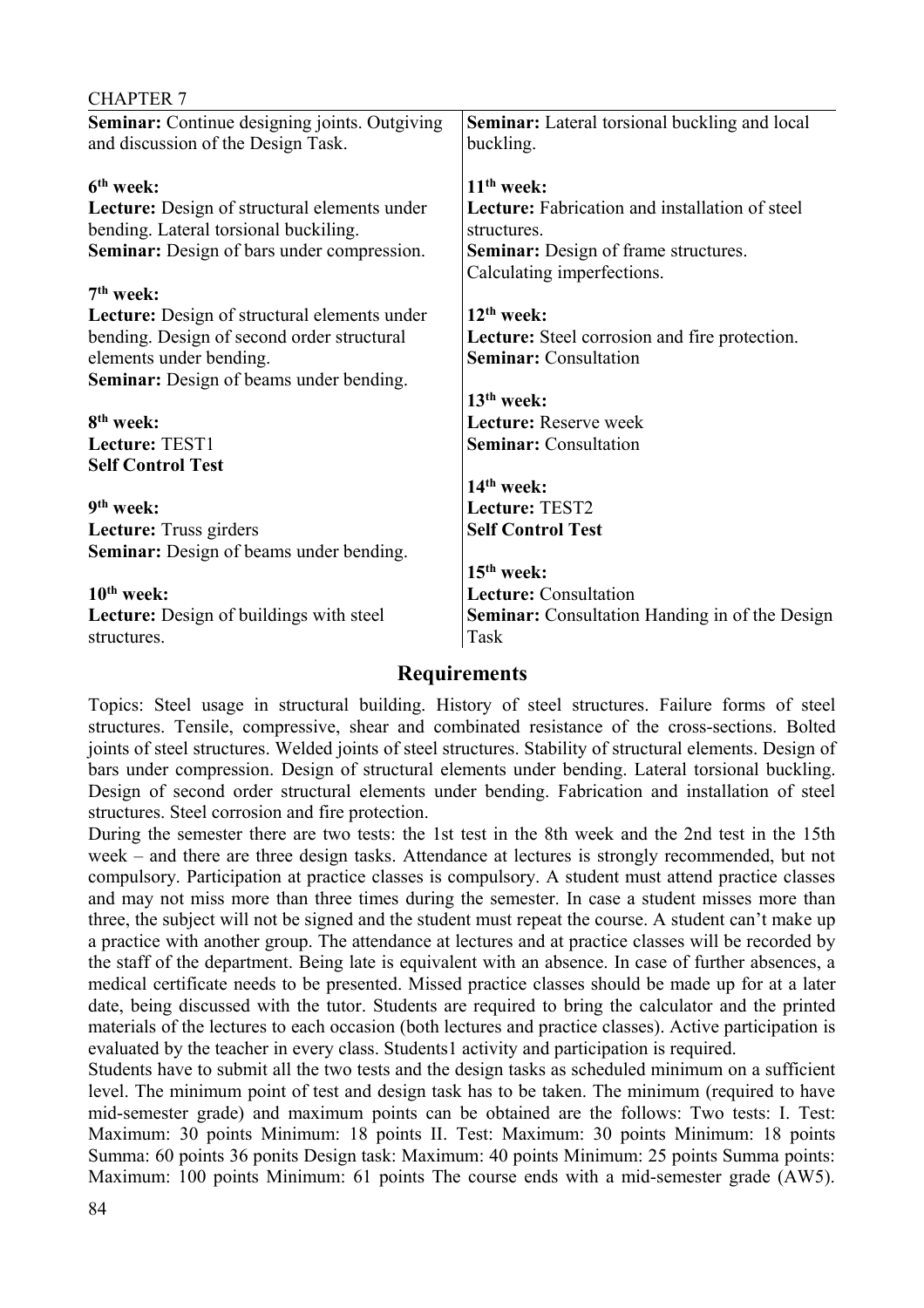**Seminar:** Continue designing joints. Outgiving and discussion of the Design Task.

**6th week:**
**Lecture:** Design of structural elements under bending. Lateral torsional buckiling.
**Seminar:** Design of bars under compression.

**7th week:**
**Lecture:** Design of structural elements under bending. Design of second order structural elements under bending.
**Seminar:** Design of beams under bending.

**8th week:**
**Lecture:** TEST1
**Self Control Test**

**9th week:**
**Lecture:** Truss girders
**Seminar:** Design of beams under bending.

**10th week:**
**Lecture:** Design of buildings with steel structures.
**Seminar:** Lateral torsional buckling and local buckling.

**11th week:**
**Lecture:** Fabrication and installation of steel structures.
**Seminar:** Design of frame structures. Calculating imperfections.

**12th week:**
**Lecture:** Steel corrosion and fire protection.
**Seminar:** Consultation

**13th week:**
**Lecture:** Reserve week
**Seminar:** Consultation

**14th week:**
**Lecture:** TEST2
**Self Control Test**

**15th week:**
**Lecture:** Consultation
**Seminar:** Consultation Handing in of the Design Task

## Requirements

Topics: Steel usage in structural building. History of steel structures. Failure forms of steel structures. Tensile, compressive, shear and combinated resistance of the cross-sections. Bolted joints of steel structures. Welded joints of steel structures. Stability of structural elements. Design of bars under compression. Design of structural elements under bending. Lateral torsional buckling. Design of second order structural elements under bending. Fabrication and installation of steel structures. Steel corrosion and fire protection.

During the semester there are two tests: the 1st test in the 8th week and the 2nd test in the 15th week – and there are three design tasks. Attendance at lectures is strongly recommended, but not compulsory. Participation at practice classes is compulsory. A student must attend practice classes and may not miss more than three times during the semester. In case a student misses more than three, the subject will not be signed and the student must repeat the course. A student can't make up a practice with another group. The attendance at lectures and at practice classes will be recorded by the staff of the department. Being late is equivalent with an absence. In case of further absences, a medical certificate needs to be presented. Missed practice classes should be made up for at a later date, being discussed with the tutor. Students are required to bring the calculator and the printed materials of the lectures to each occasion (both lectures and practice classes). Active participation is evaluated by the teacher in every class. Students1 activity and participation is required.

Students have to submit all the two tests and the design tasks as scheduled minimum on a sufficient level. The minimum point of test and design task has to be taken. The minimum (required to have mid-semester grade) and maximum points can be obtained are the follows: Two tests: I. Test: Maximum: 30 points Minimum: 18 points II. Test: Maximum: 30 points Minimum: 18 points Summa: 60 points 36 ponits Design task: Maximum: 40 points Minimum: 25 points Summa points: Maximum: 100 points Minimum: 61 points The course ends with a mid-semester grade (AW5).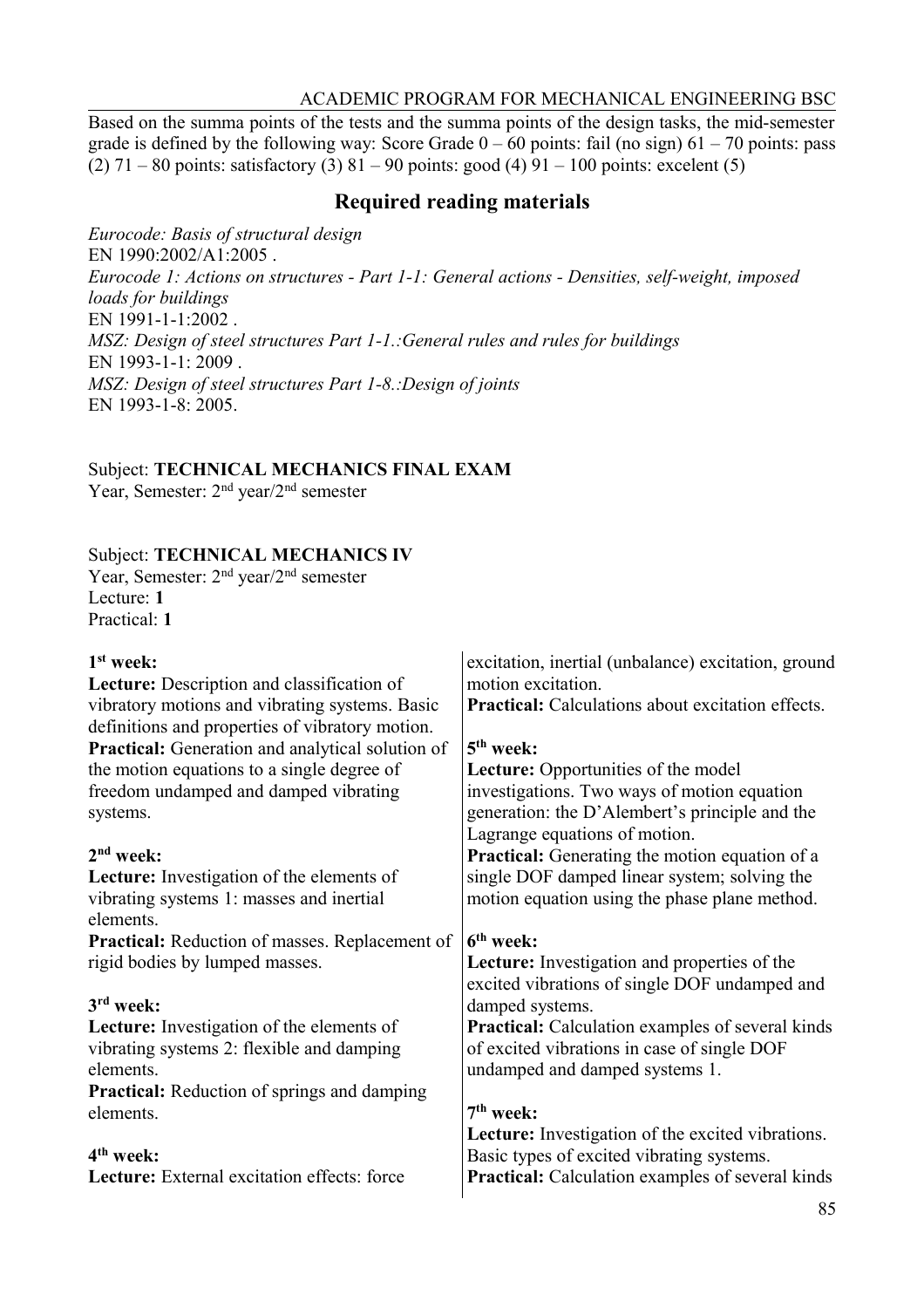Based on the summa points of the tests and the summa points of the design tasks, the mid-semester grade is defined by the following way: Score Grade 0 – 60 points: fail (no sign) 61 – 70 points: pass (2) 71 – 80 points: satisfactory (3) 81 – 90 points: good (4) 91 – 100 points: excelent (5)

## Required reading materials

*Eurocode: Basis of structural design*
EN 1990:2002/A1:2005 .
*Eurocode 1: Actions on structures - Part 1-1: General actions - Densities, self-weight, imposed loads for buildings*
EN 1991-1-1:2002 .
*MSZ: Design of steel structures Part 1-1.:General rules and rules for buildings*
EN 1993-1-1: 2009 .
*MSZ: Design of steel structures Part 1-8.:Design of joints*
EN 1993-1-8: 2005.

Subject: **TECHNICAL MECHANICS FINAL EXAM**
Year, Semester: 2nd year/2nd semester

Subject: **TECHNICAL MECHANICS IV**
Year, Semester: 2nd year/2nd semester
Lecture: **1**
Practical: **1**

**1st week:**
**Lecture:** Description and classification of vibratory motions and vibrating systems. Basic definitions and properties of vibratory motion.
**Practical:** Generation and analytical solution of the motion equations to a single degree of freedom undamped and damped vibrating systems.

**2nd week:**
**Lecture:** Investigation of the elements of vibrating systems 1: masses and inertial elements.
**Practical:** Reduction of masses. Replacement of rigid bodies by lumped masses.

**3rd week:**
**Lecture:** Investigation of the elements of vibrating systems 2: flexible and damping elements.
**Practical:** Reduction of springs and damping elements.

**4th week:**
**Lecture:** External excitation effects: force excitation, inertial (unbalance) excitation, ground motion excitation.
**Practical:** Calculations about excitation effects.

**5th week:**
**Lecture:** Opportunities of the model investigations. Two ways of motion equation generation: the D'Alembert's principle and the Lagrange equations of motion.
**Practical:** Generating the motion equation of a single DOF damped linear system; solving the motion equation using the phase plane method.

**6th week:**
**Lecture:** Investigation and properties of the excited vibrations of single DOF undamped and damped systems.
**Practical:** Calculation examples of several kinds of excited vibrations in case of single DOF undamped and damped systems 1.

**7th week:**
**Lecture:** Investigation of the excited vibrations. Basic types of excited vibrating systems.
**Practical:** Calculation examples of several kinds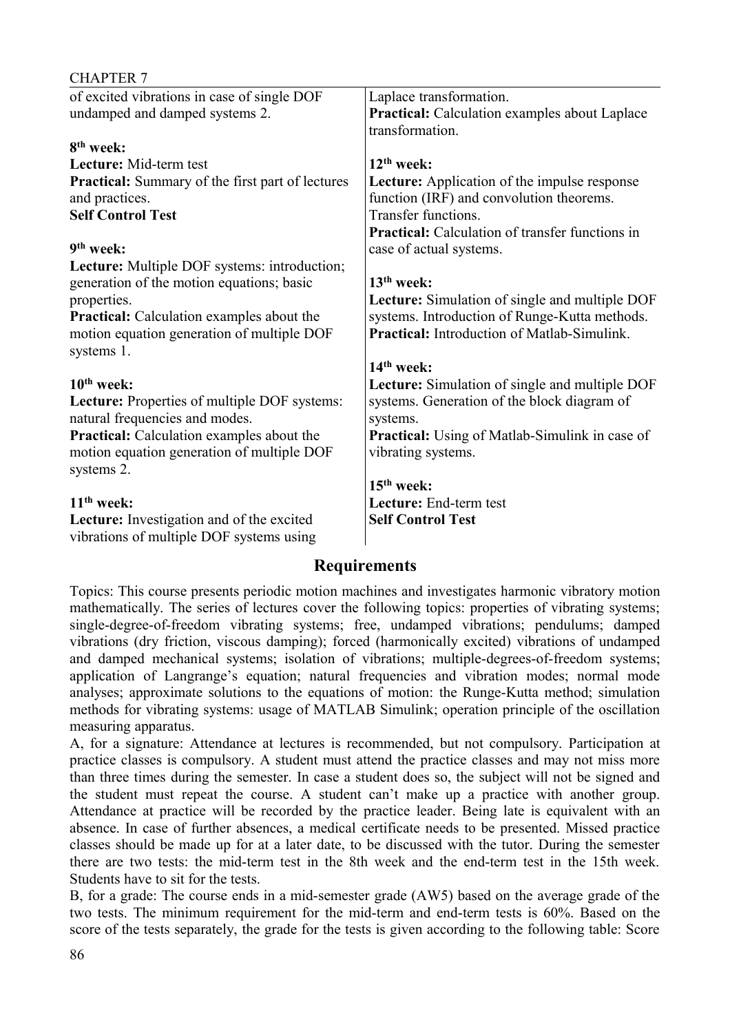of excited vibrations in case of single DOF undamped and damped systems 2.

**8th week:**
**Lecture:** Mid-term test
**Practical:** Summary of the first part of lectures and practices.
**Self Control Test**

**9th week:**
**Lecture:** Multiple DOF systems: introduction; generation of the motion equations; basic properties.
**Practical:** Calculation examples about the motion equation generation of multiple DOF systems 1.

**10th week:**
**Lecture:** Properties of multiple DOF systems: natural frequencies and modes.
**Practical:** Calculation examples about the motion equation generation of multiple DOF systems 2.

**11th week:**
**Lecture:** Investigation and of the excited vibrations of multiple DOF systems using Laplace transformation.
**Practical:** Calculation examples about Laplace transformation.

**12th week:**
**Lecture:** Application of the impulse response function (IRF) and convolution theorems. Transfer functions.
**Practical:** Calculation of transfer functions in case of actual systems.

**13th week:**
**Lecture:** Simulation of single and multiple DOF systems. Introduction of Runge-Kutta methods.
**Practical:** Introduction of Matlab-Simulink.

**14th week:**
**Lecture:** Simulation of single and multiple DOF systems. Generation of the block diagram of systems.
**Practical:** Using of Matlab-Simulink in case of vibrating systems.

**15th week:**
**Lecture:** End-term test
**Self Control Test**

## Requirements

Topics: This course presents periodic motion machines and investigates harmonic vibratory motion mathematically. The series of lectures cover the following topics: properties of vibrating systems; single-degree-of-freedom vibrating systems; free, undamped vibrations; pendulums; damped vibrations (dry friction, viscous damping); forced (harmonically excited) vibrations of undamped and damped mechanical systems; isolation of vibrations; multiple-degrees-of-freedom systems; application of Langrange's equation; natural frequencies and vibration modes; normal mode analyses; approximate solutions to the equations of motion: the Runge-Kutta method; simulation methods for vibrating systems: usage of MATLAB Simulink; operation principle of the oscillation measuring apparatus.

A, for a signature: Attendance at lectures is recommended, but not compulsory. Participation at practice classes is compulsory. A student must attend the practice classes and may not miss more than three times during the semester. In case a student does so, the subject will not be signed and the student must repeat the course. A student can't make up a practice with another group. Attendance at practice will be recorded by the practice leader. Being late is equivalent with an absence. In case of further absences, a medical certificate needs to be presented. Missed practice classes should be made up for at a later date, to be discussed with the tutor. During the semester there are two tests: the mid-term test in the 8th week and the end-term test in the 15th week. Students have to sit for the tests.

B, for a grade: The course ends in a mid-semester grade (AW5) based on the average grade of the two tests. The minimum requirement for the mid-term and end-term tests is 60%. Based on the score of the tests separately, the grade for the tests is given according to the following table: Score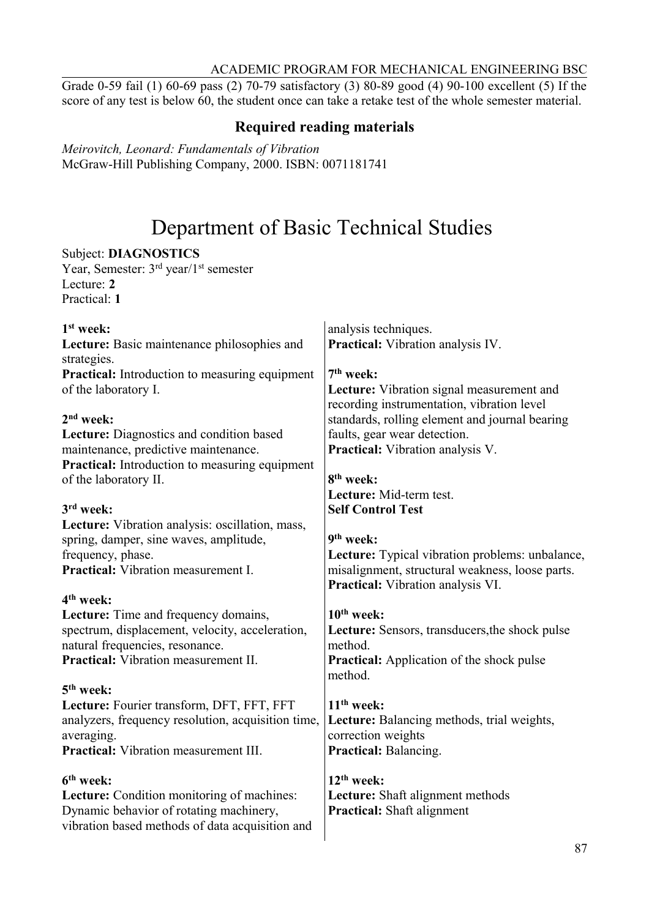Grade 0-59 fail (1) 60-69 pass (2) 70-79 satisfactory (3) 80-89 good (4) 90-100 excellent (5) If the score of any test is below 60, the student once can take a retake test of the whole semester material.

### Required reading materials

*Meirovitch, Leonard: Fundamentals of Vibration*
McGraw-Hill Publishing Company, 2000. ISBN: 0071181741

# Department of Basic Technical Studies

Subject: **DIAGNOSTICS**
Year, Semester: 3rd year/1st semester
Lecture: **2**
Practical: **1**

**1st week:**
**Lecture:** Basic maintenance philosophies and strategies.
**Practical:** Introduction to measuring equipment of the laboratory I.

**2nd week:**
**Lecture:** Diagnostics and condition based maintenance, predictive maintenance.
**Practical:** Introduction to measuring equipment of the laboratory II.

**3rd week:**
**Lecture:** Vibration analysis: oscillation, mass, spring, damper, sine waves, amplitude, frequency, phase.
**Practical:** Vibration measurement I.

**4th week:**
**Lecture:** Time and frequency domains, spectrum, displacement, velocity, acceleration, natural frequencies, resonance.
**Practical:** Vibration measurement II.

**5th week:**
**Lecture:** Fourier transform, DFT, FFT, FFT analyzers, frequency resolution, acquisition time, averaging.
**Practical:** Vibration measurement III.

**6th week:**
**Lecture:** Condition monitoring of machines: Dynamic behavior of rotating machinery, vibration based methods of data acquisition and analysis techniques.
**Practical:** Vibration analysis IV.

**7th week:**
**Lecture:** Vibration signal measurement and recording instrumentation, vibration level standards, rolling element and journal bearing faults, gear wear detection.
**Practical:** Vibration analysis V.

**8th week:**
**Lecture:** Mid-term test.
**Self Control Test**

**9th week:**
**Lecture:** Typical vibration problems: unbalance, misalignment, structural weakness, loose parts.
**Practical:** Vibration analysis VI.

**10th week:**
**Lecture:** Sensors, transducers,the shock pulse method.
**Practical:** Application of the shock pulse method.

**11th week:**
**Lecture:** Balancing methods, trial weights, correction weights
**Practical:** Balancing.

**12th week:**
**Lecture:** Shaft alignment methods
**Practical:** Shaft alignment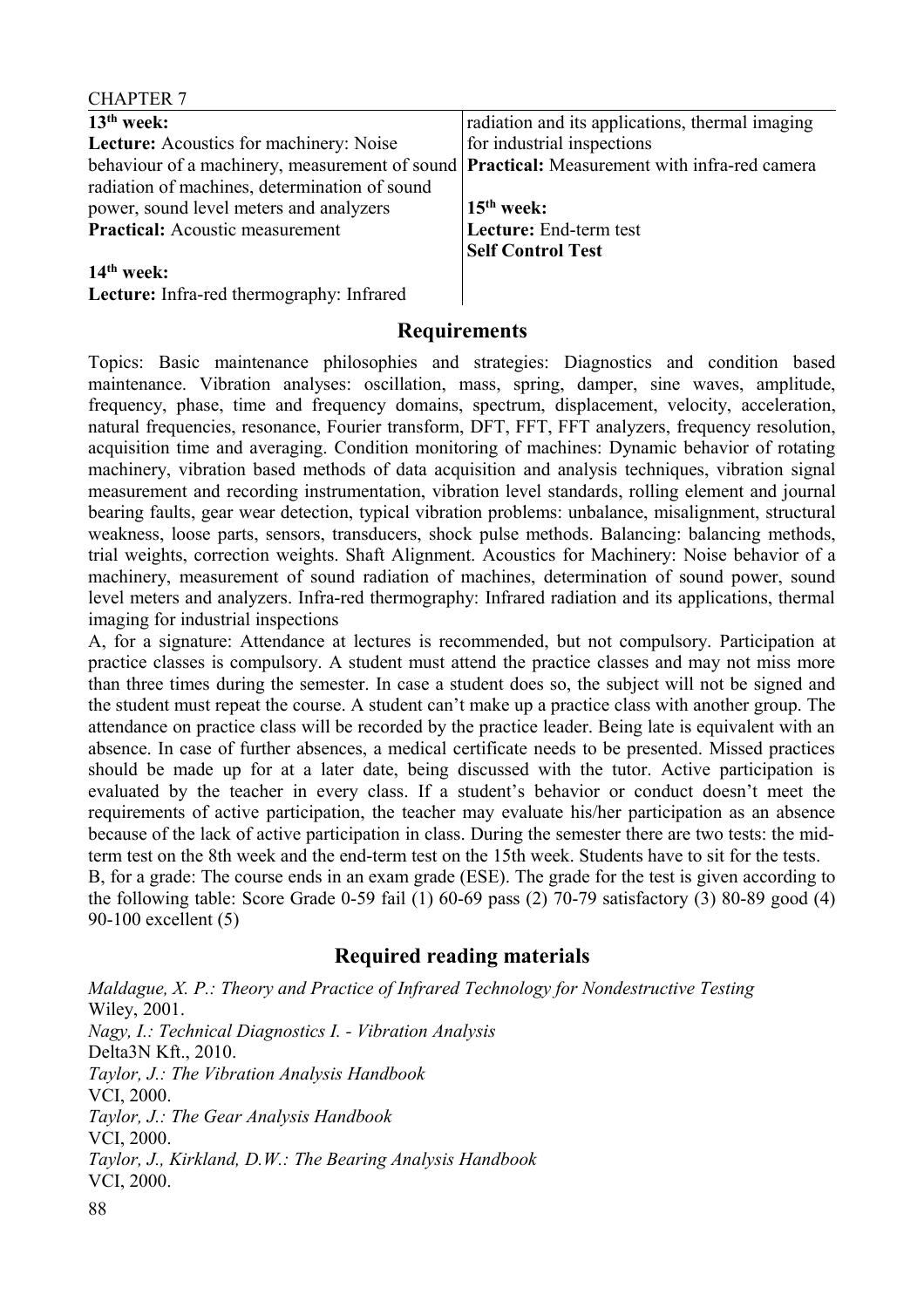**13th week:**
**Lecture:** Acoustics for machinery: Noise behaviour of a machinery, measurement of sound radiation of machines, determination of sound power, sound level meters and analyzers
**Practical:** Acoustic measurement

**14th week:**
**Lecture:** Infra-red thermography: Infrared radiation and its applications, thermal imaging for industrial inspections
**Practical:** Measurement with infra-red camera

**15th week:**
**Lecture:** End-term test
**Self Control Test**

## Requirements

Topics: Basic maintenance philosophies and strategies: Diagnostics and condition based maintenance. Vibration analyses: oscillation, mass, spring, damper, sine waves, amplitude, frequency, phase, time and frequency domains, spectrum, displacement, velocity, acceleration, natural frequencies, resonance, Fourier transform, DFT, FFT, FFT analyzers, frequency resolution, acquisition time and averaging. Condition monitoring of machines: Dynamic behavior of rotating machinery, vibration based methods of data acquisition and analysis techniques, vibration signal measurement and recording instrumentation, vibration level standards, rolling element and journal bearing faults, gear wear detection, typical vibration problems: unbalance, misalignment, structural weakness, loose parts, sensors, transducers, shock pulse methods. Balancing: balancing methods, trial weights, correction weights. Shaft Alignment. Acoustics for Machinery: Noise behavior of a machinery, measurement of sound radiation of machines, determination of sound power, sound level meters and analyzers. Infra-red thermography: Infrared radiation and its applications, thermal imaging for industrial inspections

A, for a signature: Attendance at lectures is recommended, but not compulsory. Participation at practice classes is compulsory. A student must attend the practice classes and may not miss more than three times during the semester. In case a student does so, the subject will not be signed and the student must repeat the course. A student can't make up a practice class with another group. The attendance on practice class will be recorded by the practice leader. Being late is equivalent with an absence. In case of further absences, a medical certificate needs to be presented. Missed practices should be made up for at a later date, being discussed with the tutor. Active participation is evaluated by the teacher in every class. If a student's behavior or conduct doesn't meet the requirements of active participation, the teacher may evaluate his/her participation as an absence because of the lack of active participation in class. During the semester there are two tests: the mid-term test on the 8th week and the end-term test on the 15th week. Students have to sit for the tests.

B, for a grade: The course ends in an exam grade (ESE). The grade for the test is given according to the following table: Score Grade 0-59 fail (1) 60-69 pass (2) 70-79 satisfactory (3) 80-89 good (4) 90-100 excellent (5)

## Required reading materials

*Maldague, X. P.: Theory and Practice of Infrared Technology for Nondestructive Testing*
Wiley, 2001.

*Nagy, I.: Technical Diagnostics I. - Vibration Analysis*
Delta3N Kft., 2010.

*Taylor, J.: The Vibration Analysis Handbook*
VCI, 2000.

*Taylor, J.: The Gear Analysis Handbook*
VCI, 2000.

*Taylor, J., Kirkland, D.W.: The Bearing Analysis Handbook*
VCI, 2000.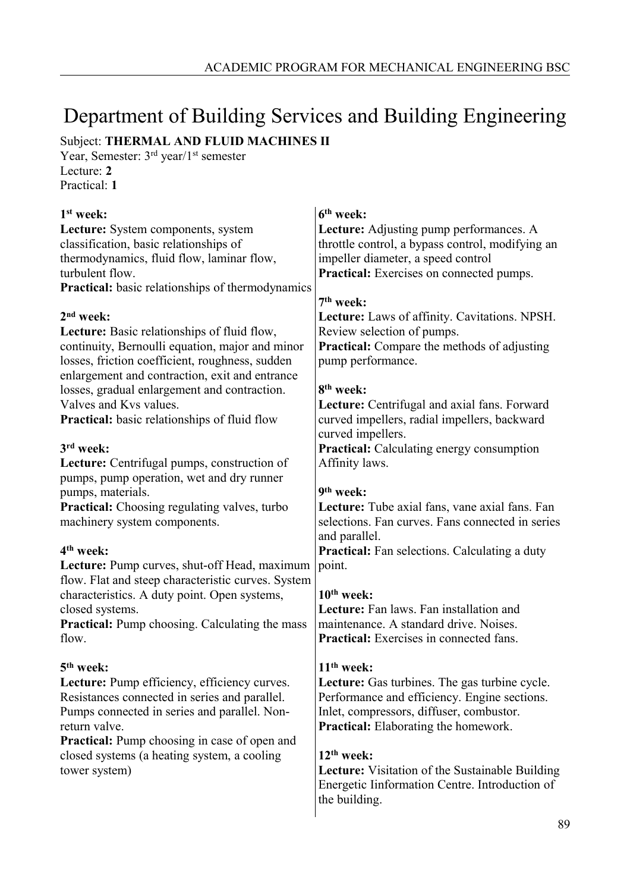# Department of Building Services and Building Engineering

Subject: **THERMAL AND FLUID MACHINES II**
Year, Semester: 3rd year/1st semester
Lecture: **2**
Practical: **1**

**1st week:**
**Lecture:** System components, system classification, basic relationships of thermodynamics, fluid flow, laminar flow, turbulent flow.
**Practical:** basic relationships of thermodynamics

**2nd week:**
**Lecture:** Basic relationships of fluid flow, continuity, Bernoulli equation, major and minor losses, friction coefficient, roughness, sudden enlargement and contraction, exit and entrance losses, gradual enlargement and contraction. Valves and Kvs values.
**Practical:** basic relationships of fluid flow

**3rd week:**
**Lecture:** Centrifugal pumps, construction of pumps, pump operation, wet and dry runner pumps, materials.
**Practical:** Choosing regulating valves, turbo machinery system components.

**4th week:**
**Lecture:** Pump curves, shut-off Head, maximum flow. Flat and steep characteristic curves. System characteristics. A duty point. Open systems, closed systems.
**Practical:** Pump choosing. Calculating the mass flow.

**5th week:**
**Lecture:** Pump efficiency, efficiency curves. Resistances connected in series and parallel. Pumps connected in series and parallel. Non-return valve.
**Practical:** Pump choosing in case of open and closed systems (a heating system, a cooling tower system)

**6th week:**
**Lecture:** Adjusting pump performances. A throttle control, a bypass control, modifying an impeller diameter, a speed control
**Practical:** Exercises on connected pumps.

**7th week:**
**Lecture:** Laws of affinity. Cavitations. NPSH. Review selection of pumps.
**Practical:** Compare the methods of adjusting pump performance.

**8th week:**
**Lecture:** Centrifugal and axial fans. Forward curved impellers, radial impellers, backward curved impellers.
**Practical:** Calculating energy consumption Affinity laws.

**9th week:**
**Lecture:** Tube axial fans, vane axial fans. Fan selections. Fan curves. Fans connected in series and parallel.
**Practical:** Fan selections. Calculating a duty point.

**10th week:**
**Lecture:** Fan laws. Fan installation and maintenance. A standard drive. Noises.
**Practical:** Exercises in connected fans.

**11th week:**
**Lecture:** Gas turbines. The gas turbine cycle. Performance and efficiency. Engine sections. Inlet, compressors, diffuser, combustor.
**Practical:** Elaborating the homework.

**12th week:**
**Lecture:** Visitation of the Sustainable Building Energetic Iinformation Centre. Introduction of the building.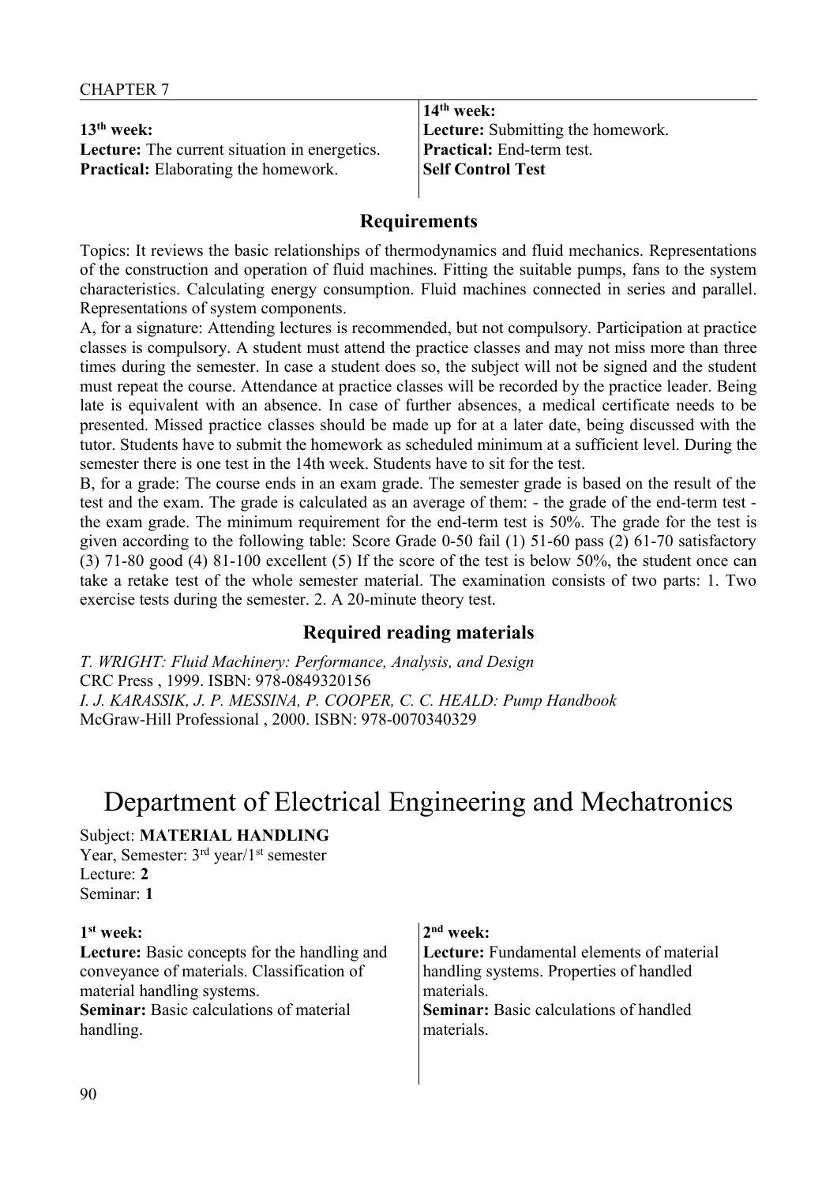**13th week:**
**Lecture:** The current situation in energetics.
**Practical:** Elaborating the homework.

**14th week:**
**Lecture:** Submitting the homework.
**Practical:** End-term test.
**Self Control Test**

## Requirements

Topics: It reviews the basic relationships of thermodynamics and fluid mechanics. Representations of the construction and operation of fluid machines. Fitting the suitable pumps, fans to the system characteristics. Calculating energy consumption. Fluid machines connected in series and parallel. Representations of system components.

A, for a signature: Attending lectures is recommended, but not compulsory. Participation at practice classes is compulsory. A student must attend the practice classes and may not miss more than three times during the semester. In case a student does so, the subject will not be signed and the student must repeat the course. Attendance at practice classes will be recorded by the practice leader. Being late is equivalent with an absence. In case of further absences, a medical certificate needs to be presented. Missed practice classes should be made up for at a later date, being discussed with the tutor. Students have to submit the homework as scheduled minimum at a sufficient level. During the semester there is one test in the 14th week. Students have to sit for the test.

B, for a grade: The course ends in an exam grade. The semester grade is based on the result of the test and the exam. The grade is calculated as an average of them: - the grade of the end-term test - the exam grade. The minimum requirement for the end-term test is 50%. The grade for the test is given according to the following table: Score Grade 0-50 fail (1) 51-60 pass (2) 61-70 satisfactory (3) 71-80 good (4) 81-100 excellent (5) If the score of the test is below 50%, the student once can take a retake test of the whole semester material. The examination consists of two parts: 1. Two exercise tests during the semester. 2. A 20-minute theory test.

## Required reading materials

*T. WRIGHT: Fluid Machinery: Performance, Analysis, and Design*
CRC Press , 1999. ISBN: 978-0849320156
*I. J. KARASSIK, J. P. MESSINA, P. COOPER, C. C. HEALD: Pump Handbook*
McGraw-Hill Professional , 2000. ISBN: 978-0070340329

# Department of Electrical Engineering and Mechatronics

Subject: **MATERIAL HANDLING**
Year, Semester: 3rd year/1st semester
Lecture: **2**
Seminar: **1**

**1st week:**
**Lecture:** Basic concepts for the handling and conveyance of materials. Classification of material handling systems.
**Seminar:** Basic calculations of material handling.

**2nd week:**
**Lecture:** Fundamental elements of material handling systems. Properties of handled materials.
**Seminar:** Basic calculations of handled materials.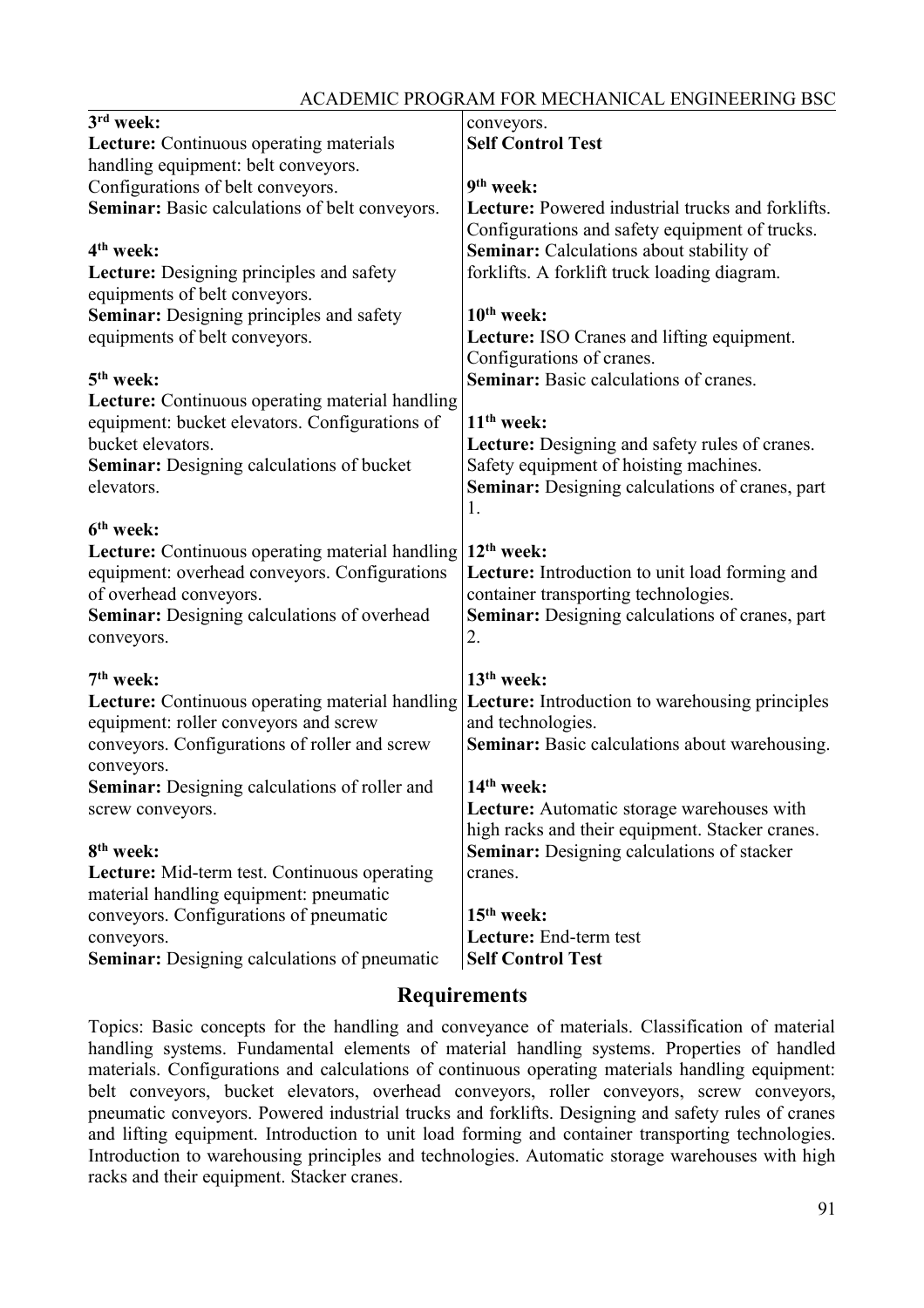**3rd week:**
**Lecture:** Continuous operating materials handling equipment: belt conveyors. Configurations of belt conveyors.
**Seminar:** Basic calculations of belt conveyors.

**4th week:**
**Lecture:** Designing principles and safety equipments of belt conveyors.
**Seminar:** Designing principles and safety equipments of belt conveyors.

**5th week:**
**Lecture:** Continuous operating material handling equipment: bucket elevators. Configurations of bucket elevators.
**Seminar:** Designing calculations of bucket elevators.

**6th week:**
**Lecture:** Continuous operating material handling equipment: overhead conveyors. Configurations of overhead conveyors.
**Seminar:** Designing calculations of overhead conveyors.

**7th week:**
**Lecture:** Continuous operating material handling equipment: roller conveyors and screw conveyors. Configurations of roller and screw conveyors.
**Seminar:** Designing calculations of roller and screw conveyors.

**8th week:**
**Lecture:** Mid-term test. Continuous operating material handling equipment: pneumatic conveyors. Configurations of pneumatic conveyors.
**Seminar:** Designing calculations of pneumatic conveyors.
**Self Control Test**

**9th week:**
**Lecture:** Powered industrial trucks and forklifts. Configurations and safety equipment of trucks.
**Seminar:** Calculations about stability of forklifts. A forklift truck loading diagram.

**10th week:**
**Lecture:** ISO Cranes and lifting equipment. Configurations of cranes.
**Seminar:** Basic calculations of cranes.

**11th week:**
**Lecture:** Designing and safety rules of cranes. Safety equipment of hoisting machines.
**Seminar:** Designing calculations of cranes, part 1.

**12th week:**
**Lecture:** Introduction to unit load forming and container transporting technologies.
**Seminar:** Designing calculations of cranes, part 2.

**13th week:**
**Lecture:** Introduction to warehousing principles and technologies.
**Seminar:** Basic calculations about warehousing.

**14th week:**
**Lecture:** Automatic storage warehouses with high racks and their equipment. Stacker cranes.
**Seminar:** Designing calculations of stacker cranes.

**15th week:**
**Lecture:** End-term test
**Self Control Test**

## Requirements

Topics: Basic concepts for the handling and conveyance of materials. Classification of material handling systems. Fundamental elements of material handling systems. Properties of handled materials. Configurations and calculations of continuous operating materials handling equipment: belt conveyors, bucket elevators, overhead conveyors, roller conveyors, screw conveyors, pneumatic conveyors. Powered industrial trucks and forklifts. Designing and safety rules of cranes and lifting equipment. Introduction to unit load forming and container transporting technologies. Introduction to warehousing principles and technologies. Automatic storage warehouses with high racks and their equipment. Stacker cranes.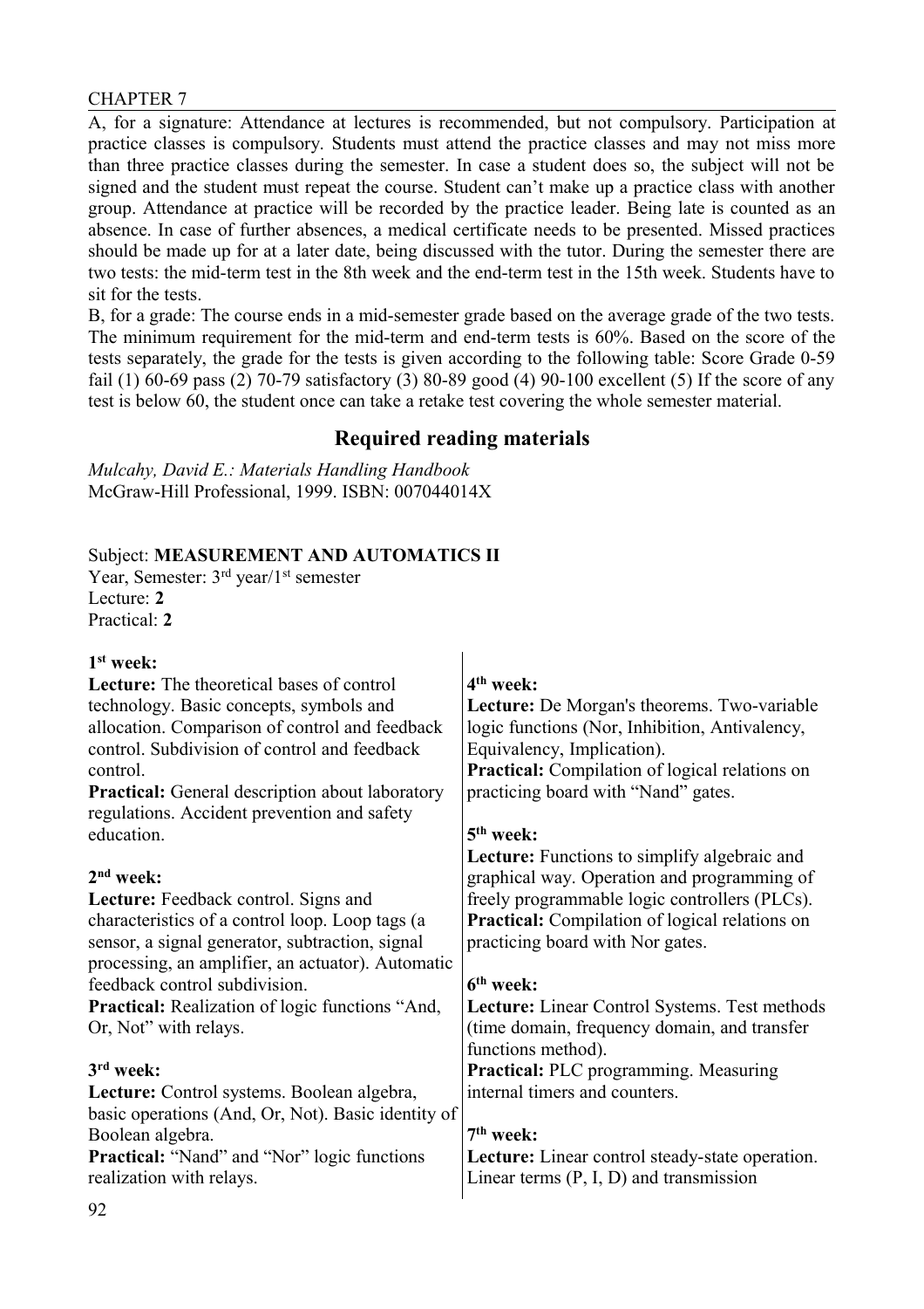A, for a signature: Attendance at lectures is recommended, but not compulsory. Participation at practice classes is compulsory. Students must attend the practice classes and may not miss more than three practice classes during the semester. In case a student does so, the subject will not be signed and the student must repeat the course. Student can't make up a practice class with another group. Attendance at practice will be recorded by the practice leader. Being late is counted as an absence. In case of further absences, a medical certificate needs to be presented. Missed practices should be made up for at a later date, being discussed with the tutor. During the semester there are two tests: the mid-term test in the 8th week and the end-term test in the 15th week. Students have to sit for the tests.

B, for a grade: The course ends in a mid-semester grade based on the average grade of the two tests. The minimum requirement for the mid-term and end-term tests is 60%. Based on the score of the tests separately, the grade for the tests is given according to the following table: Score Grade 0-59 fail (1) 60-69 pass (2) 70-79 satisfactory (3) 80-89 good (4) 90-100 excellent (5) If the score of any test is below 60, the student once can take a retake test covering the whole semester material.

## Required reading materials

*Mulcahy, David E.: Materials Handling Handbook*
McGraw-Hill Professional, 1999. ISBN: 007044014X

Subject: **MEASUREMENT AND AUTOMATICS II**
Year, Semester: 3rd year/1st semester
Lecture: **2**
Practical: **2**

**1st week:**
**Lecture:** The theoretical bases of control technology. Basic concepts, symbols and allocation. Comparison of control and feedback control. Subdivision of control and feedback control.
**Practical:** General description about laboratory regulations. Accident prevention and safety education.

**2nd week:**
**Lecture:** Feedback control. Signs and characteristics of a control loop. Loop tags (a sensor, a signal generator, subtraction, signal processing, an amplifier, an actuator). Automatic feedback control subdivision.
**Practical:** Realization of logic functions "And, Or, Not" with relays.

**3rd week:**
**Lecture:** Control systems. Boolean algebra, basic operations (And, Or, Not). Basic identity of Boolean algebra.
**Practical:** "Nand" and "Nor" logic functions realization with relays.

**4th week:**
**Lecture:** De Morgan's theorems. Two-variable logic functions (Nor, Inhibition, Antivalency, Equivalency, Implication).
**Practical:** Compilation of logical relations on practicing board with "Nand" gates.

**5th week:**
**Lecture:** Functions to simplify algebraic and graphical way. Operation and programming of freely programmable logic controllers (PLCs).
**Practical:** Compilation of logical relations on practicing board with Nor gates.

**6th week:**
**Lecture:** Linear Control Systems. Test methods (time domain, frequency domain, and transfer functions method).
**Practical:** PLC programming. Measuring internal timers and counters.

**7th week:**
**Lecture:** Linear control steady-state operation. Linear terms (P, I, D) and transmission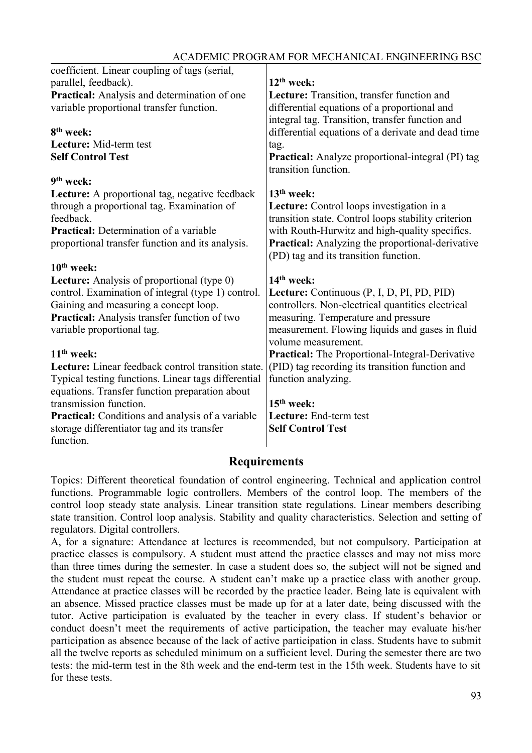coefficient. Linear coupling of tags (serial, parallel, feedback).
**Practical:** Analysis and determination of one variable proportional transfer function.

**8th week:**
**Lecture:** Mid-term test
**Self Control Test**

**9th week:**
**Lecture:** A proportional tag, negative feedback through a proportional tag. Examination of feedback.
**Practical:** Determination of a variable proportional transfer function and its analysis.

**10th week:**
**Lecture:** Analysis of proportional (type 0) control. Examination of integral (type 1) control. Gaining and measuring a concept loop.
**Practical:** Analysis transfer function of two variable proportional tag.

**11th week:**
**Lecture:** Linear feedback control transition state. Typical testing functions. Linear tags differential equations. Transfer function preparation about transmission function.
**Practical:** Conditions and analysis of a variable storage differentiator tag and its transfer function.

**12th week:**
**Lecture:** Transition, transfer function and differential equations of a proportional and integral tag. Transition, transfer function and differential equations of a derivate and dead time tag.
**Practical:** Analyze proportional-integral (PI) tag transition function.

**13th week:**
**Lecture:** Control loops investigation in a transition state. Control loops stability criterion with Routh-Hurwitz and high-quality specifics.
**Practical:** Analyzing the proportional-derivative (PD) tag and its transition function.

**14th week:**
**Lecture:** Continuous (P, I, D, PI, PD, PID) controllers. Non-electrical quantities electrical measuring. Temperature and pressure measurement. Flowing liquids and gases in fluid volume measurement.
**Practical:** The Proportional-Integral-Derivative (PID) tag recording its transition function and function analyzing.

**15th week:**
**Lecture:** End-term test
**Self Control Test**

## Requirements

Topics: Different theoretical foundation of control engineering. Technical and application control functions. Programmable logic controllers. Members of the control loop. The members of the control loop steady state analysis. Linear transition state regulations. Linear members describing state transition. Control loop analysis. Stability and quality characteristics. Selection and setting of regulators. Digital controllers.

A, for a signature: Attendance at lectures is recommended, but not compulsory. Participation at practice classes is compulsory. A student must attend the practice classes and may not miss more than three times during the semester. In case a student does so, the subject will not be signed and the student must repeat the course. A student can't make up a practice class with another group. Attendance at practice classes will be recorded by the practice leader. Being late is equivalent with an absence. Missed practice classes must be made up for at a later date, being discussed with the tutor. Active participation is evaluated by the teacher in every class. If student's behavior or conduct doesn't meet the requirements of active participation, the teacher may evaluate his/her participation as absence because of the lack of active participation in class. Students have to submit all the twelve reports as scheduled minimum on a sufficient level. During the semester there are two tests: the mid-term test in the 8th week and the end-term test in the 15th week. Students have to sit for these tests.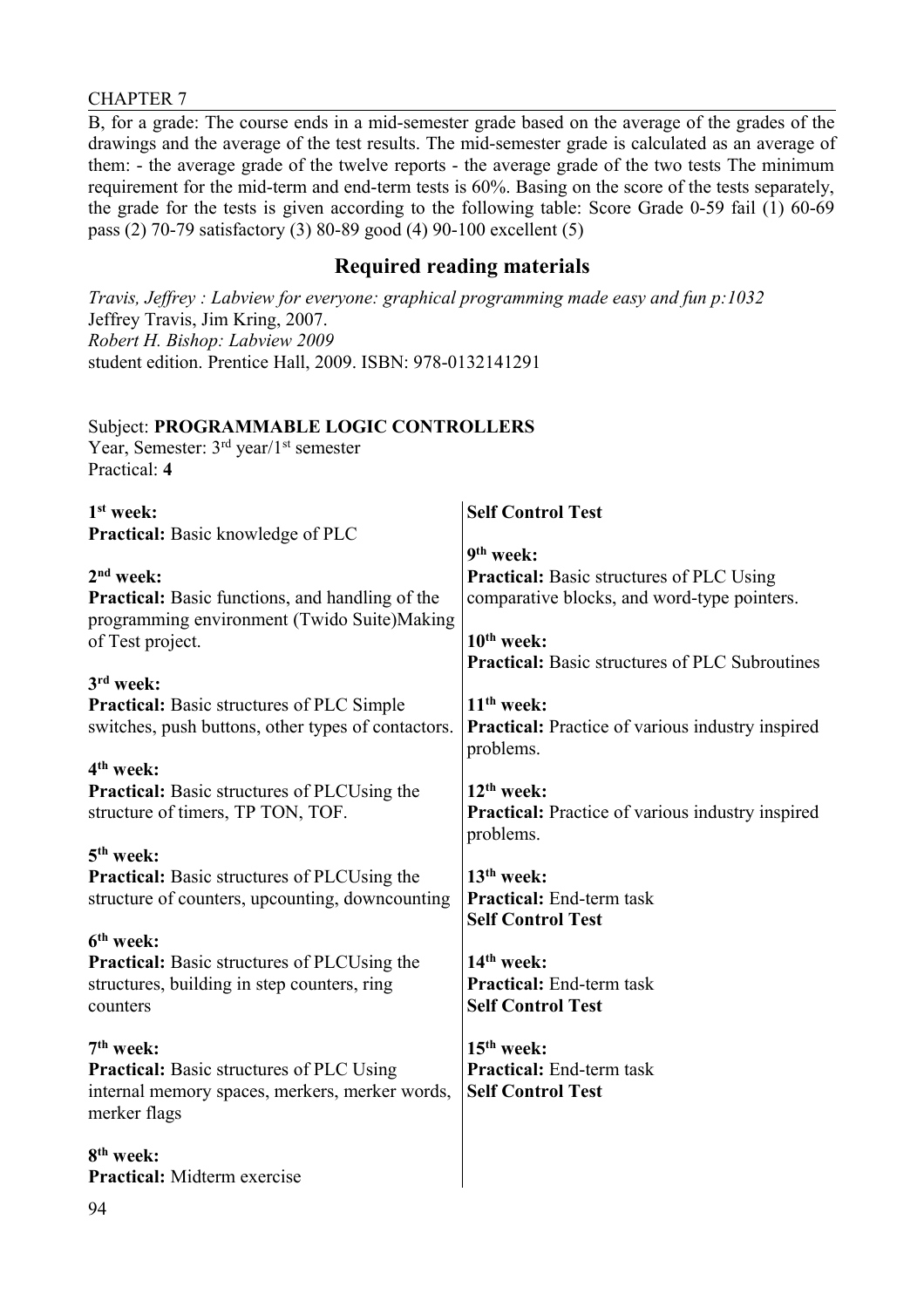B, for a grade: The course ends in a mid-semester grade based on the average of the grades of the drawings and the average of the test results. The mid-semester grade is calculated as an average of them: - the average grade of the twelve reports - the average grade of the two tests The minimum requirement for the mid-term and end-term tests is 60%. Basing on the score of the tests separately, the grade for the tests is given according to the following table: Score Grade 0-59 fail (1) 60-69 pass (2) 70-79 satisfactory (3) 80-89 good (4) 90-100 excellent (5)

## Required reading materials

*Travis, Jeffrey : Labview for everyone: graphical programming made easy and fun p:1032*
Jeffrey Travis, Jim Kring, 2007.
*Robert H. Bishop: Labview 2009*
student edition. Prentice Hall, 2009. ISBN: 978-0132141291

Subject: **PROGRAMMABLE LOGIC CONTROLLERS**
Year, Semester: 3rd year/1st semester
Practical: **4**

**1st week:**
**Practical:** Basic knowledge of PLC

**2nd week:**
**Practical:** Basic functions, and handling of the programming environment (Twido Suite)Making of Test project.

**3rd week:**
**Practical:** Basic structures of PLC Simple switches, push buttons, other types of contactors.

**4th week:**
**Practical:** Basic structures of PLCUsing the structure of timers, TP TON, TOF.

**5th week:**
**Practical:** Basic structures of PLCUsing the structure of counters, upcounting, downcounting

**6th week:**
**Practical:** Basic structures of PLCUsing the structures, building in step counters, ring counters

**7th week:**
**Practical:** Basic structures of PLC Using internal memory spaces, merkers, merker words, merker flags

**8th week:**
**Practical:** Midterm exercise
**Self Control Test**

**9th week:**
**Practical:** Basic structures of PLC Using comparative blocks, and word-type pointers.

**10th week:**
**Practical:** Basic structures of PLC Subroutines

**11th week:**
**Practical:** Practice of various industry inspired problems.

**12th week:**
**Practical:** Practice of various industry inspired problems.

**13th week:**
**Practical:** End-term task
**Self Control Test**

**14th week:**
**Practical:** End-term task
**Self Control Test**

**15th week:**
**Practical:** End-term task
**Self Control Test**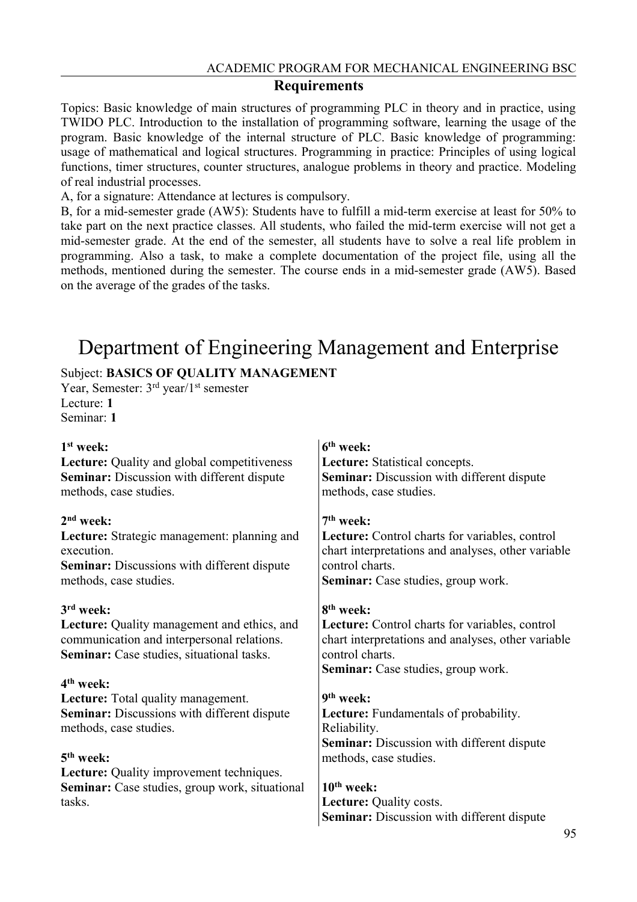### Requirements

Topics: Basic knowledge of main structures of programming PLC in theory and in practice, using TWIDO PLC. Introduction to the installation of programming software, learning the usage of the program. Basic knowledge of the internal structure of PLC. Basic knowledge of programming: usage of mathematical and logical structures. Programming in practice: Principles of using logical functions, timer structures, counter structures, analogue problems in theory and practice. Modeling of real industrial processes.

A, for a signature: Attendance at lectures is compulsory.

B, for a mid-semester grade (AW5): Students have to fulfill a mid-term exercise at least for 50% to take part on the next practice classes. All students, who failed the mid-term exercise will not get a mid-semester grade. At the end of the semester, all students have to solve a real life problem in programming. Also a task, to make a complete documentation of the project file, using all the methods, mentioned during the semester. The course ends in a mid-semester grade (AW5). Based on the average of the grades of the tasks.

# Department of Engineering Management and Enterprise

Subject: **BASICS OF QUALITY MANAGEMENT**
Year, Semester: 3rd year/1st semester
Lecture: **1**
Seminar: **1**

**1st week:**
**Lecture:** Quality and global competitiveness
**Seminar:** Discussion with different dispute methods, case studies.

**2nd week:**
**Lecture:** Strategic management: planning and execution.
**Seminar:** Discussions with different dispute methods, case studies.

**3rd week:**
**Lecture:** Quality management and ethics, and communication and interpersonal relations.
**Seminar:** Case studies, situational tasks.

**4th week:**
**Lecture:** Total quality management.
**Seminar:** Discussions with different dispute methods, case studies.

**5th week:**
**Lecture:** Quality improvement techniques.
**Seminar:** Case studies, group work, situational tasks.

**6th week:**
**Lecture:** Statistical concepts.
**Seminar:** Discussion with different dispute methods, case studies.

**7th week:**
**Lecture:** Control charts for variables, control chart interpretations and analyses, other variable control charts.
**Seminar:** Case studies, group work.

**8th week:**
**Lecture:** Control charts for variables, control chart interpretations and analyses, other variable control charts.
**Seminar:** Case studies, group work.

**9th week:**
**Lecture:** Fundamentals of probability. Reliability.
**Seminar:** Discussion with different dispute methods, case studies.

**10th week:**
**Lecture:** Quality costs.
**Seminar:** Discussion with different dispute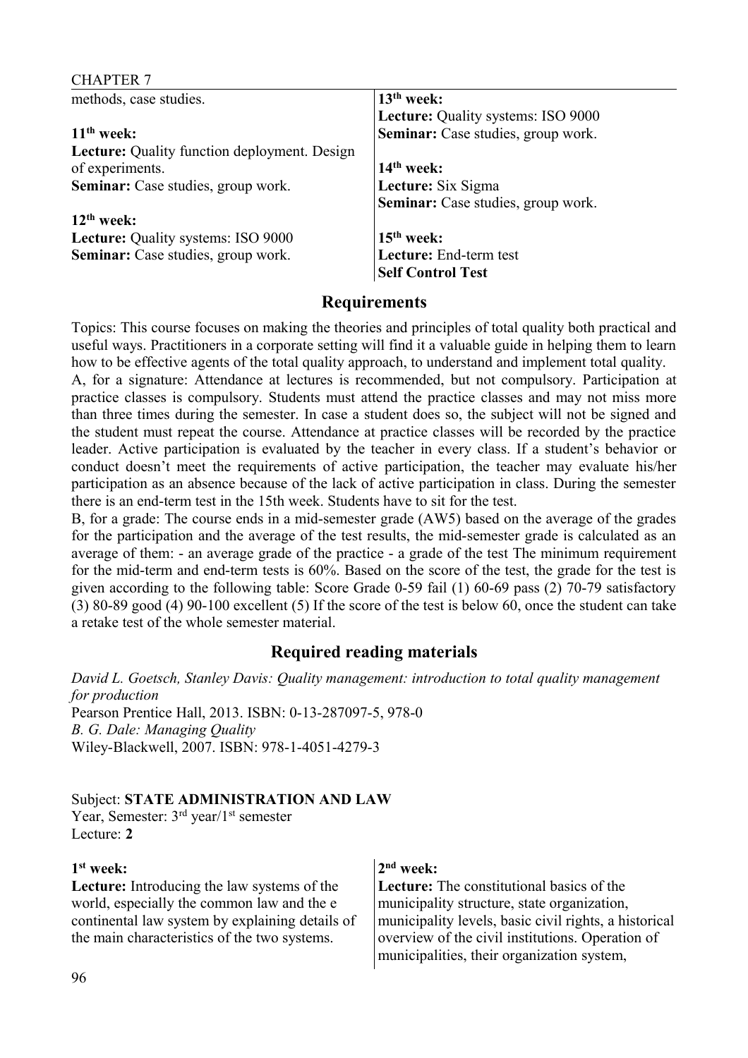methods, case studies.

**11th week:**
**Lecture:** Quality function deployment. Design of experiments.
**Seminar:** Case studies, group work.

**12th week:**
**Lecture:** Quality systems: ISO 9000
**Seminar:** Case studies, group work.

**13th week:**
**Lecture:** Quality systems: ISO 9000
**Seminar:** Case studies, group work.

**14th week:**
**Lecture:** Six Sigma
**Seminar:** Case studies, group work.

**15th week:**
**Lecture:** End-term test
**Self Control Test**

## Requirements

Topics: This course focuses on making the theories and principles of total quality both practical and useful ways. Practitioners in a corporate setting will find it a valuable guide in helping them to learn how to be effective agents of the total quality approach, to understand and implement total quality.

A, for a signature: Attendance at lectures is recommended, but not compulsory. Participation at practice classes is compulsory. Students must attend the practice classes and may not miss more than three times during the semester. In case a student does so, the subject will not be signed and the student must repeat the course. Attendance at practice classes will be recorded by the practice leader. Active participation is evaluated by the teacher in every class. If a student's behavior or conduct doesn't meet the requirements of active participation, the teacher may evaluate his/her participation as an absence because of the lack of active participation in class. During the semester there is an end-term test in the 15th week. Students have to sit for the test.

B, for a grade: The course ends in a mid-semester grade (AW5) based on the average of the grades for the participation and the average of the test results, the mid-semester grade is calculated as an average of them: - an average grade of the practice - a grade of the test The minimum requirement for the mid-term and end-term tests is 60%. Based on the score of the test, the grade for the test is given according to the following table: Score Grade 0-59 fail (1) 60-69 pass (2) 70-79 satisfactory (3) 80-89 good (4) 90-100 excellent (5) If the score of the test is below 60, once the student can take a retake test of the whole semester material.

## Required reading materials

*David L. Goetsch, Stanley Davis: Quality management: introduction to total quality management for production*
Pearson Prentice Hall, 2013. ISBN: 0-13-287097-5, 978-0
*B. G. Dale: Managing Quality*
Wiley-Blackwell, 2007. ISBN: 978-1-4051-4279-3

Subject: **STATE ADMINISTRATION AND LAW**
Year, Semester: 3rd year/1st semester
Lecture: **2**

**1st week:**
**Lecture:** Introducing the law systems of the world, especially the common law and the e continental law system by explaining details of the main characteristics of the two systems.

**2nd week:**
**Lecture:** The constitutional basics of the municipality structure, state organization, municipality levels, basic civil rights, a historical overview of the civil institutions. Operation of municipalities, their organization system,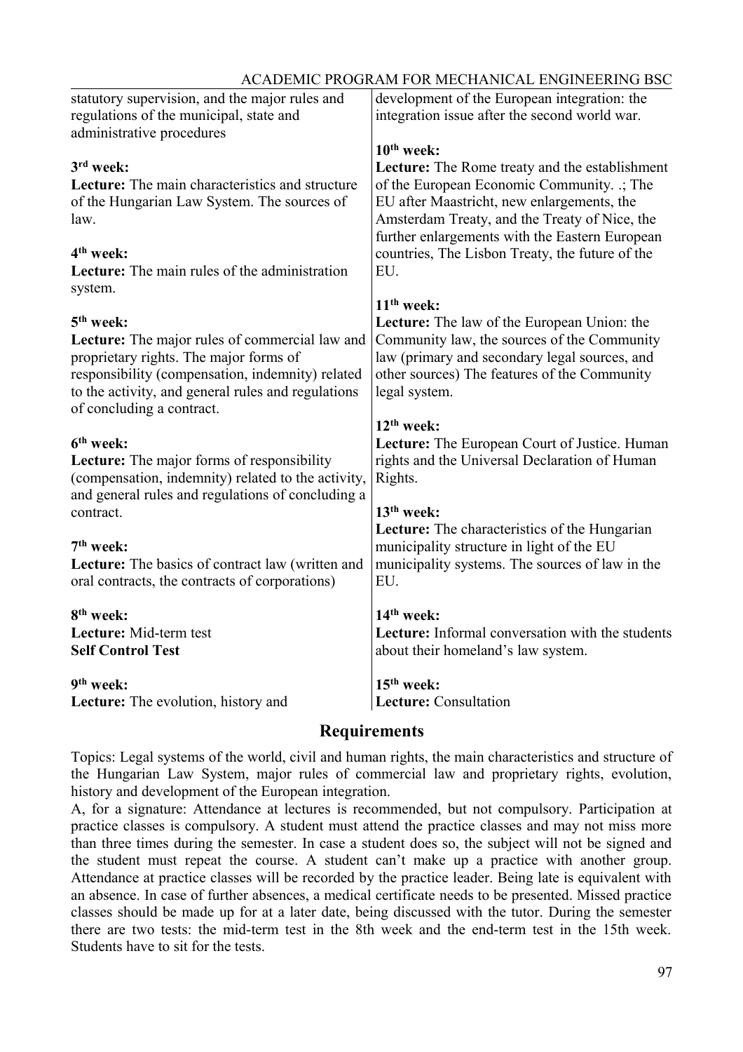statutory supervision, and the major rules and regulations of the municipal, state and administrative procedures

**3rd week:**
**Lecture:** The main characteristics and structure of the Hungarian Law System. The sources of law.

**4th week:**
**Lecture:** The main rules of the administration system.

**5th week:**
**Lecture:** The major rules of commercial law and proprietary rights. The major forms of responsibility (compensation, indemnity) related to the activity, and general rules and regulations of concluding a contract.

**6th week:**
**Lecture:** The major forms of responsibility (compensation, indemnity) related to the activity, and general rules and regulations of concluding a contract.

**7th week:**
**Lecture:** The basics of contract law (written and oral contracts, the contracts of corporations)

**8th week:**
**Lecture:** Mid-term test
**Self Control Test**

**9th week:**
**Lecture:** The evolution, history and development of the European integration: the integration issue after the second world war.

**10th week:**
**Lecture:** The Rome treaty and the establishment of the European Economic Community. .; The EU after Maastricht, new enlargements, the Amsterdam Treaty, and the Treaty of Nice, the further enlargements with the Eastern European countries, The Lisbon Treaty, the future of the EU.

**11th week:**
**Lecture:** The law of the European Union: the Community law, the sources of the Community law (primary and secondary legal sources, and other sources) The features of the Community legal system.

**12th week:**
**Lecture:** The European Court of Justice. Human rights and the Universal Declaration of Human Rights.

**13th week:**
**Lecture:** The characteristics of the Hungarian municipality structure in light of the EU municipality systems. The sources of law in the EU.

**14th week:**
**Lecture:** Informal conversation with the students about their homeland's law system.

**15th week:**
**Lecture:** Consultation

## Requirements

Topics: Legal systems of the world, civil and human rights, the main characteristics and structure of the Hungarian Law System, major rules of commercial law and proprietary rights, evolution, history and development of the European integration.

A, for a signature: Attendance at lectures is recommended, but not compulsory. Participation at practice classes is compulsory. A student must attend the practice classes and may not miss more than three times during the semester. In case a student does so, the subject will not be signed and the student must repeat the course. A student can't make up a practice with another group. Attendance at practice classes will be recorded by the practice leader. Being late is equivalent with an absence. In case of further absences, a medical certificate needs to be presented. Missed practice classes should be made up for at a later date, being discussed with the tutor. During the semester there are two tests: the mid-term test in the 8th week and the end-term test in the 15th week. Students have to sit for the tests.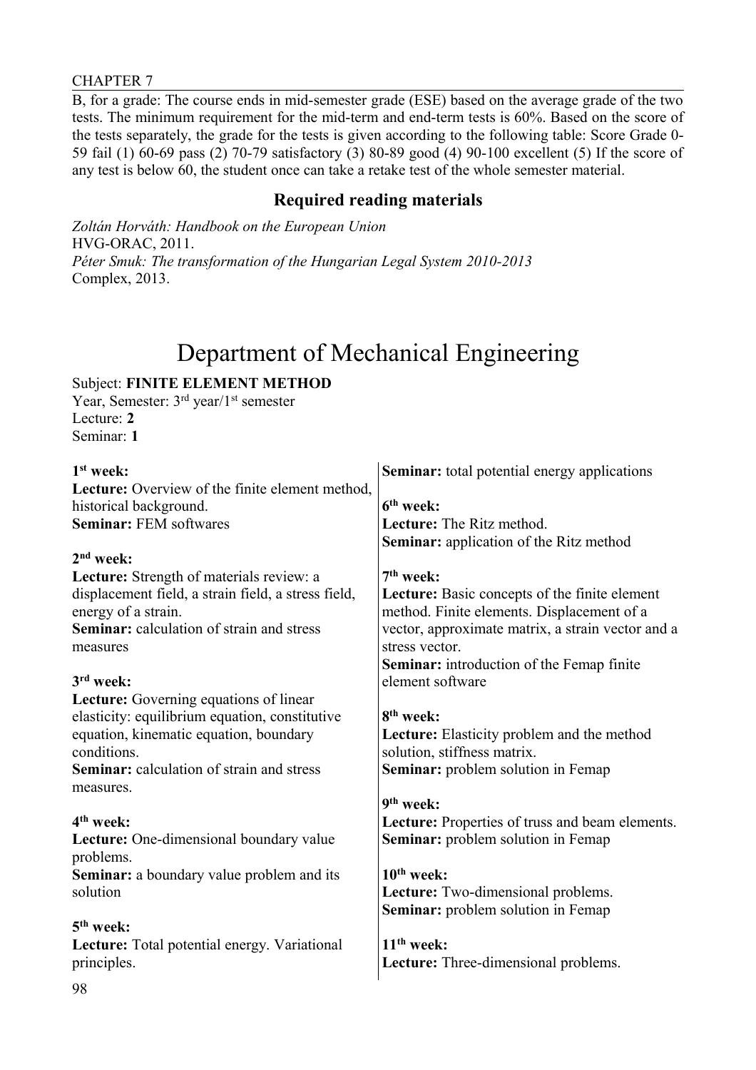B, for a grade: The course ends in mid-semester grade (ESE) based on the average grade of the two tests. The minimum requirement for the mid-term and end-term tests is 60%. Based on the score of the tests separately, the grade for the tests is given according to the following table: Score Grade 0-59 fail (1) 60-69 pass (2) 70-79 satisfactory (3) 80-89 good (4) 90-100 excellent (5) If the score of any test is below 60, the student once can take a retake test of the whole semester material.

### Required reading materials

*Zoltán Horváth: Handbook on the European Union*
HVG-ORAC, 2011.
*Péter Smuk: The transformation of the Hungarian Legal System 2010-2013*
Complex, 2013.

# Department of Mechanical Engineering

Subject: **FINITE ELEMENT METHOD**
Year, Semester: 3rd year/1st semester
Lecture: **2**
Seminar: **1**

**1st week:**
**Lecture:** Overview of the finite element method, historical background.
**Seminar:** FEM softwares

**2nd week:**
**Lecture:** Strength of materials review: a displacement field, a strain field, a stress field, energy of a strain.
**Seminar:** calculation of strain and stress measures

**3rd week:**
**Lecture:** Governing equations of linear elasticity: equilibrium equation, constitutive equation, kinematic equation, boundary conditions.
**Seminar:** calculation of strain and stress measures.

**4th week:**
**Lecture:** One-dimensional boundary value problems.
**Seminar:** a boundary value problem and its solution

**5th week:**
**Lecture:** Total potential energy. Variational principles.
**Seminar:** total potential energy applications

**6th week:**
**Lecture:** The Ritz method.
**Seminar:** application of the Ritz method

**7th week:**
**Lecture:** Basic concepts of the finite element method. Finite elements. Displacement of a vector, approximate matrix, a strain vector and a stress vector.
**Seminar:** introduction of the Femap finite element software

**8th week:**
**Lecture:** Elasticity problem and the method solution, stiffness matrix.
**Seminar:** problem solution in Femap

**9th week:**
**Lecture:** Properties of truss and beam elements.
**Seminar:** problem solution in Femap

**10th week:**
**Lecture:** Two-dimensional problems.
**Seminar:** problem solution in Femap

**11th week:**
**Lecture:** Three-dimensional problems.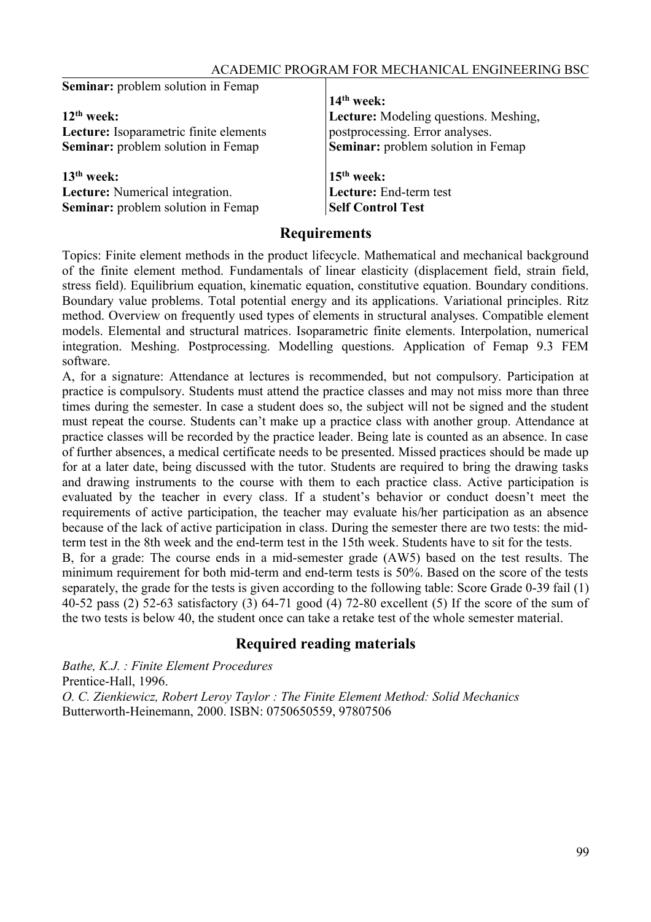**Seminar:** problem solution in Femap

**12th week:**
**Lecture:** Isoparametric finite elements
**Seminar:** problem solution in Femap

**13th week:**
**Lecture:** Numerical integration.
**Seminar:** problem solution in Femap

**14th week:**
**Lecture:** Modeling questions. Meshing, postprocessing. Error analyses.
**Seminar:** problem solution in Femap

**15th week:**
**Lecture:** End-term test
**Self Control Test**

## Requirements

Topics: Finite element methods in the product lifecycle. Mathematical and mechanical background of the finite element method. Fundamentals of linear elasticity (displacement field, strain field, stress field). Equilibrium equation, kinematic equation, constitutive equation. Boundary conditions. Boundary value problems. Total potential energy and its applications. Variational principles. Ritz method. Overview on frequently used types of elements in structural analyses. Compatible element models. Elemental and structural matrices. Isoparametric finite elements. Interpolation, numerical integration. Meshing. Postprocessing. Modelling questions. Application of Femap 9.3 FEM software.

A, for a signature: Attendance at lectures is recommended, but not compulsory. Participation at practice is compulsory. Students must attend the practice classes and may not miss more than three times during the semester. In case a student does so, the subject will not be signed and the student must repeat the course. Students can't make up a practice class with another group. Attendance at practice classes will be recorded by the practice leader. Being late is counted as an absence. In case of further absences, a medical certificate needs to be presented. Missed practices should be made up for at a later date, being discussed with the tutor. Students are required to bring the drawing tasks and drawing instruments to the course with them to each practice class. Active participation is evaluated by the teacher in every class. If a student's behavior or conduct doesn't meet the requirements of active participation, the teacher may evaluate his/her participation as an absence because of the lack of active participation in class. During the semester there are two tests: the mid-term test in the 8th week and the end-term test in the 15th week. Students have to sit for the tests.

B, for a grade: The course ends in a mid-semester grade (AW5) based on the test results. The minimum requirement for both mid-term and end-term tests is 50%. Based on the score of the tests separately, the grade for the tests is given according to the following table: Score Grade 0-39 fail (1) 40-52 pass (2) 52-63 satisfactory (3) 64-71 good (4) 72-80 excellent (5) If the score of the sum of the two tests is below 40, the student once can take a retake test of the whole semester material.

## Required reading materials

*Bathe, K.J. : Finite Element Procedures*
Prentice-Hall, 1996.

*O. C. Zienkiewicz, Robert Leroy Taylor : The Finite Element Method: Solid Mechanics*
Butterworth-Heinemann, 2000. ISBN: 0750650559, 97807506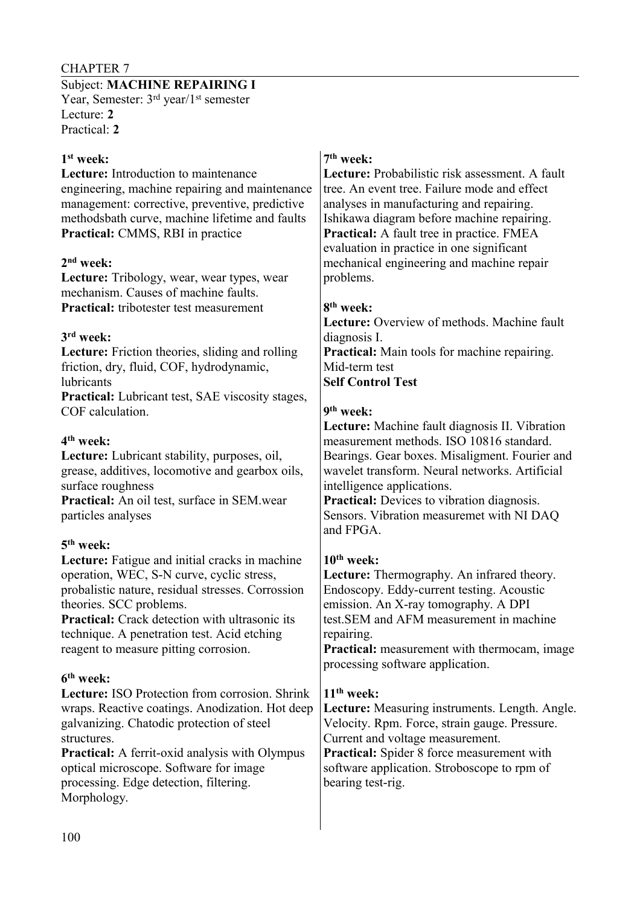CHAPTER 7

Subject: **MACHINE REPAIRING I**
Year, Semester: 3rd year/1st semester
Lecture: **2**
Practical: **2**

**1st week:**
**Lecture:** Introduction to maintenance engineering, machine repairing and maintenance management: corrective, preventive, predictive methodsbath curve, machine lifetime and faults
**Practical:** CMMS, RBI in practice

**2nd week:**
**Lecture:** Tribology, wear, wear types, wear mechanism. Causes of machine faults.
**Practical:** tribotester test measurement

**3rd week:**
**Lecture:** Friction theories, sliding and rolling friction, dry, fluid, COF, hydrodynamic, lubricants
**Practical:** Lubricant test, SAE viscosity stages, COF calculation.

**4th week:**
**Lecture:** Lubricant stability, purposes, oil, grease, additives, locomotive and gearbox oils, surface roughness
**Practical:** An oil test, surface in SEM.wear particles analyses

**5th week:**
**Lecture:** Fatigue and initial cracks in machine operation, WEC, S-N curve, cyclic stress, probalistic nature, residual stresses. Corrossion theories. SCC problems.
**Practical:** Crack detection with ultrasonic its technique. A penetration test. Acid etching reagent to measure pitting corrosion.

**6th week:**
**Lecture:** ISO Protection from corrosion. Shrink wraps. Reactive coatings. Anodization. Hot deep galvanizing. Chatodic protection of steel structures.
**Practical:** A ferrit-oxid analysis with Olympus optical microscope. Software for image processing. Edge detection, filtering. Morphology.

**7th week:**
**Lecture:** Probabilistic risk assessment. A fault tree. An event tree. Failure mode and effect analyses in manufacturing and repairing. Ishikawa diagram before machine repairing.
**Practical:** A fault tree in practice. FMEA evaluation in practice in one significant mechanical engineering and machine repair problems.

**8th week:**
**Lecture:** Overview of methods. Machine fault diagnosis I.
**Practical:** Main tools for machine repairing. Mid-term test
**Self Control Test**

**9th week:**
**Lecture:** Machine fault diagnosis II. Vibration measurement methods. ISO 10816 standard. Bearings. Gear boxes. Misaligment. Fourier and wavelet transform. Neural networks. Artificial intelligence applications.
**Practical:** Devices to vibration diagnosis. Sensors. Vibration measuremet with NI DAQ and FPGA.

**10th week:**
**Lecture:** Thermography. An infrared theory. Endoscopy. Eddy-current testing. Acoustic emission. An X-ray tomography. A DPI test.SEM and AFM measurement in machine repairing.
**Practical:** measurement with thermocam, image processing software application.

**11th week:**
**Lecture:** Measuring instruments. Length. Angle. Velocity. Rpm. Force, strain gauge. Pressure. Current and voltage measurement.
**Practical:** Spider 8 force measurement with software application. Stroboscope to rpm of bearing test-rig.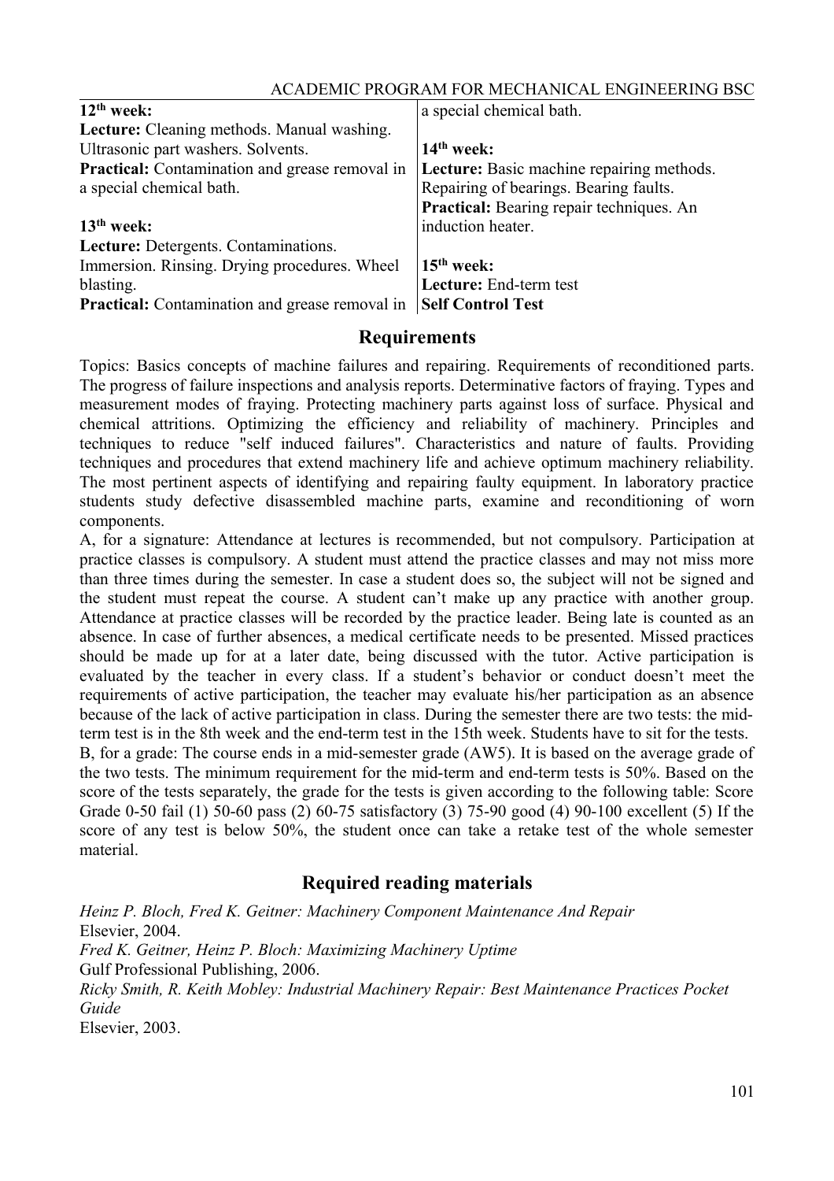**12th week:**
**Lecture:** Cleaning methods. Manual washing. Ultrasonic part washers. Solvents.
**Practical:** Contamination and grease removal in a special chemical bath.

**13th week:**
**Lecture:** Detergents. Contaminations. Immersion. Rinsing. Drying procedures. Wheel blasting.
**Practical:** Contamination and grease removal in a special chemical bath.

**14th week:**
**Lecture:** Basic machine repairing methods. Repairing of bearings. Bearing faults.
**Practical:** Bearing repair techniques. An induction heater.

**15th week:**
**Lecture:** End-term test
**Self Control Test**

## Requirements

Topics: Basics concepts of machine failures and repairing. Requirements of reconditioned parts. The progress of failure inspections and analysis reports. Determinative factors of fraying. Types and measurement modes of fraying. Protecting machinery parts against loss of surface. Physical and chemical attritions. Optimizing the efficiency and reliability of machinery. Principles and techniques to reduce "self induced failures". Characteristics and nature of faults. Providing techniques and procedures that extend machinery life and achieve optimum machinery reliability. The most pertinent aspects of identifying and repairing faulty equipment. In laboratory practice students study defective disassembled machine parts, examine and reconditioning of worn components.

A, for a signature: Attendance at lectures is recommended, but not compulsory. Participation at practice classes is compulsory. A student must attend the practice classes and may not miss more than three times during the semester. In case a student does so, the subject will not be signed and the student must repeat the course. A student can't make up any practice with another group. Attendance at practice classes will be recorded by the practice leader. Being late is counted as an absence. In case of further absences, a medical certificate needs to be presented. Missed practices should be made up for at a later date, being discussed with the tutor. Active participation is evaluated by the teacher in every class. If a student's behavior or conduct doesn't meet the requirements of active participation, the teacher may evaluate his/her participation as an absence because of the lack of active participation in class. During the semester there are two tests: the mid-term test is in the 8th week and the end-term test in the 15th week. Students have to sit for the tests.

B, for a grade: The course ends in a mid-semester grade (AW5). It is based on the average grade of the two tests. The minimum requirement for the mid-term and end-term tests is 50%. Based on the score of the tests separately, the grade for the tests is given according to the following table: Score Grade 0-50 fail (1) 50-60 pass (2) 60-75 satisfactory (3) 75-90 good (4) 90-100 excellent (5) If the score of any test is below 50%, the student once can take a retake test of the whole semester material.

## Required reading materials

*Heinz P. Bloch, Fred K. Geitner: Machinery Component Maintenance And Repair*
Elsevier, 2004.
*Fred K. Geitner, Heinz P. Bloch: Maximizing Machinery Uptime*
Gulf Professional Publishing, 2006.
*Ricky Smith, R. Keith Mobley: Industrial Machinery Repair: Best Maintenance Practices Pocket Guide*
Elsevier, 2003.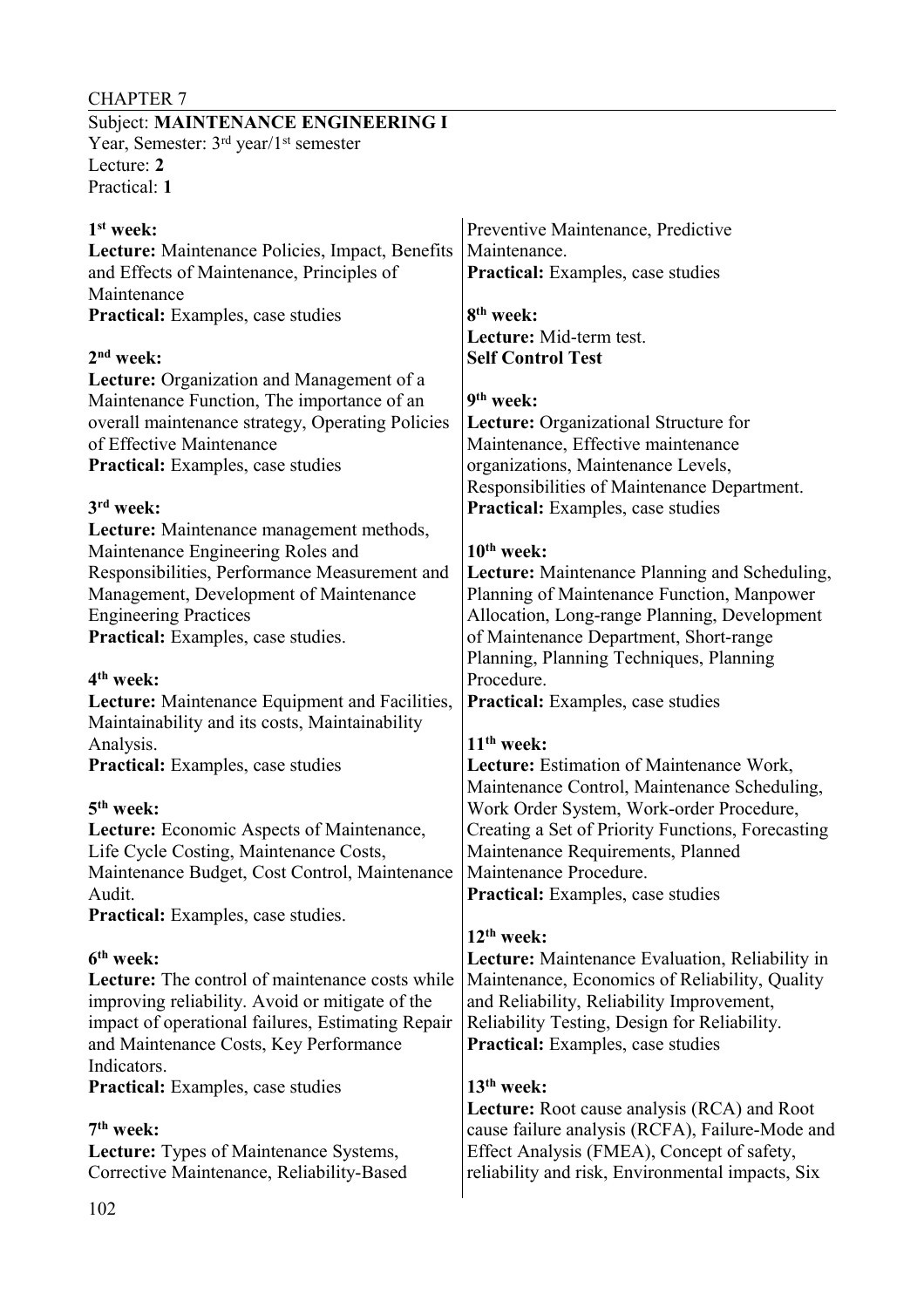CHAPTER 7

Subject: **MAINTENANCE ENGINEERING I**
Year, Semester: 3rd year/1st semester
Lecture: **2**
Practical: **1**

**1st week:**
**Lecture:** Maintenance Policies, Impact, Benefits and Effects of Maintenance, Principles of Maintenance
**Practical:** Examples, case studies

**2nd week:**
**Lecture:** Organization and Management of a Maintenance Function, The importance of an overall maintenance strategy, Operating Policies of Effective Maintenance
**Practical:** Examples, case studies

**3rd week:**
**Lecture:** Maintenance management methods, Maintenance Engineering Roles and Responsibilities, Performance Measurement and Management, Development of Maintenance Engineering Practices
**Practical:** Examples, case studies.

**4th week:**
**Lecture:** Maintenance Equipment and Facilities, Maintainability and its costs, Maintainability Analysis.
**Practical:** Examples, case studies

**5th week:**
**Lecture:** Economic Aspects of Maintenance, Life Cycle Costing, Maintenance Costs, Maintenance Budget, Cost Control, Maintenance Audit.
**Practical:** Examples, case studies.

**6th week:**
**Lecture:** The control of maintenance costs while improving reliability. Avoid or mitigate of the impact of operational failures, Estimating Repair and Maintenance Costs, Key Performance Indicators.
**Practical:** Examples, case studies

**7th week:**
**Lecture:** Types of Maintenance Systems, Corrective Maintenance, Reliability-Based Preventive Maintenance, Predictive Maintenance.
**Practical:** Examples, case studies

**8th week:**
**Lecture:** Mid-term test.
**Self Control Test**

**9th week:**
**Lecture:** Organizational Structure for Maintenance, Effective maintenance organizations, Maintenance Levels, Responsibilities of Maintenance Department.
**Practical:** Examples, case studies

**10th week:**
**Lecture:** Maintenance Planning and Scheduling, Planning of Maintenance Function, Manpower Allocation, Long-range Planning, Development of Maintenance Department, Short-range Planning, Planning Techniques, Planning Procedure.
**Practical:** Examples, case studies

**11th week:**
**Lecture:** Estimation of Maintenance Work, Maintenance Control, Maintenance Scheduling, Work Order System, Work-order Procedure, Creating a Set of Priority Functions, Forecasting Maintenance Requirements, Planned Maintenance Procedure.
**Practical:** Examples, case studies

**12th week:**
**Lecture:** Maintenance Evaluation, Reliability in Maintenance, Economics of Reliability, Quality and Reliability, Reliability Improvement, Reliability Testing, Design for Reliability.
**Practical:** Examples, case studies

**13th week:**
**Lecture:** Root cause analysis (RCA) and Root cause failure analysis (RCFA), Failure-Mode and Effect Analysis (FMEA), Concept of safety, reliability and risk, Environmental impacts, Six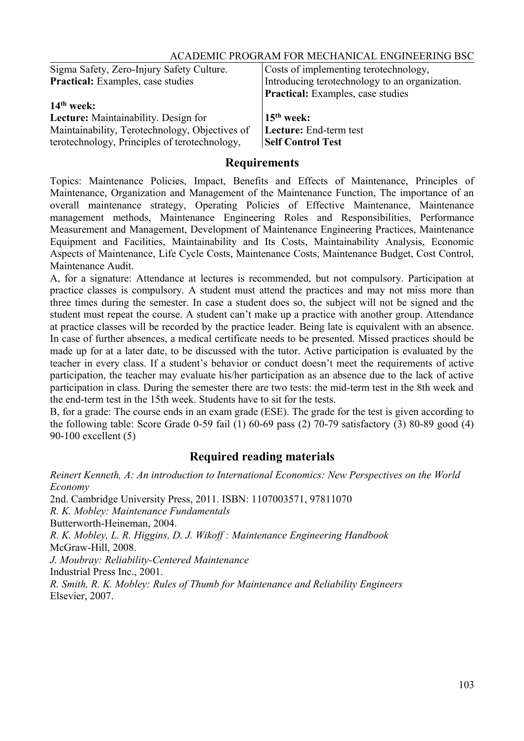Sigma Safety, Zero-Injury Safety Culture.
**Practical:** Examples, case studies

**14th week:**
**Lecture:** Maintainability. Design for Maintainability, Terotechnology, Objectives of terotechnology, Principles of terotechnology, Costs of implementing terotechnology, Introducing terotechnology to an organization.
**Practical:** Examples, case studies

**15th week:**
**Lecture:** End-term test
**Self Control Test**

## Requirements

Topics: Maintenance Policies, Impact, Benefits and Effects of Maintenance, Principles of Maintenance, Organization and Management of the Maintenance Function, The importance of an overall maintenance strategy, Operating Policies of Effective Maintenance, Maintenance management methods, Maintenance Engineering Roles and Responsibilities, Performance Measurement and Management, Development of Maintenance Engineering Practices, Maintenance Equipment and Facilities, Maintainability and Its Costs, Maintainability Analysis, Economic Aspects of Maintenance, Life Cycle Costs, Maintenance Costs, Maintenance Budget, Cost Control, Maintenance Audit.

A, for a signature: Attendance at lectures is recommended, but not compulsory. Participation at practice classes is compulsory. A student must attend the practices and may not miss more than three times during the semester. In case a student does so, the subject will not be signed and the student must repeat the course. A student can't make up a practice with another group. Attendance at practice classes will be recorded by the practice leader. Being late is equivalent with an absence. In case of further absences, a medical certificate needs to be presented. Missed practices should be made up for at a later date, to be discussed with the tutor. Active participation is evaluated by the teacher in every class. If a student's behavior or conduct doesn't meet the requirements of active participation, the teacher may evaluate his/her participation as an absence due to the lack of active participation in class. During the semester there are two tests: the mid-term test in the 8th week and the end-term test in the 15th week. Students have to sit for the tests.

B, for a grade: The course ends in an exam grade (ESE). The grade for the test is given according to the following table: Score Grade 0-59 fail (1) 60-69 pass (2) 70-79 satisfactory (3) 80-89 good (4) 90-100 excellent (5)

## Required reading materials

*Reinert Kenneth, A: An introduction to International Economics: New Perspectives on the World Economy*
2nd. Cambridge University Press, 2011. ISBN: 1107003571, 97811070

*R. K. Mobley: Maintenance Fundamentals*
Butterworth-Heineman, 2004.

*R. K. Mobley, L. R. Higgins, D. J. Wikoff : Maintenance Engineering Handbook*
McGraw-Hill, 2008.

*J. Moubray: Reliability-Centered Maintenance*
Industrial Press Inc., 2001.

*R. Smith, R. K. Mobley: Rules of Thumb for Maintenance and Reliability Engineers*
Elsevier, 2007.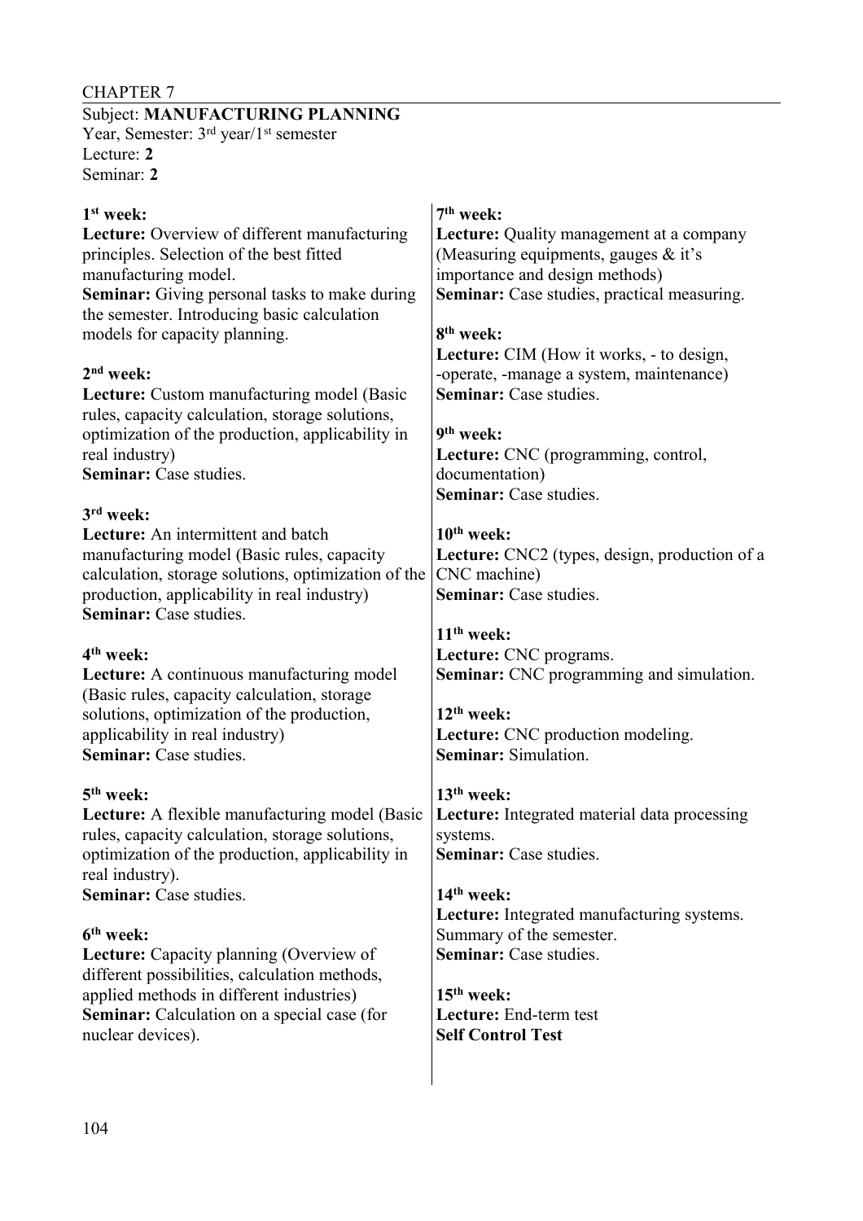CHAPTER 7

Subject: **MANUFACTURING PLANNING**
Year, Semester: 3rd year/1st semester
Lecture: **2**
Seminar: **2**

**1st week:**
**Lecture:** Overview of different manufacturing principles. Selection of the best fitted manufacturing model.
**Seminar:** Giving personal tasks to make during the semester. Introducing basic calculation models for capacity planning.

**2nd week:**
**Lecture:** Custom manufacturing model (Basic rules, capacity calculation, storage solutions, optimization of the production, applicability in real industry)
**Seminar:** Case studies.

**3rd week:**
**Lecture:** An intermittent and batch manufacturing model (Basic rules, capacity calculation, storage solutions, optimization of the production, applicability in real industry)
**Seminar:** Case studies.

**4th week:**
**Lecture:** A continuous manufacturing model (Basic rules, capacity calculation, storage solutions, optimization of the production, applicability in real industry)
**Seminar:** Case studies.

**5th week:**
**Lecture:** A flexible manufacturing model (Basic rules, capacity calculation, storage solutions, optimization of the production, applicability in real industry).
**Seminar:** Case studies.

**6th week:**
**Lecture:** Capacity planning (Overview of different possibilities, calculation methods, applied methods in different industries)
**Seminar:** Calculation on a special case (for nuclear devices).

**7th week:**
**Lecture:** Quality management at a company (Measuring equipments, gauges & it's importance and design methods)
**Seminar:** Case studies, practical measuring.

**8th week:**
**Lecture:** CIM (How it works, - to design, -operate, -manage a system, maintenance)
**Seminar:** Case studies.

**9th week:**
**Lecture:** CNC (programming, control, documentation)
**Seminar:** Case studies.

**10th week:**
**Lecture:** CNC2 (types, design, production of a CNC machine)
**Seminar:** Case studies.

**11th week:**
**Lecture:** CNC programs.
**Seminar:** CNC programming and simulation.

**12th week:**
**Lecture:** CNC production modeling.
**Seminar:** Simulation.

**13th week:**
**Lecture:** Integrated material data processing systems.
**Seminar:** Case studies.

**14th week:**
**Lecture:** Integrated manufacturing systems. Summary of the semester.
**Seminar:** Case studies.

**15th week:**
**Lecture:** End-term test
**Self Control Test**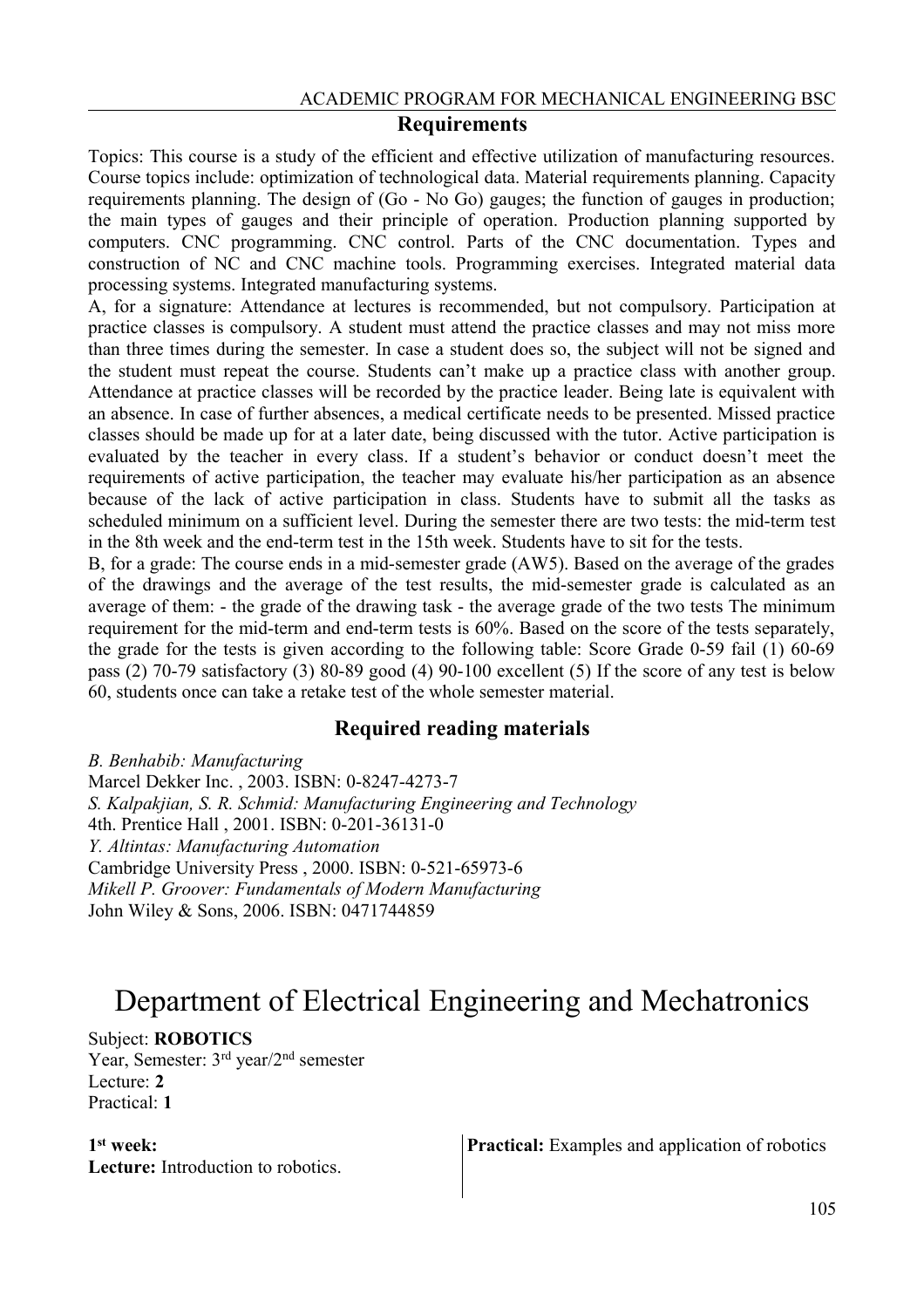### Requirements

Topics: This course is a study of the efficient and effective utilization of manufacturing resources. Course topics include: optimization of technological data. Material requirements planning. Capacity requirements planning. The design of (Go - No Go) gauges; the function of gauges in production; the main types of gauges and their principle of operation. Production planning supported by computers. CNC programming. CNC control. Parts of the CNC documentation. Types and construction of NC and CNC machine tools. Programming exercises. Integrated material data processing systems. Integrated manufacturing systems.

A, for a signature: Attendance at lectures is recommended, but not compulsory. Participation at practice classes is compulsory. A student must attend the practice classes and may not miss more than three times during the semester. In case a student does so, the subject will not be signed and the student must repeat the course. Students can't make up a practice class with another group. Attendance at practice classes will be recorded by the practice leader. Being late is equivalent with an absence. In case of further absences, a medical certificate needs to be presented. Missed practice classes should be made up for at a later date, being discussed with the tutor. Active participation is evaluated by the teacher in every class. If a student's behavior or conduct doesn't meet the requirements of active participation, the teacher may evaluate his/her participation as an absence because of the lack of active participation in class. Students have to submit all the tasks as scheduled minimum on a sufficient level. During the semester there are two tests: the mid-term test in the 8th week and the end-term test in the 15th week. Students have to sit for the tests.

B, for a grade: The course ends in a mid-semester grade (AW5). Based on the average of the grades of the drawings and the average of the test results, the mid-semester grade is calculated as an average of them: - the grade of the drawing task - the average grade of the two tests The minimum requirement for the mid-term and end-term tests is 60%. Based on the score of the tests separately, the grade for the tests is given according to the following table: Score Grade 0-59 fail (1) 60-69 pass (2) 70-79 satisfactory (3) 80-89 good (4) 90-100 excellent (5) If the score of any test is below 60, students once can take a retake test of the whole semester material.

### Required reading materials

*B. Benhabib: Manufacturing*
Marcel Dekker Inc. , 2003. ISBN: 0-8247-4273-7

*S. Kalpakjian, S. R. Schmid: Manufacturing Engineering and Technology*
4th. Prentice Hall , 2001. ISBN: 0-201-36131-0

*Y. Altintas: Manufacturing Automation*
Cambridge University Press , 2000. ISBN: 0-521-65973-6

*Mikell P. Groover: Fundamentals of Modern Manufacturing*
John Wiley & Sons, 2006. ISBN: 0471744859

# Department of Electrical Engineering and Mechatronics

Subject: **ROBOTICS**
Year, Semester: 3rd year/2nd semester
Lecture: **2**
Practical: **1**

**1st week:**
**Lecture:** Introduction to robotics.

**Practical:** Examples and application of robotics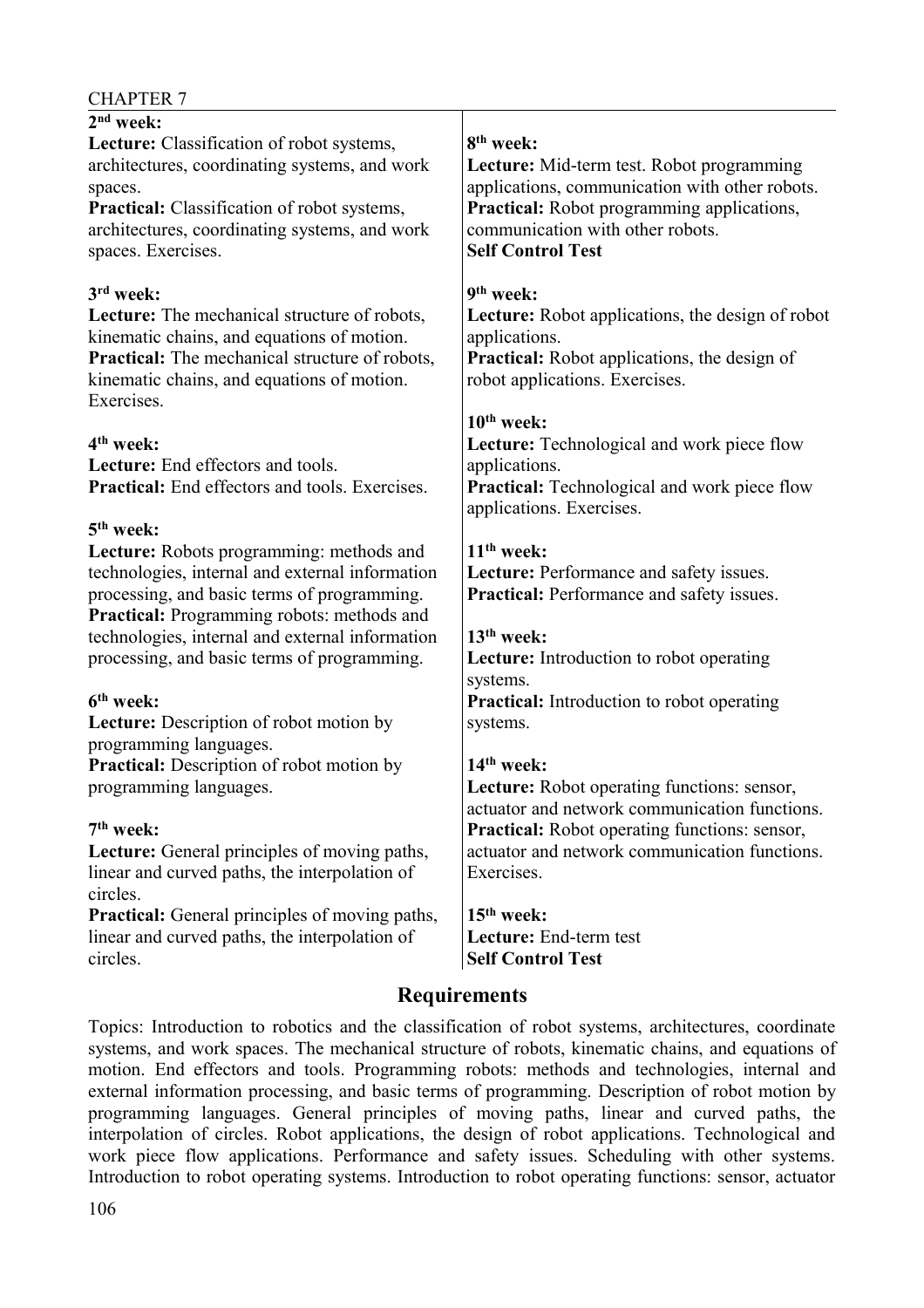**2nd week:**
**Lecture:** Classification of robot systems, architectures, coordinating systems, and work spaces.
**Practical:** Classification of robot systems, architectures, coordinating systems, and work spaces. Exercises.

**3rd week:**
**Lecture:** The mechanical structure of robots, kinematic chains, and equations of motion.
**Practical:** The mechanical structure of robots, kinematic chains, and equations of motion. Exercises.

**4th week:**
**Lecture:** End effectors and tools.
**Practical:** End effectors and tools. Exercises.

**5th week:**
**Lecture:** Robots programming: methods and technologies, internal and external information processing, and basic terms of programming.
**Practical:** Programming robots: methods and technologies, internal and external information processing, and basic terms of programming.

**6th week:**
**Lecture:** Description of robot motion by programming languages.
**Practical:** Description of robot motion by programming languages.

**7th week:**
**Lecture:** General principles of moving paths, linear and curved paths, the interpolation of circles.
**Practical:** General principles of moving paths, linear and curved paths, the interpolation of circles.

**8th week:**
**Lecture:** Mid-term test. Robot programming applications, communication with other robots.
**Practical:** Robot programming applications, communication with other robots.
**Self Control Test**

**9th week:**
**Lecture:** Robot applications, the design of robot applications.
**Practical:** Robot applications, the design of robot applications. Exercises.

**10th week:**
**Lecture:** Technological and work piece flow applications.
**Practical:** Technological and work piece flow applications. Exercises.

**11th week:**
**Lecture:** Performance and safety issues.
**Practical:** Performance and safety issues.

**13th week:**
**Lecture:** Introduction to robot operating systems.
**Practical:** Introduction to robot operating systems.

**14th week:**
**Lecture:** Robot operating functions: sensor, actuator and network communication functions.
**Practical:** Robot operating functions: sensor, actuator and network communication functions. Exercises.

**15th week:**
**Lecture:** End-term test
**Self Control Test**

## Requirements

Topics: Introduction to robotics and the classification of robot systems, architectures, coordinate systems, and work spaces. The mechanical structure of robots, kinematic chains, and equations of motion. End effectors and tools. Programming robots: methods and technologies, internal and external information processing, and basic terms of programming. Description of robot motion by programming languages. General principles of moving paths, linear and curved paths, the interpolation of circles. Robot applications, the design of robot applications. Technological and work piece flow applications. Performance and safety issues. Scheduling with other systems. Introduction to robot operating systems. Introduction to robot operating functions: sensor, actuator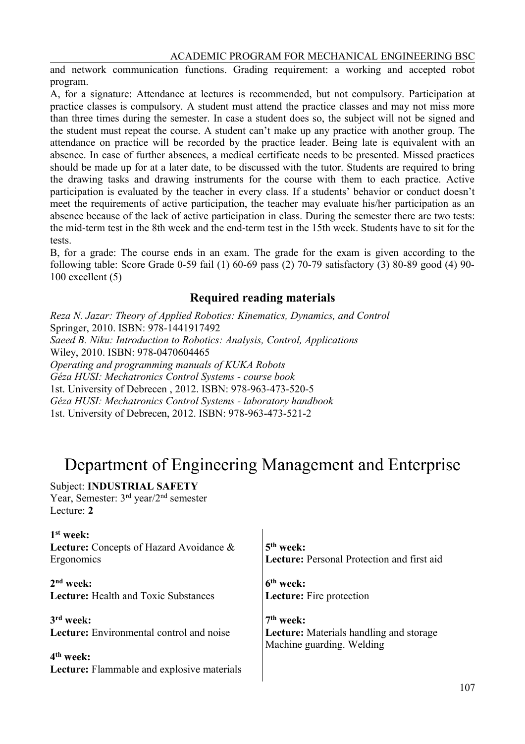and network communication functions. Grading requirement: a working and accepted robot program.

A, for a signature: Attendance at lectures is recommended, but not compulsory. Participation at practice classes is compulsory. A student must attend the practice classes and may not miss more than three times during the semester. In case a student does so, the subject will not be signed and the student must repeat the course. A student can't make up any practice with another group. The attendance on practice will be recorded by the practice leader. Being late is equivalent with an absence. In case of further absences, a medical certificate needs to be presented. Missed practices should be made up for at a later date, to be discussed with the tutor. Students are required to bring the drawing tasks and drawing instruments for the course with them to each practice. Active participation is evaluated by the teacher in every class. If a students' behavior or conduct doesn't meet the requirements of active participation, the teacher may evaluate his/her participation as an absence because of the lack of active participation in class. During the semester there are two tests: the mid-term test in the 8th week and the end-term test in the 15th week. Students have to sit for the tests.

B, for a grade: The course ends in an exam. The grade for the exam is given according to the following table: Score Grade 0-59 fail (1) 60-69 pass (2) 70-79 satisfactory (3) 80-89 good (4) 90-100 excellent (5)

### Required reading materials

*Reza N. Jazar: Theory of Applied Robotics: Kinematics, Dynamics, and Control*
Springer, 2010. ISBN: 978-1441917492
*Saeed B. Niku: Introduction to Robotics: Analysis, Control, Applications*
Wiley, 2010. ISBN: 978-0470604465
*Operating and programming manuals of KUKA Robots*
*Géza HUSI: Mechatronics Control Systems - course book*
1st. University of Debrecen , 2012. ISBN: 978-963-473-520-5
*Géza HUSI: Mechatronics Control Systems - laboratory handbook*
1st. University of Debrecen, 2012. ISBN: 978-963-473-521-2

# Department of Engineering Management and Enterprise

Subject: **INDUSTRIAL SAFETY**
Year, Semester: 3rd year/2nd semester
Lecture: **2**

**1st week:**
**Lecture:** Concepts of Hazard Avoidance & Ergonomics

**2nd week:**
**Lecture:** Health and Toxic Substances

**3rd week:**
**Lecture:** Environmental control and noise

**4th week:**
**Lecture:** Flammable and explosive materials

**5th week:**
**Lecture:** Personal Protection and first aid

**6th week:**
**Lecture:** Fire protection

**7th week:**
**Lecture:** Materials handling and storage Machine guarding. Welding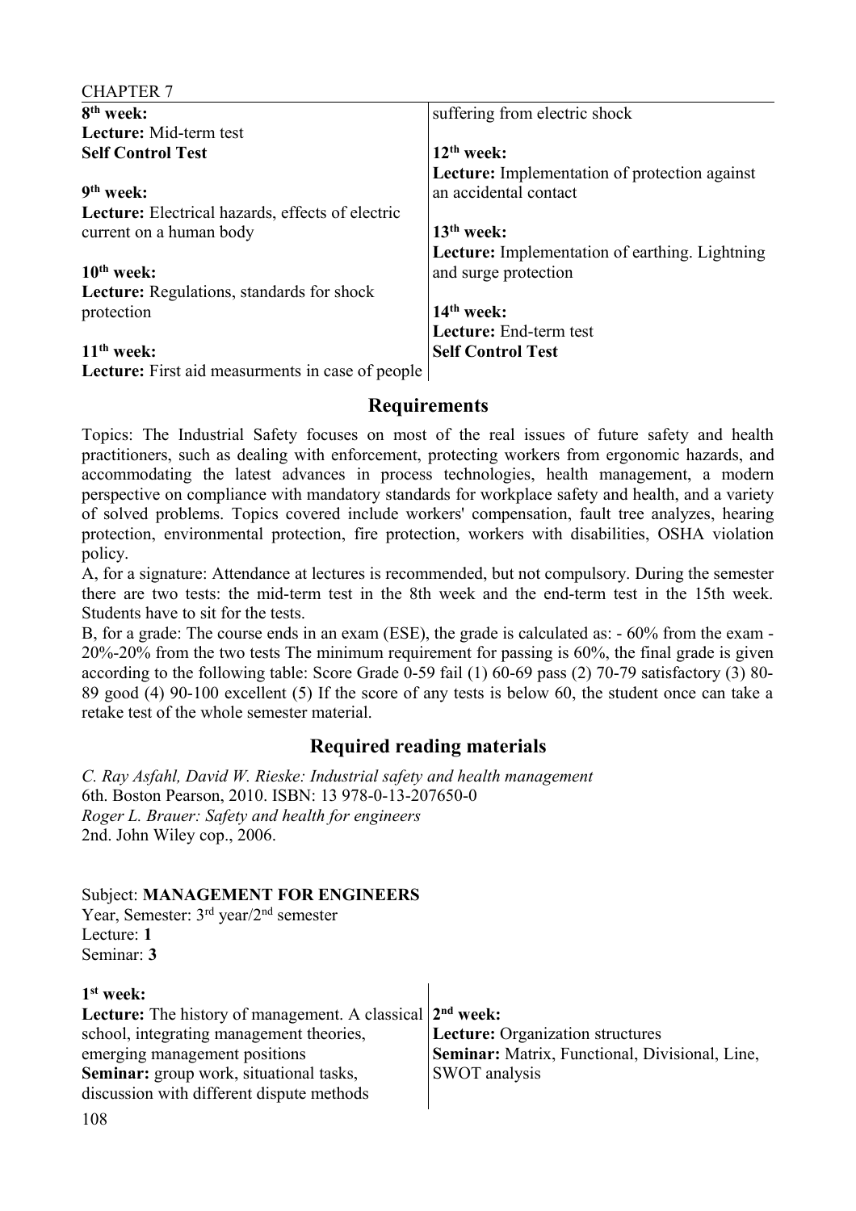**8th week:**
**Lecture:** Mid-term test
**Self Control Test**

**9th week:**
**Lecture:** Electrical hazards, effects of electric current on a human body

**10th week:**
**Lecture:** Regulations, standards for shock protection

**11th week:**
**Lecture:** First aid measurments in case of people suffering from electric shock

**12th week:**
**Lecture:** Implementation of protection against an accidental contact

**13th week:**
**Lecture:** Implementation of earthing. Lightning and surge protection

**14th week:**
**Lecture:** End-term test
**Self Control Test**

## Requirements

Topics: The Industrial Safety focuses on most of the real issues of future safety and health practitioners, such as dealing with enforcement, protecting workers from ergonomic hazards, and accommodating the latest advances in process technologies, health management, a modern perspective on compliance with mandatory standards for workplace safety and health, and a variety of solved problems. Topics covered include workers' compensation, fault tree analyzes, hearing protection, environmental protection, fire protection, workers with disabilities, OSHA violation policy.

A, for a signature: Attendance at lectures is recommended, but not compulsory. During the semester there are two tests: the mid-term test in the 8th week and the end-term test in the 15th week. Students have to sit for the tests.

B, for a grade: The course ends in an exam (ESE), the grade is calculated as: - 60% from the exam - 20%-20% from the two tests The minimum requirement for passing is 60%, the final grade is given according to the following table: Score Grade 0-59 fail (1) 60-69 pass (2) 70-79 satisfactory (3) 80-89 good (4) 90-100 excellent (5) If the score of any tests is below 60, the student once can take a retake test of the whole semester material.

## Required reading materials

*C. Ray Asfahl, David W. Rieske: Industrial safety and health management*
6th. Boston Pearson, 2010. ISBN: 13 978-0-13-207650-0
*Roger L. Brauer: Safety and health for engineers*
2nd. John Wiley cop., 2006.

Subject: **MANAGEMENT FOR ENGINEERS**
Year, Semester: 3rd year/2nd semester
Lecture: **1**
Seminar: **3**

**1st week:**
**Lecture:** The history of management. A classical school, integrating management theories, emerging management positions
**Seminar:** group work, situational tasks, discussion with different dispute methods

**2nd week:**
**Lecture:** Organization structures
**Seminar:** Matrix, Functional, Divisional, Line, SWOT analysis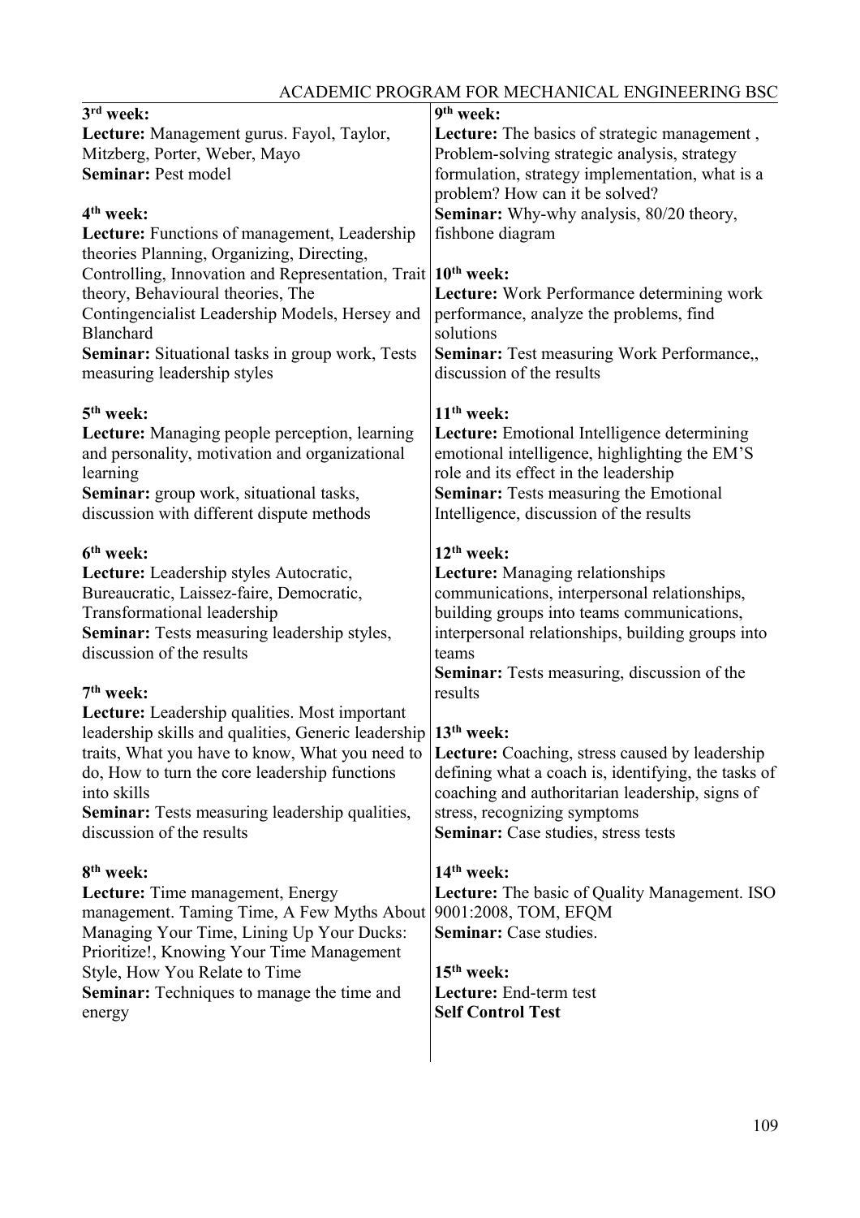**3rd week:**
**Lecture:** Management gurus. Fayol, Taylor, Mitzberg, Porter, Weber, Mayo
**Seminar:** Pest model

**4th week:**
**Lecture:** Functions of management, Leadership theories Planning, Organizing, Directing, Controlling, Innovation and Representation, Trait theory, Behavioural theories, The Contingencialist Leadership Models, Hersey and Blanchard
**Seminar:** Situational tasks in group work, Tests measuring leadership styles

**5th week:**
**Lecture:** Managing people perception, learning and personality, motivation and organizational learning
**Seminar:** group work, situational tasks, discussion with different dispute methods

**6th week:**
**Lecture:** Leadership styles Autocratic, Bureaucratic, Laissez-faire, Democratic, Transformational leadership
**Seminar:** Tests measuring leadership styles, discussion of the results

**7th week:**
**Lecture:** Leadership qualities. Most important leadership skills and qualities, Generic leadership traits, What you have to know, What you need to do, How to turn the core leadership functions into skills
**Seminar:** Tests measuring leadership qualities, discussion of the results

**8th week:**
**Lecture:** Time management, Energy management. Taming Time, A Few Myths About Managing Your Time, Lining Up Your Ducks: Prioritize!, Knowing Your Time Management Style, How You Relate to Time
**Seminar:** Techniques to manage the time and energy

**9th week:**
**Lecture:** The basics of strategic management , Problem-solving strategic analysis, strategy formulation, strategy implementation, what is a problem? How can it be solved?
**Seminar:** Why-why analysis, 80/20 theory, fishbone diagram

**10th week:**
**Lecture:** Work Performance determining work performance, analyze the problems, find solutions
**Seminar:** Test measuring Work Performance,, discussion of the results

**11th week:**
**Lecture:** Emotional Intelligence determining emotional intelligence, highlighting the EM'S role and its effect in the leadership
**Seminar:** Tests measuring the Emotional Intelligence, discussion of the results

**12th week:**
**Lecture:** Managing relationships communications, interpersonal relationships, building groups into teams communications, interpersonal relationships, building groups into teams
**Seminar:** Tests measuring, discussion of the results

**13th week:**
**Lecture:** Coaching, stress caused by leadership defining what a coach is, identifying, the tasks of coaching and authoritarian leadership, signs of stress, recognizing symptoms
**Seminar:** Case studies, stress tests

**14th week:**
**Lecture:** The basic of Quality Management. ISO 9001:2008, TOM, EFQM
**Seminar:** Case studies.

**15th week:**
**Lecture:** End-term test
**Self Control Test**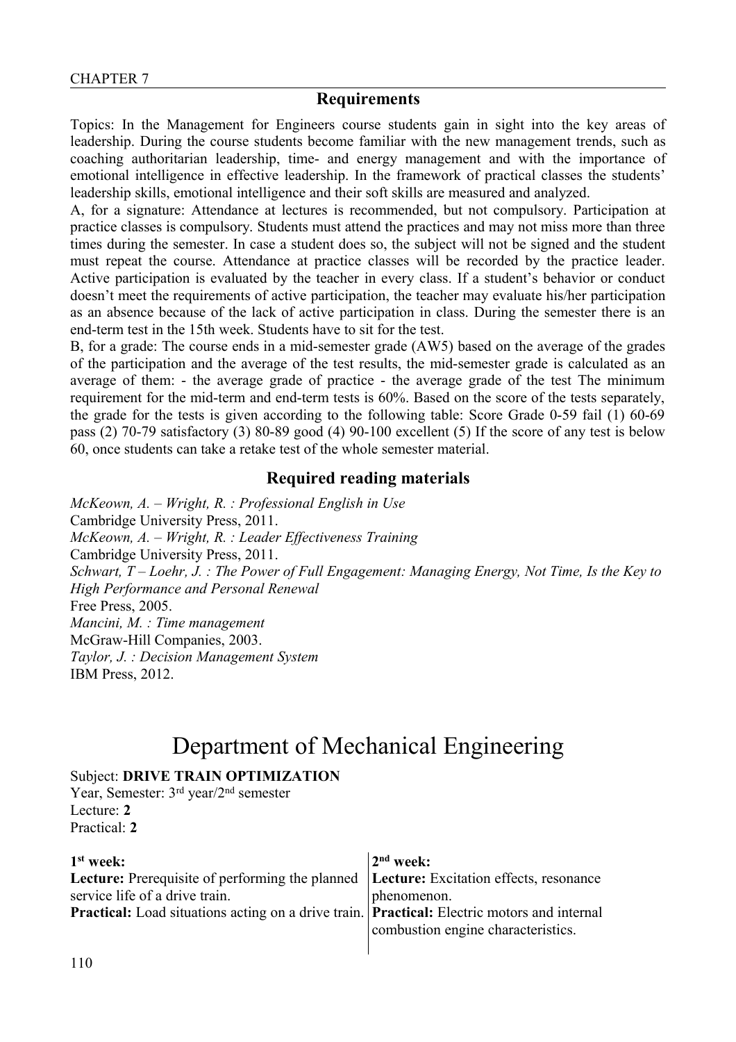## Requirements

Topics: In the Management for Engineers course students gain in sight into the key areas of leadership. During the course students become familiar with the new management trends, such as coaching authoritarian leadership, time- and energy management and with the importance of emotional intelligence in effective leadership. In the framework of practical classes the students' leadership skills, emotional intelligence and their soft skills are measured and analyzed.

A, for a signature: Attendance at lectures is recommended, but not compulsory. Participation at practice classes is compulsory. Students must attend the practices and may not miss more than three times during the semester. In case a student does so, the subject will not be signed and the student must repeat the course. Attendance at practice classes will be recorded by the practice leader. Active participation is evaluated by the teacher in every class. If a student's behavior or conduct doesn't meet the requirements of active participation, the teacher may evaluate his/her participation as an absence because of the lack of active participation in class. During the semester there is an end-term test in the 15th week. Students have to sit for the test.

B, for a grade: The course ends in a mid-semester grade (AW5) based on the average of the grades of the participation and the average of the test results, the mid-semester grade is calculated as an average of them: - the average grade of practice - the average grade of the test The minimum requirement for the mid-term and end-term tests is 60%. Based on the score of the tests separately, the grade for the tests is given according to the following table: Score Grade 0-59 fail (1) 60-69 pass (2) 70-79 satisfactory (3) 80-89 good (4) 90-100 excellent (5) If the score of any test is below 60, once students can take a retake test of the whole semester material.

## Required reading materials

*McKeown, A. – Wright, R. : Professional English in Use*
Cambridge University Press, 2011.
*McKeown, A. – Wright, R. : Leader Effectiveness Training*
Cambridge University Press, 2011.
*Schwart, T – Loehr, J. : The Power of Full Engagement: Managing Energy, Not Time, Is the Key to High Performance and Personal Renewal*
Free Press, 2005.
*Mancini, M. : Time management*
McGraw-Hill Companies, 2003.
*Taylor, J. : Decision Management System*
IBM Press, 2012.

# Department of Mechanical Engineering

Subject: **DRIVE TRAIN OPTIMIZATION**
Year, Semester: 3rd year/2nd semester
Lecture: **2**
Practical: **2**

**1st week:**
**Lecture:** Prerequisite of performing the planned service life of a drive train.
**Practical:** Load situations acting on a drive train.

**2nd week:**
**Lecture:** Excitation effects, resonance phenomenon.
**Practical:** Electric motors and internal combustion engine characteristics.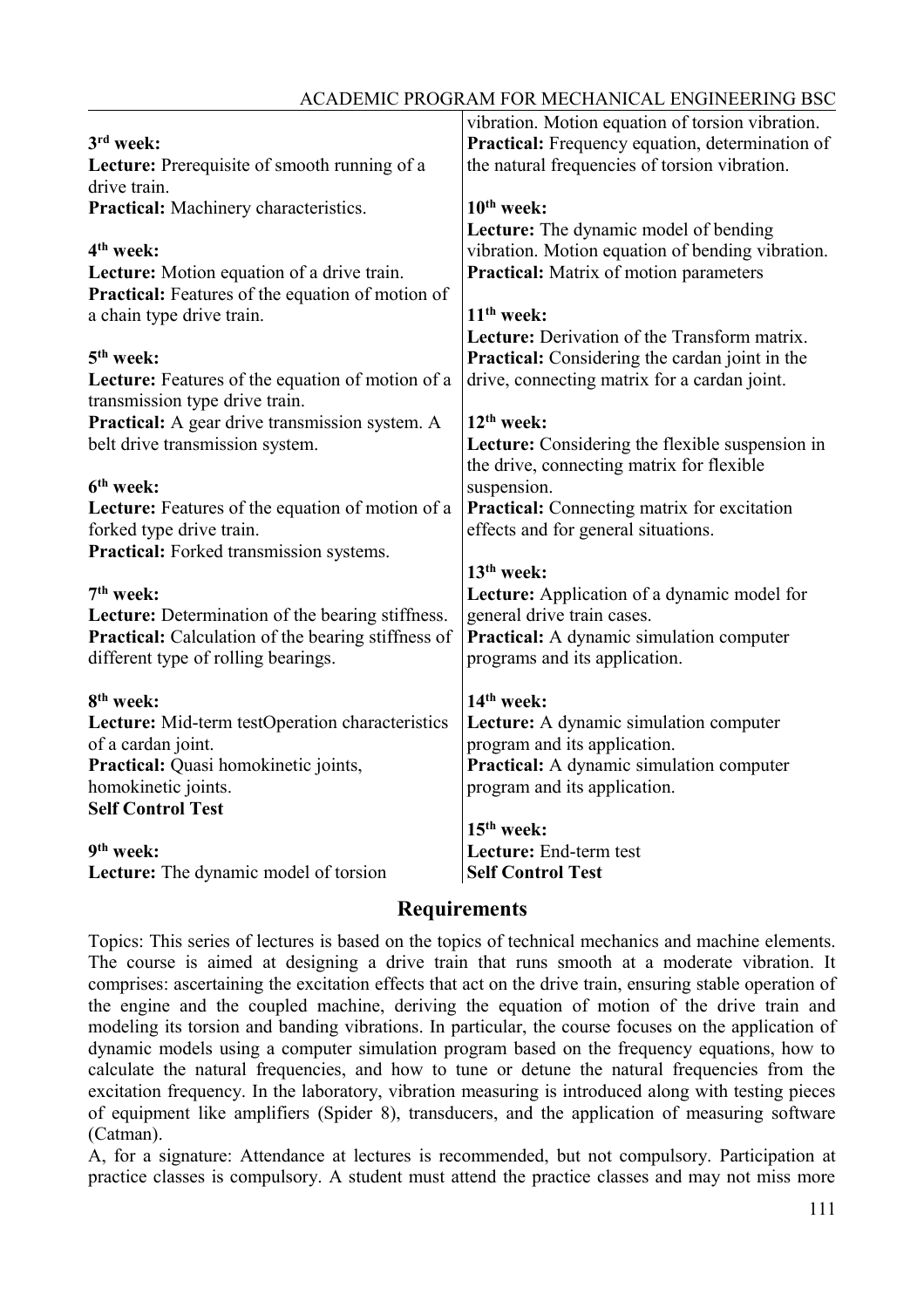vibration. Motion equation of torsion vibration.

**3rd week:**
**Lecture:** Prerequisite of smooth running of a drive train.
**Practical:** Machinery characteristics.

**4th week:**
**Lecture:** Motion equation of a drive train.
**Practical:** Features of the equation of motion of a chain type drive train.

**5th week:**
**Lecture:** Features of the equation of motion of a transmission type drive train.
**Practical:** A gear drive transmission system. A belt drive transmission system.

**6th week:**
**Lecture:** Features of the equation of motion of a forked type drive train.
**Practical:** Forked transmission systems.

**7th week:**
**Lecture:** Determination of the bearing stiffness.
**Practical:** Calculation of the bearing stiffness of different type of rolling bearings.

**8th week:**
**Lecture:** Mid-term testOperation characteristics of a cardan joint.
**Practical:** Quasi homokinetic joints, homokinetic joints.
**Self Control Test**

**9th week:**
**Lecture:** The dynamic model of torsion vibration. Motion equation of torsion vibration.
**Practical:** Frequency equation, determination of the natural frequencies of torsion vibration.

**10th week:**
**Lecture:** The dynamic model of bending vibration. Motion equation of bending vibration.
**Practical:** Matrix of motion parameters

**11th week:**
**Lecture:** Derivation of the Transform matrix.
**Practical:** Considering the cardan joint in the drive, connecting matrix for a cardan joint.

**12th week:**
**Lecture:** Considering the flexible suspension in the drive, connecting matrix for flexible suspension.
**Practical:** Connecting matrix for excitation effects and for general situations.

**13th week:**
**Lecture:** Application of a dynamic model for general drive train cases.
**Practical:** A dynamic simulation computer programs and its application.

**14th week:**
**Lecture:** A dynamic simulation computer program and its application.
**Practical:** A dynamic simulation computer program and its application.

**15th week:**
**Lecture:** End-term test
**Self Control Test**

## Requirements

Topics: This series of lectures is based on the topics of technical mechanics and machine elements. The course is aimed at designing a drive train that runs smooth at a moderate vibration. It comprises: ascertaining the excitation effects that act on the drive train, ensuring stable operation of the engine and the coupled machine, deriving the equation of motion of the drive train and modeling its torsion and banding vibrations. In particular, the course focuses on the application of dynamic models using a computer simulation program based on the frequency equations, how to calculate the natural frequencies, and how to tune or detune the natural frequencies from the excitation frequency. In the laboratory, vibration measuring is introduced along with testing pieces of equipment like amplifiers (Spider 8), transducers, and the application of measuring software (Catman).

A, for a signature: Attendance at lectures is recommended, but not compulsory. Participation at practice classes is compulsory. A student must attend the practice classes and may not miss more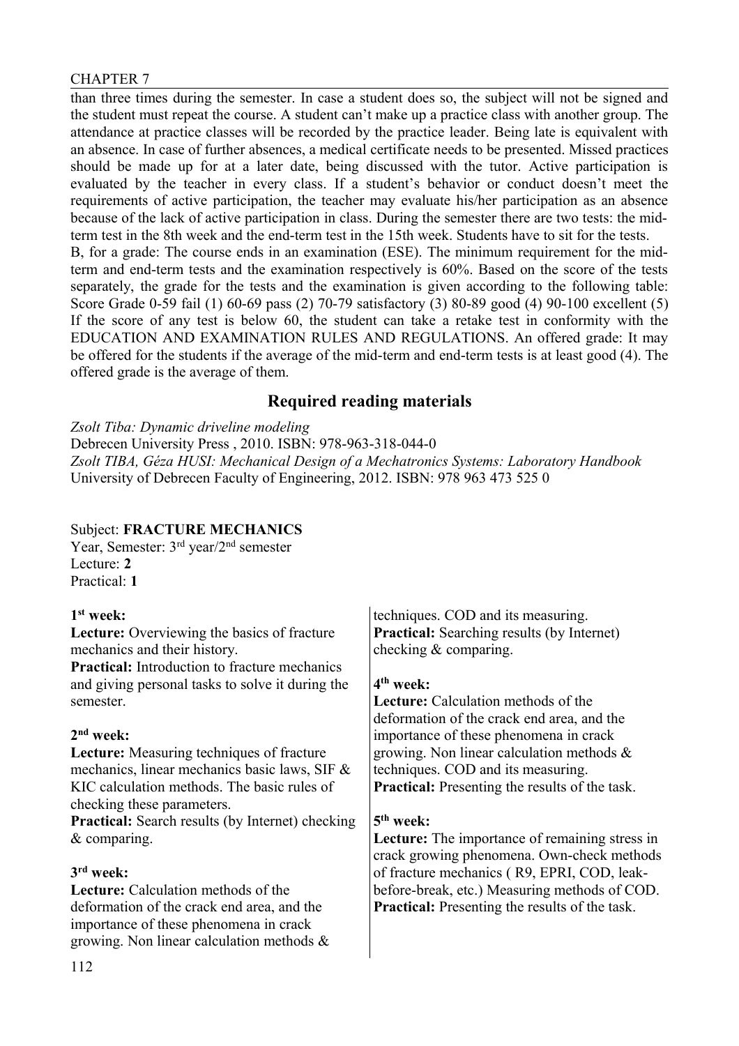than three times during the semester. In case a student does so, the subject will not be signed and the student must repeat the course. A student can't make up a practice class with another group. The attendance at practice classes will be recorded by the practice leader. Being late is equivalent with an absence. In case of further absences, a medical certificate needs to be presented. Missed practices should be made up for at a later date, being discussed with the tutor. Active participation is evaluated by the teacher in every class. If a student's behavior or conduct doesn't meet the requirements of active participation, the teacher may evaluate his/her participation as an absence because of the lack of active participation in class. During the semester there are two tests: the mid-term test in the 8th week and the end-term test in the 15th week. Students have to sit for the tests.

B, for a grade: The course ends in an examination (ESE). The minimum requirement for the mid-term and end-term tests and the examination respectively is 60%. Based on the score of the tests separately, the grade for the tests and the examination is given according to the following table: Score Grade 0-59 fail (1) 60-69 pass (2) 70-79 satisfactory (3) 80-89 good (4) 90-100 excellent (5) If the score of any test is below 60, the student can take a retake test in conformity with the EDUCATION AND EXAMINATION RULES AND REGULATIONS. An offered grade: It may be offered for the students if the average of the mid-term and end-term tests is at least good (4). The offered grade is the average of them.

## Required reading materials

*Zsolt Tiba: Dynamic driveline modeling*
Debrecen University Press , 2010. ISBN: 978-963-318-044-0
*Zsolt TIBA, Géza HUSI: Mechanical Design of a Mechatronics Systems: Laboratory Handbook*
University of Debrecen Faculty of Engineering, 2012. ISBN: 978 963 473 525 0

Subject: **FRACTURE MECHANICS**
Year, Semester: 3rd year/2nd semester
Lecture: **2**
Practical: **1**

**1st week:**
**Lecture:** Overviewing the basics of fracture mechanics and their history.
**Practical:** Introduction to fracture mechanics and giving personal tasks to solve it during the semester.

**2nd week:**
**Lecture:** Measuring techniques of fracture mechanics, linear mechanics basic laws, SIF & KIC calculation methods. The basic rules of checking these parameters.
**Practical:** Search results (by Internet) checking & comparing.

**3rd week:**
**Lecture:** Calculation methods of the deformation of the crack end area, and the importance of these phenomena in crack growing. Non linear calculation methods & techniques. COD and its measuring.
**Practical:** Searching results (by Internet) checking & comparing.

**4th week:**
**Lecture:** Calculation methods of the deformation of the crack end area, and the importance of these phenomena in crack growing. Non linear calculation methods & techniques. COD and its measuring.
**Practical:** Presenting the results of the task.

**5th week:**
**Lecture:** The importance of remaining stress in crack growing phenomena. Own-check methods of fracture mechanics ( R9, EPRI, COD, leak-before-break, etc.) Measuring methods of COD.
**Practical:** Presenting the results of the task.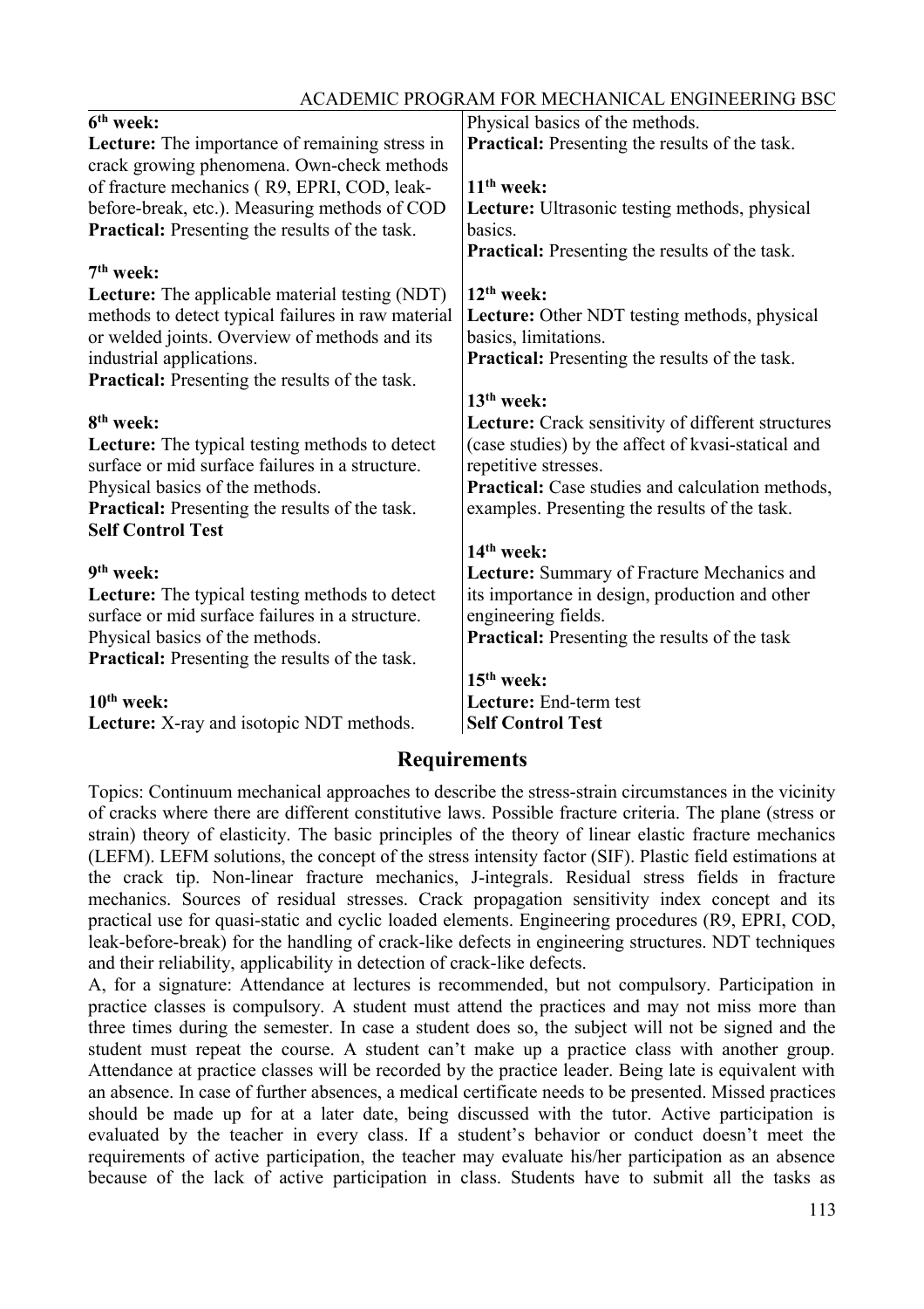**6th week:**
**Lecture:** The importance of remaining stress in crack growing phenomena. Own-check methods of fracture mechanics ( R9, EPRI, COD, leak-before-break, etc.). Measuring methods of COD
**Practical:** Presenting the results of the task.

**7th week:**
**Lecture:** The applicable material testing (NDT) methods to detect typical failures in raw material or welded joints. Overview of methods and its industrial applications.
**Practical:** Presenting the results of the task.

**8th week:**
**Lecture:** The typical testing methods to detect surface or mid surface failures in a structure. Physical basics of the methods.
**Practical:** Presenting the results of the task.
**Self Control Test**

**9th week:**
**Lecture:** The typical testing methods to detect surface or mid surface failures in a structure. Physical basics of the methods.
**Practical:** Presenting the results of the task.

**10th week:**
**Lecture:** X-ray and isotopic NDT methods. Physical basics of the methods.
**Practical:** Presenting the results of the task.

**11th week:**
**Lecture:** Ultrasonic testing methods, physical basics.
**Practical:** Presenting the results of the task.

**12th week:**
**Lecture:** Other NDT testing methods, physical basics, limitations.
**Practical:** Presenting the results of the task.

**13th week:**
**Lecture:** Crack sensitivity of different structures (case studies) by the affect of kvasi-statical and repetitive stresses.
**Practical:** Case studies and calculation methods, examples. Presenting the results of the task.

**14th week:**
**Lecture:** Summary of Fracture Mechanics and its importance in design, production and other engineering fields.
**Practical:** Presenting the results of the task

**15th week:**
**Lecture:** End-term test
**Self Control Test**

## Requirements

Topics: Continuum mechanical approaches to describe the stress-strain circumstances in the vicinity of cracks where there are different constitutive laws. Possible fracture criteria. The plane (stress or strain) theory of elasticity. The basic principles of the theory of linear elastic fracture mechanics (LEFM). LEFM solutions, the concept of the stress intensity factor (SIF). Plastic field estimations at the crack tip. Non-linear fracture mechanics, J-integrals. Residual stress fields in fracture mechanics. Sources of residual stresses. Crack propagation sensitivity index concept and its practical use for quasi-static and cyclic loaded elements. Engineering procedures (R9, EPRI, COD, leak-before-break) for the handling of crack-like defects in engineering structures. NDT techniques and their reliability, applicability in detection of crack-like defects.

A, for a signature: Attendance at lectures is recommended, but not compulsory. Participation in practice classes is compulsory. A student must attend the practices and may not miss more than three times during the semester. In case a student does so, the subject will not be signed and the student must repeat the course. A student can't make up a practice class with another group. Attendance at practice classes will be recorded by the practice leader. Being late is equivalent with an absence. In case of further absences, a medical certificate needs to be presented. Missed practices should be made up for at a later date, being discussed with the tutor. Active participation is evaluated by the teacher in every class. If a student's behavior or conduct doesn't meet the requirements of active participation, the teacher may evaluate his/her participation as an absence because of the lack of active participation in class. Students have to submit all the tasks as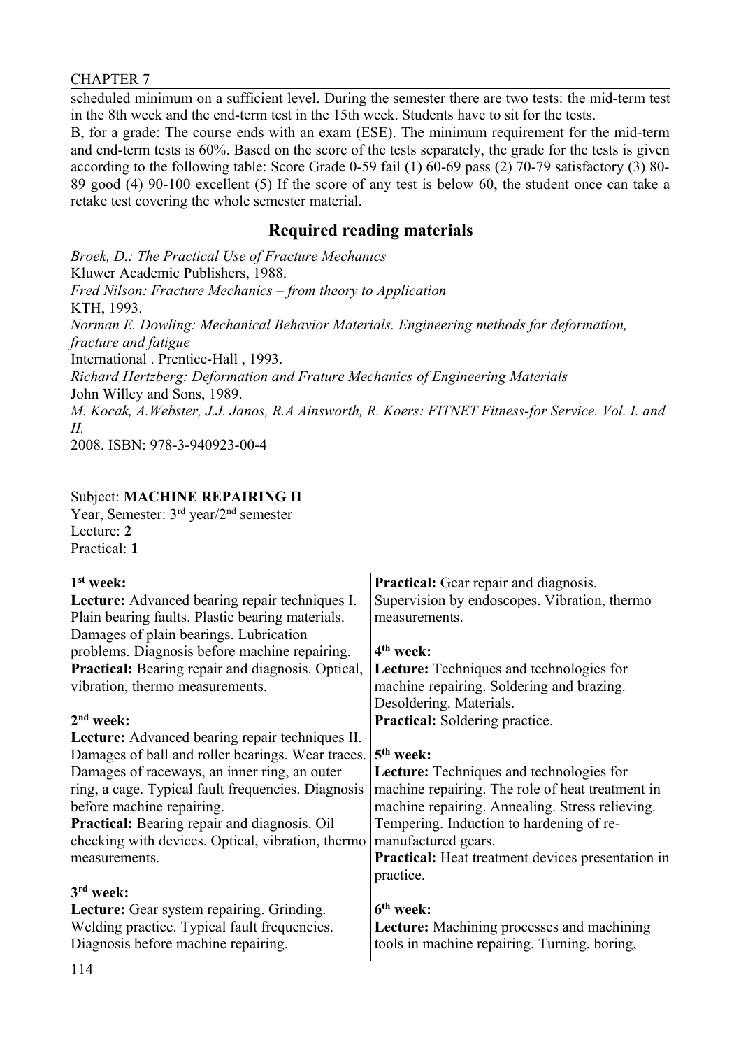scheduled minimum on a sufficient level. During the semester there are two tests: the mid-term test in the 8th week and the end-term test in the 15th week. Students have to sit for the tests.

B, for a grade: The course ends with an exam (ESE). The minimum requirement for the mid-term and end-term tests is 60%. Based on the score of the tests separately, the grade for the tests is given according to the following table: Score Grade 0-59 fail (1) 60-69 pass (2) 70-79 satisfactory (3) 80-89 good (4) 90-100 excellent (5) If the score of any test is below 60, the student once can take a retake test covering the whole semester material.

## Required reading materials

*Broek, D.: The Practical Use of Fracture Mechanics*
Kluwer Academic Publishers, 1988.
*Fred Nilson: Fracture Mechanics – from theory to Application*
KTH, 1993.
*Norman E. Dowling: Mechanical Behavior Materials. Engineering methods for deformation, fracture and fatigue*
International . Prentice-Hall , 1993.
*Richard Hertzberg: Deformation and Frature Mechanics of Engineering Materials*
John Willey and Sons, 1989.
*M. Kocak, A.Webster, J.J. Janos, R.A Ainsworth, R. Koers: FITNET Fitness-for Service. Vol. I. and II.*
2008. ISBN: 978-3-940923-00-4

Subject: **MACHINE REPAIRING II**
Year, Semester: 3rd year/2nd semester
Lecture: **2**
Practical: **1**

**1st week:**
**Lecture:** Advanced bearing repair techniques I. Plain bearing faults. Plastic bearing materials. Damages of plain bearings. Lubrication problems. Diagnosis before machine repairing.
**Practical:** Bearing repair and diagnosis. Optical, vibration, thermo measurements.

**2nd week:**
**Lecture:** Advanced bearing repair techniques II. Damages of ball and roller bearings. Wear traces. Damages of raceways, an inner ring, an outer ring, a cage. Typical fault frequencies. Diagnosis before machine repairing.
**Practical:** Bearing repair and diagnosis. Oil checking with devices. Optical, vibration, thermo measurements.

**3rd week:**
**Lecture:** Gear system repairing. Grinding. Welding practice. Typical fault frequencies. Diagnosis before machine repairing.
**Practical:** Gear repair and diagnosis. Supervision by endoscopes. Vibration, thermo measurements.

**4th week:**
**Lecture:** Techniques and technologies for machine repairing. Soldering and brazing. Desoldering. Materials.
**Practical:** Soldering practice.

**5th week:**
**Lecture:** Techniques and technologies for machine repairing. The role of heat treatment in machine repairing. Annealing. Stress relieving. Tempering. Induction to hardening of re-manufactured gears.
**Practical:** Heat treatment devices presentation in practice.

**6th week:**
**Lecture:** Machining processes and machining tools in machine repairing. Turning, boring,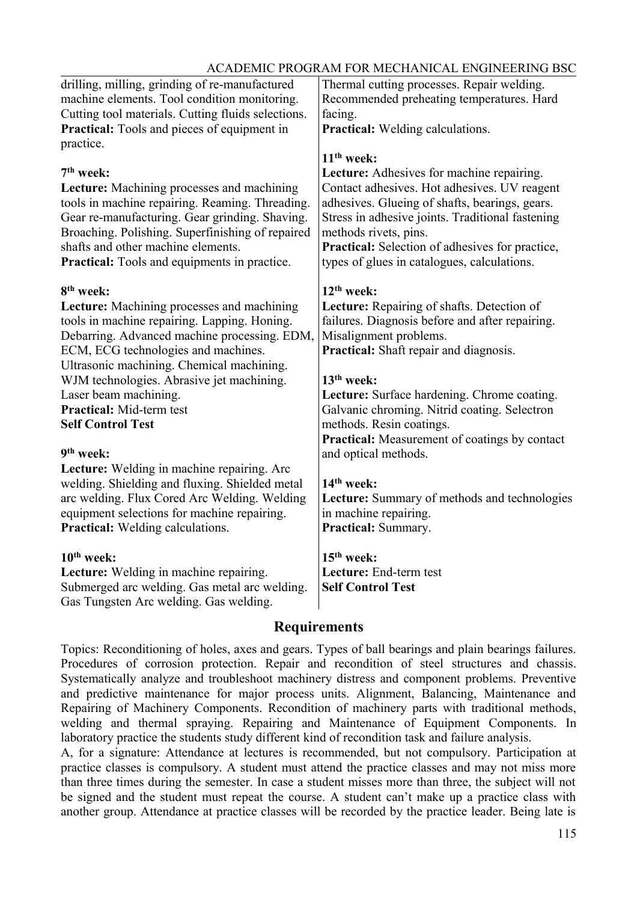drilling, milling, grinding of re-manufactured machine elements. Tool condition monitoring. Cutting tool materials. Cutting fluids selections.
**Practical:** Tools and pieces of equipment in practice.

**7th week:**
**Lecture:** Machining processes and machining tools in machine repairing. Reaming. Threading. Gear re-manufacturing. Gear grinding. Shaving. Broaching. Polishing. Superfinishing of repaired shafts and other machine elements.
**Practical:** Tools and equipments in practice.

**8th week:**
**Lecture:** Machining processes and machining tools in machine repairing. Lapping. Honing. Debarring. Advanced machine processing. EDM, ECM, ECG technologies and machines. Ultrasonic machining. Chemical machining. WJM technologies. Abrasive jet machining. Laser beam machining.
**Practical:** Mid-term test
**Self Control Test**

**9th week:**
**Lecture:** Welding in machine repairing. Arc welding. Shielding and fluxing. Shielded metal arc welding. Flux Cored Arc Welding. Welding equipment selections for machine repairing.
**Practical:** Welding calculations.

**10th week:**
**Lecture:** Welding in machine repairing. Submerged arc welding. Gas metal arc welding. Gas Tungsten Arc welding. Gas welding. Thermal cutting processes. Repair welding. Recommended preheating temperatures. Hard facing.
**Practical:** Welding calculations.

**11th week:**
**Lecture:** Adhesives for machine repairing. Contact adhesives. Hot adhesives. UV reagent adhesives. Glueing of shafts, bearings, gears. Stress in adhesive joints. Traditional fastening methods rivets, pins.
**Practical:** Selection of adhesives for practice, types of glues in catalogues, calculations.

**12th week:**
**Lecture:** Repairing of shafts. Detection of failures. Diagnosis before and after repairing. Misalignment problems.
**Practical:** Shaft repair and diagnosis.

**13th week:**
**Lecture:** Surface hardening. Chrome coating. Galvanic chroming. Nitrid coating. Selectron methods. Resin coatings.
**Practical:** Measurement of coatings by contact and optical methods.

**14th week:**
**Lecture:** Summary of methods and technologies in machine repairing.
**Practical:** Summary.

**15th week:**
**Lecture:** End-term test
**Self Control Test**

## Requirements

Topics: Reconditioning of holes, axes and gears. Types of ball bearings and plain bearings failures. Procedures of corrosion protection. Repair and recondition of steel structures and chassis. Systematically analyze and troubleshoot machinery distress and component problems. Preventive and predictive maintenance for major process units. Alignment, Balancing, Maintenance and Repairing of Machinery Components. Recondition of machinery parts with traditional methods, welding and thermal spraying. Repairing and Maintenance of Equipment Components. In laboratory practice the students study different kind of recondition task and failure analysis.

A, for a signature: Attendance at lectures is recommended, but not compulsory. Participation at practice classes is compulsory. A student must attend the practice classes and may not miss more than three times during the semester. In case a student misses more than three, the subject will not be signed and the student must repeat the course. A student can't make up a practice class with another group. Attendance at practice classes will be recorded by the practice leader. Being late is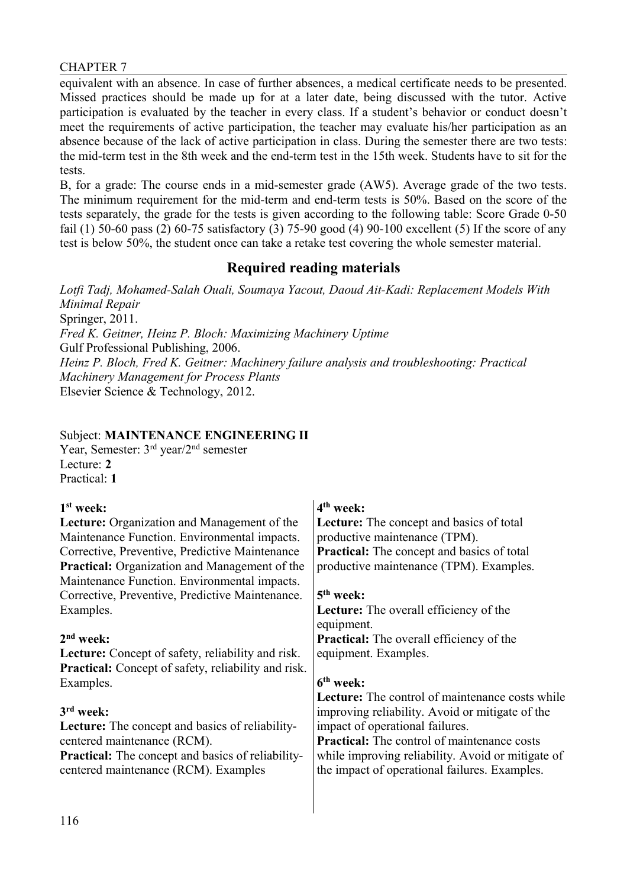equivalent with an absence. In case of further absences, a medical certificate needs to be presented. Missed practices should be made up for at a later date, being discussed with the tutor. Active participation is evaluated by the teacher in every class. If a student's behavior or conduct doesn't meet the requirements of active participation, the teacher may evaluate his/her participation as an absence because of the lack of active participation in class. During the semester there are two tests: the mid-term test in the 8th week and the end-term test in the 15th week. Students have to sit for the tests.

B, for a grade: The course ends in a mid-semester grade (AW5). Average grade of the two tests. The minimum requirement for the mid-term and end-term tests is 50%. Based on the score of the tests separately, the grade for the tests is given according to the following table: Score Grade 0-50 fail (1) 50-60 pass (2) 60-75 satisfactory (3) 75-90 good (4) 90-100 excellent (5) If the score of any test is below 50%, the student once can take a retake test covering the whole semester material.

## Required reading materials

*Lotfi Tadj, Mohamed-Salah Ouali, Soumaya Yacout, Daoud Ait-Kadi: Replacement Models With Minimal Repair*
Springer, 2011.
*Fred K. Geitner, Heinz P. Bloch: Maximizing Machinery Uptime*
Gulf Professional Publishing, 2006.
*Heinz P. Bloch, Fred K. Geitner: Machinery failure analysis and troubleshooting: Practical Machinery Management for Process Plants*
Elsevier Science & Technology, 2012.

Subject: **MAINTENANCE ENGINEERING II**
Year, Semester: 3rd year/2nd semester
Lecture: **2**
Practical: **1**

**1st week:**
**Lecture:** Organization and Management of the Maintenance Function. Environmental impacts. Corrective, Preventive, Predictive Maintenance
**Practical:** Organization and Management of the Maintenance Function. Environmental impacts. Corrective, Preventive, Predictive Maintenance. Examples.

**2nd week:**
**Lecture:** Concept of safety, reliability and risk.
**Practical:** Concept of safety, reliability and risk. Examples.

**3rd week:**
**Lecture:** The concept and basics of reliability-centered maintenance (RCM).
**Practical:** The concept and basics of reliability-centered maintenance (RCM). Examples

**4th week:**
**Lecture:** The concept and basics of total productive maintenance (TPM).
**Practical:** The concept and basics of total productive maintenance (TPM). Examples.

**5th week:**
**Lecture:** The overall efficiency of the equipment.
**Practical:** The overall efficiency of the equipment. Examples.

**6th week:**
**Lecture:** The control of maintenance costs while improving reliability. Avoid or mitigate of the impact of operational failures.
**Practical:** The control of maintenance costs while improving reliability. Avoid or mitigate of the impact of operational failures. Examples.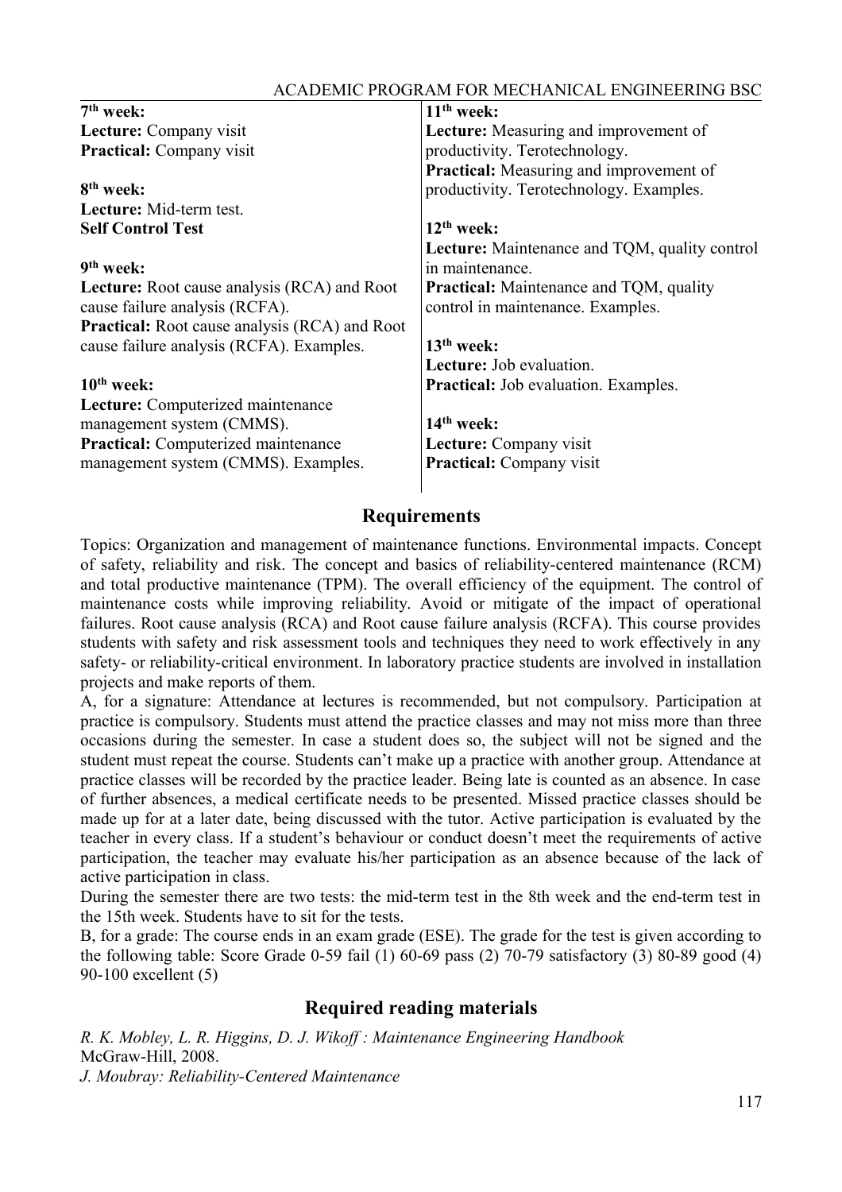**7th week:**
**Lecture:** Company visit
**Practical:** Company visit

**8th week:**
**Lecture:** Mid-term test.
**Self Control Test**

**9th week:**
**Lecture:** Root cause analysis (RCA) and Root cause failure analysis (RCFA).
**Practical:** Root cause analysis (RCA) and Root cause failure analysis (RCFA). Examples.

**10th week:**
**Lecture:** Computerized maintenance management system (CMMS).
**Practical:** Computerized maintenance management system (CMMS). Examples.

**11th week:**
**Lecture:** Measuring and improvement of productivity. Terotechnology.
**Practical:** Measuring and improvement of productivity. Terotechnology. Examples.

**12th week:**
**Lecture:** Maintenance and TQM, quality control in maintenance.
**Practical:** Maintenance and TQM, quality control in maintenance. Examples.

**13th week:**
**Lecture:** Job evaluation.
**Practical:** Job evaluation. Examples.

**14th week:**
**Lecture:** Company visit
**Practical:** Company visit

## Requirements

Topics: Organization and management of maintenance functions. Environmental impacts. Concept of safety, reliability and risk. The concept and basics of reliability-centered maintenance (RCM) and total productive maintenance (TPM). The overall efficiency of the equipment. The control of maintenance costs while improving reliability. Avoid or mitigate of the impact of operational failures. Root cause analysis (RCA) and Root cause failure analysis (RCFA). This course provides students with safety and risk assessment tools and techniques they need to work effectively in any safety- or reliability-critical environment. In laboratory practice students are involved in installation projects and make reports of them.

A, for a signature: Attendance at lectures is recommended, but not compulsory. Participation at practice is compulsory. Students must attend the practice classes and may not miss more than three occasions during the semester. In case a student does so, the subject will not be signed and the student must repeat the course. Students can't make up a practice with another group. Attendance at practice classes will be recorded by the practice leader. Being late is counted as an absence. In case of further absences, a medical certificate needs to be presented. Missed practice classes should be made up for at a later date, being discussed with the tutor. Active participation is evaluated by the teacher in every class. If a student's behaviour or conduct doesn't meet the requirements of active participation, the teacher may evaluate his/her participation as an absence because of the lack of active participation in class.

During the semester there are two tests: the mid-term test in the 8th week and the end-term test in the 15th week. Students have to sit for the tests.

B, for a grade: The course ends in an exam grade (ESE). The grade for the test is given according to the following table: Score Grade 0-59 fail (1) 60-69 pass (2) 70-79 satisfactory (3) 80-89 good (4) 90-100 excellent (5)

## Required reading materials

*R. K. Mobley, L. R. Higgins, D. J. Wikoff : Maintenance Engineering Handbook*
McGraw-Hill, 2008.
*J. Moubray: Reliability-Centered Maintenance*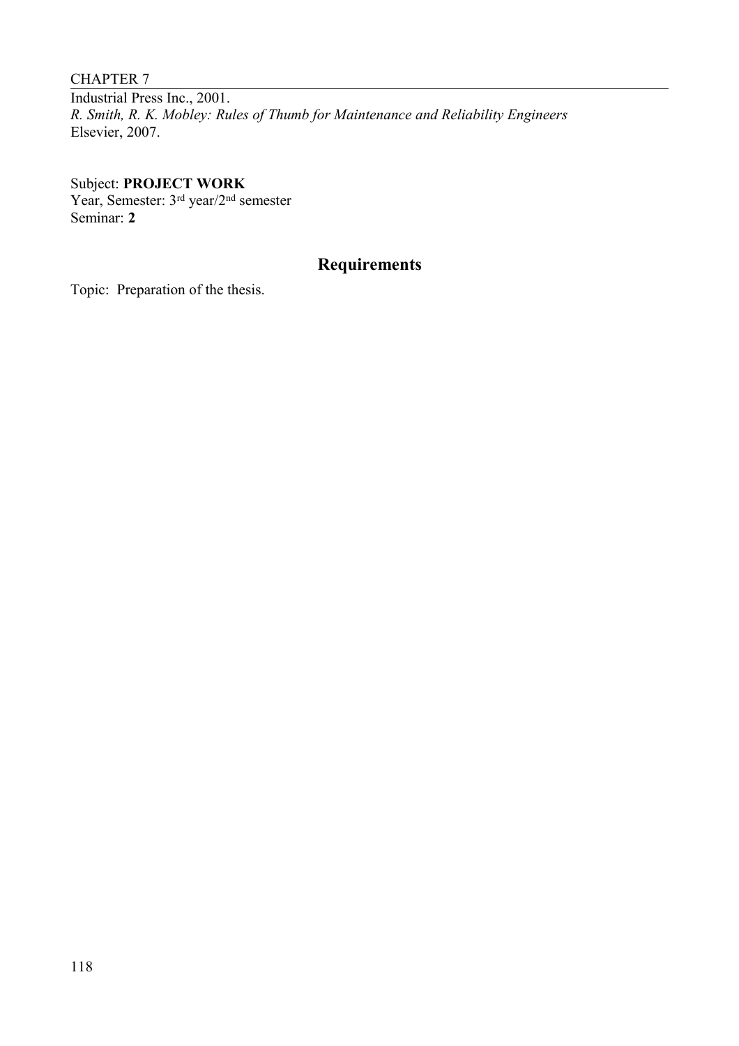Industrial Press Inc., 2001.
*R. Smith, R. K. Mobley: Rules of Thumb for Maintenance and Reliability Engineers*
Elsevier, 2007.

Subject: **PROJECT WORK**
Year, Semester: 3rd year/2nd semester
Seminar: **2**

## Requirements

Topic: Preparation of the thesis.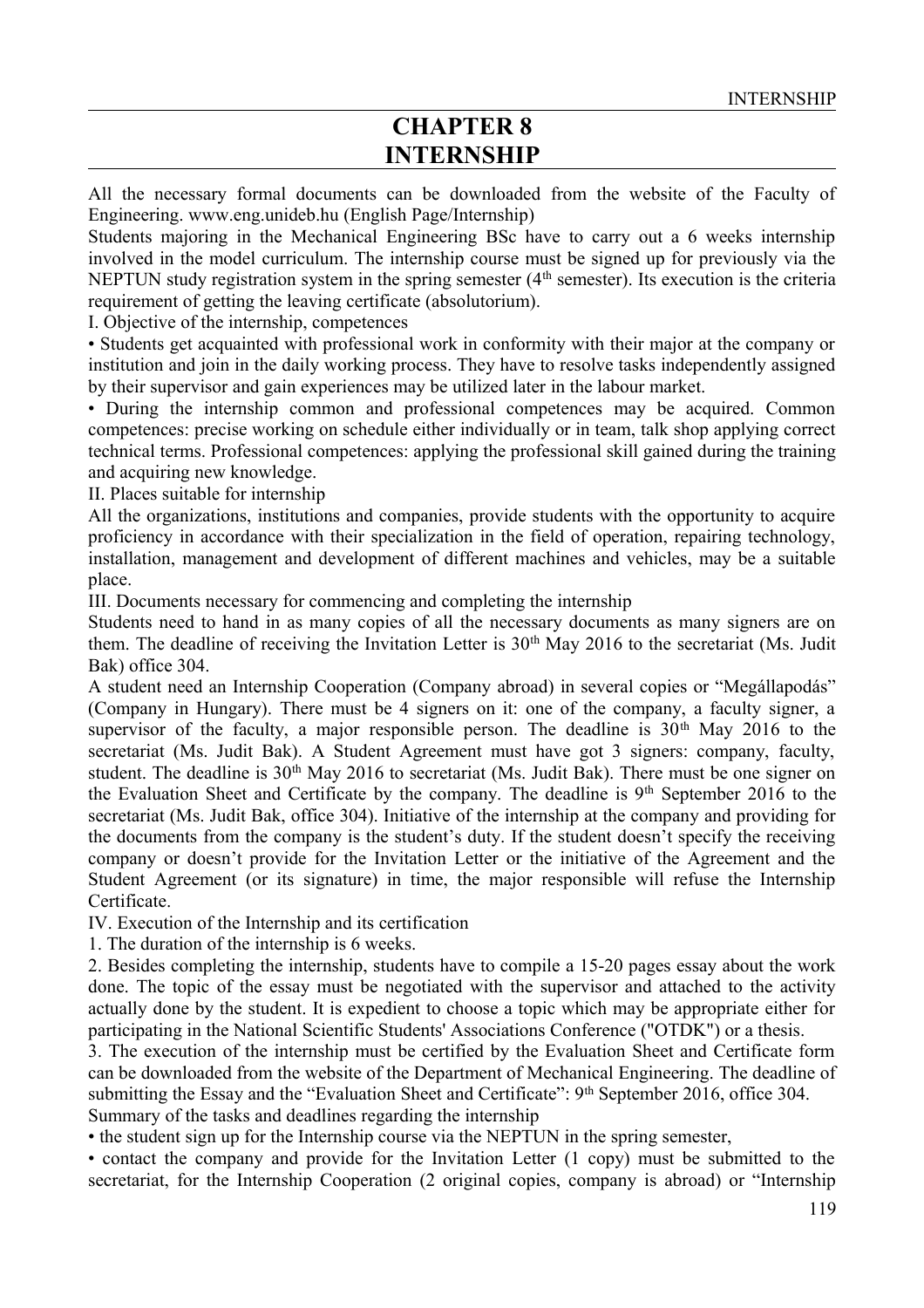# CHAPTER 8
# INTERNSHIP

All the necessary formal documents can be downloaded from the website of the Faculty of Engineering. www.eng.unideb.hu (English Page/Internship)

Students majoring in the Mechanical Engineering BSc have to carry out a 6 weeks internship involved in the model curriculum. The internship course must be signed up for previously via the NEPTUN study registration system in the spring semester (4th semester). Its execution is the criteria requirement of getting the leaving certificate (absolutorium).

I. Objective of the internship, competences

• Students get acquainted with professional work in conformity with their major at the company or institution and join in the daily working process. They have to resolve tasks independently assigned by their supervisor and gain experiences may be utilized later in the labour market.

• During the internship common and professional competences may be acquired. Common competences: precise working on schedule either individually or in team, talk shop applying correct technical terms. Professional competences: applying the professional skill gained during the training and acquiring new knowledge.

II. Places suitable for internship

All the organizations, institutions and companies, provide students with the opportunity to acquire proficiency in accordance with their specialization in the field of operation, repairing technology, installation, management and development of different machines and vehicles, may be a suitable place.

III. Documents necessary for commencing and completing the internship

Students need to hand in as many copies of all the necessary documents as many signers are on them. The deadline of receiving the Invitation Letter is 30th May 2016 to the secretariat (Ms. Judit Bak) office 304.

A student need an Internship Cooperation (Company abroad) in several copies or "Megállapodás" (Company in Hungary). There must be 4 signers on it: one of the company, a faculty signer, a supervisor of the faculty, a major responsible person. The deadline is 30th May 2016 to the secretariat (Ms. Judit Bak). A Student Agreement must have got 3 signers: company, faculty, student. The deadline is 30th May 2016 to secretariat (Ms. Judit Bak). There must be one signer on the Evaluation Sheet and Certificate by the company. The deadline is 9th September 2016 to the secretariat (Ms. Judit Bak, office 304). Initiative of the internship at the company and providing for the documents from the company is the student's duty. If the student doesn't specify the receiving company or doesn't provide for the Invitation Letter or the initiative of the Agreement and the Student Agreement (or its signature) in time, the major responsible will refuse the Internship Certificate.

IV. Execution of the Internship and its certification

1. The duration of the internship is 6 weeks.
2. Besides completing the internship, students have to compile a 15-20 pages essay about the work done. The topic of the essay must be negotiated with the supervisor and attached to the activity actually done by the student. It is expedient to choose a topic which may be appropriate either for participating in the National Scientific Students' Associations Conference ("OTDK") or a thesis.
3. The execution of the internship must be certified by the Evaluation Sheet and Certificate form can be downloaded from the website of the Department of Mechanical Engineering. The deadline of submitting the Essay and the "Evaluation Sheet and Certificate": 9th September 2016, office 304.

Summary of the tasks and deadlines regarding the internship

• the student sign up for the Internship course via the NEPTUN in the spring semester,

• contact the company and provide for the Invitation Letter (1 copy) must be submitted to the secretariat, for the Internship Cooperation (2 original copies, company is abroad) or "Internship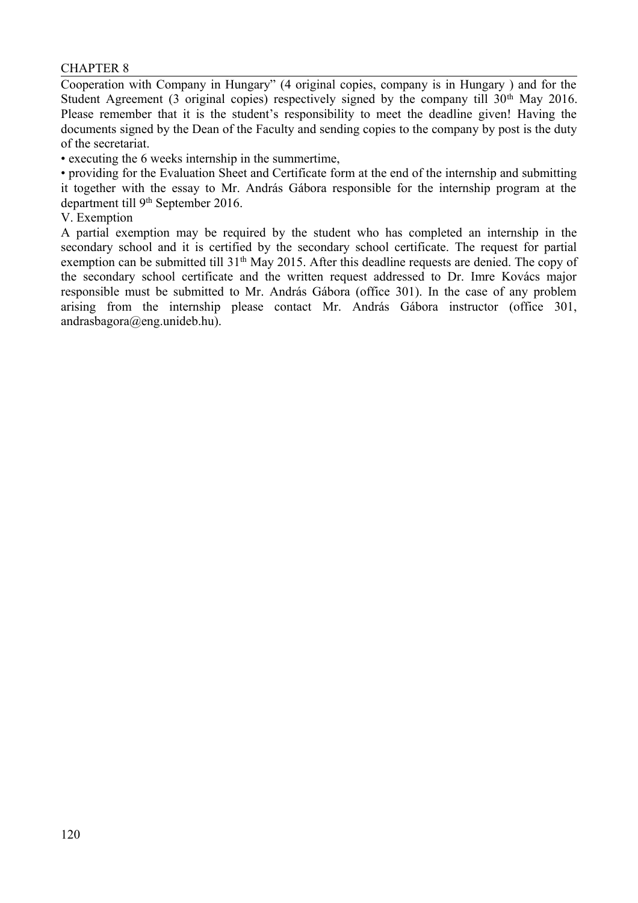Cooperation with Company in Hungary" (4 original copies, company is in Hungary ) and for the Student Agreement (3 original copies) respectively signed by the company till 30th May 2016. Please remember that it is the student's responsibility to meet the deadline given! Having the documents signed by the Dean of the Faculty and sending copies to the company by post is the duty of the secretariat.

- executing the 6 weeks internship in the summertime,
- providing for the Evaluation Sheet and Certificate form at the end of the internship and submitting it together with the essay to Mr. András Gábora responsible for the internship program at the department till 9th September 2016.

V. Exemption

A partial exemption may be required by the student who has completed an internship in the secondary school and it is certified by the secondary school certificate. The request for partial exemption can be submitted till 31th May 2015. After this deadline requests are denied. The copy of the secondary school certificate and the written request addressed to Dr. Imre Kovács major responsible must be submitted to Mr. András Gábora (office 301). In the case of any problem arising from the internship please contact Mr. András Gábora instructor (office 301, andrasbagora@eng.unideb.hu).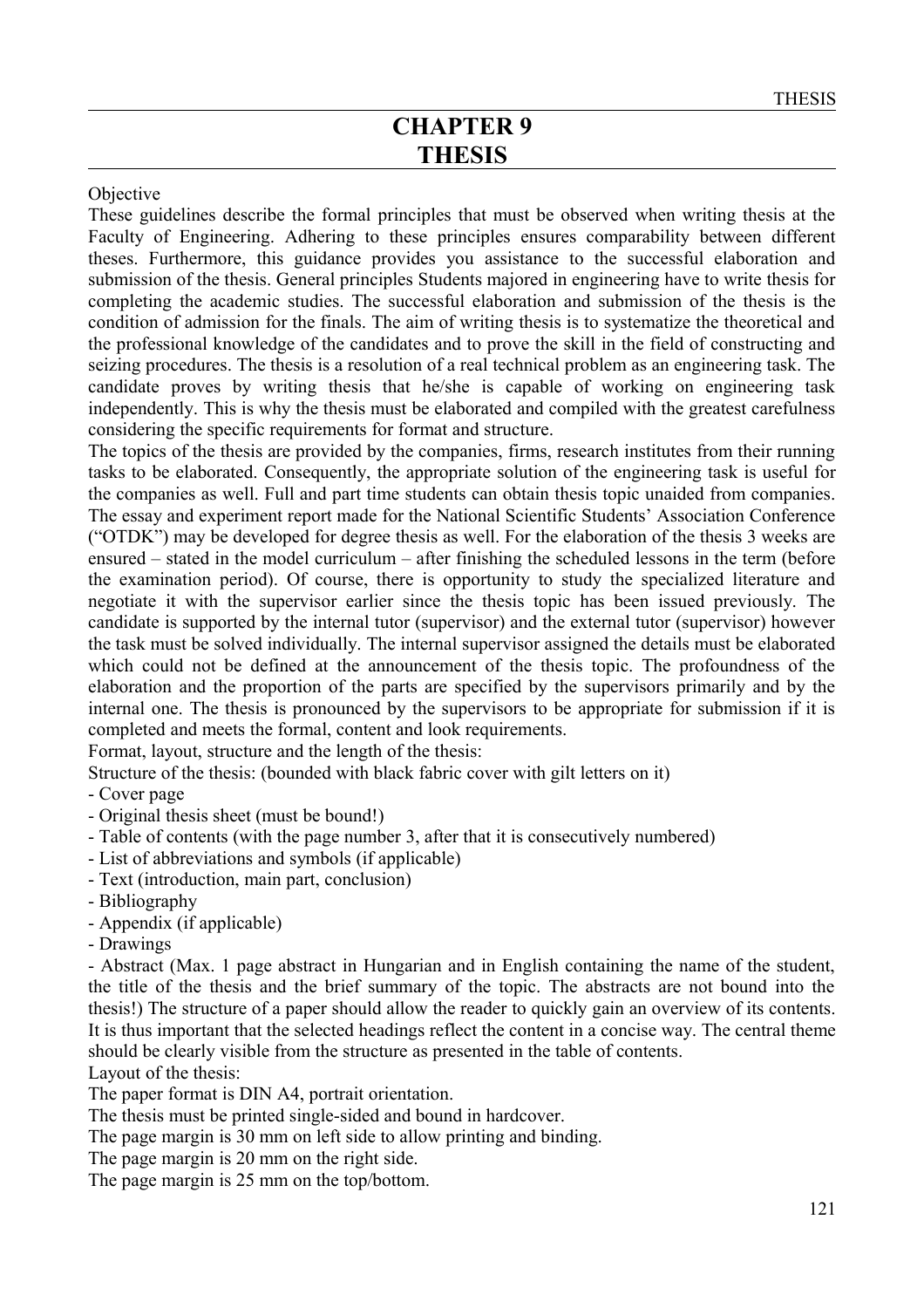# CHAPTER 9
# THESIS

Objective

These guidelines describe the formal principles that must be observed when writing thesis at the Faculty of Engineering. Adhering to these principles ensures comparability between different theses. Furthermore, this guidance provides you assistance to the successful elaboration and submission of the thesis. General principles Students majored in engineering have to write thesis for completing the academic studies. The successful elaboration and submission of the thesis is the condition of admission for the finals. The aim of writing thesis is to systematize the theoretical and the professional knowledge of the candidates and to prove the skill in the field of constructing and seizing procedures. The thesis is a resolution of a real technical problem as an engineering task. The candidate proves by writing thesis that he/she is capable of working on engineering task independently. This is why the thesis must be elaborated and compiled with the greatest carefulness considering the specific requirements for format and structure.

The topics of the thesis are provided by the companies, firms, research institutes from their running tasks to be elaborated. Consequently, the appropriate solution of the engineering task is useful for the companies as well. Full and part time students can obtain thesis topic unaided from companies. The essay and experiment report made for the National Scientific Students' Association Conference ("OTDK") may be developed for degree thesis as well. For the elaboration of the thesis 3 weeks are ensured – stated in the model curriculum – after finishing the scheduled lessons in the term (before the examination period). Of course, there is opportunity to study the specialized literature and negotiate it with the supervisor earlier since the thesis topic has been issued previously. The candidate is supported by the internal tutor (supervisor) and the external tutor (supervisor) however the task must be solved individually. The internal supervisor assigned the details must be elaborated which could not be defined at the announcement of the thesis topic. The profoundness of the elaboration and the proportion of the parts are specified by the supervisors primarily and by the internal one. The thesis is pronounced by the supervisors to be appropriate for submission if it is completed and meets the formal, content and look requirements.

Format, layout, structure and the length of the thesis:

Structure of the thesis: (bounded with black fabric cover with gilt letters on it)

- Cover page
- Original thesis sheet (must be bound!)
- Table of contents (with the page number 3, after that it is consecutively numbered)
- List of abbreviations and symbols (if applicable)
- Text (introduction, main part, conclusion)
- Bibliography
- Appendix (if applicable)
- Drawings
- Abstract (Max. 1 page abstract in Hungarian and in English containing the name of the student, the title of the thesis and the brief summary of the topic. The abstracts are not bound into the thesis!) The structure of a paper should allow the reader to quickly gain an overview of its contents. It is thus important that the selected headings reflect the content in a concise way. The central theme should be clearly visible from the structure as presented in the table of contents.

Layout of the thesis:

The paper format is DIN A4, portrait orientation.

The thesis must be printed single-sided and bound in hardcover.

The page margin is 30 mm on left side to allow printing and binding.

The page margin is 20 mm on the right side.

The page margin is 25 mm on the top/bottom.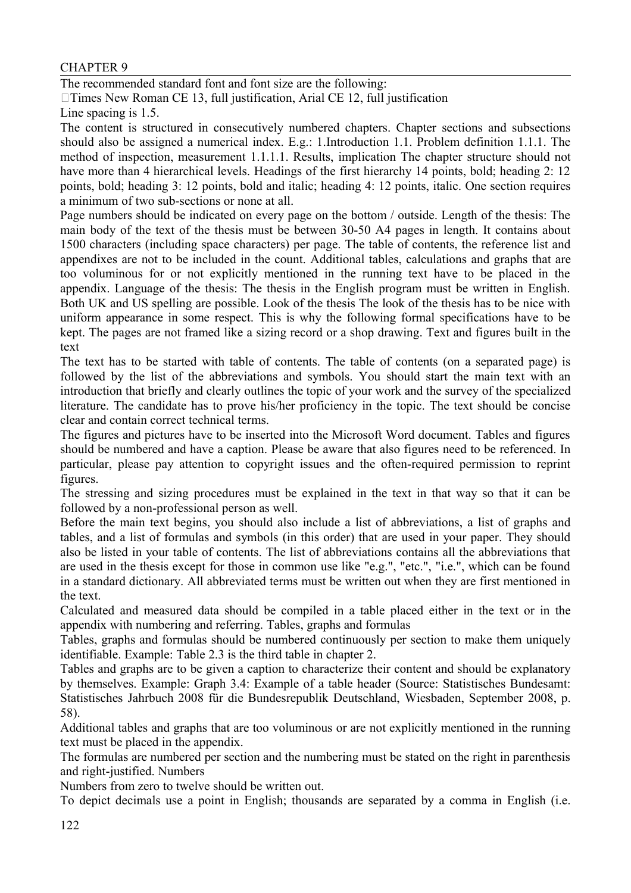CHAPTER 9

The recommended standard font and font size are the following:

Times New Roman CE 13, full justification, Arial CE 12, full justification

Line spacing is 1.5.

The content is structured in consecutively numbered chapters. Chapter sections and subsections should also be assigned a numerical index. E.g.: 1.Introduction 1.1. Problem definition 1.1.1. The method of inspection, measurement 1.1.1.1. Results, implication The chapter structure should not have more than 4 hierarchical levels. Headings of the first hierarchy 14 points, bold; heading 2: 12 points, bold; heading 3: 12 points, bold and italic; heading 4: 12 points, italic. One section requires a minimum of two sub-sections or none at all.

Page numbers should be indicated on every page on the bottom / outside. Length of the thesis: The main body of the text of the thesis must be between 30-50 A4 pages in length. It contains about 1500 characters (including space characters) per page. The table of contents, the reference list and appendixes are not to be included in the count. Additional tables, calculations and graphs that are too voluminous for or not explicitly mentioned in the running text have to be placed in the appendix. Language of the thesis: The thesis in the English program must be written in English. Both UK and US spelling are possible. Look of the thesis The look of the thesis has to be nice with uniform appearance in some respect. This is why the following formal specifications have to be kept. The pages are not framed like a sizing record or a shop drawing. Text and figures built in the text

The text has to be started with table of contents. The table of contents (on a separated page) is followed by the list of the abbreviations and symbols. You should start the main text with an introduction that briefly and clearly outlines the topic of your work and the survey of the specialized literature. The candidate has to prove his/her proficiency in the topic. The text should be concise clear and contain correct technical terms.

The figures and pictures have to be inserted into the Microsoft Word document. Tables and figures should be numbered and have a caption. Please be aware that also figures need to be referenced. In particular, please pay attention to copyright issues and the often-required permission to reprint figures.

The stressing and sizing procedures must be explained in the text in that way so that it can be followed by a non-professional person as well.

Before the main text begins, you should also include a list of abbreviations, a list of graphs and tables, and a list of formulas and symbols (in this order) that are used in your paper. They should also be listed in your table of contents. The list of abbreviations contains all the abbreviations that are used in the thesis except for those in common use like "e.g.", "etc.", "i.e.", which can be found in a standard dictionary. All abbreviated terms must be written out when they are first mentioned in the text.

Calculated and measured data should be compiled in a table placed either in the text or in the appendix with numbering and referring. Tables, graphs and formulas

Tables, graphs and formulas should be numbered continuously per section to make them uniquely identifiable. Example: Table 2.3 is the third table in chapter 2.

Tables and graphs are to be given a caption to characterize their content and should be explanatory by themselves. Example: Graph 3.4: Example of a table header (Source: Statistisches Bundesamt: Statistisches Jahrbuch 2008 für die Bundesrepublik Deutschland, Wiesbaden, September 2008, p. 58).

Additional tables and graphs that are too voluminous or are not explicitly mentioned in the running text must be placed in the appendix.

The formulas are numbered per section and the numbering must be stated on the right in parenthesis and right-justified. Numbers

Numbers from zero to twelve should be written out.

To depict decimals use a point in English; thousands are separated by a comma in English (i.e.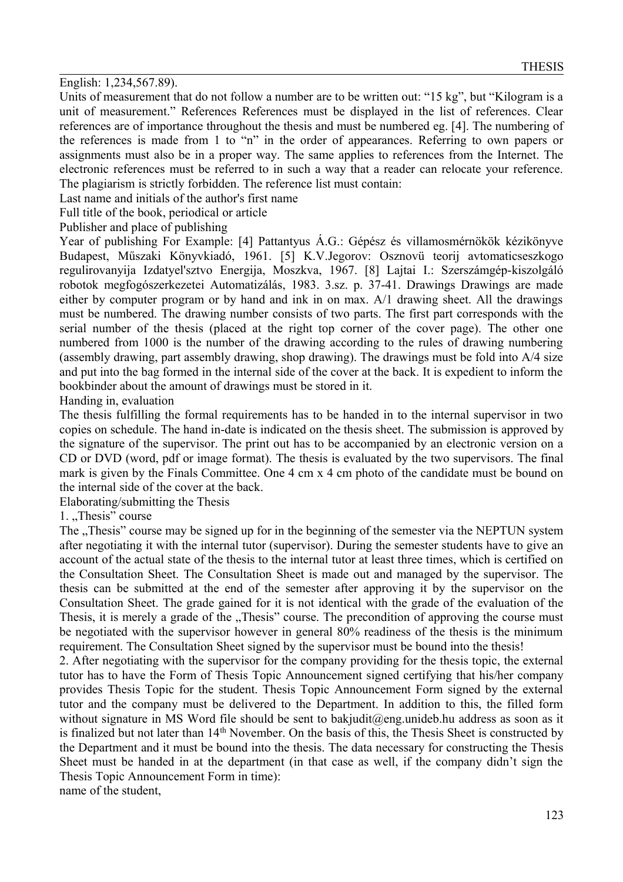English: 1,234,567.89).

Units of measurement that do not follow a number are to be written out: "15 kg", but "Kilogram is a unit of measurement." References References must be displayed in the list of references. Clear references are of importance throughout the thesis and must be numbered eg. [4]. The numbering of the references is made from 1 to "n" in the order of appearances. Referring to own papers or assignments must also be in a proper way. The same applies to references from the Internet. The electronic references must be referred to in such a way that a reader can relocate your reference. The plagiarism is strictly forbidden. The reference list must contain:

Last name and initials of the author's first name

Full title of the book, periodical or article

Publisher and place of publishing

Year of publishing For Example: [4] Pattantyus Á.G.: Gépész és villamosmérnökök kézikönyve Budapest, Műszaki Könyvkiadó, 1961. [5] K.V.Jegorov: Osznovü teorij avtomaticseszkogo regulirovanyija Izdatyel'sztvo Energija, Moszkva, 1967. [8] Lajtai I.: Szerszámgép-kiszolgáló robotok megfogószerkezetei Automatizálás, 1983. 3.sz. p. 37-41. Drawings Drawings are made either by computer program or by hand and ink in on max. A/1 drawing sheet. All the drawings must be numbered. The drawing number consists of two parts. The first part corresponds with the serial number of the thesis (placed at the right top corner of the cover page). The other one numbered from 1000 is the number of the drawing according to the rules of drawing numbering (assembly drawing, part assembly drawing, shop drawing). The drawings must be fold into A/4 size and put into the bag formed in the internal side of the cover at the back. It is expedient to inform the bookbinder about the amount of drawings must be stored in it.

Handing in, evaluation

The thesis fulfilling the formal requirements has to be handed in to the internal supervisor in two copies on schedule. The hand in-date is indicated on the thesis sheet. The submission is approved by the signature of the supervisor. The print out has to be accompanied by an electronic version on a CD or DVD (word, pdf or image format). The thesis is evaluated by the two supervisors. The final mark is given by the Finals Committee. One 4 cm x 4 cm photo of the candidate must be bound on the internal side of the cover at the back.

Elaborating/submitting the Thesis

1. „Thesis" course

The „Thesis" course may be signed up for in the beginning of the semester via the NEPTUN system after negotiating it with the internal tutor (supervisor). During the semester students have to give an account of the actual state of the thesis to the internal tutor at least three times, which is certified on the Consultation Sheet. The Consultation Sheet is made out and managed by the supervisor. The thesis can be submitted at the end of the semester after approving it by the supervisor on the Consultation Sheet. The grade gained for it is not identical with the grade of the evaluation of the Thesis, it is merely a grade of the „Thesis" course. The precondition of approving the course must be negotiated with the supervisor however in general 80% readiness of the thesis is the minimum requirement. The Consultation Sheet signed by the supervisor must be bound into the thesis!

2. After negotiating with the supervisor for the company providing for the thesis topic, the external tutor has to have the Form of Thesis Topic Announcement signed certifying that his/her company provides Thesis Topic for the student. Thesis Topic Announcement Form signed by the external tutor and the company must be delivered to the Department. In addition to this, the filled form without signature in MS Word file should be sent to bakjudit@eng.unideb.hu address as soon as it is finalized but not later than 14th November. On the basis of this, the Thesis Sheet is constructed by the Department and it must be bound into the thesis. The data necessary for constructing the Thesis Sheet must be handed in at the department (in that case as well, if the company didn't sign the Thesis Topic Announcement Form in time):

name of the student,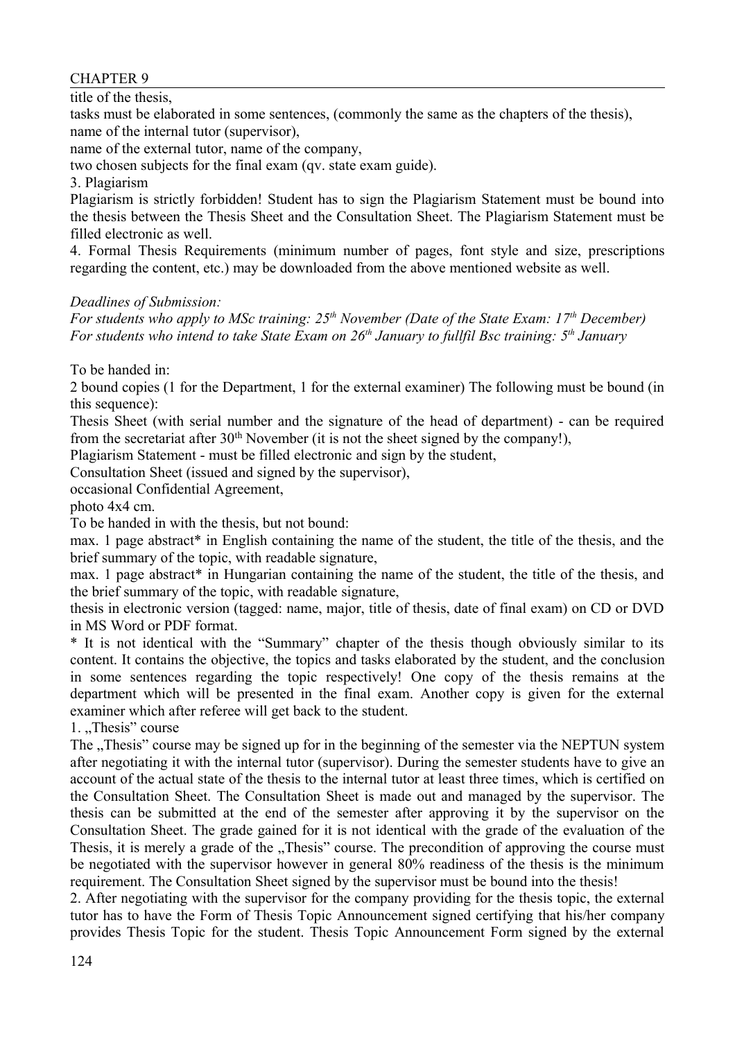title of the thesis,

tasks must be elaborated in some sentences, (commonly the same as the chapters of the thesis),

name of the internal tutor (supervisor),

name of the external tutor, name of the company,

two chosen subjects for the final exam (qv. state exam guide).

3. Plagiarism

Plagiarism is strictly forbidden! Student has to sign the Plagiarism Statement must be bound into the thesis between the Thesis Sheet and the Consultation Sheet. The Plagiarism Statement must be filled electronic as well.

4. Formal Thesis Requirements (minimum number of pages, font style and size, prescriptions regarding the content, etc.) may be downloaded from the above mentioned website as well.

*Deadlines of Submission:*

*For students who apply to MSc training: 25th November (Date of the State Exam: 17th December)*

*For students who intend to take State Exam on 26th January to fullfil Bsc training: 5th January*

To be handed in:

2 bound copies (1 for the Department, 1 for the external examiner) The following must be bound (in this sequence):

Thesis Sheet (with serial number and the signature of the head of department) - can be required from the secretariat after 30th November (it is not the sheet signed by the company!),

Plagiarism Statement - must be filled electronic and sign by the student,

Consultation Sheet (issued and signed by the supervisor),

occasional Confidential Agreement,

photo 4x4 cm.

To be handed in with the thesis, but not bound:

max. 1 page abstract* in English containing the name of the student, the title of the thesis, and the brief summary of the topic, with readable signature,

max. 1 page abstract* in Hungarian containing the name of the student, the title of the thesis, and the brief summary of the topic, with readable signature,

thesis in electronic version (tagged: name, major, title of thesis, date of final exam) on CD or DVD in MS Word or PDF format.

* It is not identical with the "Summary" chapter of the thesis though obviously similar to its content. It contains the objective, the topics and tasks elaborated by the student, and the conclusion in some sentences regarding the topic respectively! One copy of the thesis remains at the department which will be presented in the final exam. Another copy is given for the external examiner which after referee will get back to the student.

1. „Thesis" course

The „Thesis" course may be signed up for in the beginning of the semester via the NEPTUN system after negotiating it with the internal tutor (supervisor). During the semester students have to give an account of the actual state of the thesis to the internal tutor at least three times, which is certified on the Consultation Sheet. The Consultation Sheet is made out and managed by the supervisor. The thesis can be submitted at the end of the semester after approving it by the supervisor on the Consultation Sheet. The grade gained for it is not identical with the grade of the evaluation of the Thesis, it is merely a grade of the „Thesis" course. The precondition of approving the course must be negotiated with the supervisor however in general 80% readiness of the thesis is the minimum requirement. The Consultation Sheet signed by the supervisor must be bound into the thesis!

2. After negotiating with the supervisor for the company providing for the thesis topic, the external tutor has to have the Form of Thesis Topic Announcement signed certifying that his/her company provides Thesis Topic for the student. Thesis Topic Announcement Form signed by the external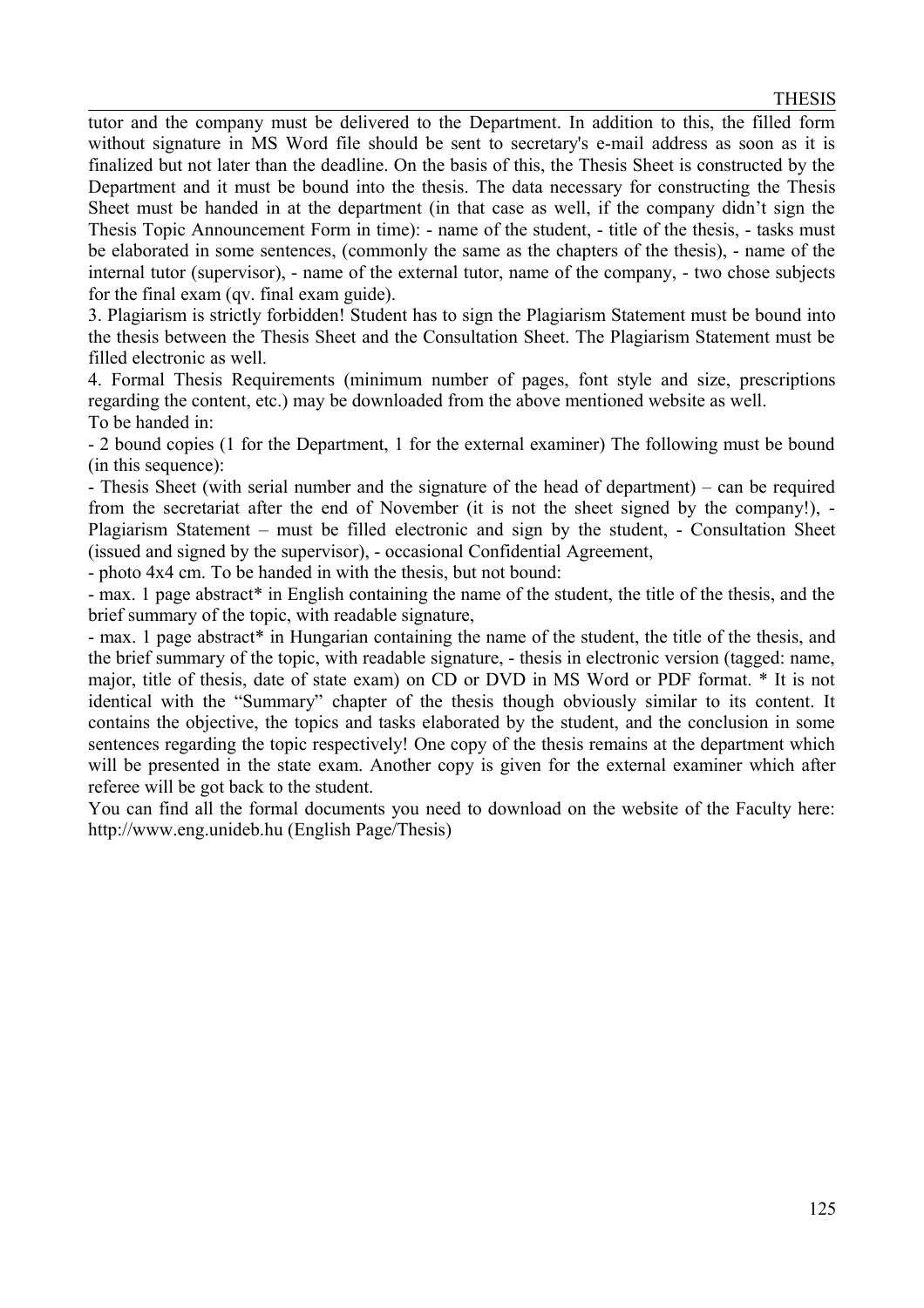tutor and the company must be delivered to the Department. In addition to this, the filled form without signature in MS Word file should be sent to secretary's e-mail address as soon as it is finalized but not later than the deadline. On the basis of this, the Thesis Sheet is constructed by the Department and it must be bound into the thesis. The data necessary for constructing the Thesis Sheet must be handed in at the department (in that case as well, if the company didn't sign the Thesis Topic Announcement Form in time): - name of the student, - title of the thesis, - tasks must be elaborated in some sentences, (commonly the same as the chapters of the thesis), - name of the internal tutor (supervisor), - name of the external tutor, name of the company, - two chose subjects for the final exam (qv. final exam guide).

3. Plagiarism is strictly forbidden! Student has to sign the Plagiarism Statement must be bound into the thesis between the Thesis Sheet and the Consultation Sheet. The Plagiarism Statement must be filled electronic as well.

4. Formal Thesis Requirements (minimum number of pages, font style and size, prescriptions regarding the content, etc.) may be downloaded from the above mentioned website as well.

To be handed in:

- 2 bound copies (1 for the Department, 1 for the external examiner) The following must be bound (in this sequence):

- Thesis Sheet (with serial number and the signature of the head of department) – can be required from the secretariat after the end of November (it is not the sheet signed by the company!), - Plagiarism Statement – must be filled electronic and sign by the student, - Consultation Sheet (issued and signed by the supervisor), - occasional Confidential Agreement,

- photo 4x4 cm. To be handed in with the thesis, but not bound:

- max. 1 page abstract* in English containing the name of the student, the title of the thesis, and the brief summary of the topic, with readable signature,

- max. 1 page abstract* in Hungarian containing the name of the student, the title of the thesis, and the brief summary of the topic, with readable signature, - thesis in electronic version (tagged: name, major, title of thesis, date of state exam) on CD or DVD in MS Word or PDF format. * It is not identical with the "Summary" chapter of the thesis though obviously similar to its content. It contains the objective, the topics and tasks elaborated by the student, and the conclusion in some sentences regarding the topic respectively! One copy of the thesis remains at the department which will be presented in the state exam. Another copy is given for the external examiner which after referee will be got back to the student.

You can find all the formal documents you need to download on the website of the Faculty here: http://www.eng.unideb.hu (English Page/Thesis)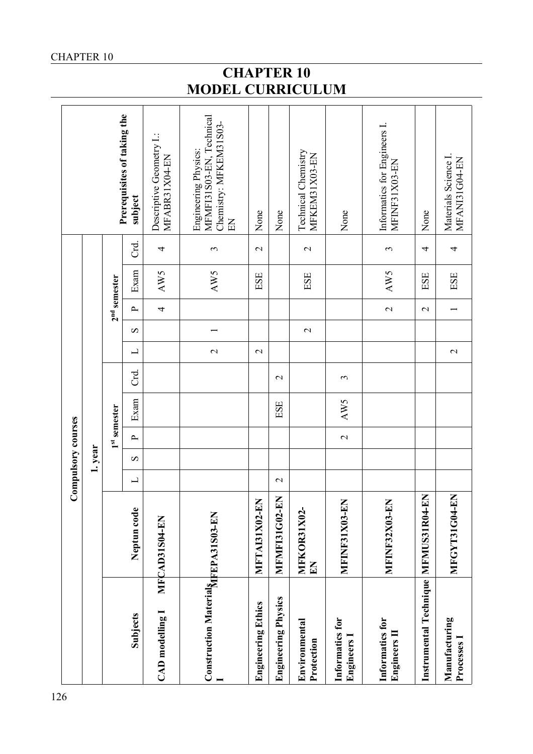# CHAPTER 10
# MODEL CURRICULUM

| Compulsory courses | | | | | | | | | | | | | | |
|---|---|---|---|---|---|---|---|---|---|---|---|---|---|---|
| | | 1. year | | | | | | | | | | | | |
| | | 1st semester | | | | | 2nd semester | | | | | | | |
| Subjects | Neptun code | L | S | P | Exam | Crd. | L | S | P | Exam | Crd. | Prerequisites of taking the subject |
| **CAD modelling I** | **MFCAD31S04-EN** | | | | | | | | 4 | AW5 | 4 | Descriptive Geometry I.: MFABR31X04-EN |
| **Construction Materials I** | **MFEPA31S03-EN** | | | | | | 2 | 1 | | AW5 | 3 | Engineering Physics: MFMFI31S03-EN, Technical Chemistry: MFKEM31S03-EN |
| **Engineering Ethics** | **MFTAI31X02-EN** | | | | | | 2 | | | ESE | 2 | None |
| **Engineering Physics** | **MFMFI31G02-EN** | 2 | | | ESE | 2 | | | | | | None |
| **Environmental Protection** | **MFKOR31X02-EN** | | | | | | | 2 | | ESE | 2 | Technical Chemistry MFKEM31X03-EN |
| **Informatics for Engineers I** | **MFINF31X03-EN** | | | 2 | AW5 | 3 | | | | | | None |
| **Informatics for Engineers II** | **MFINF32X03-EN** | | | | | | | | 2 | AW5 | 3 | Informatics for Engineers I. MFINF31X03-EN |
| **Instrumental Technique** | **MFMUS31R04-EN** | | | | | | | | 2 | ESE | 4 | None |
| **Manufacturing Processes I** | **MFGYT31G04-EN** | | | | | | 2 | | 1 | ESE | 4 | Materials Science I. MFANI31G04-EN |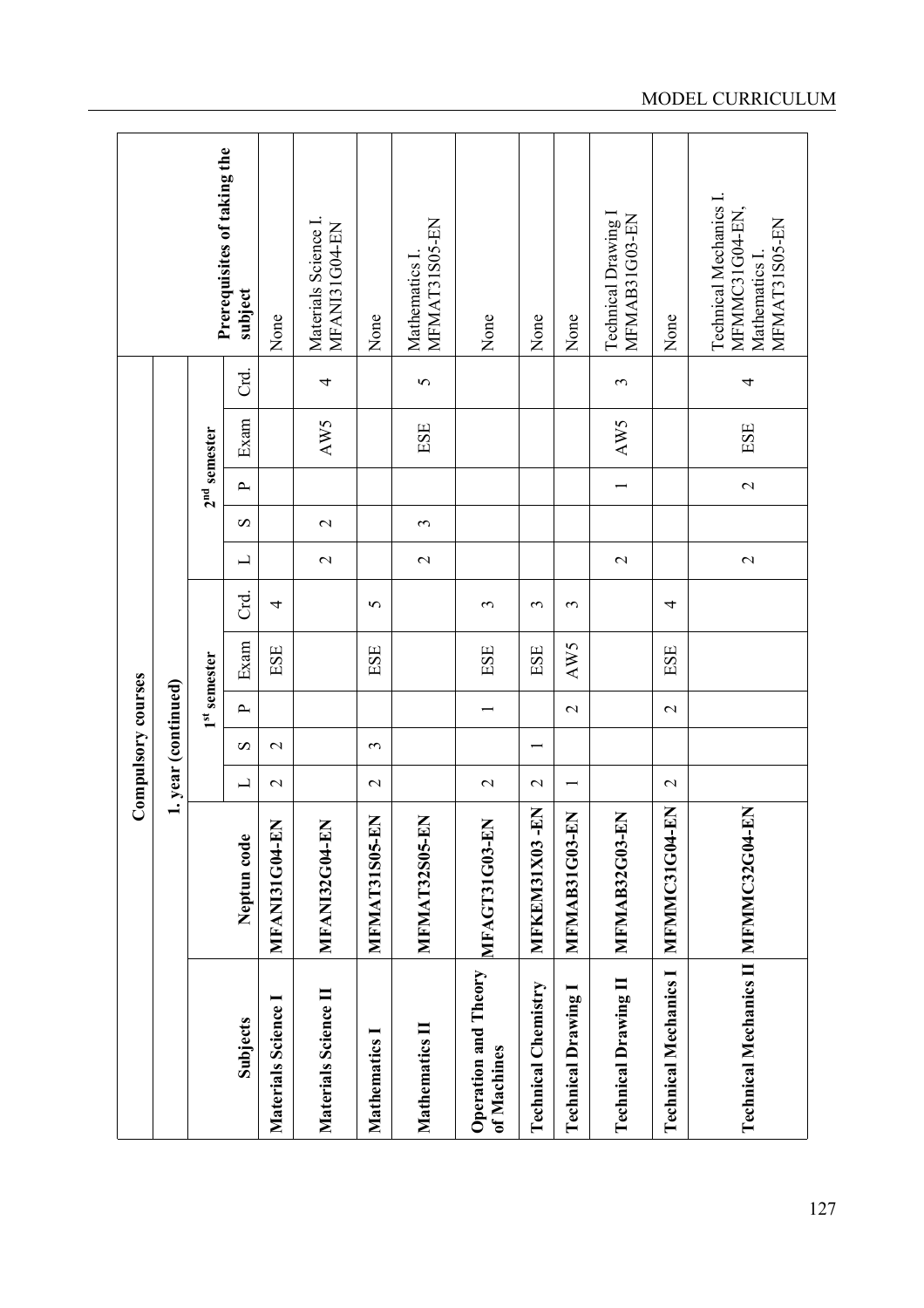| Compulsory courses | | | | | | | | | | | | | | |
|---|---|---|---|---|---|---|---|---|---|---|---|---|---|---|
| 1. year (continued) | | | | | | | | | | | | | | |
| Subjects | Neptun code | 1st semester | | | | | 2nd semester | | | | | Prerequisites of taking the subject |
| | | L | S | P | Exam | Crd. | L | S | P | Exam | Crd. | |
| **Materials Science I** | **MFANI31G04-EN** | 2 | 2 | | ESE | 4 | | | | | | None |
| **Materials Science II** | **MFANI32G04-EN** | | | | | | 2 | 2 | | AW5 | 4 | Materials Science I. MFANI31G04-EN |
| **Mathematics I** | **MFMAT31S05-EN** | 2 | 3 | | ESE | 5 | | | | | | None |
| **Mathematics II** | **MFMAT32S05-EN** | | | | | | 2 | 3 | | ESE | 5 | Mathematics I. MFMAT31S05-EN |
| **Operation and Theory of Machines** | **MFAGT31G03-EN** | 2 | | 1 | ESE | 3 | | | | | | None |
| **Technical Chemistry** | **MFKEM31X03 -EN** | 2 | 1 | | ESE | 3 | | | | | | None |
| **Technical Drawing I** | **MFMAB31G03-EN** | 1 | | 2 | AW5 | 3 | | | | | | None |
| **Technical Drawing II** | **MFMAB32G03-EN** | | | | | | 2 | | 1 | AW5 | 3 | Technical Drawing I MFMAB31G03-EN |
| **Technical Mechanics I** | **MFMMC31G04-EN** | 2 | | 2 | ESE | 4 | | | | | | None |
| **Technical Mechanics II** | **MFMMC32G04-EN** | | | | | | 2 | | 2 | ESE | 4 | Technical Mechanics I. MFMMC31G04-EN, Mathematics I. MFMAT31S05-EN |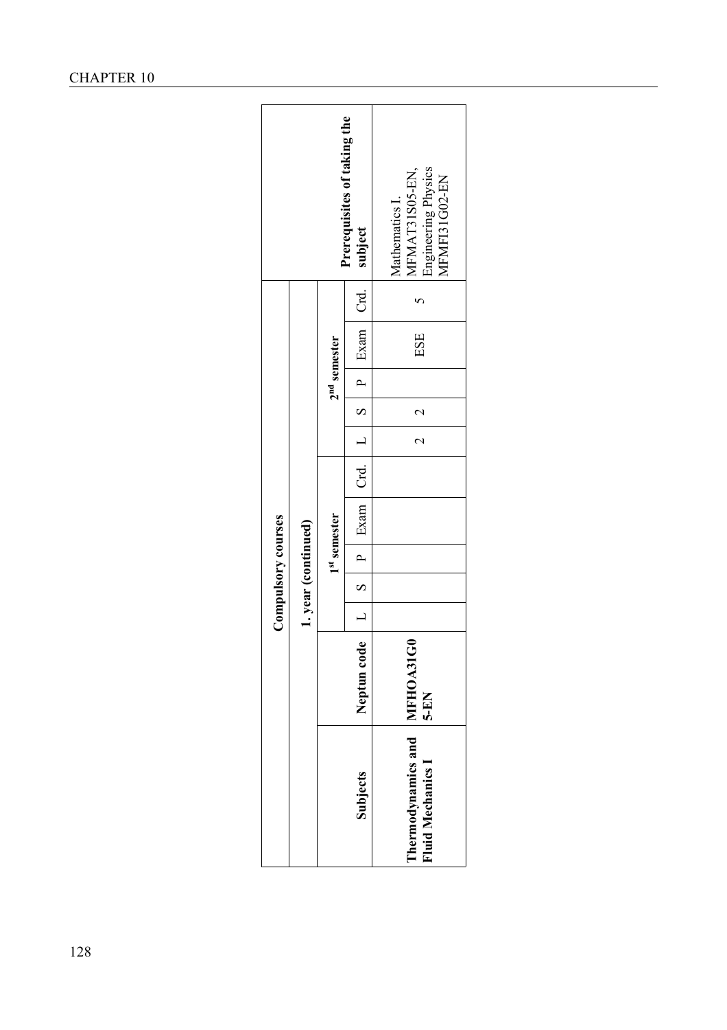| Subjects | Neptun code | Compulsory courses | | | | | | | | | | Prerequisites of taking the subject |
|---|---|---|---|---|---|---|---|---|---|---|---|---|
| | | 1. year (continued) | | | | | | | | | | |
| | | 1st semester | | | | | 2nd semester | | | | | |
| | | L | S | P | Exam | Crd. | L | S | P | Exam | Crd. | |
| **Thermodynamics and Fluid Mechanics I** | **MFHOA31G05-EN** | | | | | | 2 | 2 | | ESE | 5 | Mathematics I. MFMAT31S05-EN, Engineering Physics MFMFI31G02-EN |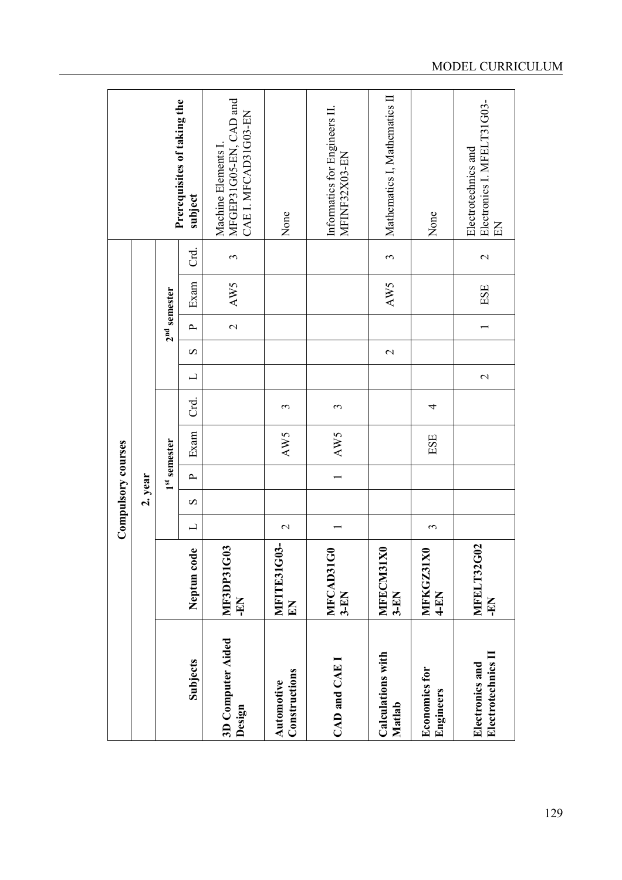| Compulsory courses | | | | | | | | | | | | | |
|---|---|---|---|---|---|---|---|---|---|---|---|---|---|
| | | 2. year | | | | | | | | | | | |
| | | 1st semester | | | | | 2nd semester | | | | | | |
| Subjects | Neptun code | L | S | P | Exam | Crd. | L | S | P | Exam | Crd. | Prerequisites of taking the subject |
| 3D Computer Aided Design | MF3DP31G03-EN | | | | | | | | 2 | AW5 | 3 | Machine Elements I. MFGEP31G05-EN, CAD and CAE I. MFCAD31G03-EN |
| Automotive Constructions | MFITE31G03-EN | 2 | | | AW5 | 3 | | | | | | None |
| CAD and CAE I | MFCAD31G03-EN | 1 | | 1 | AW5 | 3 | | | | | | Informatics for Engineers II. MFINF32X03-EN |
| Calculations with Matlab | MFECM31X03-EN | | | | | | | 2 | | AW5 | 3 | Mathematics I, Mathematics II |
| Economics for Engineers | MFKGZ31X04-EN | 3 | | | ESE | 4 | | | | | | None |
| Electronics and Electrotechnics II | MFELT32G02-EN | | | | | | 2 | | 1 | ESE | 2 | Electrotechnics and Electronics I. MFELT31G03-EN |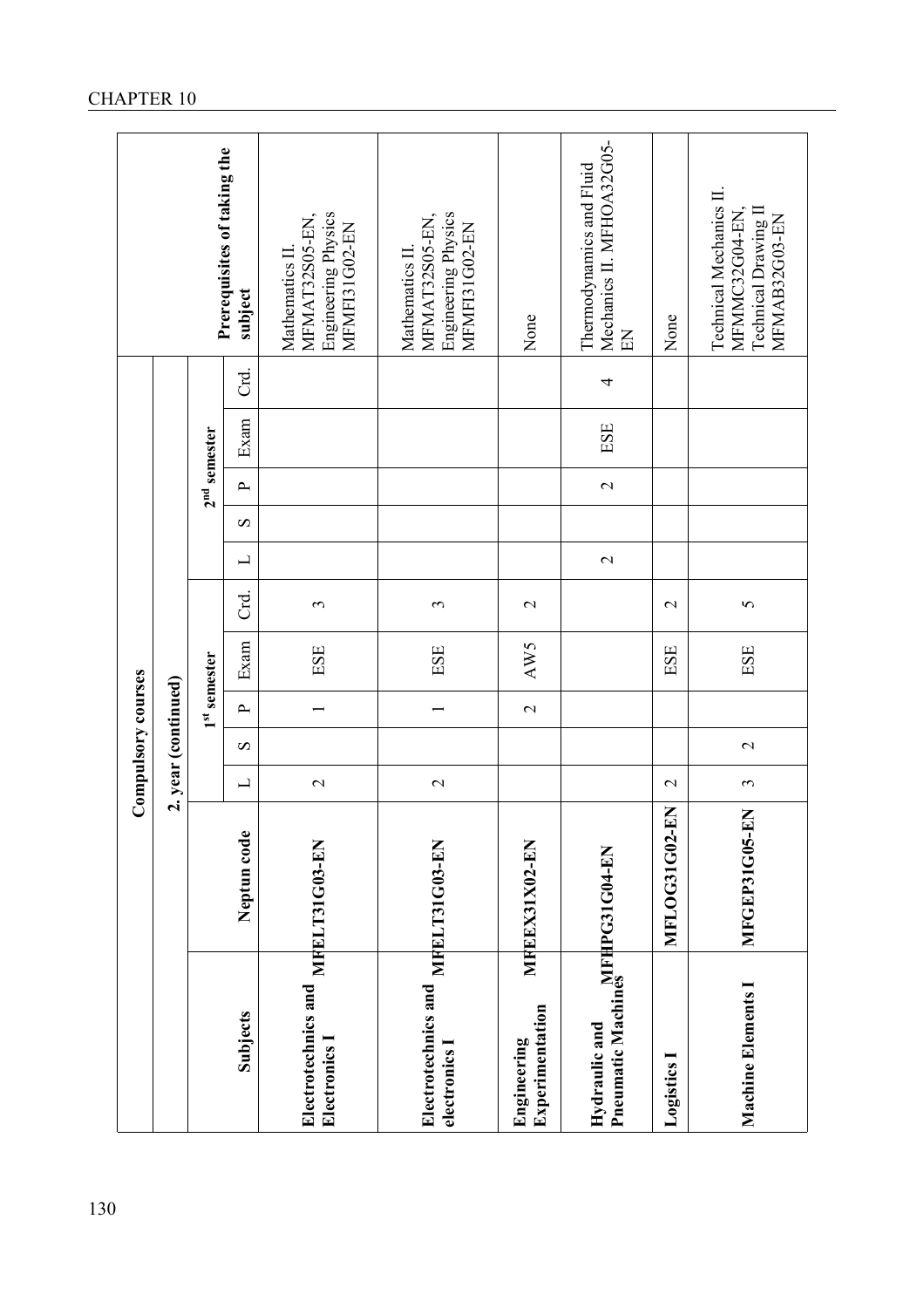| Compulsory courses | | | | | | | | | | | | | |
|---|---|---|---|---|---|---|---|---|---|---|---|---|---|
| 2. year (continued) | | | | | | | | | | | | | |
| Subjects | Neptun code | 1st semester | | | | | 2nd semester | | | | | Prerequisites of taking the subject |
| | | L | S | P | Exam | Crd. | L | S | P | Exam | Crd. | |
| **Electrotechnics and Electronics I** | **MFELT31G03-EN** | 2 | | 1 | ESE | 3 | | | | | | Mathematics II. MFMAT32S05-EN, Engineering Physics MFMFI31G02-EN |
| **Electrotechnics and electronics I** | **MFELT31G03-EN** | 2 | | 1 | ESE | 3 | | | | | | Mathematics II. MFMAT32S05-EN, Engineering Physics MFMFI31G02-EN |
| **Engineering Experimentation** | **MFEEX31X02-EN** | | | 2 | AW5 | 2 | | | | | | None |
| **Hydraulic and Pneumatic Machines** | **MFHPG31G04-EN** | | | | | | 2 | | 2 | ESE | 4 | Thermodynamics and Fluid Mechanics II. MFHOA32G05-EN |
| **Logistics I** | **MFLOG31G02-EN** | 2 | | | ESE | 2 | | | | | | None |
| **Machine Elements I** | **MFGEP31G05-EN** | 3 | 2 | | ESE | 5 | | | | | | Technical Mechanics II. MFMMC32G04-EN, Technical Drawing II MFMAB32G03-EN |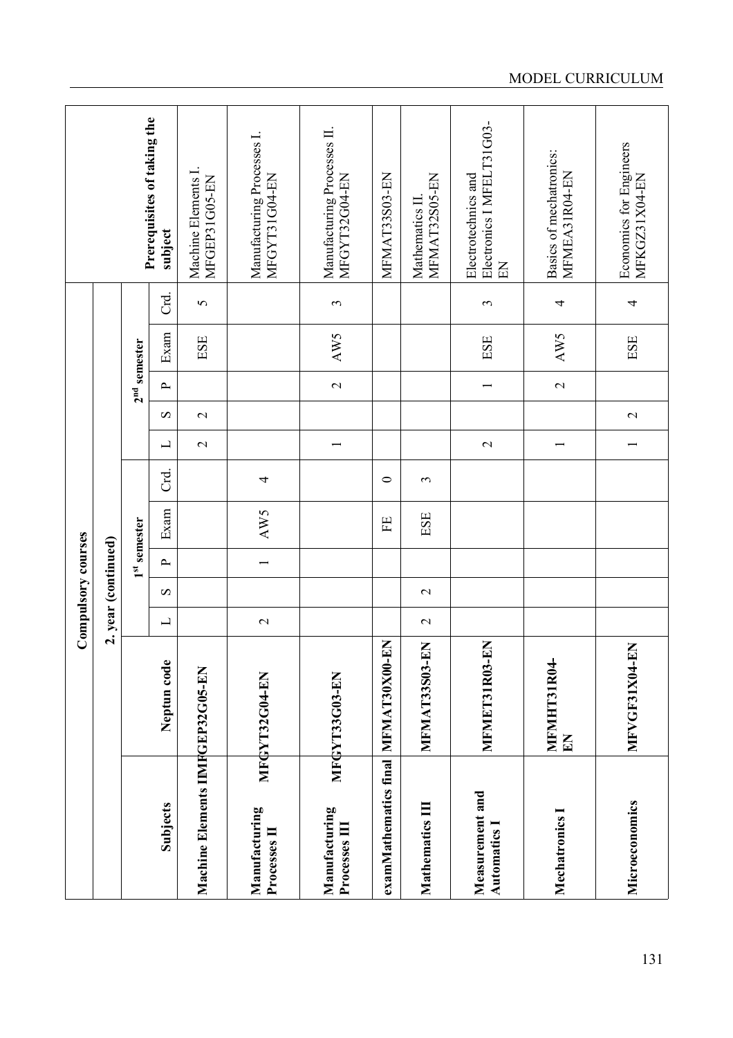| Compulsory courses | | | | | | | | | | | | | |
|---|---|---|---|---|---|---|---|---|---|---|---|---|---|
| 2. year (continued) | | | | | | | | | | | | | |
| Subjects | Neptun code | 1st semester | | | | | 2nd semester | | | | | Prerequisites of taking the subject |
| | | L | S | P | Exam | Crd. | L | S | P | Exam | Crd. | |
| Machine Elements II | MFGEP32G05-EN | | | | | | 2 | 2 | | ESE | 5 | Machine Elements I. MFGEP31G05-EN |
| Manufacturing Processes II | MFGYT32G04-EN | 2 | | 1 | AW5 | 4 | | | | | | Manufacturing Processes I. MFGYT31G04-EN |
| Manufacturing Processes III | MFGYT33G03-EN | | | | | | 1 | | 2 | AW5 | 3 | Manufacturing Processes II. MFGYT32G04-EN |
| Mathematics final exam | MFMAT30X00-EN | | | | FE | 0 | | | | | | MFMAT33S03-EN |
| Mathematics III | MFMAT33S03-EN | 2 | 2 | | ESE | 3 | | | | | | Mathematics II. MFMAT32S05-EN |
| Measurement and Automatics I | MFMET31R03-EN | | | | | | 2 | | 1 | ESE | 3 | Electrotechnics and Electronics I MFELT31G03-EN |
| Mechatronics I | MFMHT31R04-EN | | | | | | 1 | | 2 | AW5 | 4 | Basics of mechatronics: MFMEA31R04-EN |
| Microeconomics | MFVGF31X04-EN | | | | | | 1 | 2 | | ESE | 4 | Economics for Engineers MFKGZ31X04-EN |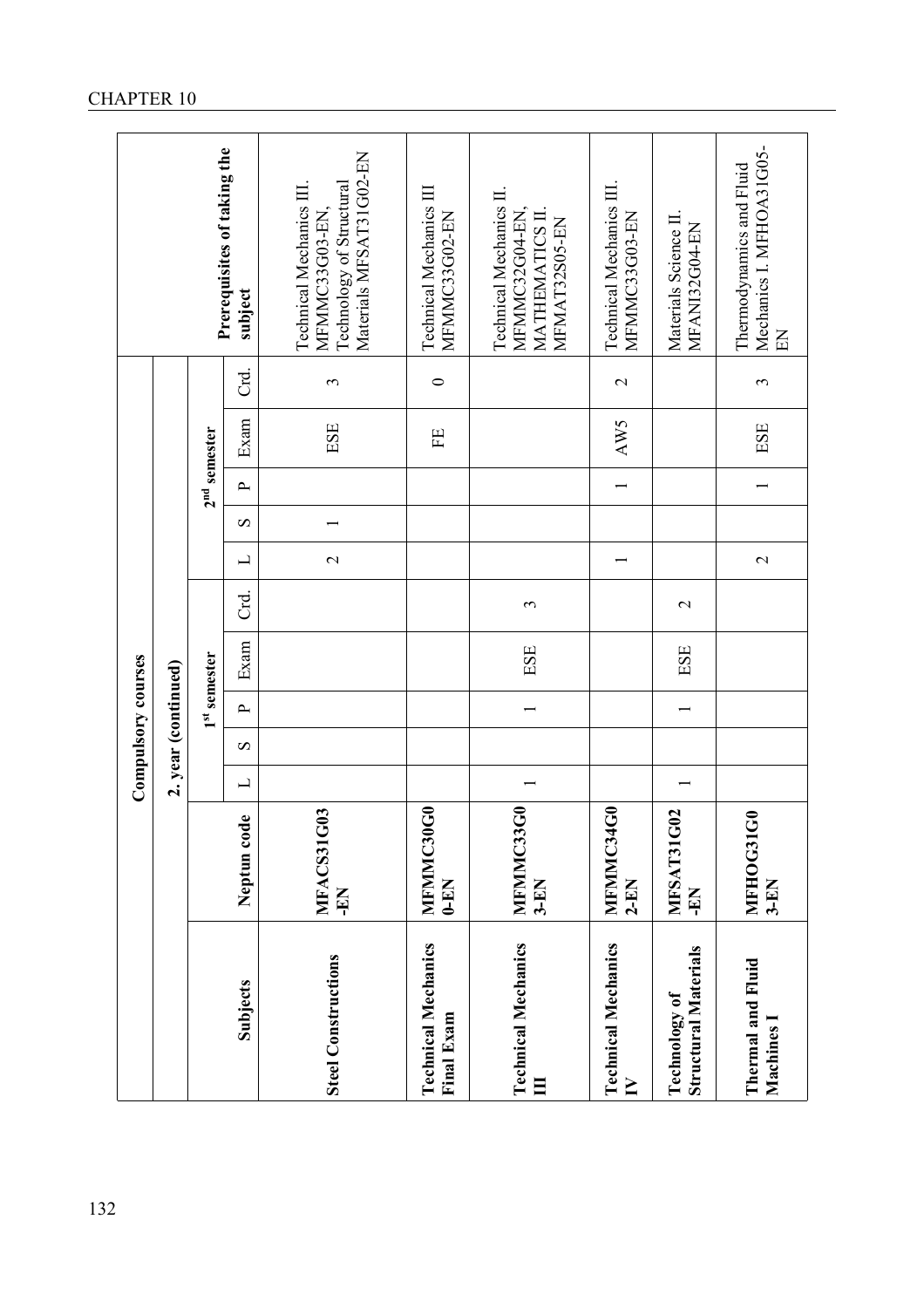| Compulsory courses | | | | | | | | | | | | | | |
|---|---|---|---|---|---|---|---|---|---|---|---|---|---|---|
| 2. year (continued) | | | | | | | | | | | | | | |
| | | 1st semester | | | | | 2nd semester | | | | | | | |
| Subjects | Neptun code | L | S | P | Exam | Crd. | L | S | P | Exam | Crd. | Prerequisites of taking the subject |
| **Steel Constructions** | **MFACS31G03-EN** | | | | | | 2 | 1 | | ESE | 3 | Technical Mechanics III. MFMMC33G03-EN, Technology of Structural Materials MFSAT31G02-EN |
| **Technical Mechanics Final Exam** | **MFMMC30G00-EN** | | | | | | | | | FE | 0 | Technical Mechanics III MFMMC33G02-EN |
| **Technical Mechanics III** | **MFMMC33G03-EN** | 1 | | 1 | ESE | 3 | | | | | | Technical Mechanics II. MFMMC32G04-EN, MATHEMATICS II. MFMAT32S05-EN |
| **Technical Mechanics IV** | **MFMMC34G02-EN** | | | | | | 1 | | 1 | AW5 | 2 | Technical Mechanics III. MFMMC33G03-EN |
| **Technology of Structural Materials** | **MFSAT31G02-EN** | 1 | | 1 | ESE | 2 | | | | | | Materials Science II. MFANI32G04-EN |
| **Thermal and Fluid Machines I** | **MFHOG31G03-EN** | | | | | | 2 | | 1 | ESE | 3 | Thermodynamics and Fluid Mechanics I. MFHOA31G05-EN |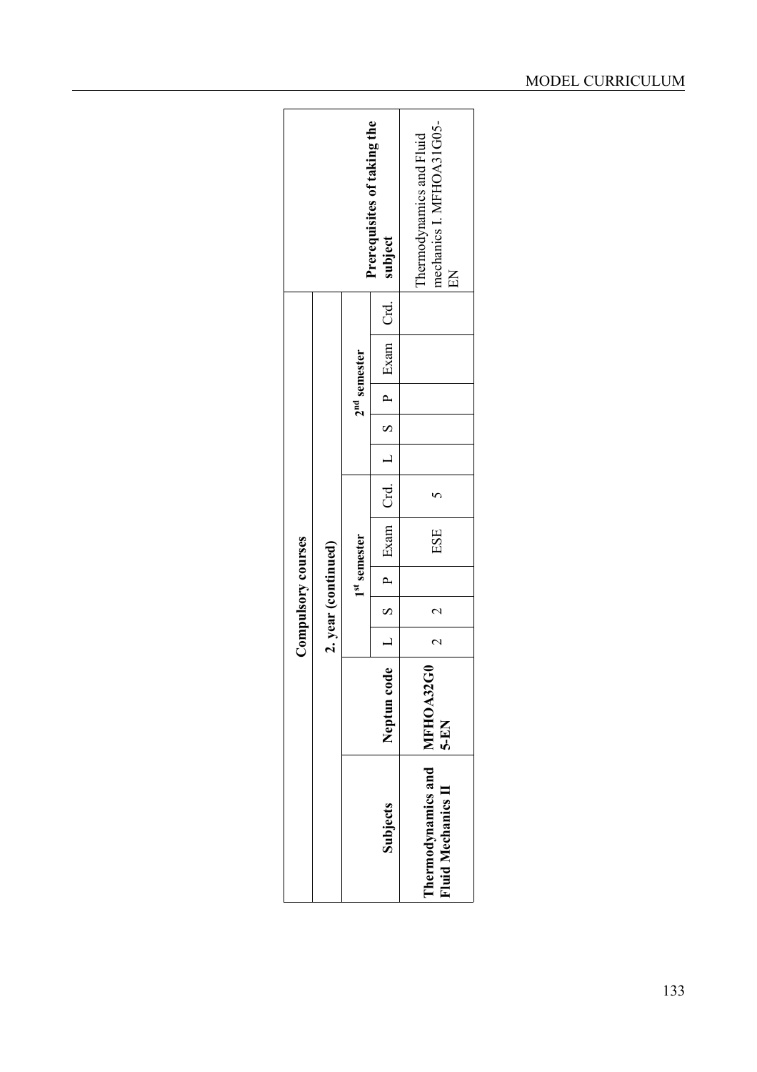| Compulsory courses | | | | | | | | | | | | | |
|---|---|---|---|---|---|---|---|---|---|---|---|---|---|
| 2. year (continued) | | | | | | | | | | | | | |
| | | 1st semester | | | | | 2nd semester | | | | | | |
| Subjects | Neptun code | L | S | P | Exam | Crd. | L | S | P | Exam | Crd. | Prerequisites of taking the subject |
| **Thermodynamics and Fluid Mechanics II** | **MFHOA32G05-EN** | 2 | 2 | | ESE | 5 | | | | | | Thermodynamics and Fluid mechanics I. MFHOA31G05-EN |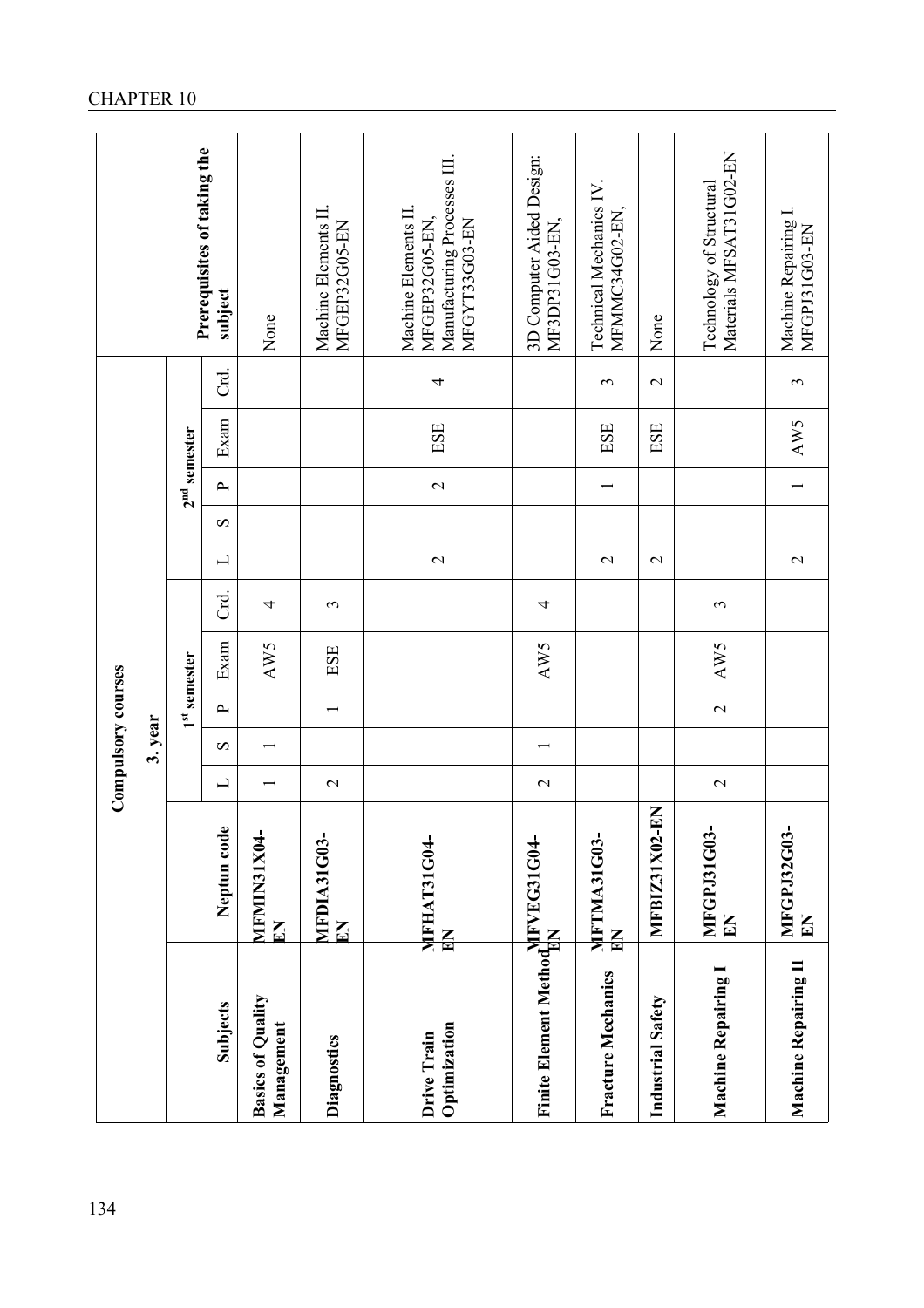| Compulsory courses | | | | | | | | | | | | | | |
|---|---|---|---|---|---|---|---|---|---|---|---|---|---|---|
| 3. year | | | | | | | | | | | | | | |
| | | 1st semester | | | | | 2nd semester | | | | | | | |
| **Subjects** | **Neptun code** | L | S | P | Exam | Crd. | L | S | P | Exam | Crd. | **Prerequisites of taking the subject** |
| **Basics of Quality Management** | **MFMIN31X04-EN** | 1 | 1 | | AW5 | 4 | | | | | | None |
| **Diagnostics** | **MFDIA31G03-EN** | 2 | | 1 | ESE | 3 | | | | | | Machine Elements II. MFGEP32G05-EN |
| **Drive Train Optimization** | **MFHAT31G04-EN** | | | | | | 2 | | 2 | ESE | 4 | Machine Elements II. MFGEP32G05-EN, Manufacturing Processes III. MFGYT33G03-EN |
| **Finite Element Method** | **MFVEG31G04-EN** | 2 | 1 | | AW5 | 4 | | | | | | 3D Computer Aided Design: MF3DP31G03-EN, |
| **Fracture Mechanics** | **MFTMA31G03-EN** | | | | | | 2 | | 1 | ESE | 3 | Technical Mechanics IV. MFMMC34G02-EN, |
| **Industrial Safety** | **MFBIZ31X02-EN** | | | | | | 2 | | | ESE | 2 | None |
| **Machine Repairing I** | **MFGPJ31G03-EN** | 2 | | 2 | AW5 | 3 | | | | | | Technology of Structural Materials MFSAT31G02-EN |
| **Machine Repairing II** | **MFGPJ32G03-EN** | | | | | | 2 | | 1 | AW5 | 3 | Machine Repairing I. MFGPJ31G03-EN |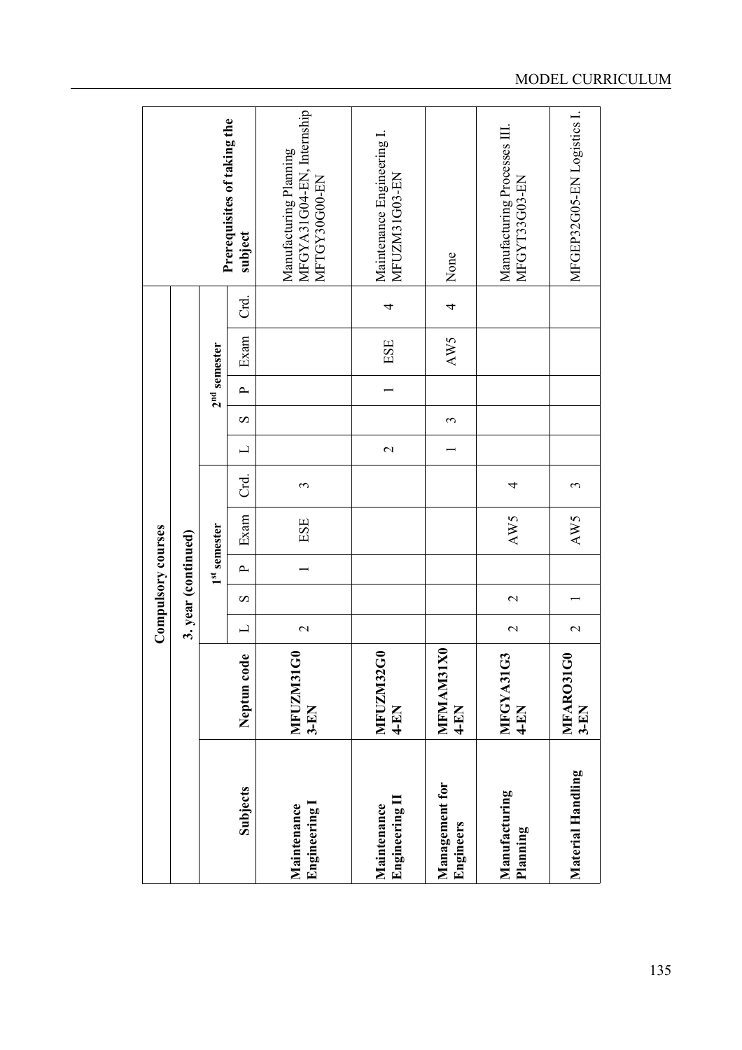| Compulsory courses | | | | | | | | | | | | | | |
|---|---|---|---|---|---|---|---|---|---|---|---|---|---|---|
| 3. year (continued) | | | | | | | | | | | | | | |
| Subjects | Neptun code | 1st semester | | | | | 2nd semester | | | | | Prerequisites of taking the subject |
| | | L | S | P | Exam | Crd. | L | S | P | Exam | Crd. | |
| **Maintenance Engineering I** | **MFUZM31G03-EN** | 2 | | 1 | ESE | 3 | | | | | | Manufacturing Planning MFGYA31G04-EN, Internship MFTGY30G00-EN |
| **Maintenance Engineering II** | **MFUZM32G04-EN** | | | | | | 2 | | 1 | ESE | 4 | Maintenance Engineering I. MFUZM31G03-EN |
| **Management for Engineers** | **MFMAM31X04-EN** | | | | | | 1 | 3 | | AW5 | 4 | None |
| **Manufacturing Planning** | **MFGYA31G34-EN** | 2 | 2 | | AW5 | 4 | | | | | | Manufacturing Processes III. MFGYT33G03-EN |
| **Material Handling** | **MFARO31G03-EN** | 2 | 1 | | AW5 | 3 | | | | | | MFGEP32G05-EN Logistics I. |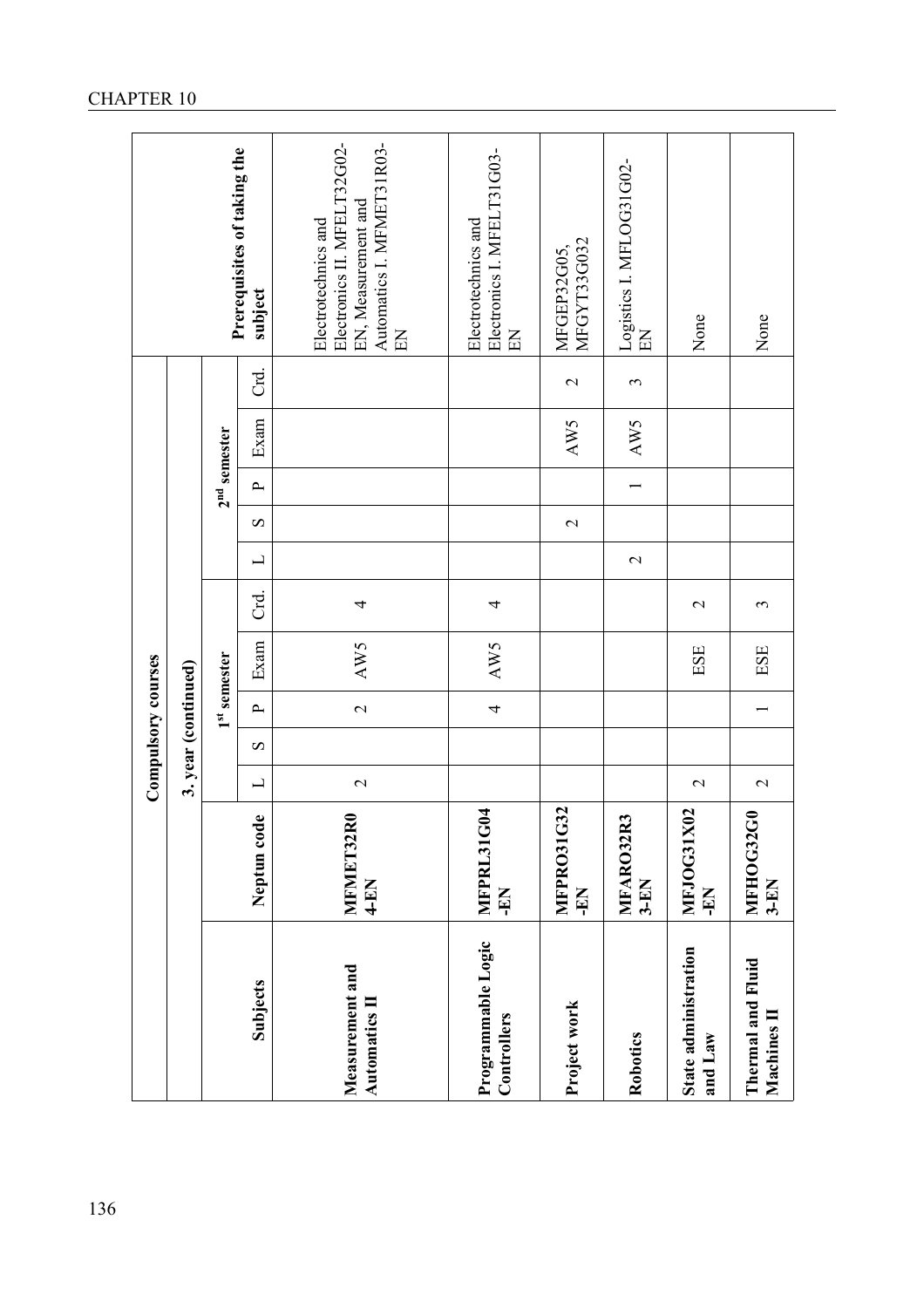| Compulsory courses | | | | | | | | | | | | | | |
|---|---|---|---|---|---|---|---|---|---|---|---|---|---|---|
| 3. year (continued) | | | | | | | | | | | | | | |
| Subjects | Neptun code | 1st semester | | | | | 2nd semester | | | | | Prerequisites of taking the subject |
| | | L | S | P | Exam | Crd. | L | S | P | Exam | Crd. | |
| Measurement and Automatics II | MFMET32R04-EN | 2 | | 2 | AW5 | 4 | | | | | | Electrotechnics and Electronics II. MFELT32G02-EN, Measurement and Automatics I. MFMET31R03-EN |
| Programmable Logic Controllers | MFPRL31G04-EN | | | 4 | AW5 | 4 | | | | | | Electrotechnics and Electronics I. MFELT31G03-EN |
| Project work | MFPRO31G32-EN | | | | | | | 2 | | AW5 | 2 | MFGEP32G05, MFGYT33G032 |
| Robotics | MFARO32R33-EN | | | | | | 2 | | 1 | AW5 | 3 | Logistics I. MFLOG31G02-EN |
| State administration and Law | MFJOG31X02-EN | 2 | | | ESE | 2 | | | | | | None |
| Thermal and Fluid Machines II | MFHOG32G03-EN | 2 | | 1 | ESE | 3 | | | | | | None |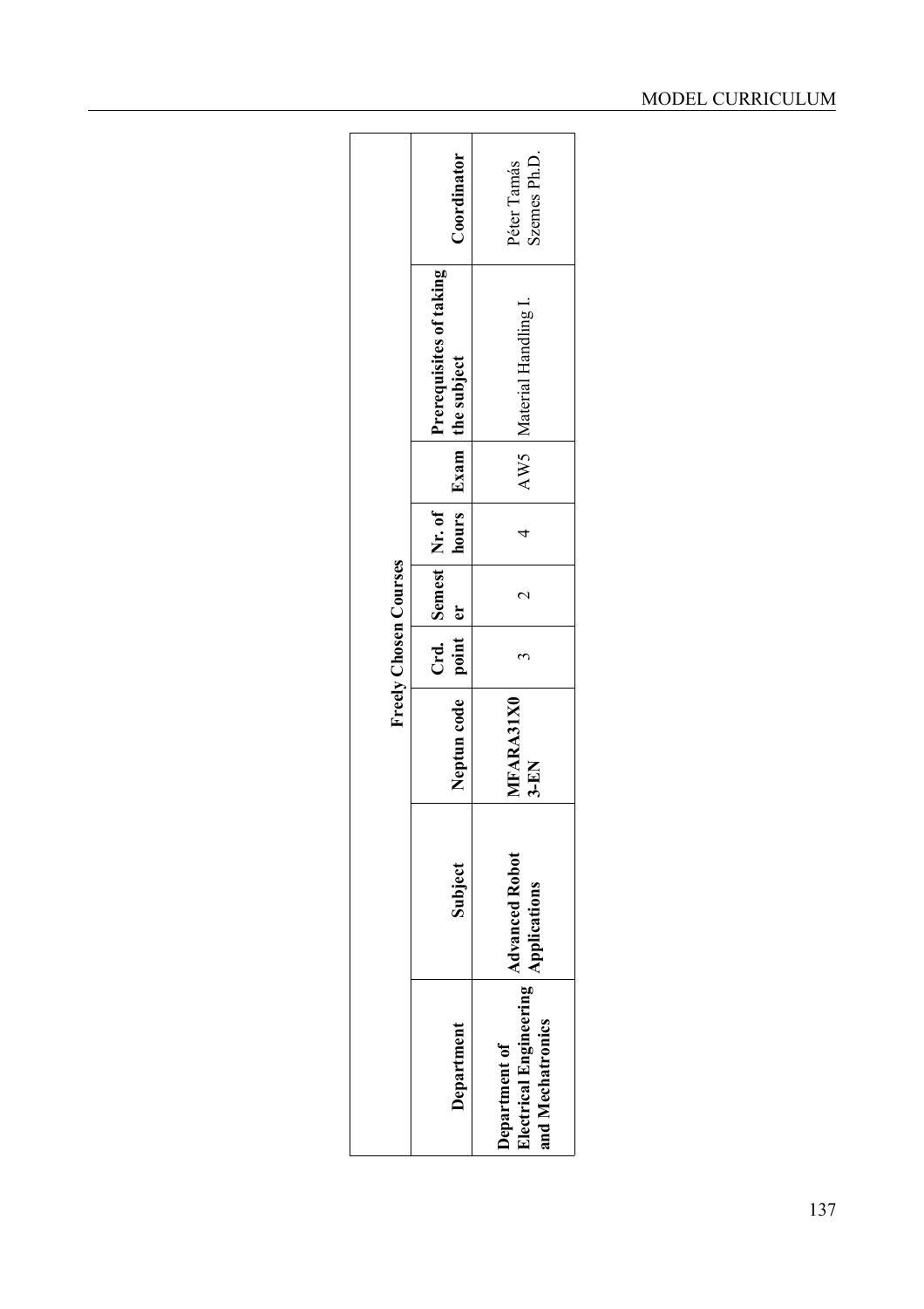| Freely Chosen Courses | | | | | | | | |
|---|---|---|---|---|---|---|---|---|
| **Department** | **Subject** | **Neptun code** | **Crd. point** | **Semester** | **Nr. of hours** | **Exam** | **Prerequisites of taking the subject** | **Coordinator** |
| **Department of Electrical Engineering and Mechatronics** | **Advanced Robot Applications** | **MFARA31X03-EN** | 3 | 2 | 4 | AW5 | Material Handling I. | Péter Tamás Szemes Ph.D. |